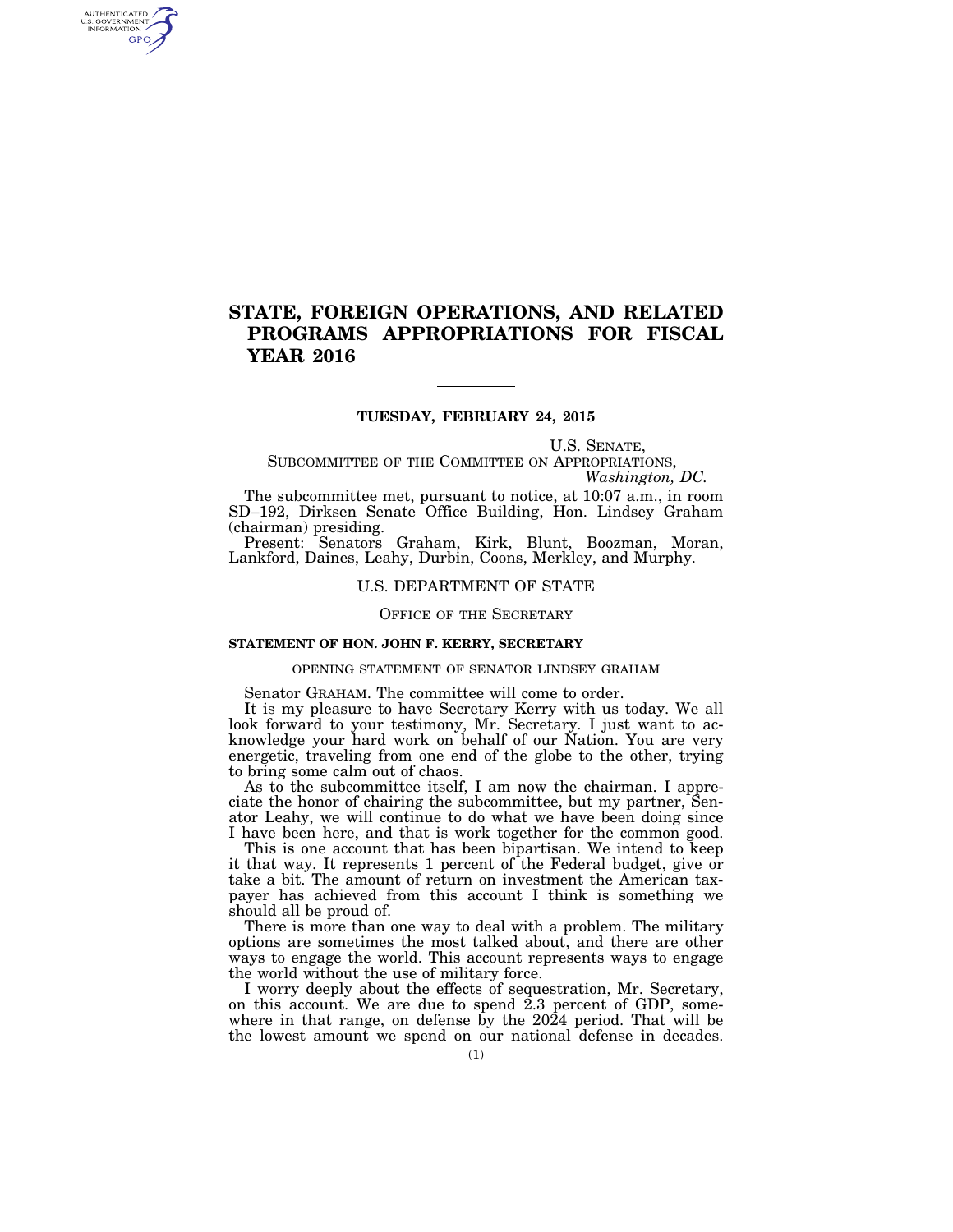# STATE, FOREIGN OPERATIONS, AND RELATED PROGRAMS APPROPRIATIONS FOR FISCAL YEAR 2016

**TUESDAY, FEBRUARY 24, 2015**

U.S. SENATE,
SUBCOMMITTEE OF THE COMMITTEE ON APPROPRIATIONS,
*Washington, DC.*

The subcommittee met, pursuant to notice, at 10:07 a.m., in room SD–192, Dirksen Senate Office Building, Hon. Lindsey Graham (chairman) presiding.

Present: Senators Graham, Kirk, Blunt, Boozman, Moran, Lankford, Daines, Leahy, Durbin, Coons, Merkley, and Murphy.

## U.S. DEPARTMENT OF STATE

### OFFICE OF THE SECRETARY

#### STATEMENT OF HON. JOHN F. KERRY, SECRETARY

OPENING STATEMENT OF SENATOR LINDSEY GRAHAM

Senator GRAHAM. The committee will come to order.

It is my pleasure to have Secretary Kerry with us today. We all look forward to your testimony, Mr. Secretary. I just want to acknowledge your hard work on behalf of our Nation. You are very energetic, traveling from one end of the globe to the other, trying to bring some calm out of chaos.

As to the subcommittee itself, I am now the chairman. I appreciate the honor of chairing the subcommittee, but my partner, Senator Leahy, we will continue to do what we have been doing since I have been here, and that is work together for the common good.

This is one account that has been bipartisan. We intend to keep it that way. It represents 1 percent of the Federal budget, give or take a bit. The amount of return on investment the American taxpayer has achieved from this account I think is something we should all be proud of.

There is more than one way to deal with a problem. The military options are sometimes the most talked about, and there are other ways to engage the world. This account represents ways to engage the world without the use of military force.

I worry deeply about the effects of sequestration, Mr. Secretary, on this account. We are due to spend 2.3 percent of GDP, somewhere in that range, on defense by the 2024 period. That will be the lowest amount we spend on our national defense in decades.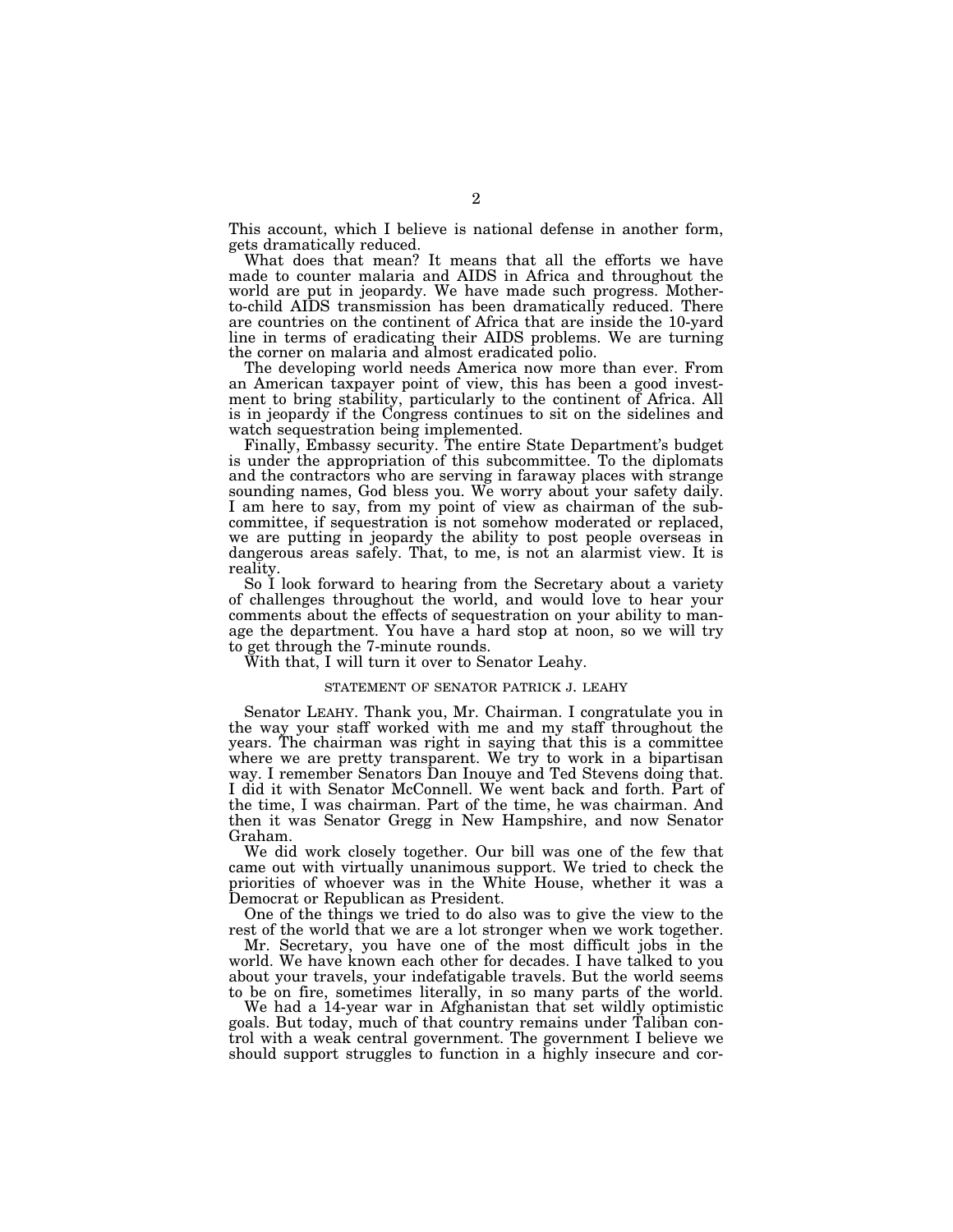This account, which I believe is national defense in another form, gets dramatically reduced.

What does that mean? It means that all the efforts we have made to counter malaria and AIDS in Africa and throughout the world are put in jeopardy. We have made such progress. Mother-to-child AIDS transmission has been dramatically reduced. There are countries on the continent of Africa that are inside the 10-yard line in terms of eradicating their AIDS problems. We are turning the corner on malaria and almost eradicated polio.

The developing world needs America now more than ever. From an American taxpayer point of view, this has been a good investment to bring stability, particularly to the continent of Africa. All is in jeopardy if the Congress continues to sit on the sidelines and watch sequestration being implemented.

Finally, Embassy security. The entire State Department's budget is under the appropriation of this subcommittee. To the diplomats and the contractors who are serving in faraway places with strange sounding names, God bless you. We worry about your safety daily. I am here to say, from my point of view as chairman of the subcommittee, if sequestration is not somehow moderated or replaced, we are putting in jeopardy the ability to post people overseas in dangerous areas safely. That, to me, is not an alarmist view. It is reality.

So I look forward to hearing from the Secretary about a variety of challenges throughout the world, and would love to hear your comments about the effects of sequestration on your ability to manage the department. You have a hard stop at noon, so we will try to get through the 7-minute rounds.

With that, I will turn it over to Senator Leahy.

## STATEMENT OF SENATOR PATRICK J. LEAHY

Senator LEAHY. Thank you, Mr. Chairman. I congratulate you in the way your staff worked with me and my staff throughout the years. The chairman was right in saying that this is a committee where we are pretty transparent. We try to work in a bipartisan way. I remember Senators Dan Inouye and Ted Stevens doing that. I did it with Senator McConnell. We went back and forth. Part of the time, I was chairman. Part of the time, he was chairman. And then it was Senator Gregg in New Hampshire, and now Senator Graham.

We did work closely together. Our bill was one of the few that came out with virtually unanimous support. We tried to check the priorities of whoever was in the White House, whether it was a Democrat or Republican as President.

One of the things we tried to do also was to give the view to the rest of the world that we are a lot stronger when we work together.

Mr. Secretary, you have one of the most difficult jobs in the world. We have known each other for decades. I have talked to you about your travels, your indefatigable travels. But the world seems to be on fire, sometimes literally, in so many parts of the world.

We had a 14-year war in Afghanistan that set wildly optimistic goals. But today, much of that country remains under Taliban control with a weak central government. The government I believe we should support struggles to function in a highly insecure and cor-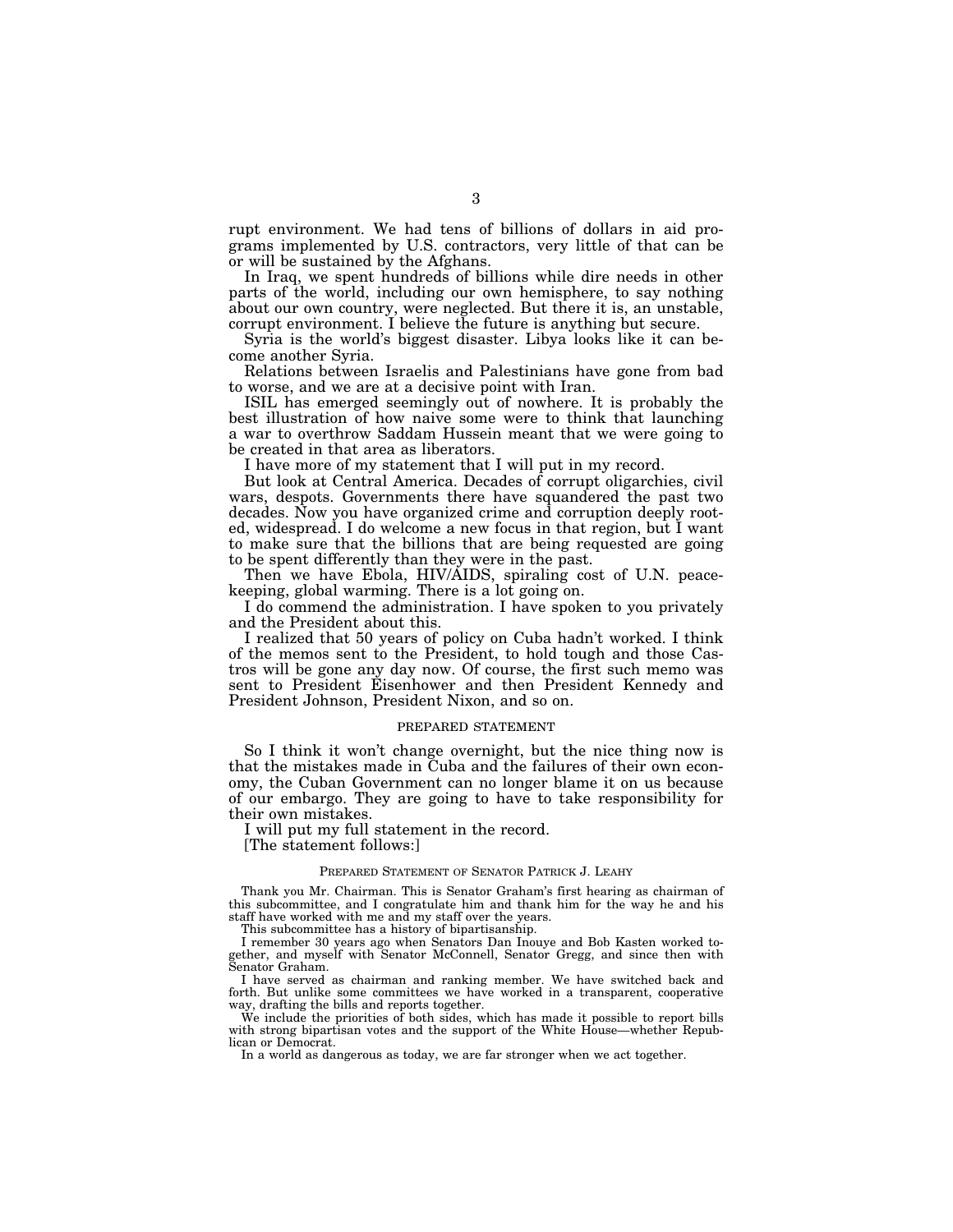rupt environment. We had tens of billions of dollars in aid programs implemented by U.S. contractors, very little of that can be or will be sustained by the Afghans.

In Iraq, we spent hundreds of billions while dire needs in other parts of the world, including our own hemisphere, to say nothing about our own country, were neglected. But there it is, an unstable, corrupt environment. I believe the future is anything but secure.

Syria is the world's biggest disaster. Libya looks like it can become another Syria.

Relations between Israelis and Palestinians have gone from bad to worse, and we are at a decisive point with Iran.

ISIL has emerged seemingly out of nowhere. It is probably the best illustration of how naive some were to think that launching a war to overthrow Saddam Hussein meant that we were going to be created in that area as liberators.

I have more of my statement that I will put in my record.

But look at Central America. Decades of corrupt oligarchies, civil wars, despots. Governments there have squandered the past two decades. Now you have organized crime and corruption deeply rooted, widespread. I do welcome a new focus in that region, but I want to make sure that the billions that are being requested are going to be spent differently than they were in the past.

Then we have Ebola, HIV/AIDS, spiraling cost of U.N. peacekeeping, global warming. There is a lot going on.

I do commend the administration. I have spoken to you privately and the President about this.

I realized that 50 years of policy on Cuba hadn't worked. I think of the memos sent to the President, to hold tough and those Castros will be gone any day now. Of course, the first such memo was sent to President Eisenhower and then President Kennedy and President Johnson, President Nixon, and so on.

## PREPARED STATEMENT

So I think it won't change overnight, but the nice thing now is that the mistakes made in Cuba and the failures of their own economy, the Cuban Government can no longer blame it on us because of our embargo. They are going to have to take responsibility for their own mistakes.

I will put my full statement in the record.

[The statement follows:]

### PREPARED STATEMENT OF SENATOR PATRICK J. LEAHY

Thank you Mr. Chairman. This is Senator Graham's first hearing as chairman of this subcommittee, and I congratulate him and thank him for the way he and his staff have worked with me and my staff over the years.

This subcommittee has a history of bipartisanship.

I remember 30 years ago when Senators Dan Inouye and Bob Kasten worked together, and myself with Senator McConnell, Senator Gregg, and since then with Senator Graham.

I have served as chairman and ranking member. We have switched back and forth. But unlike some committees we have worked in a transparent, cooperative way, drafting the bills and reports together.

We include the priorities of both sides, which has made it possible to report bills with strong bipartisan votes and the support of the White House—whether Republican or Democrat.

In a world as dangerous as today, we are far stronger when we act together.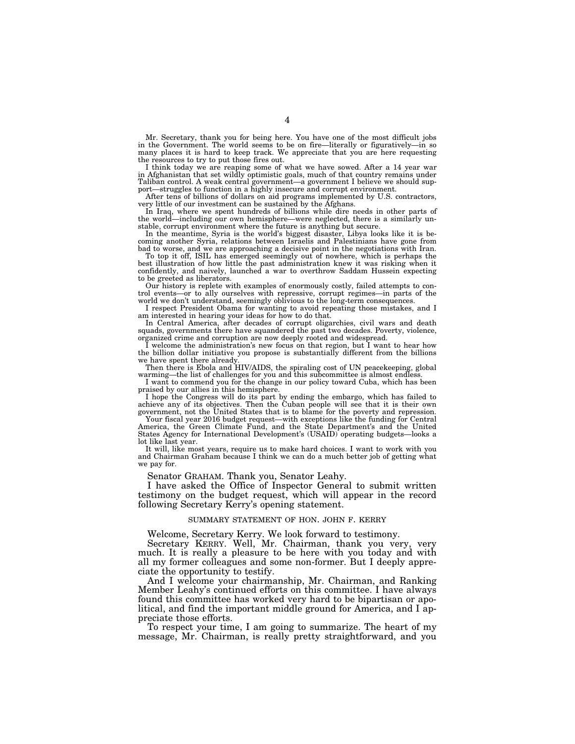Mr. Secretary, thank you for being here. You have one of the most difficult jobs in the Government. The world seems to be on fire—literally or figuratively—in so many places it is hard to keep track. We appreciate that you are here requesting the resources to try to put those fires out.

I think today we are reaping some of what we have sowed. After a 14 year war in Afghanistan that set wildly optimistic goals, much of that country remains under Taliban control. A weak central government—a government I believe we should support—struggles to function in a highly insecure and corrupt environment.

After tens of billions of dollars on aid programs implemented by U.S. contractors, very little of our investment can be sustained by the Afghans.

In Iraq, where we spent hundreds of billions while dire needs in other parts of the world—including our own hemisphere—were neglected, there is a similarly unstable, corrupt environment where the future is anything but secure.

In the meantime, Syria is the world's biggest disaster, Libya looks like it is becoming another Syria, relations between Israelis and Palestinians have gone from bad to worse, and we are approaching a decisive point in the negotiations with Iran.

To top it off, ISIL has emerged seemingly out of nowhere, which is perhaps the best illustration of how little the past administration knew it was risking when it confidently, and naively, launched a war to overthrow Saddam Hussein expecting to be greeted as liberators.

Our history is replete with examples of enormously costly, failed attempts to control events—or to ally ourselves with repressive, corrupt regimes—in parts of the world we don't understand, seemingly oblivious to the long-term consequences.

I respect President Obama for wanting to avoid repeating those mistakes, and I am interested in hearing your ideas for how to do that.

In Central America, after decades of corrupt oligarchies, civil wars and death squads, governments there have squandered the past two decades. Poverty, violence, organized crime and corruption are now deeply rooted and widespread.

I welcome the administration's new focus on that region, but I want to hear how the billion dollar initiative you propose is substantially different from the billions we have spent there already.

Then there is Ebola and HIV/AIDS, the spiraling cost of UN peacekeeping, global warming—the list of challenges for you and this subcommittee is almost endless.

I want to commend you for the change in our policy toward Cuba, which has been praised by our allies in this hemisphere.

I hope the Congress will do its part by ending the embargo, which has failed to achieve any of its objectives. Then the Cuban people will see that it is their own government, not the United States that is to blame for the poverty and repression.

Your fiscal year 2016 budget request—with exceptions like the funding for Central America, the Green Climate Fund, and the State Department's and the United States Agency for International Development's (USAID) operating budgets—looks a lot like last year.

It will, like most years, require us to make hard choices. I want to work with you and Chairman Graham because I think we can do a much better job of getting what we pay for.

Senator GRAHAM. Thank you, Senator Leahy.

I have asked the Office of Inspector General to submit written testimony on the budget request, which will appear in the record following Secretary Kerry's opening statement.

## SUMMARY STATEMENT OF HON. JOHN F. KERRY

Welcome, Secretary Kerry. We look forward to testimony.

Secretary KERRY. Well, Mr. Chairman, thank you very, very much. It is really a pleasure to be here with you today and with all my former colleagues and some non-former. But I deeply appreciate the opportunity to testify.

And I welcome your chairmanship, Mr. Chairman, and Ranking Member Leahy's continued efforts on this committee. I have always found this committee has worked very hard to be bipartisan or apolitical, and find the important middle ground for America, and I appreciate those efforts.

To respect your time, I am going to summarize. The heart of my message, Mr. Chairman, is really pretty straightforward, and you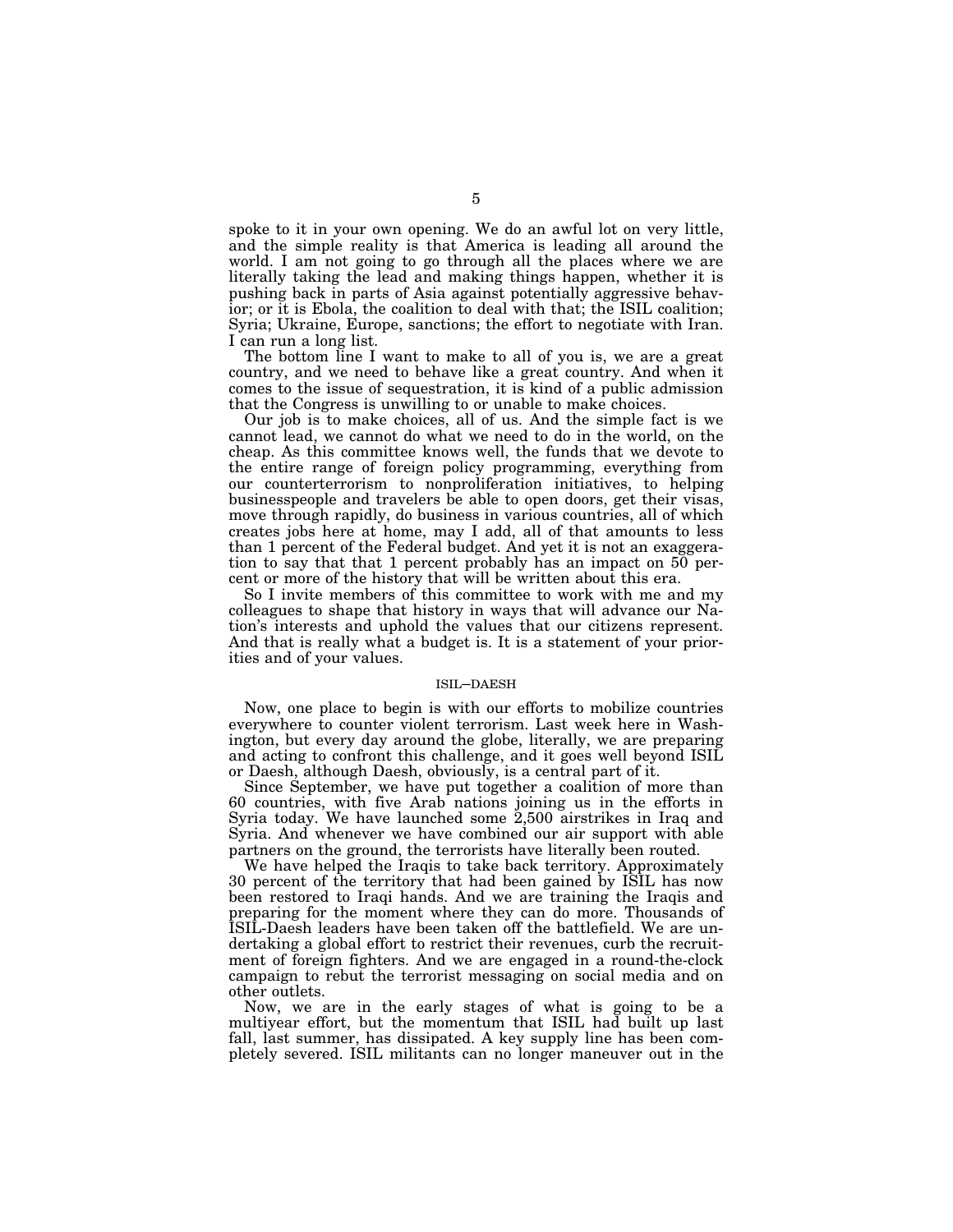spoke to it in your own opening. We do an awful lot on very little, and the simple reality is that America is leading all around the world. I am not going to go through all the places where we are literally taking the lead and making things happen, whether it is pushing back in parts of Asia against potentially aggressive behavior; or it is Ebola, the coalition to deal with that; the ISIL coalition; Syria; Ukraine, Europe, sanctions; the effort to negotiate with Iran. I can run a long list.

The bottom line I want to make to all of you is, we are a great country, and we need to behave like a great country. And when it comes to the issue of sequestration, it is kind of a public admission that the Congress is unwilling to or unable to make choices.

Our job is to make choices, all of us. And the simple fact is we cannot lead, we cannot do what we need to do in the world, on the cheap. As this committee knows well, the funds that we devote to the entire range of foreign policy programming, everything from our counterterrorism to nonproliferation initiatives, to helping businesspeople and travelers be able to open doors, get their visas, move through rapidly, do business in various countries, all of which creates jobs here at home, may I add, all of that amounts to less than 1 percent of the Federal budget. And yet it is not an exaggeration to say that that 1 percent probably has an impact on 50 percent or more of the history that will be written about this era.

So I invite members of this committee to work with me and my colleagues to shape that history in ways that will advance our Nation's interests and uphold the values that our citizens represent. And that is really what a budget is. It is a statement of your priorities and of your values.

## ISIL–DAESH

Now, one place to begin is with our efforts to mobilize countries everywhere to counter violent terrorism. Last week here in Washington, but every day around the globe, literally, we are preparing and acting to confront this challenge, and it goes well beyond ISIL or Daesh, although Daesh, obviously, is a central part of it.

Since September, we have put together a coalition of more than 60 countries, with five Arab nations joining us in the efforts in Syria today. We have launched some 2,500 airstrikes in Iraq and Syria. And whenever we have combined our air support with able partners on the ground, the terrorists have literally been routed.

We have helped the Iraqis to take back territory. Approximately 30 percent of the territory that had been gained by ISIL has now been restored to Iraqi hands. And we are training the Iraqis and preparing for the moment where they can do more. Thousands of ISIL-Daesh leaders have been taken off the battlefield. We are undertaking a global effort to restrict their revenues, curb the recruitment of foreign fighters. And we are engaged in a round-the-clock campaign to rebut the terrorist messaging on social media and on other outlets.

Now, we are in the early stages of what is going to be a multiyear effort, but the momentum that ISIL had built up last fall, last summer, has dissipated. A key supply line has been completely severed. ISIL militants can no longer maneuver out in the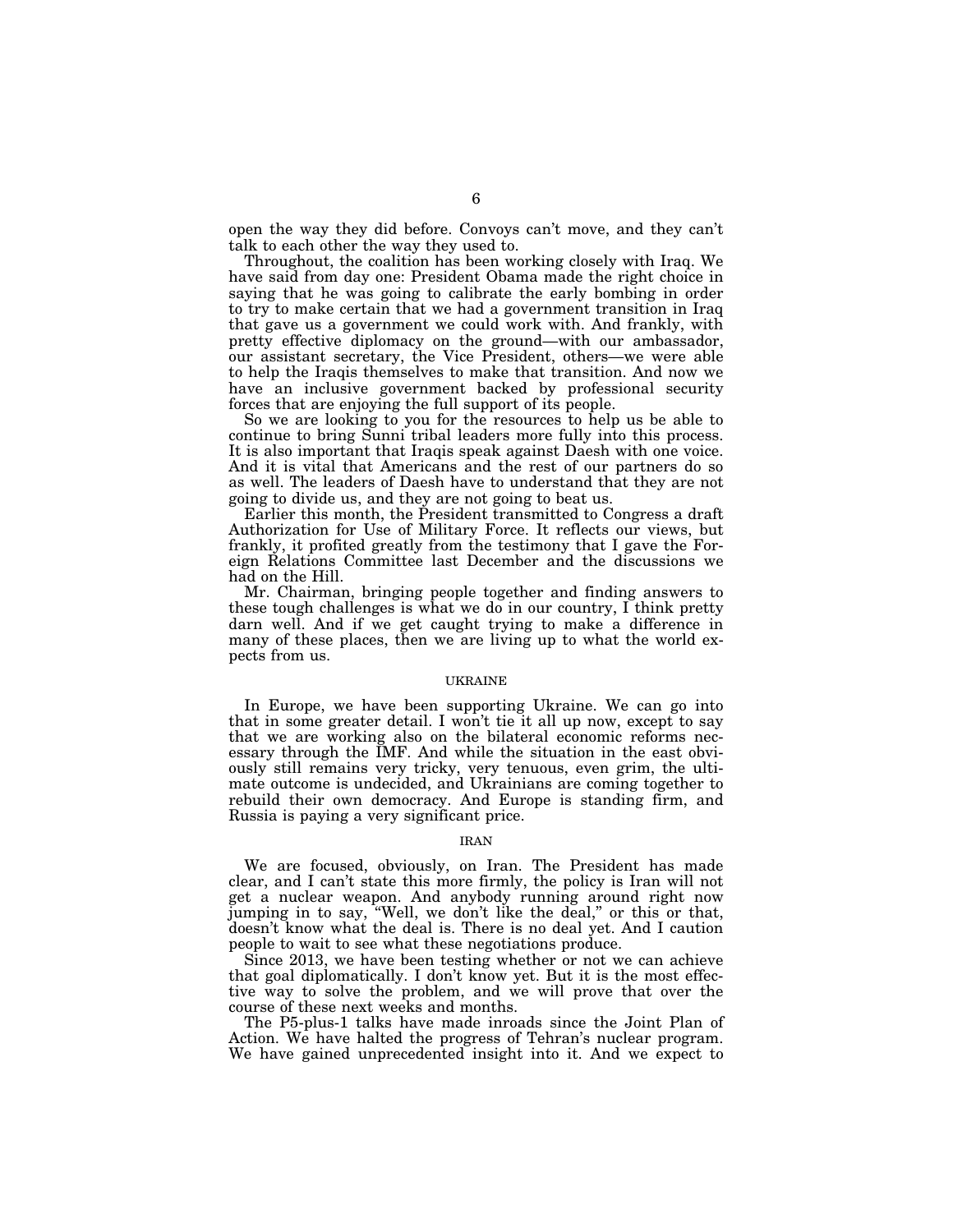open the way they did before. Convoys can't move, and they can't talk to each other the way they used to.

Throughout, the coalition has been working closely with Iraq. We have said from day one: President Obama made the right choice in saying that he was going to calibrate the early bombing in order to try to make certain that we had a government transition in Iraq that gave us a government we could work with. And frankly, with pretty effective diplomacy on the ground—with our ambassador, our assistant secretary, the Vice President, others—we were able to help the Iraqis themselves to make that transition. And now we have an inclusive government backed by professional security forces that are enjoying the full support of its people.

So we are looking to you for the resources to help us be able to continue to bring Sunni tribal leaders more fully into this process. It is also important that Iraqis speak against Daesh with one voice. And it is vital that Americans and the rest of our partners do so as well. The leaders of Daesh have to understand that they are not going to divide us, and they are not going to beat us.

Earlier this month, the President transmitted to Congress a draft Authorization for Use of Military Force. It reflects our views, but frankly, it profited greatly from the testimony that I gave the Foreign Relations Committee last December and the discussions we had on the Hill.

Mr. Chairman, bringing people together and finding answers to these tough challenges is what we do in our country, I think pretty darn well. And if we get caught trying to make a difference in many of these places, then we are living up to what the world expects from us.

## UKRAINE

In Europe, we have been supporting Ukraine. We can go into that in some greater detail. I won't tie it all up now, except to say that we are working also on the bilateral economic reforms necessary through the IMF. And while the situation in the east obviously still remains very tricky, very tenuous, even grim, the ultimate outcome is undecided, and Ukrainians are coming together to rebuild their own democracy. And Europe is standing firm, and Russia is paying a very significant price.

## IRAN

We are focused, obviously, on Iran. The President has made clear, and I can't state this more firmly, the policy is Iran will not get a nuclear weapon. And anybody running around right now jumping in to say, "Well, we don't like the deal," or this or that, doesn't know what the deal is. There is no deal yet. And I caution people to wait to see what these negotiations produce.

Since 2013, we have been testing whether or not we can achieve that goal diplomatically. I don't know yet. But it is the most effective way to solve the problem, and we will prove that over the course of these next weeks and months.

The P5-plus-1 talks have made inroads since the Joint Plan of Action. We have halted the progress of Tehran's nuclear program. We have gained unprecedented insight into it. And we expect to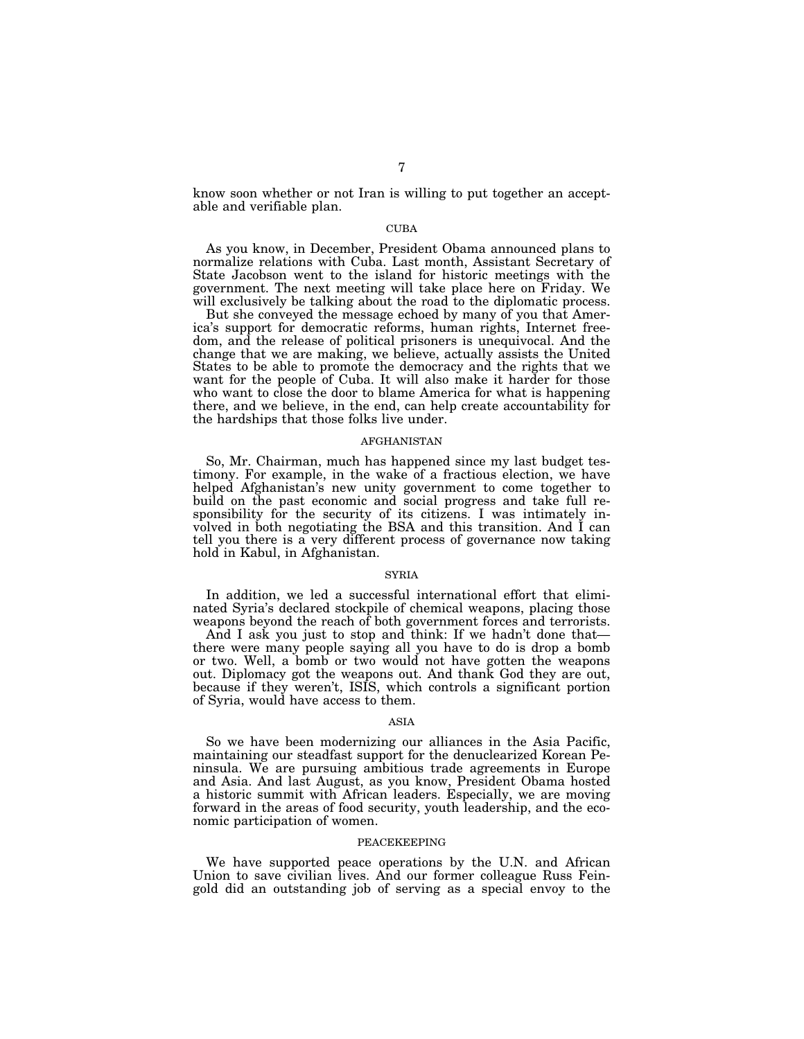know soon whether or not Iran is willing to put together an acceptable and verifiable plan.

### CUBA

As you know, in December, President Obama announced plans to normalize relations with Cuba. Last month, Assistant Secretary of State Jacobson went to the island for historic meetings with the government. The next meeting will take place here on Friday. We will exclusively be talking about the road to the diplomatic process.

But she conveyed the message echoed by many of you that America's support for democratic reforms, human rights, Internet freedom, and the release of political prisoners is unequivocal. And the change that we are making, we believe, actually assists the United States to be able to promote the democracy and the rights that we want for the people of Cuba. It will also make it harder for those who want to close the door to blame America for what is happening there, and we believe, in the end, can help create accountability for the hardships that those folks live under.

### AFGHANISTAN

So, Mr. Chairman, much has happened since my last budget testimony. For example, in the wake of a fractious election, we have helped Afghanistan's new unity government to come together to build on the past economic and social progress and take full responsibility for the security of its citizens. I was intimately involved in both negotiating the BSA and this transition. And I can tell you there is a very different process of governance now taking hold in Kabul, in Afghanistan.

### SYRIA

In addition, we led a successful international effort that eliminated Syria's declared stockpile of chemical weapons, placing those weapons beyond the reach of both government forces and terrorists.

And I ask you just to stop and think: If we hadn't done that— there were many people saying all you have to do is drop a bomb or two. Well, a bomb or two would not have gotten the weapons out. Diplomacy got the weapons out. And thank God they are out, because if they weren't, ISIS, which controls a significant portion of Syria, would have access to them.

### ASIA

So we have been modernizing our alliances in the Asia Pacific, maintaining our steadfast support for the denuclearized Korean Peninsula. We are pursuing ambitious trade agreements in Europe and Asia. And last August, as you know, President Obama hosted a historic summit with African leaders. Especially, we are moving forward in the areas of food security, youth leadership, and the economic participation of women.

### PEACEKEEPING

We have supported peace operations by the U.N. and African Union to save civilian lives. And our former colleague Russ Feingold did an outstanding job of serving as a special envoy to the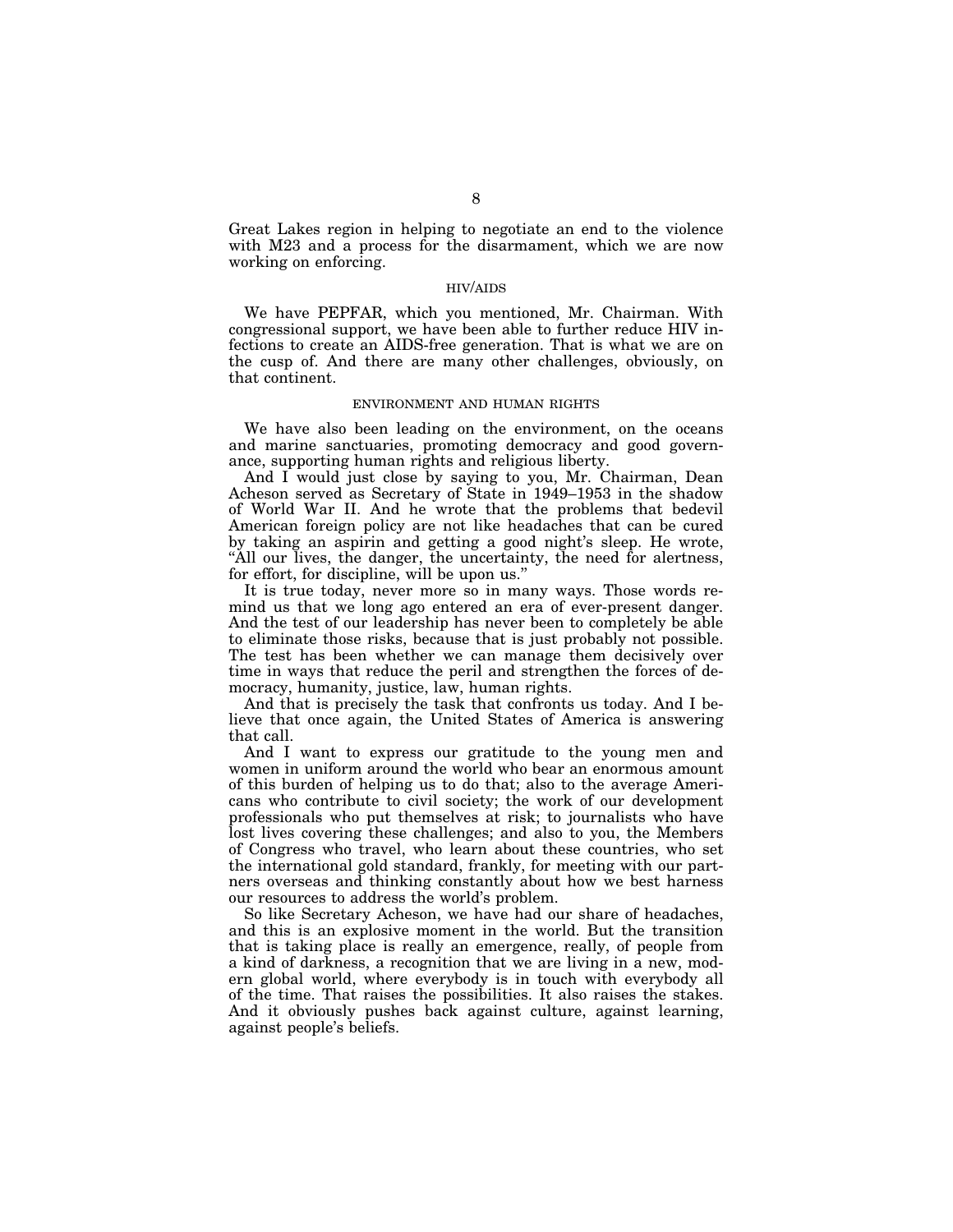Great Lakes region in helping to negotiate an end to the violence with M23 and a process for the disarmament, which we are now working on enforcing.

### HIV/AIDS

We have PEPFAR, which you mentioned, Mr. Chairman. With congressional support, we have been able to further reduce HIV infections to create an AIDS-free generation. That is what we are on the cusp of. And there are many other challenges, obviously, on that continent.

### ENVIRONMENT AND HUMAN RIGHTS

We have also been leading on the environment, on the oceans and marine sanctuaries, promoting democracy and good governance, supporting human rights and religious liberty.

And I would just close by saying to you, Mr. Chairman, Dean Acheson served as Secretary of State in 1949–1953 in the shadow of World War II. And he wrote that the problems that bedevil American foreign policy are not like headaches that can be cured by taking an aspirin and getting a good night's sleep. He wrote, "All our lives, the danger, the uncertainty, the need for alertness, for effort, for discipline, will be upon us."

It is true today, never more so in many ways. Those words remind us that we long ago entered an era of ever-present danger. And the test of our leadership has never been to completely be able to eliminate those risks, because that is just probably not possible. The test has been whether we can manage them decisively over time in ways that reduce the peril and strengthen the forces of democracy, humanity, justice, law, human rights.

And that is precisely the task that confronts us today. And I believe that once again, the United States of America is answering that call.

And I want to express our gratitude to the young men and women in uniform around the world who bear an enormous amount of this burden of helping us to do that; also to the average Americans who contribute to civil society; the work of our development professionals who put themselves at risk; to journalists who have lost lives covering these challenges; and also to you, the Members of Congress who travel, who learn about these countries, who set the international gold standard, frankly, for meeting with our partners overseas and thinking constantly about how we best harness our resources to address the world's problem.

So like Secretary Acheson, we have had our share of headaches, and this is an explosive moment in the world. But the transition that is taking place is really an emergence, really, of people from a kind of darkness, a recognition that we are living in a new, modern global world, where everybody is in touch with everybody all of the time. That raises the possibilities. It also raises the stakes. And it obviously pushes back against culture, against learning, against people's beliefs.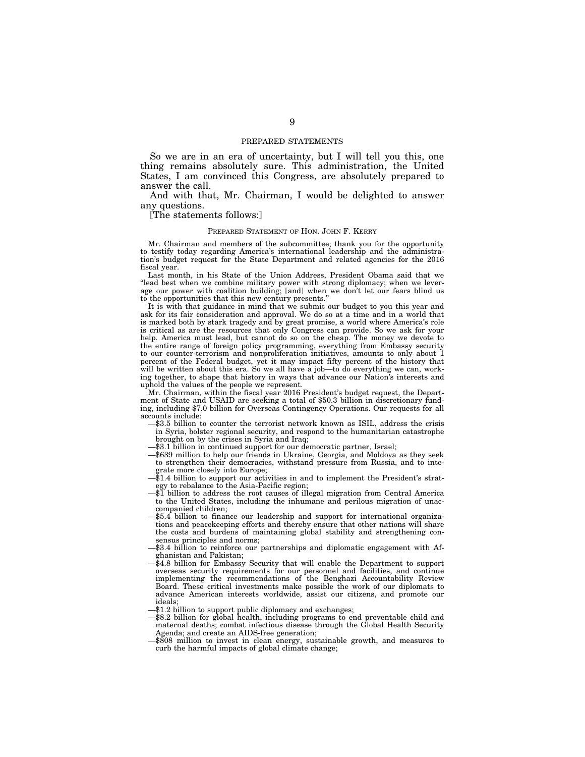PREPARED STATEMENTS

So we are in an era of uncertainty, but I will tell you this, one thing remains absolutely sure. This administration, the United States, I am convinced this Congress, are absolutely prepared to answer the call.

And with that, Mr. Chairman, I would be delighted to answer any questions.

[The statements follows:]

PREPARED STATEMENT OF HON. JOHN F. KERRY

Mr. Chairman and members of the subcommittee; thank you for the opportunity to testify today regarding America's international leadership and the administration's budget request for the State Department and related agencies for the 2016 fiscal year.

Last month, in his State of the Union Address, President Obama said that we "lead best when we combine military power with strong diplomacy; when we leverage our power with coalition building; [and] when we don't let our fears blind us to the opportunities that this new century presents."

It is with that guidance in mind that we submit our budget to you this year and ask for its fair consideration and approval. We do so at a time and in a world that is marked both by stark tragedy and by great promise, a world where America's role is critical as are the resources that only Congress can provide. So we ask for your help. America must lead, but cannot do so on the cheap. The money we devote to the entire range of foreign policy programming, everything from Embassy security to our counter-terrorism and nonproliferation initiatives, amounts to only about 1 percent of the Federal budget, yet it may impact fifty percent of the history that will be written about this era. So we all have a job—to do everything we can, working together, to shape that history in ways that advance our Nation's interests and uphold the values of the people we represent.

Mr. Chairman, within the fiscal year 2016 President's budget request, the Department of State and USAID are seeking a total of $50.3 billion in discretionary funding, including $7.0 billion for Overseas Contingency Operations. Our requests for all accounts include:

—$3.5 billion to counter the terrorist network known as ISIL, address the crisis in Syria, bolster regional security, and respond to the humanitarian catastrophe brought on by the crises in Syria and Iraq;

—$3.1 billion in continued support for our democratic partner, Israel;

—$639 million to help our friends in Ukraine, Georgia, and Moldova as they seek to strengthen their democracies, withstand pressure from Russia, and to integrate more closely into Europe;

—$1.4 billion to support our activities in and to implement the President's strategy to rebalance to the Asia-Pacific region;

—$1 billion to address the root causes of illegal migration from Central America to the United States, including the inhumane and perilous migration of unaccompanied children;

—$5.4 billion to finance our leadership and support for international organizations and peacekeeping efforts and thereby ensure that other nations will share the costs and burdens of maintaining global stability and strengthening consensus principles and norms;

—$3.4 billion to reinforce our partnerships and diplomatic engagement with Afghanistan and Pakistan;

—$4.8 billion for Embassy Security that will enable the Department to support overseas security requirements for our personnel and facilities, and continue implementing the recommendations of the Benghazi Accountability Review Board. These critical investments make possible the work of our diplomats to advance American interests worldwide, assist our citizens, and promote our ideals;

—$1.2 billion to support public diplomacy and exchanges;

—$8.2 billion for global health, including programs to end preventable child and maternal deaths; combat infectious disease through the Global Health Security Agenda; and create an AIDS-free generation;

—$808 million to invest in clean energy, sustainable growth, and measures to curb the harmful impacts of global climate change;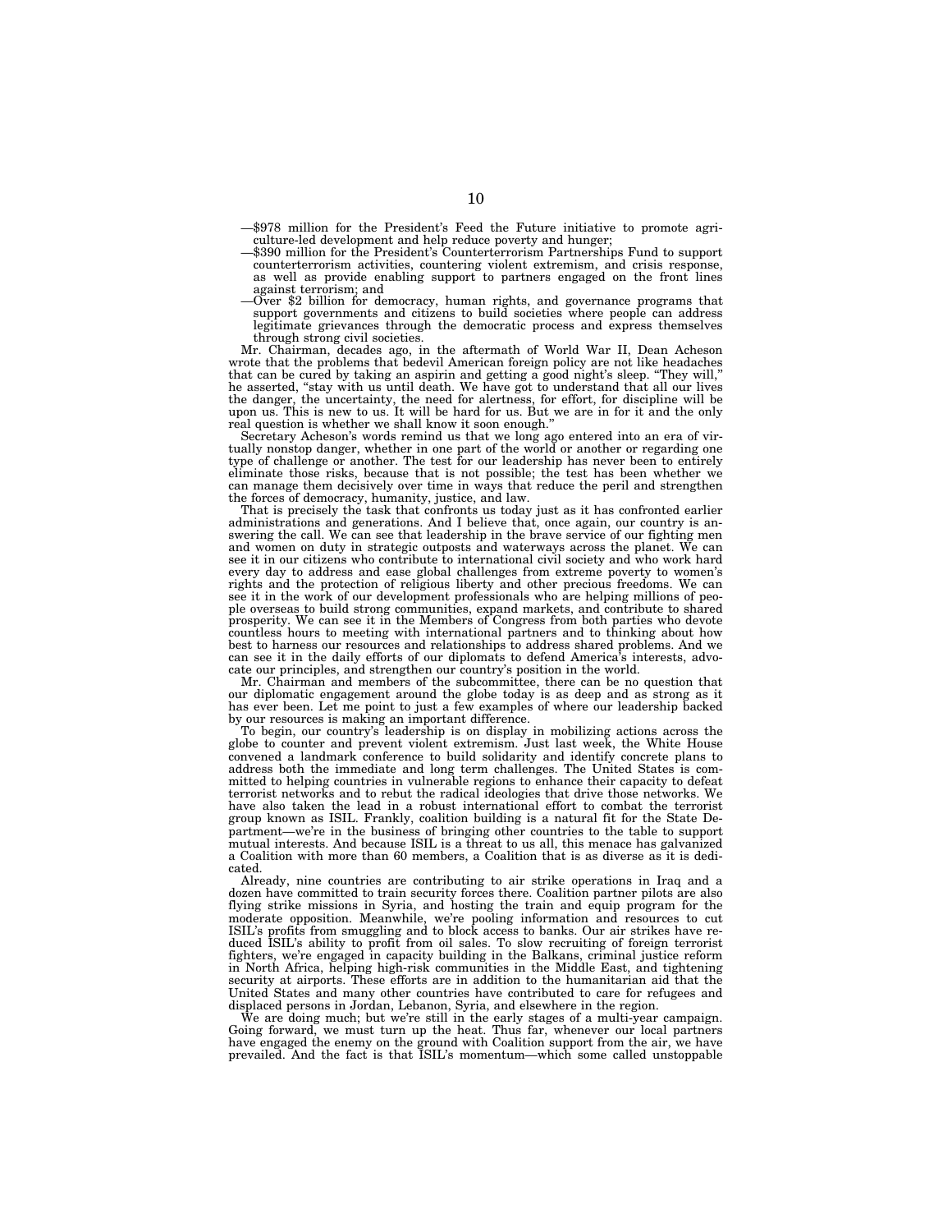—$978 million for the President's Feed the Future initiative to promote agriculture-led development and help reduce poverty and hunger;

—$390 million for the President's Counterterrorism Partnerships Fund to support counterterrorism activities, countering violent extremism, and crisis response, as well as provide enabling support to partners engaged on the front lines against terrorism; and

—Over $2 billion for democracy, human rights, and governance programs that support governments and citizens to build societies where people can address legitimate grievances through the democratic process and express themselves through strong civil societies.

Mr. Chairman, decades ago, in the aftermath of World War II, Dean Acheson wrote that the problems that bedevil American foreign policy are not like headaches that can be cured by taking an aspirin and getting a good night's sleep. "They will," he asserted, "stay with us until death. We have got to understand that all our lives the danger, the uncertainty, the need for alertness, for effort, for discipline will be upon us. This is new to us. It will be hard for us. But we are in for it and the only real question is whether we shall know it soon enough."

Secretary Acheson's words remind us that we long ago entered into an era of virtually nonstop danger, whether in one part of the world or another or regarding one type of challenge or another. The test for our leadership has never been to entirely eliminate those risks, because that is not possible; the test has been whether we can manage them decisively over time in ways that reduce the peril and strengthen the forces of democracy, humanity, justice, and law.

That is precisely the task that confronts us today just as it has confronted earlier administrations and generations. And I believe that, once again, our country is answering the call. We can see that leadership in the brave service of our fighting men and women on duty in strategic outposts and waterways across the planet. We can see it in our citizens who contribute to international civil society and who work hard every day to address and ease global challenges from extreme poverty to women's rights and the protection of religious liberty and other precious freedoms. We can see it in the work of our development professionals who are helping millions of people overseas to build strong communities, expand markets, and contribute to shared prosperity. We can see it in the Members of Congress from both parties who devote countless hours to meeting with international partners and to thinking about how best to harness our resources and relationships to address shared problems. And we can see it in the daily efforts of our diplomats to defend America's interests, advocate our principles, and strengthen our country's position in the world.

Mr. Chairman and members of the subcommittee, there can be no question that our diplomatic engagement around the globe today is as deep and as strong as it has ever been. Let me point to just a few examples of where our leadership backed by our resources is making an important difference.

To begin, our country's leadership is on display in mobilizing actions across the globe to counter and prevent violent extremism. Just last week, the White House convened a landmark conference to build solidarity and identify concrete plans to address both the immediate and long term challenges. The United States is committed to helping countries in vulnerable regions to enhance their capacity to defeat terrorist networks and to rebut the radical ideologies that drive those networks. We have also taken the lead in a robust international effort to combat the terrorist group known as ISIL. Frankly, coalition building is a natural fit for the State Department—we're in the business of bringing other countries to the table to support mutual interests. And because ISIL is a threat to us all, this menace has galvanized a Coalition with more than 60 members, a Coalition that is as diverse as it is dedicated.

Already, nine countries are contributing to air strike operations in Iraq and a dozen have committed to train security forces there. Coalition partner pilots are also flying strike missions in Syria, and hosting the train and equip program for the moderate opposition. Meanwhile, we're pooling information and resources to cut ISIL's profits from smuggling and to block access to banks. Our air strikes have reduced ISIL's ability to profit from oil sales. To slow recruiting of foreign terrorist fighters, we're engaged in capacity building in the Balkans, criminal justice reform in North Africa, helping high-risk communities in the Middle East, and tightening security at airports. These efforts are in addition to the humanitarian aid that the United States and many other countries have contributed to care for refugees and displaced persons in Jordan, Lebanon, Syria, and elsewhere in the region.

We are doing much; but we're still in the early stages of a multi-year campaign. Going forward, we must turn up the heat. Thus far, whenever our local partners have engaged the enemy on the ground with Coalition support from the air, we have prevailed. And the fact is that ISIL's momentum—which some called unstoppable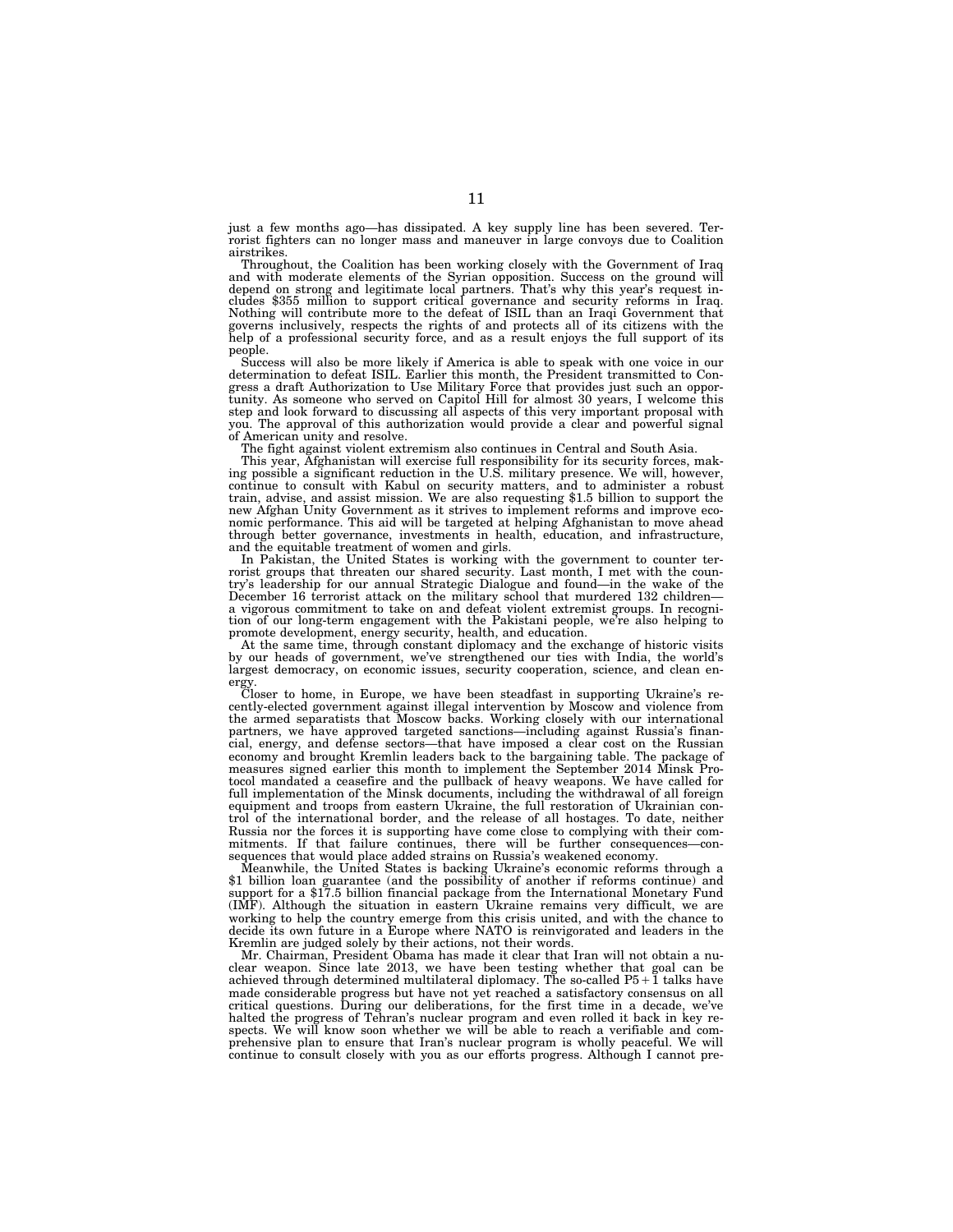just a few months ago—has dissipated. A key supply line has been severed. Terrorist fighters can no longer mass and maneuver in large convoys due to Coalition airstrikes.

Throughout, the Coalition has been working closely with the Government of Iraq and with moderate elements of the Syrian opposition. Success on the ground will depend on strong and legitimate local partners. That's why this year's request includes $355 million to support critical governance and security reforms in Iraq. Nothing will contribute more to the defeat of ISIL than an Iraqi Government that governs inclusively, respects the rights of and protects all of its citizens with the help of a professional security force, and as a result enjoys the full support of its people.

Success will also be more likely if America is able to speak with one voice in our determination to defeat ISIL. Earlier this month, the President transmitted to Congress a draft Authorization to Use Military Force that provides just such an opportunity. As someone who served on Capitol Hill for almost 30 years, I welcome this step and look forward to discussing all aspects of this very important proposal with you. The approval of this authorization would provide a clear and powerful signal of American unity and resolve.

The fight against violent extremism also continues in Central and South Asia.

This year, Afghanistan will exercise full responsibility for its security forces, making possible a significant reduction in the U.S. military presence. We will, however, continue to consult with Kabul on security matters, and to administer a robust train, advise, and assist mission. We are also requesting $1.5 billion to support the new Afghan Unity Government as it strives to implement reforms and improve economic performance. This aid will be targeted at helping Afghanistan to move ahead through better governance, investments in health, education, and infrastructure, and the equitable treatment of women and girls.

In Pakistan, the United States is working with the government to counter terrorist groups that threaten our shared security. Last month, I met with the country's leadership for our annual Strategic Dialogue and found—in the wake of the December 16 terrorist attack on the military school that murdered 132 children—a vigorous commitment to take on and defeat violent extremist groups. In recognition of our long-term engagement with the Pakistani people, we're also helping to promote development, energy security, health, and education.

At the same time, through constant diplomacy and the exchange of historic visits by our heads of government, we've strengthened our ties with India, the world's largest democracy, on economic issues, security cooperation, science, and clean energy.

Closer to home, in Europe, we have been steadfast in supporting Ukraine's recently-elected government against illegal intervention by Moscow and violence from the armed separatists that Moscow backs. Working closely with our international partners, we have approved targeted sanctions—including against Russia's financial, energy, and defense sectors—that have imposed a clear cost on the Russian economy and brought Kremlin leaders back to the bargaining table. The package of measures signed earlier this month to implement the September 2014 Minsk Protocol mandated a ceasefire and the pullback of heavy weapons. We have called for full implementation of the Minsk documents, including the withdrawal of all foreign equipment and troops from eastern Ukraine, the full restoration of Ukrainian control of the international border, and the release of all hostages. To date, neither Russia nor the forces it is supporting have come close to complying with their commitments. If that failure continues, there will be further consequences—consequences that would place added strains on Russia's weakened economy.

Meanwhile, the United States is backing Ukraine's economic reforms through a $1 billion loan guarantee (and the possibility of another if reforms continue) and support for a $17.5 billion financial package from the International Monetary Fund (IMF). Although the situation in eastern Ukraine remains very difficult, we are working to help the country emerge from this crisis united, and with the chance to decide its own future in a Europe where NATO is reinvigorated and leaders in the Kremlin are judged solely by their actions, not their words.

Mr. Chairman, President Obama has made it clear that Iran will not obtain a nuclear weapon. Since late 2013, we have been testing whether that goal can be achieved through determined multilateral diplomacy. The so-called P5 + 1 talks have made considerable progress but have not yet reached a satisfactory consensus on all critical questions. During our deliberations, for the first time in a decade, we've halted the progress of Tehran's nuclear program and even rolled it back in key respects. We will know soon whether we will be able to reach a verifiable and comprehensive plan to ensure that Iran's nuclear program is wholly peaceful. We will continue to consult closely with you as our efforts progress. Although I cannot pre-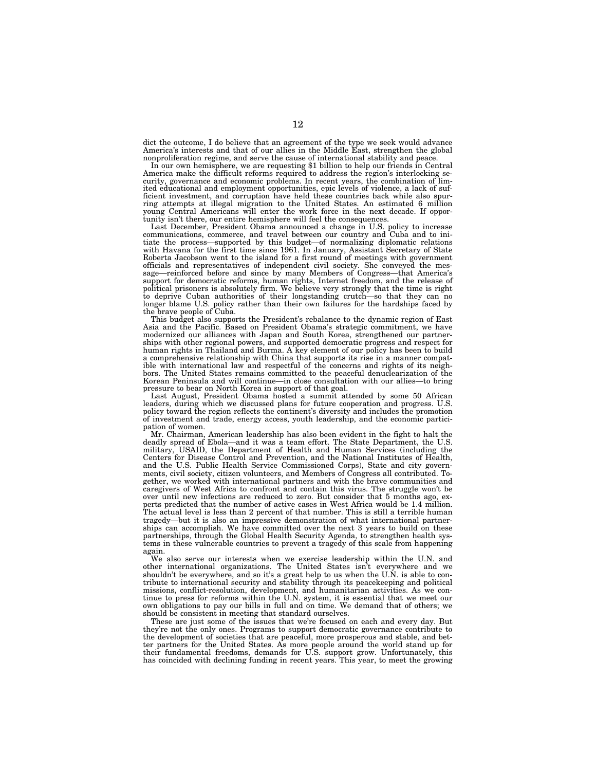dict the outcome, I do believe that an agreement of the type we seek would advance America's interests and that of our allies in the Middle East, strengthen the global nonproliferation regime, and serve the cause of international stability and peace.

In our own hemisphere, we are requesting $1 billion to help our friends in Central America make the difficult reforms required to address the region's interlocking security, governance and economic problems. In recent years, the combination of limited educational and employment opportunities, epic levels of violence, a lack of sufficient investment, and corruption have held these countries back while also spurring attempts at illegal migration to the United States. An estimated 6 million young Central Americans will enter the work force in the next decade. If opportunity isn't there, our entire hemisphere will feel the consequences.

Last December, President Obama announced a change in U.S. policy to increase communications, commerce, and travel between our country and Cuba and to initiate the process—supported by this budget—of normalizing diplomatic relations with Havana for the first time since 1961. In January, Assistant Secretary of State Roberta Jacobson went to the island for a first round of meetings with government officials and representatives of independent civil society. She conveyed the message—reinforced before and since by many Members of Congress—that America's support for democratic reforms, human rights, Internet freedom, and the release of political prisoners is absolutely firm. We believe very strongly that the time is right to deprive Cuban authorities of their longstanding crutch—so that they can no longer blame U.S. policy rather than their own failures for the hardships faced by the brave people of Cuba.

This budget also supports the President's rebalance to the dynamic region of East Asia and the Pacific. Based on President Obama's strategic commitment, we have modernized our alliances with Japan and South Korea, strengthened our partnerships with other regional powers, and supported democratic progress and respect for human rights in Thailand and Burma. A key element of our policy has been to build a comprehensive relationship with China that supports its rise in a manner compatible with international law and respectful of the concerns and rights of its neighbors. The United States remains committed to the peaceful denuclearization of the Korean Peninsula and will continue—in close consultation with our allies—to bring pressure to bear on North Korea in support of that goal.

Last August, President Obama hosted a summit attended by some 50 African leaders, during which we discussed plans for future cooperation and progress. U.S. policy toward the region reflects the continent's diversity and includes the promotion of investment and trade, energy access, youth leadership, and the economic participation of women.

Mr. Chairman, American leadership has also been evident in the fight to halt the deadly spread of Ebola—and it was a team effort. The State Department, the U.S. military, USAID, the Department of Health and Human Services (including the Centers for Disease Control and Prevention, and the National Institutes of Health, and the U.S. Public Health Service Commissioned Corps), State and city governments, civil society, citizen volunteers, and Members of Congress all contributed. Together, we worked with international partners and with the brave communities and caregivers of West Africa to confront and contain this virus. The struggle won't be over until new infections are reduced to zero. But consider that 5 months ago, experts predicted that the number of active cases in West Africa would be 1.4 million. The actual level is less than 2 percent of that number. This is still a terrible human tragedy—but it is also an impressive demonstration of what international partnerships can accomplish. We have committed over the next 3 years to build on these partnerships, through the Global Health Security Agenda, to strengthen health systems in these vulnerable countries to prevent a tragedy of this scale from happening again.

We also serve our interests when we exercise leadership within the U.N. and other international organizations. The United States isn't everywhere and we shouldn't be everywhere, and so it's a great help to us when the U.N. is able to contribute to international security and stability through its peacekeeping and political missions, conflict-resolution, development, and humanitarian activities. As we continue to press for reforms within the U.N. system, it is essential that we meet our own obligations to pay our bills in full and on time. We demand that of others; we should be consistent in meeting that standard ourselves.

These are just some of the issues that we're focused on each and every day. But they're not the only ones. Programs to support democratic governance contribute to the development of societies that are peaceful, more prosperous and stable, and better partners for the United States. As more people around the world stand up for their fundamental freedoms, demands for U.S. support grow. Unfortunately, this has coincided with declining funding in recent years. This year, to meet the growing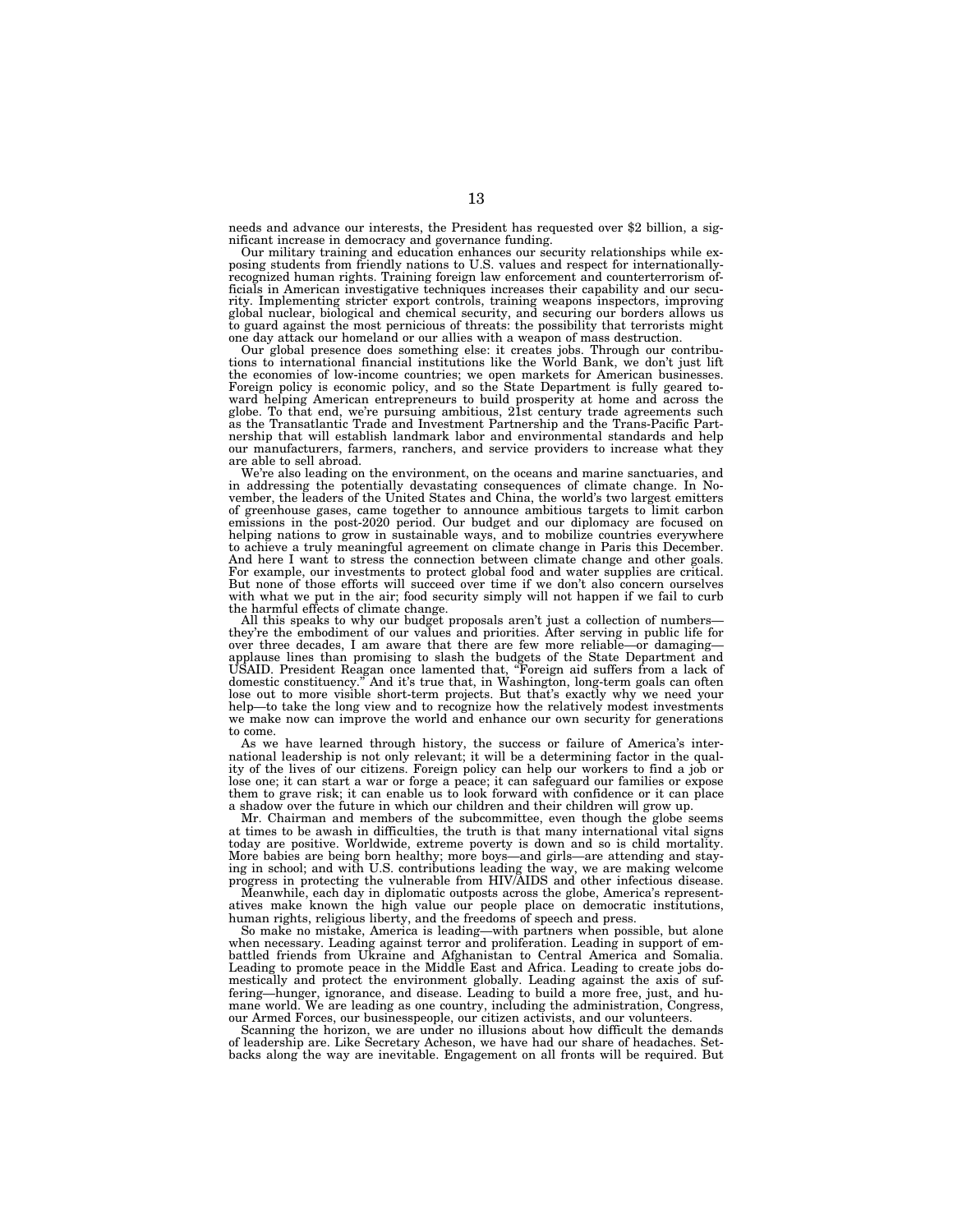needs and advance our interests, the President has requested over $2 billion, a significant increase in democracy and governance funding.

Our military training and education enhances our security relationships while exposing students from friendly nations to U.S. values and respect for internationally-recognized human rights. Training foreign law enforcement and counterterrorism officials in American investigative techniques increases their capability and our security. Implementing stricter export controls, training weapons inspectors, improving global nuclear, biological and chemical security, and securing our borders allows us to guard against the most pernicious of threats: the possibility that terrorists might one day attack our homeland or our allies with a weapon of mass destruction.

Our global presence does something else: it creates jobs. Through our contributions to international financial institutions like the World Bank, we don't just lift the economies of low-income countries; we open markets for American businesses. Foreign policy is economic policy, and so the State Department is fully geared toward helping American entrepreneurs to build prosperity at home and across the globe. To that end, we're pursuing ambitious, 21st century trade agreements such as the Transatlantic Trade and Investment Partnership and the Trans-Pacific Partnership that will establish landmark labor and environmental standards and help our manufacturers, farmers, ranchers, and service providers to increase what they are able to sell abroad.

We're also leading on the environment, on the oceans and marine sanctuaries, and in addressing the potentially devastating consequences of climate change. In November, the leaders of the United States and China, the world's two largest emitters of greenhouse gases, came together to announce ambitious targets to limit carbon emissions in the post-2020 period. Our budget and our diplomacy are focused on helping nations to grow in sustainable ways, and to mobilize countries everywhere to achieve a truly meaningful agreement on climate change in Paris this December. And here I want to stress the connection between climate change and other goals. For example, our investments to protect global food and water supplies are critical. But none of those efforts will succeed over time if we don't also concern ourselves with what we put in the air; food security simply will not happen if we fail to curb the harmful effects of climate change.

All this speaks to why our budget proposals aren't just a collection of numbers—they're the embodiment of our values and priorities. After serving in public life for over three decades, I am aware that there are few more reliable—or damaging—applause lines than promising to slash the budgets of the State Department and USAID. President Reagan once lamented that, "Foreign aid suffers from a lack of domestic constituency." And it's true that, in Washington, long-term goals can often lose out to more visible short-term projects. But that's exactly why we need your help—to take the long view and to recognize how the relatively modest investments we make now can improve the world and enhance our own security for generations to come.

As we have learned through history, the success or failure of America's international leadership is not only relevant; it will be a determining factor in the quality of the lives of our citizens. Foreign policy can help our workers to find a job or lose one; it can start a war or forge a peace; it can safeguard our families or expose them to grave risk; it can enable us to look forward with confidence or it can place a shadow over the future in which our children and their children will grow up.

Mr. Chairman and members of the subcommittee, even though the globe seems at times to be awash in difficulties, the truth is that many international vital signs today are positive. Worldwide, extreme poverty is down and so is child mortality. More babies are being born healthy; more boys—and girls—are attending and staying in school; and with U.S. contributions leading the way, we are making welcome progress in protecting the vulnerable from HIV/AIDS and other infectious disease.

Meanwhile, each day in diplomatic outposts across the globe, America's representatives make known the high value our people place on democratic institutions, human rights, religious liberty, and the freedoms of speech and press.

So make no mistake, America is leading—with partners when possible, but alone when necessary. Leading against terror and proliferation. Leading in support of embattled friends from Ukraine and Afghanistan to Central America and Somalia. Leading to promote peace in the Middle East and Africa. Leading to create jobs domestically and protect the environment globally. Leading against the axis of suffering—hunger, ignorance, and disease. Leading to build a more free, just, and humane world. We are leading as one country, including the administration, Congress, our Armed Forces, our businesspeople, our citizen activists, and our volunteers.

Scanning the horizon, we are under no illusions about how difficult the demands of leadership are. Like Secretary Acheson, we have had our share of headaches. Setbacks along the way are inevitable. Engagement on all fronts will be required. But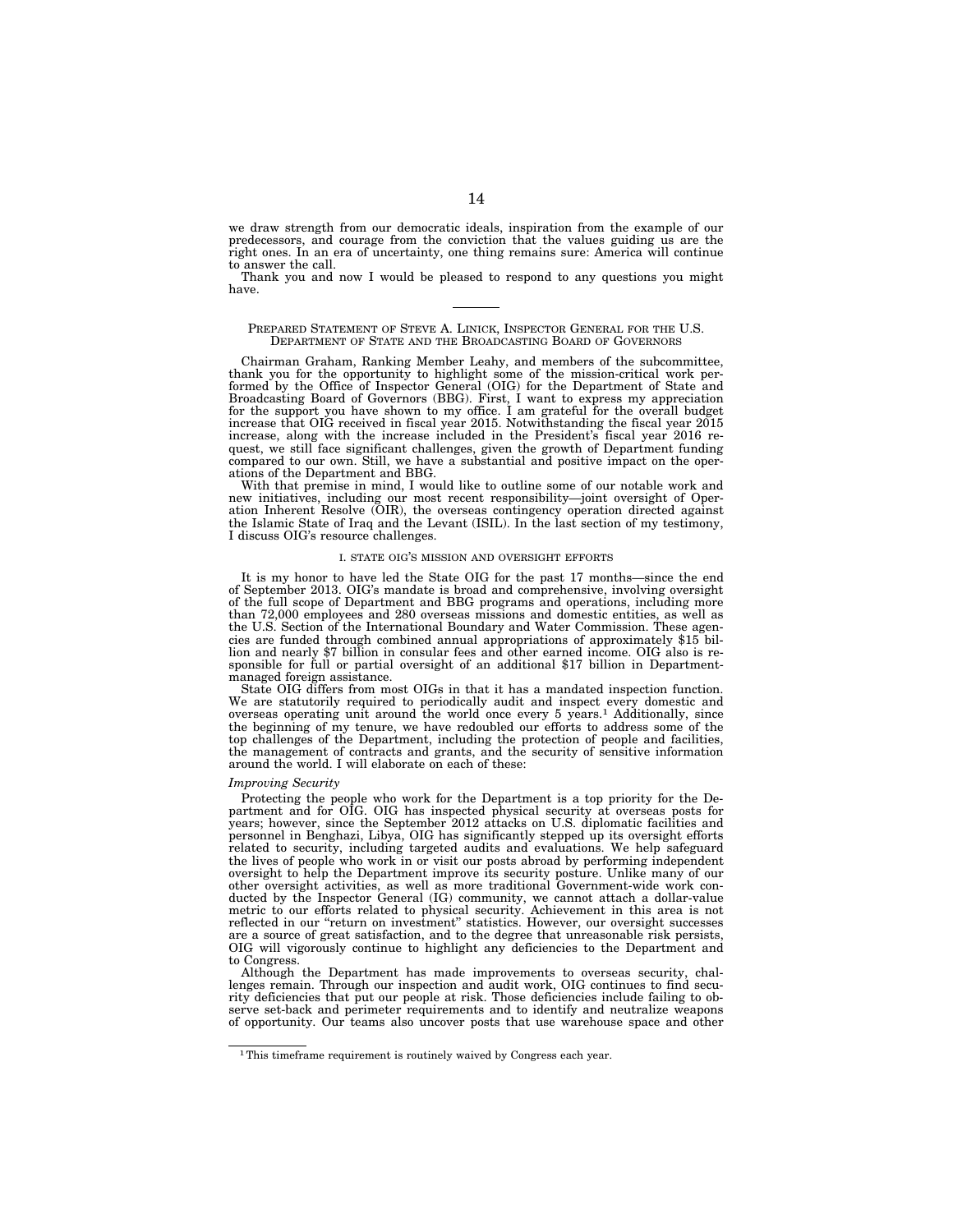we draw strength from our democratic ideals, inspiration from the example of our predecessors, and courage from the conviction that the values guiding us are the right ones. In an era of uncertainty, one thing remains sure: America will continue to answer the call.

Thank you and now I would be pleased to respond to any questions you might have.

---

## PREPARED STATEMENT OF STEVE A. LINICK, INSPECTOR GENERAL FOR THE U.S. DEPARTMENT OF STATE AND THE BROADCASTING BOARD OF GOVERNORS

Chairman Graham, Ranking Member Leahy, and members of the subcommittee, thank you for the opportunity to highlight some of the mission-critical work performed by the Office of Inspector General (OIG) for the Department of State and Broadcasting Board of Governors (BBG). First, I want to express my appreciation for the support you have shown to my office. I am grateful for the overall budget increase that OIG received in fiscal year 2015. Notwithstanding the fiscal year 2015 increase, along with the increase included in the President's fiscal year 2016 request, we still face significant challenges, given the growth of Department funding compared to our own. Still, we have a substantial and positive impact on the operations of the Department and BBG.

With that premise in mind, I would like to outline some of our notable work and new initiatives, including our most recent responsibility—joint oversight of Operation Inherent Resolve (OIR), the overseas contingency operation directed against the Islamic State of Iraq and the Levant (ISIL). In the last section of my testimony, I discuss OIG's resource challenges.

### I. STATE OIG'S MISSION AND OVERSIGHT EFFORTS

It is my honor to have led the State OIG for the past 17 months—since the end of September 2013. OIG's mandate is broad and comprehensive, involving oversight of the full scope of Department and BBG programs and operations, including more than 72,000 employees and 280 overseas missions and domestic entities, as well as the U.S. Section of the International Boundary and Water Commission. These agencies are funded through combined annual appropriations of approximately $15 billion and nearly $7 billion in consular fees and other earned income. OIG also is responsible for full or partial oversight of an additional $17 billion in Department-managed foreign assistance.

State OIG differs from most OIGs in that it has a mandated inspection function. We are statutorily required to periodically audit and inspect every domestic and overseas operating unit around the world once every 5 years.[1] Additionally, since the beginning of my tenure, we have redoubled our efforts to address some of the top challenges of the Department, including the protection of people and facilities, the management of contracts and grants, and the security of sensitive information around the world. I will elaborate on each of these:

*Improving Security*

Protecting the people who work for the Department is a top priority for the Department and for OIG. OIG has inspected physical security at overseas posts for years; however, since the September 2012 attacks on U.S. diplomatic facilities and personnel in Benghazi, Libya, OIG has significantly stepped up its oversight efforts related to security, including targeted audits and evaluations. We help safeguard the lives of people who work in or visit our posts abroad by performing independent oversight to help the Department improve its security posture. Unlike many of our other oversight activities, as well as more traditional Government-wide work conducted by the Inspector General (IG) community, we cannot attach a dollar-value metric to our efforts related to physical security. Achievement in this area is not reflected in our "return on investment" statistics. However, our oversight successes are a source of great satisfaction, and to the degree that unreasonable risk persists, OIG will vigorously continue to highlight any deficiencies to the Department and to Congress.

Although the Department has made improvements to overseas security, challenges remain. Through our inspection and audit work, OIG continues to find security deficiencies that put our people at risk. Those deficiencies include failing to observe set-back and perimeter requirements and to identify and neutralize weapons of opportunity. Our teams also uncover posts that use warehouse space and other

---

[1] This timeframe requirement is routinely waived by Congress each year.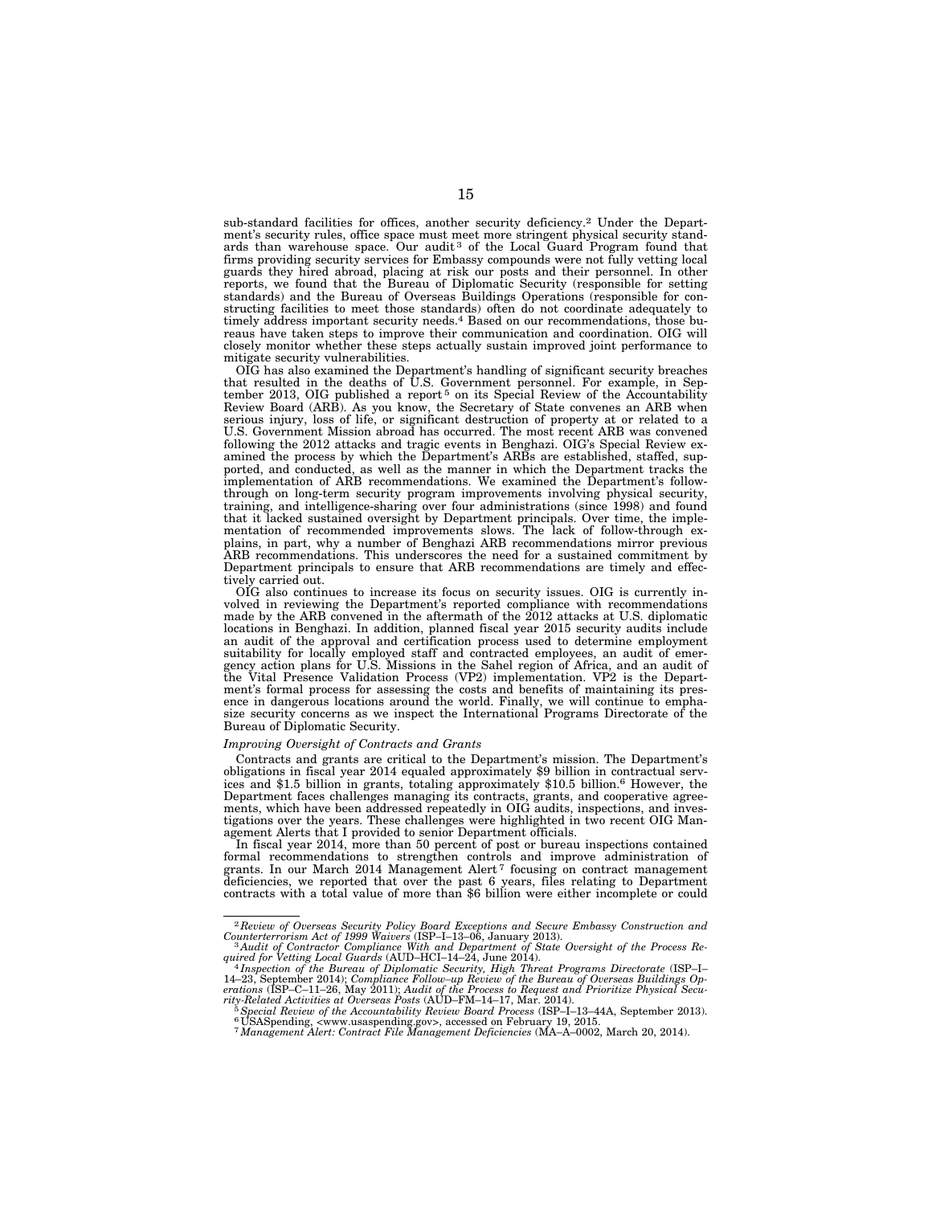sub-standard facilities for offices, another security deficiency.[2] Under the Department's security rules, office space must meet more stringent physical security standards than warehouse space. Our audit[3] of the Local Guard Program found that firms providing security services for Embassy compounds were not fully vetting local guards they hired abroad, placing at risk our posts and their personnel. In other reports, we found that the Bureau of Diplomatic Security (responsible for setting standards) and the Bureau of Overseas Buildings Operations (responsible for constructing facilities to meet those standards) often do not coordinate adequately to timely address important security needs.[4] Based on our recommendations, those bureaus have taken steps to improve their communication and coordination. OIG will closely monitor whether these steps actually sustain improved joint performance to mitigate security vulnerabilities.

OIG has also examined the Department's handling of significant security breaches that resulted in the deaths of U.S. Government personnel. For example, in September 2013, OIG published a report[5] on its Special Review of the Accountability Review Board (ARB). As you know, the Secretary of State convenes an ARB when serious injury, loss of life, or significant destruction of property at or related to a U.S. Government Mission abroad has occurred. The most recent ARB was convened following the 2012 attacks and tragic events in Benghazi. OIG's Special Review examined the process by which the Department's ARBs are established, staffed, supported, and conducted, as well as the manner in which the Department tracks the implementation of ARB recommendations. We examined the Department's follow-through on long-term security program improvements involving physical security, training, and intelligence-sharing over four administrations (since 1998) and found that it lacked sustained oversight by Department principals. Over time, the implementation of recommended improvements slows. The lack of follow-through explains, in part, why a number of Benghazi ARB recommendations mirror previous ARB recommendations. This underscores the need for a sustained commitment by Department principals to ensure that ARB recommendations are timely and effectively carried out.

OIG also continues to increase its focus on security issues. OIG is currently involved in reviewing the Department's reported compliance with recommendations made by the ARB convened in the aftermath of the 2012 attacks at U.S. diplomatic locations in Benghazi. In addition, planned fiscal year 2015 security audits include an audit of the approval and certification process used to determine employment suitability for locally employed staff and contracted employees, an audit of emergency action plans for U.S. Missions in the Sahel region of Africa, and an audit of the Vital Presence Validation Process (VP2) implementation. VP2 is the Department's formal process for assessing the costs and benefits of maintaining its presence in dangerous locations around the world. Finally, we will continue to emphasize security concerns as we inspect the International Programs Directorate of the Bureau of Diplomatic Security.

*Improving Oversight of Contracts and Grants*

Contracts and grants are critical to the Department's mission. The Department's obligations in fiscal year 2014 equaled approximately $9 billion in contractual services and $1.5 billion in grants, totaling approximately $10.5 billion.[6] However, the Department faces challenges managing its contracts, grants, and cooperative agreements, which have been addressed repeatedly in OIG audits, inspections, and investigations over the years. These challenges were highlighted in two recent OIG Management Alerts that I provided to senior Department officials.

In fiscal year 2014, more than 50 percent of post or bureau inspections contained formal recommendations to strengthen controls and improve administration of grants. In our March 2014 Management Alert[7] focusing on contract management deficiencies, we reported that over the past 6 years, files relating to Department contracts with a total value of more than $6 billion were either incomplete or could

---

[2] *Review of Overseas Security Policy Board Exceptions and Secure Embassy Construction and Counterterrorism Act of 1999 Waivers* (ISP–I–13–06, January 2013).

[3] *Audit of Contractor Compliance With and Department of State Oversight of the Process Required for Vetting Local Guards* (AUD–HCI–14–24, June 2014).

[4] *Inspection of the Bureau of Diplomatic Security, High Threat Programs Directorate* (ISP–I–14–23, September 2014); *Compliance Follow–up Review of the Bureau of Overseas Buildings Operations* (ISP–C–11–26, May 2011); *Audit of the Process to Request and Prioritize Physical Security-Related Activities at Overseas Posts* (AUD–FM–14–17, Mar. 2014).

[5] *Special Review of the Accountability Review Board Process* (ISP–I–13–44A, September 2013).

[6] USASpending, <www.usaspending.gov>, accessed on February 19, 2015.

[7] *Management Alert: Contract File Management Deficiencies* (MA–A–0002, March 20, 2014).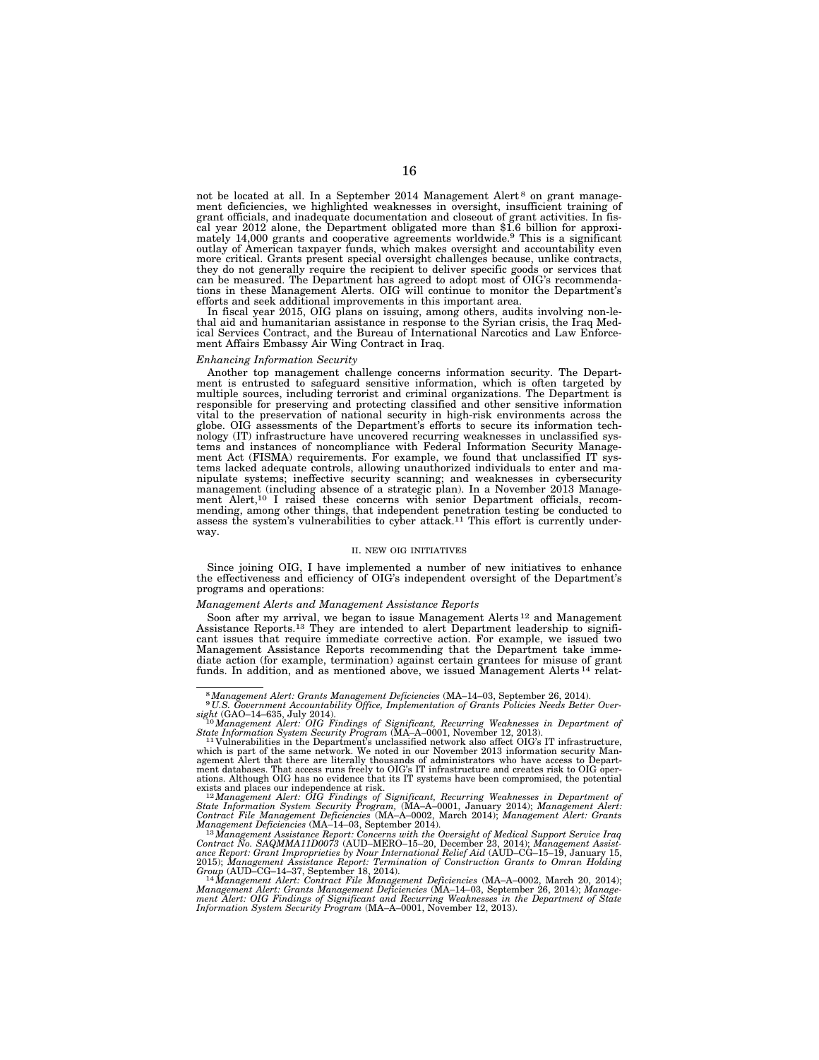not be located at all. In a September 2014 Management Alert[8] on grant management deficiencies, we highlighted weaknesses in oversight, insufficient training of grant officials, and inadequate documentation and closeout of grant activities. In fiscal year 2012 alone, the Department obligated more than $1.6 billion for approximately 14,000 grants and cooperative agreements worldwide.[9] This is a significant outlay of American taxpayer funds, which makes oversight and accountability even more critical. Grants present special oversight challenges because, unlike contracts, they do not generally require the recipient to deliver specific goods or services that can be measured. The Department has agreed to adopt most of OIG's recommendations in these Management Alerts. OIG will continue to monitor the Department's efforts and seek additional improvements in this important area.

In fiscal year 2015, OIG plans on issuing, among others, audits involving non-lethal aid and humanitarian assistance in response to the Syrian crisis, the Iraq Medical Services Contract, and the Bureau of International Narcotics and Law Enforcement Affairs Embassy Air Wing Contract in Iraq.

*Enhancing Information Security*

Another top management challenge concerns information security. The Department is entrusted to safeguard sensitive information, which is often targeted by multiple sources, including terrorist and criminal organizations. The Department is responsible for preserving and protecting classified and other sensitive information vital to the preservation of national security in high-risk environments across the globe. OIG assessments of the Department's efforts to secure its information technology (IT) infrastructure have uncovered recurring weaknesses in unclassified systems and instances of noncompliance with Federal Information Security Management Act (FISMA) requirements. For example, we found that unclassified IT systems lacked adequate controls, allowing unauthorized individuals to enter and manipulate systems; ineffective security scanning; and weaknesses in cybersecurity management (including absence of a strategic plan). In a November 2013 Management Alert,[10] I raised these concerns with senior Department officials, recommending, among other things, that independent penetration testing be conducted to assess the system's vulnerabilities to cyber attack.[11] This effort is currently underway.

## II. NEW OIG INITIATIVES

Since joining OIG, I have implemented a number of new initiatives to enhance the effectiveness and efficiency of OIG's independent oversight of the Department's programs and operations:

*Management Alerts and Management Assistance Reports*

Soon after my arrival, we began to issue Management Alerts[12] and Management Assistance Reports.[13] They are intended to alert Department leadership to significant issues that require immediate corrective action. For example, we issued two Management Assistance Reports recommending that the Department take immediate action (for example, termination) against certain grantees for misuse of grant funds. In addition, and as mentioned above, we issued Management Alerts[14] relat-

---

[8] *Management Alert: Grants Management Deficiencies* (MA–14–03, September 26, 2014).

[9] *U.S. Government Accountability Office, Implementation of Grants Policies Needs Better Oversight* (GAO–14–635, July 2014).

[10] *Management Alert: OIG Findings of Significant, Recurring Weaknesses in Department of State Information System Security Program* (MA–A–0001, November 12, 2013).

[11] Vulnerabilities in the Department's unclassified network also affect OIG's IT infrastructure, which is part of the same network. We noted in our November 2013 information security Management Alert that there are literally thousands of administrators who have access to Department databases. That access runs freely to OIG's IT infrastructure and creates risk to OIG operations. Although OIG has no evidence that its IT systems have been compromised, the potential exists and places our independence at risk.

[12] *Management Alert: OIG Findings of Significant, Recurring Weaknesses in Department of State Information System Security Program,* (MA–A–0001, January 2014); *Management Alert: Contract File Management Deficiencies* (MA–A–0002, March 2014); *Management Alert: Grants Management Deficiencies* (MA–14–03, September 2014).

[13] *Management Assistance Report: Concerns with the Oversight of Medical Support Service Iraq Contract No. SAQMMA11D0073* (AUD–MERO–15–20, December 23, 2014); *Management Assistance Report: Grant Improprieties by Nour International Relief Aid* (AUD–CG–15–19, January 15, 2015); *Management Assistance Report: Termination of Construction Grants to Omran Holding Group* (AUD–CG–14–37, September 18, 2014).

[14] *Management Alert: Contract File Management Deficiencies* (MA–A–0002, March 20, 2014); *Management Alert: Grants Management Deficiencies* (MA–14–03, September 26, 2014); *Management Alert: OIG Findings of Significant and Recurring Weaknesses in the Department of State Information System Security Program* (MA–A–0001, November 12, 2013).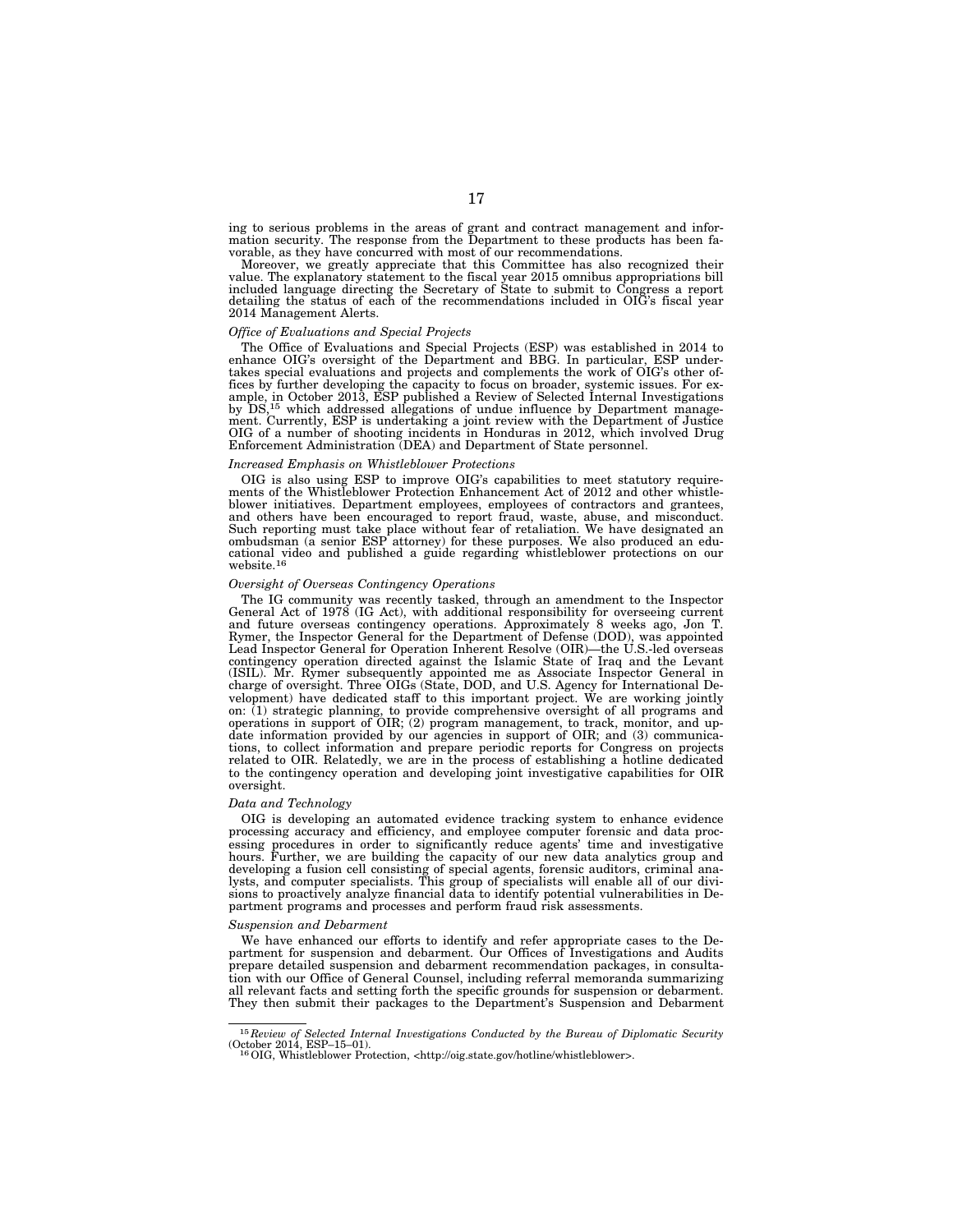ing to serious problems in the areas of grant and contract management and information security. The response from the Department to these products has been favorable, as they have concurred with most of our recommendations.

Moreover, we greatly appreciate that this Committee has also recognized their value. The explanatory statement to the fiscal year 2015 omnibus appropriations bill included language directing the Secretary of State to submit to Congress a report detailing the status of each of the recommendations included in OIG's fiscal year 2014 Management Alerts.

*Office of Evaluations and Special Projects*

The Office of Evaluations and Special Projects (ESP) was established in 2014 to enhance OIG's oversight of the Department and BBG. In particular, ESP undertakes special evaluations and projects and complements the work of OIG's other offices by further developing the capacity to focus on broader, systemic issues. For example, in October 2013, ESP published a Review of Selected Internal Investigations by DS,[15] which addressed allegations of undue influence by Department management. Currently, ESP is undertaking a joint review with the Department of Justice OIG of a number of shooting incidents in Honduras in 2012, which involved Drug Enforcement Administration (DEA) and Department of State personnel.

*Increased Emphasis on Whistleblower Protections*

OIG is also using ESP to improve OIG's capabilities to meet statutory requirements of the Whistleblower Protection Enhancement Act of 2012 and other whistleblower initiatives. Department employees, employees of contractors and grantees, and others have been encouraged to report fraud, waste, abuse, and misconduct. Such reporting must take place without fear of retaliation. We have designated an ombudsman (a senior ESP attorney) for these purposes. We also produced an educational video and published a guide regarding whistleblower protections on our website.[16]

*Oversight of Overseas Contingency Operations*

The IG community was recently tasked, through an amendment to the Inspector General Act of 1978 (IG Act), with additional responsibility for overseeing current and future overseas contingency operations. Approximately 8 weeks ago, Jon T. Rymer, the Inspector General for the Department of Defense (DOD), was appointed Lead Inspector General for Operation Inherent Resolve (OIR)—the U.S.-led overseas contingency operation directed against the Islamic State of Iraq and the Levant (ISIL). Mr. Rymer subsequently appointed me as Associate Inspector General in charge of oversight. Three OIGs (State, DOD, and U.S. Agency for International Development) have dedicated staff to this important project. We are working jointly on: (1) strategic planning, to provide comprehensive oversight of all programs and operations in support of OIR; (2) program management, to track, monitor, and update information provided by our agencies in support of OIR; and (3) communications, to collect information and prepare periodic reports for Congress on projects related to OIR. Relatedly, we are in the process of establishing a hotline dedicated to the contingency operation and developing joint investigative capabilities for OIR oversight.

*Data and Technology*

OIG is developing an automated evidence tracking system to enhance evidence processing accuracy and efficiency, and employee computer forensic and data processing procedures in order to significantly reduce agents' time and investigative hours. Further, we are building the capacity of our new data analytics group and developing a fusion cell consisting of special agents, forensic auditors, criminal analysts, and computer specialists. This group of specialists will enable all of our divisions to proactively analyze financial data to identify potential vulnerabilities in Department programs and processes and perform fraud risk assessments.

*Suspension and Debarment*

We have enhanced our efforts to identify and refer appropriate cases to the Department for suspension and debarment. Our Offices of Investigations and Audits prepare detailed suspension and debarment recommendation packages, in consultation with our Office of General Counsel, including referral memoranda summarizing all relevant facts and setting forth the specific grounds for suspension or debarment. They then submit their packages to the Department's Suspension and Debarment

---

[15] *Review of Selected Internal Investigations Conducted by the Bureau of Diplomatic Security* (October 2014, ESP–15–01).

[16] OIG, Whistleblower Protection, <http://oig.state.gov/hotline/whistleblower>.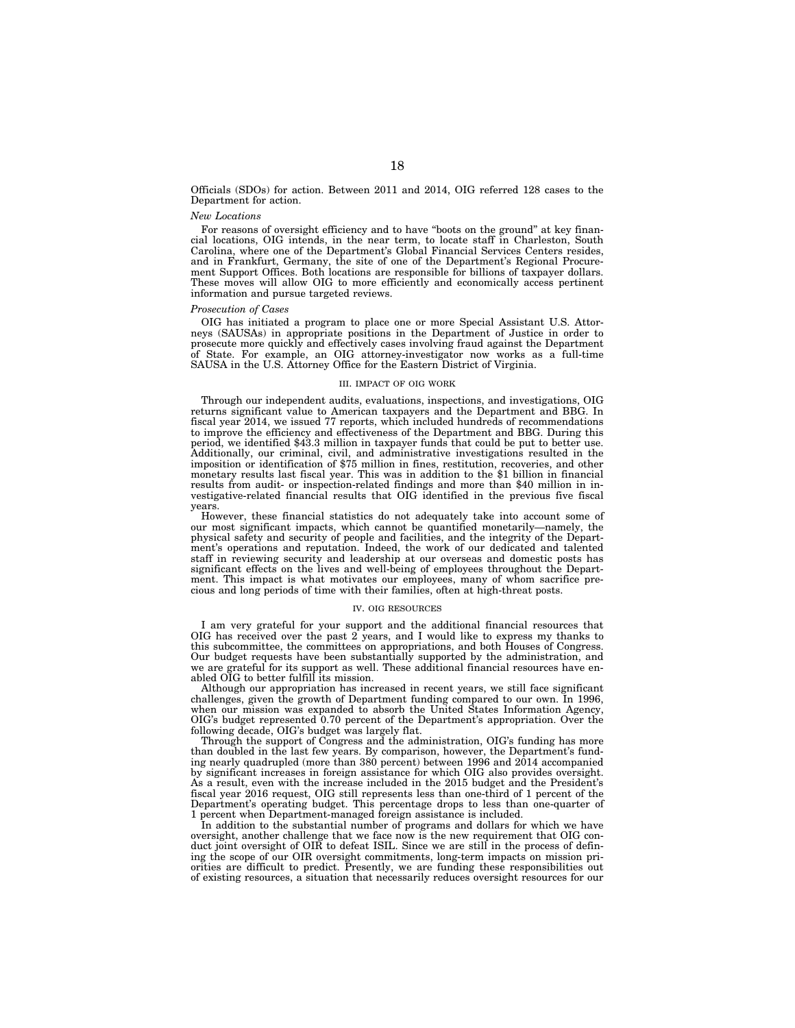Officials (SDOs) for action. Between 2011 and 2014, OIG referred 128 cases to the Department for action.

*New Locations*

For reasons of oversight efficiency and to have "boots on the ground" at key financial locations, OIG intends, in the near term, to locate staff in Charleston, South Carolina, where one of the Department's Global Financial Services Centers resides, and in Frankfurt, Germany, the site of one of the Department's Regional Procurement Support Offices. Both locations are responsible for billions of taxpayer dollars. These moves will allow OIG to more efficiently and economically access pertinent information and pursue targeted reviews.

*Prosecution of Cases*

OIG has initiated a program to place one or more Special Assistant U.S. Attorneys (SAUSAs) in appropriate positions in the Department of Justice in order to prosecute more quickly and effectively cases involving fraud against the Department of State. For example, an OIG attorney-investigator now works as a full-time SAUSA in the U.S. Attorney Office for the Eastern District of Virginia.

## III. IMPACT OF OIG WORK

Through our independent audits, evaluations, inspections, and investigations, OIG returns significant value to American taxpayers and the Department and BBG. In fiscal year 2014, we issued 77 reports, which included hundreds of recommendations to improve the efficiency and effectiveness of the Department and BBG. During this period, we identified $43.3 million in taxpayer funds that could be put to better use. Additionally, our criminal, civil, and administrative investigations resulted in the imposition or identification of $75 million in fines, restitution, recoveries, and other monetary results last fiscal year. This was in addition to the $1 billion in financial results from audit- or inspection-related findings and more than $40 million in investigative-related financial results that OIG identified in the previous five fiscal years.

However, these financial statistics do not adequately take into account some of our most significant impacts, which cannot be quantified monetarily—namely, the physical safety and security of people and facilities, and the integrity of the Department's operations and reputation. Indeed, the work of our dedicated and talented staff in reviewing security and leadership at our overseas and domestic posts has significant effects on the lives and well-being of employees throughout the Department. This impact is what motivates our employees, many of whom sacrifice precious and long periods of time with their families, often at high-threat posts.

## IV. OIG RESOURCES

I am very grateful for your support and the additional financial resources that OIG has received over the past 2 years, and I would like to express my thanks to this subcommittee, the committees on appropriations, and both Houses of Congress. Our budget requests have been substantially supported by the administration, and we are grateful for its support as well. These additional financial resources have enabled OIG to better fulfill its mission.

Although our appropriation has increased in recent years, we still face significant challenges, given the growth of Department funding compared to our own. In 1996, when our mission was expanded to absorb the United States Information Agency, OIG's budget represented 0.70 percent of the Department's appropriation. Over the following decade, OIG's budget was largely flat.

Through the support of Congress and the administration, OIG's funding has more than doubled in the last few years. By comparison, however, the Department's funding nearly quadrupled (more than 380 percent) between 1996 and 2014 accompanied by significant increases in foreign assistance for which OIG also provides oversight. As a result, even with the increase included in the 2015 budget and the President's fiscal year 2016 request, OIG still represents less than one-third of 1 percent of the Department's operating budget. This percentage drops to less than one-quarter of 1 percent when Department-managed foreign assistance is included.

In addition to the substantial number of programs and dollars for which we have oversight, another challenge that we face now is the new requirement that OIG conduct joint oversight of OIR to defeat ISIL. Since we are still in the process of defining the scope of our OIR oversight commitments, long-term impacts on mission priorities are difficult to predict. Presently, we are funding these responsibilities out of existing resources, a situation that necessarily reduces oversight resources for our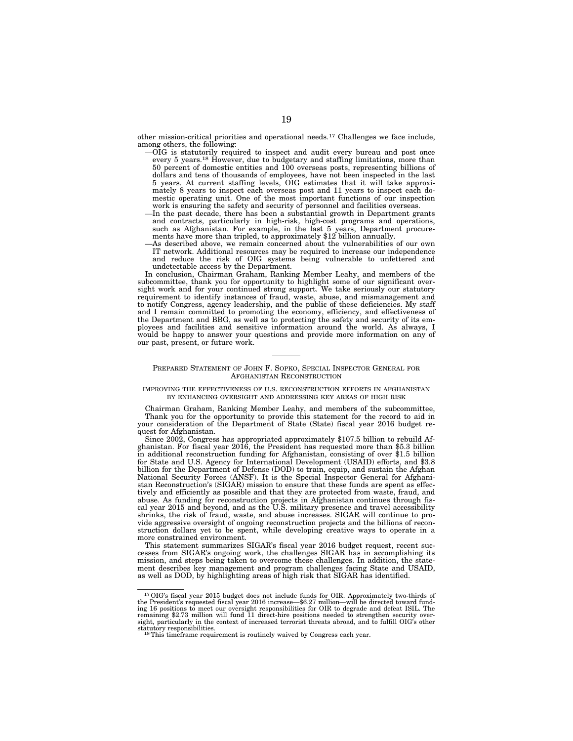other mission-critical priorities and operational needs.[17] Challenges we face include, among others, the following:

—OIG is statutorily required to inspect and audit every bureau and post once every 5 years.[18] However, due to budgetary and staffing limitations, more than 50 percent of domestic entities and 100 overseas posts, representing billions of dollars and tens of thousands of employees, have not been inspected in the last 5 years. At current staffing levels, OIG estimates that it will take approximately 8 years to inspect each overseas post and 11 years to inspect each domestic operating unit. One of the most important functions of our inspection work is ensuring the safety and security of personnel and facilities overseas.

—In the past decade, there has been a substantial growth in Department grants and contracts, particularly in high-risk, high-cost programs and operations, such as Afghanistan. For example, in the last 5 years, Department procurements have more than tripled, to approximately $12 billion annually.

—As described above, we remain concerned about the vulnerabilities of our own IT network. Additional resources may be required to increase our independence and reduce the risk of OIG systems being vulnerable to unfettered and undetectable access by the Department.

In conclusion, Chairman Graham, Ranking Member Leahy, and members of the subcommittee, thank you for opportunity to highlight some of our significant oversight work and for your continued strong support. We take seriously our statutory requirement to identify instances of fraud, waste, abuse, and mismanagement and to notify Congress, agency leadership, and the public of these deficiencies. My staff and I remain committed to promoting the economy, efficiency, and effectiveness of the Department and BBG, as well as to protecting the safety and security of its employees and facilities and sensitive information around the world. As always, I would be happy to answer your questions and provide more information on any of our past, present, or future work.

---

PREPARED STATEMENT OF JOHN F. SOPKO, SPECIAL INSPECTOR GENERAL FOR AFGHANISTAN RECONSTRUCTION

IMPROVING THE EFFECTIVENESS OF U.S. RECONSTRUCTION EFFORTS IN AFGHANISTAN BY ENHANCING OVERSIGHT AND ADDRESSING KEY AREAS OF HIGH RISK

Chairman Graham, Ranking Member Leahy, and members of the subcommittee,

Thank you for the opportunity to provide this statement for the record to aid in your consideration of the Department of State (State) fiscal year 2016 budget request for Afghanistan.

Since 2002, Congress has appropriated approximately $107.5 billion to rebuild Afghanistan. For fiscal year 2016, the President has requested more than $5.3 billion in additional reconstruction funding for Afghanistan, consisting of over $1.5 billion for State and U.S. Agency for International Development (USAID) efforts, and $3.8 billion for the Department of Defense (DOD) to train, equip, and sustain the Afghan National Security Forces (ANSF). It is the Special Inspector General for Afghanistan Reconstruction's (SIGAR) mission to ensure that these funds are spent as effectively and efficiently as possible and that they are protected from waste, fraud, and abuse. As funding for reconstruction projects in Afghanistan continues through fiscal year 2015 and beyond, and as the U.S. military presence and travel accessibility shrinks, the risk of fraud, waste, and abuse increases. SIGAR will continue to provide aggressive oversight of ongoing reconstruction projects and the billions of reconstruction dollars yet to be spent, while developing creative ways to operate in a more constrained environment.

This statement summarizes SIGAR's fiscal year 2016 budget request, recent successes from SIGAR's ongoing work, the challenges SIGAR has in accomplishing its mission, and steps being taken to overcome these challenges. In addition, the statement describes key management and program challenges facing State and USAID, as well as DOD, by highlighting areas of high risk that SIGAR has identified.

---

[17] OIG's fiscal year 2015 budget does not include funds for OIR. Approximately two-thirds of the President's requested fiscal year 2016 increase—$6.27 million—will be directed toward funding 16 positions to meet our oversight responsibilities for OIR to degrade and defeat ISIL. The remaining $2.73 million will fund 11 direct-hire positions needed to strengthen security oversight, particularly in the context of increased terrorist threats abroad, and to fulfill OIG's other statutory responsibilities.

[18] This timeframe requirement is routinely waived by Congress each year.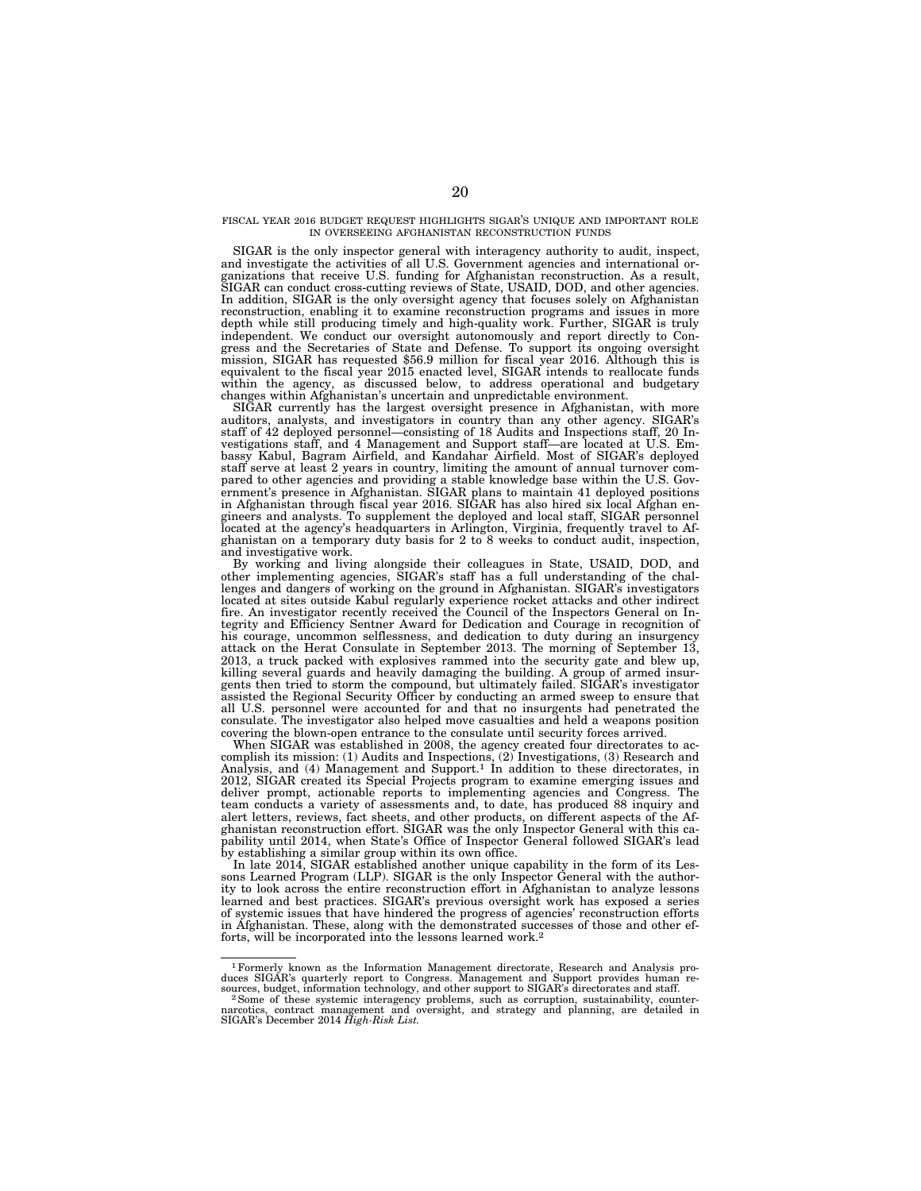## FISCAL YEAR 2016 BUDGET REQUEST HIGHLIGHTS SIGAR'S UNIQUE AND IMPORTANT ROLE IN OVERSEEING AFGHANISTAN RECONSTRUCTION FUNDS

SIGAR is the only inspector general with interagency authority to audit, inspect, and investigate the activities of all U.S. Government agencies and international organizations that receive U.S. funding for Afghanistan reconstruction. As a result, SIGAR can conduct cross-cutting reviews of State, USAID, DOD, and other agencies. In addition, SIGAR is the only oversight agency that focuses solely on Afghanistan reconstruction, enabling it to examine reconstruction programs and issues in more depth while still producing timely and high-quality work. Further, SIGAR is truly independent. We conduct our oversight autonomously and report directly to Congress and the Secretaries of State and Defense. To support its ongoing oversight mission, SIGAR has requested $56.9 million for fiscal year 2016. Although this is equivalent to the fiscal year 2015 enacted level, SIGAR intends to reallocate funds within the agency, as discussed below, to address operational and budgetary changes within Afghanistan's uncertain and unpredictable environment.

SIGAR currently has the largest oversight presence in Afghanistan, with more auditors, analysts, and investigators in country than any other agency. SIGAR's staff of 42 deployed personnel—consisting of 18 Audits and Inspections staff, 20 Investigations staff, and 4 Management and Support staff—are located at U.S. Embassy Kabul, Bagram Airfield, and Kandahar Airfield. Most of SIGAR's deployed staff serve at least 2 years in country, limiting the amount of annual turnover compared to other agencies and providing a stable knowledge base within the U.S. Government's presence in Afghanistan. SIGAR plans to maintain 41 deployed positions in Afghanistan through fiscal year 2016. SIGAR has also hired six local Afghan engineers and analysts. To supplement the deployed and local staff, SIGAR personnel located at the agency's headquarters in Arlington, Virginia, frequently travel to Afghanistan on a temporary duty basis for 2 to 8 weeks to conduct audit, inspection, and investigative work.

By working and living alongside their colleagues in State, USAID, DOD, and other implementing agencies, SIGAR's staff has a full understanding of the challenges and dangers of working on the ground in Afghanistan. SIGAR's investigators located at sites outside Kabul regularly experience rocket attacks and other indirect fire. An investigator recently received the Council of the Inspectors General on Integrity and Efficiency Sentner Award for Dedication and Courage in recognition of his courage, uncommon selflessness, and dedication to duty during an insurgency attack on the Herat Consulate in September 2013. The morning of September 13, 2013, a truck packed with explosives rammed into the security gate and blew up, killing several guards and heavily damaging the building. A group of armed insurgents then tried to storm the compound, but ultimately failed. SIGAR's investigator assisted the Regional Security Officer by conducting an armed sweep to ensure that all U.S. personnel were accounted for and that no insurgents had penetrated the consulate. The investigator also helped move casualties and held a weapons position covering the blown-open entrance to the consulate until security forces arrived.

When SIGAR was established in 2008, the agency created four directorates to accomplish its mission: (1) Audits and Inspections, (2) Investigations, (3) Research and Analysis, and (4) Management and Support.[1] In addition to these directorates, in 2012, SIGAR created its Special Projects program to examine emerging issues and deliver prompt, actionable reports to implementing agencies and Congress. The team conducts a variety of assessments and, to date, has produced 88 inquiry and alert letters, reviews, fact sheets, and other products, on different aspects of the Afghanistan reconstruction effort. SIGAR was the only Inspector General with this capability until 2014, when State's Office of Inspector General followed SIGAR's lead by establishing a similar group within its own office.

In late 2014, SIGAR established another unique capability in the form of its Lessons Learned Program (LLP). SIGAR is the only Inspector General with the authority to look across the entire reconstruction effort in Afghanistan to analyze lessons learned and best practices. SIGAR's previous oversight work has exposed a series of systemic issues that have hindered the progress of agencies' reconstruction efforts in Afghanistan. These, along with the demonstrated successes of those and other efforts, will be incorporated into the lessons learned work.[2]

---

[1] Formerly known as the Information Management directorate, Research and Analysis produces SIGAR's quarterly report to Congress. Management and Support provides human resources, budget, information technology, and other support to SIGAR's directorates and staff.

[2] Some of these systemic interagency problems, such as corruption, sustainability, counternarcotics, contract management and oversight, and strategy and planning, are detailed in SIGAR's December 2014 *High-Risk List.*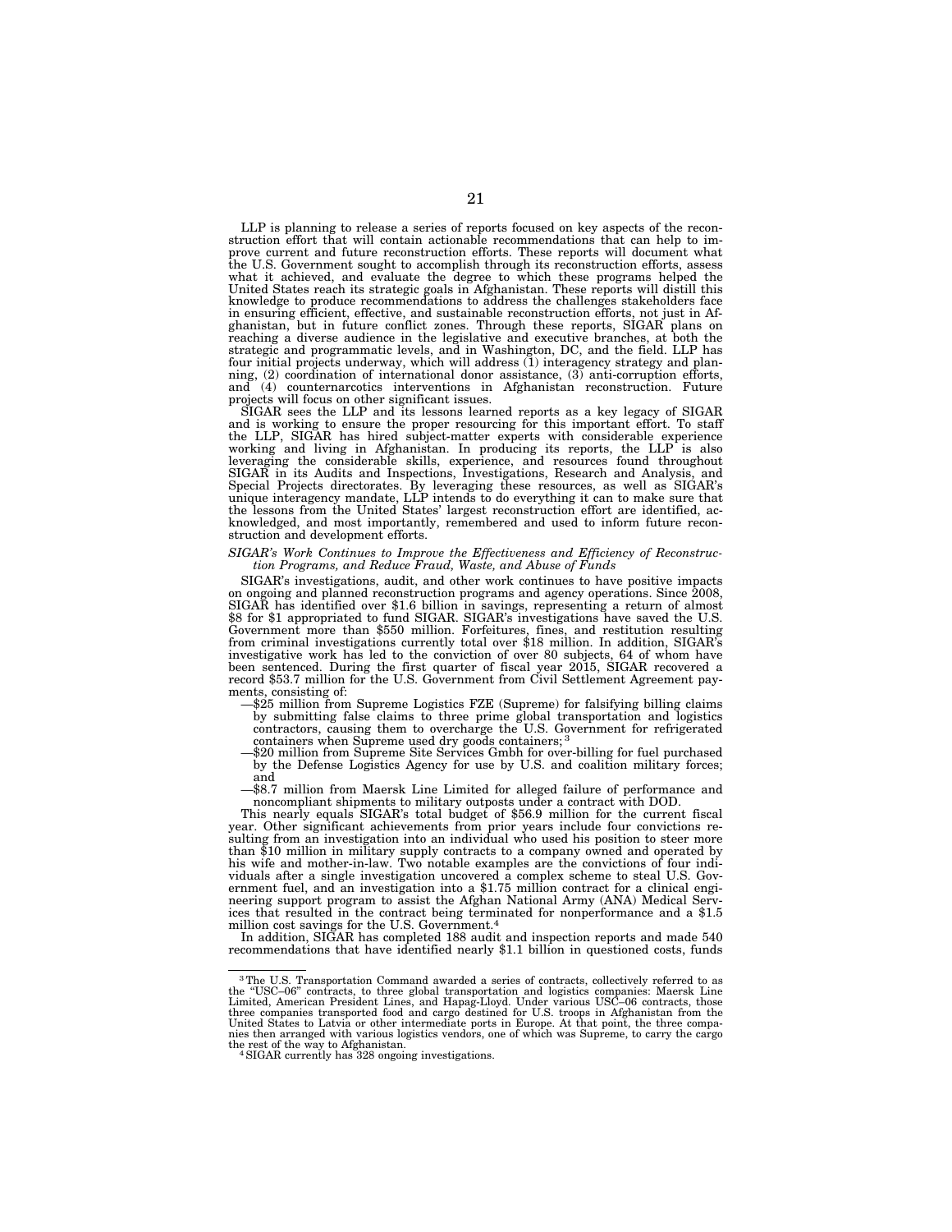LLP is planning to release a series of reports focused on key aspects of the reconstruction effort that will contain actionable recommendations that can help to improve current and future reconstruction efforts. These reports will document what the U.S. Government sought to accomplish through its reconstruction efforts, assess what it achieved, and evaluate the degree to which these programs helped the United States reach its strategic goals in Afghanistan. These reports will distill this knowledge to produce recommendations to address the challenges stakeholders face in ensuring efficient, effective, and sustainable reconstruction efforts, not just in Afghanistan, but in future conflict zones. Through these reports, SIGAR plans on reaching a diverse audience in the legislative and executive branches, at both the strategic and programmatic levels, and in Washington, DC, and the field. LLP has four initial projects underway, which will address (1) interagency strategy and planning, (2) coordination of international donor assistance, (3) anti-corruption efforts, and (4) counternarcotics interventions in Afghanistan reconstruction. Future projects will focus on other significant issues.

SIGAR sees the LLP and its lessons learned reports as a key legacy of SIGAR and is working to ensure the proper resourcing for this important effort. To staff the LLP, SIGAR has hired subject-matter experts with considerable experience working and living in Afghanistan. In producing its reports, the LLP is also leveraging the considerable skills, experience, and resources found throughout SIGAR in its Audits and Inspections, Investigations, Research and Analysis, and Special Projects directorates. By leveraging these resources, as well as SIGAR's unique interagency mandate, LLP intends to do everything it can to make sure that the lessons from the United States' largest reconstruction effort are identified, acknowledged, and most importantly, remembered and used to inform future reconstruction and development efforts.

*SIGAR's Work Continues to Improve the Effectiveness and Efficiency of Reconstruction Programs, and Reduce Fraud, Waste, and Abuse of Funds*

SIGAR's investigations, audit, and other work continues to have positive impacts on ongoing and planned reconstruction programs and agency operations. Since 2008, SIGAR has identified over $1.6 billion in savings, representing a return of almost $8 for $1 appropriated to fund SIGAR. SIGAR's investigations have saved the U.S. Government more than $550 million. Forfeitures, fines, and restitution resulting from criminal investigations currently total over $18 million. In addition, SIGAR's investigative work has led to the conviction of over 80 subjects, 64 of whom have been sentenced. During the first quarter of fiscal year 2015, SIGAR recovered a record $53.7 million for the U.S. Government from Civil Settlement Agreement payments, consisting of:

—$25 million from Supreme Logistics FZE (Supreme) for falsifying billing claims by submitting false claims to three prime global transportation and logistics contractors, causing them to overcharge the U.S. Government for refrigerated containers when Supreme used dry goods containers;[3]

—$20 million from Supreme Site Services Gmbh for over-billing for fuel purchased by the Defense Logistics Agency for use by U.S. and coalition military forces; and

—$8.7 million from Maersk Line Limited for alleged failure of performance and noncompliant shipments to military outposts under a contract with DOD.

This nearly equals SIGAR's total budget of $56.9 million for the current fiscal year. Other significant achievements from prior years include four convictions resulting from an investigation into an individual who used his position to steer more than $10 million in military supply contracts to a company owned and operated by his wife and mother-in-law. Two notable examples are the convictions of four individuals after a single investigation uncovered a complex scheme to steal U.S. Government fuel, and an investigation into a $1.75 million contract for a clinical engineering support program to assist the Afghan National Army (ANA) Medical Services that resulted in the contract being terminated for nonperformance and a $1.5 million cost savings for the U.S. Government.[4]

In addition, SIGAR has completed 188 audit and inspection reports and made 540 recommendations that have identified nearly $1.1 billion in questioned costs, funds

[3] The U.S. Transportation Command awarded a series of contracts, collectively referred to as the "USC–06" contracts, to three global transportation and logistics companies: Maersk Line Limited, American President Lines, and Hapag-Lloyd. Under various USC–06 contracts, those three companies transported food and cargo destined for U.S. troops in Afghanistan from the United States to Latvia or other intermediate ports in Europe. At that point, the three companies then arranged with various logistics vendors, one of which was Supreme, to carry the cargo the rest of the way to Afghanistan.

[4] SIGAR currently has 328 ongoing investigations.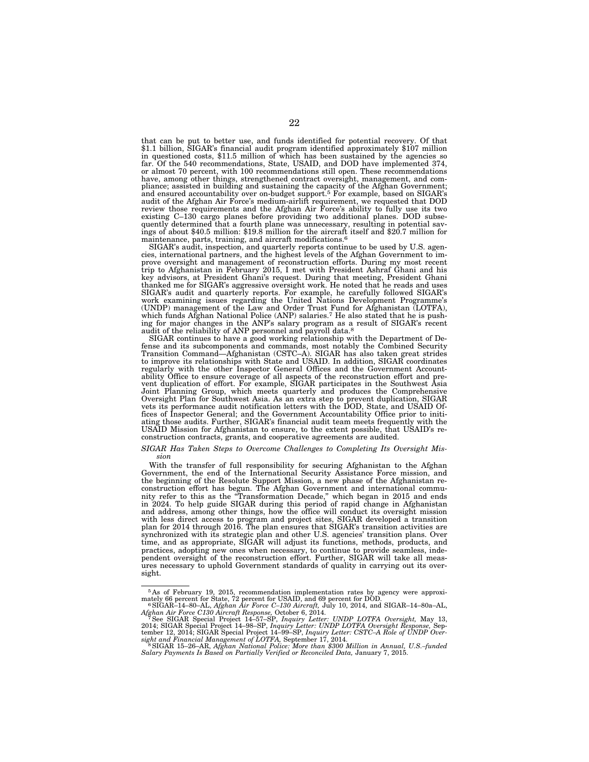that can be put to better use, and funds identified for potential recovery. Of that $1.1 billion, SIGAR's financial audit program identified approximately $107 million in questioned costs, $11.5 million of which has been sustained by the agencies so far. Of the 540 recommendations, State, USAID, and DOD have implemented 374, or almost 70 percent, with 100 recommendations still open. These recommendations have, among other things, strengthened contract oversight, management, and compliance; assisted in building and sustaining the capacity of the Afghan Government; and ensured accountability over on-budget support.[5] For example, based on SIGAR's audit of the Afghan Air Force's medium-airlift requirement, we requested that DOD review those requirements and the Afghan Air Force's ability to fully use its two existing C–130 cargo planes before providing two additional planes. DOD subsequently determined that a fourth plane was unnecessary, resulting in potential savings of about $40.5 million: $19.8 million for the aircraft itself and $20.7 million for maintenance, parts, training, and aircraft modifications.[6]

SIGAR's audit, inspection, and quarterly reports continue to be used by U.S. agencies, international partners, and the highest levels of the Afghan Government to improve oversight and management of reconstruction efforts. During my most recent trip to Afghanistan in February 2015, I met with President Ashraf Ghani and his key advisors, at President Ghani's request. During that meeting, President Ghani thanked me for SIGAR's aggressive oversight work. He noted that he reads and uses SIGAR's audit and quarterly reports. For example, he carefully followed SIGAR's work examining issues regarding the United Nations Development Programme's (UNDP) management of the Law and Order Trust Fund for Afghanistan (LOTFA), which funds Afghan National Police (ANP) salaries.[7] He also stated that he is pushing for major changes in the ANP's salary program as a result of SIGAR's recent audit of the reliability of ANP personnel and payroll data.[8]

SIGAR continues to have a good working relationship with the Department of Defense and its subcomponents and commands, most notably the Combined Security Transition Command—Afghanistan (CSTC–A). SIGAR has also taken great strides to improve its relationships with State and USAID. In addition, SIGAR coordinates regularly with the other Inspector General Offices and the Government Accountability Office to ensure coverage of all aspects of the reconstruction effort and prevent duplication of effort. For example, SIGAR participates in the Southwest Asia Joint Planning Group, which meets quarterly and produces the Comprehensive Oversight Plan for Southwest Asia. As an extra step to prevent duplication, SIGAR vets its performance audit notification letters with the DOD, State, and USAID Offices of Inspector General; and the Government Accountability Office prior to initiating those audits. Further, SIGAR's financial audit team meets frequently with the USAID Mission for Afghanistan to ensure, to the extent possible, that USAID's reconstruction contracts, grants, and cooperative agreements are audited.

*SIGAR Has Taken Steps to Overcome Challenges to Completing Its Oversight Mission*

With the transfer of full responsibility for securing Afghanistan to the Afghan Government, the end of the International Security Assistance Force mission, and the beginning of the Resolute Support Mission, a new phase of the Afghanistan reconstruction effort has begun. The Afghan Government and international community refer to this as the "Transformation Decade," which began in 2015 and ends in 2024. To help guide SIGAR during this period of rapid change in Afghanistan and address, among other things, how the office will conduct its oversight mission with less direct access to program and project sites, SIGAR developed a transition plan for 2014 through 2016. The plan ensures that SIGAR's transition activities are synchronized with its strategic plan and other U.S. agencies' transition plans. Over time, and as appropriate, SIGAR will adjust its functions, methods, products, and practices, adopting new ones when necessary, to continue to provide seamless, independent oversight of the reconstruction effort. Further, SIGAR will take all measures necessary to uphold Government standards of quality in carrying out its oversight.

---

[5] As of February 19, 2015, recommendation implementation rates by agency were approximately 66 percent for State, 72 percent for USAID, and 69 percent for DOD.

[6] SIGAR–14–80–AL, *Afghan Air Force C–130 Aircraft,* July 10, 2014, and SIGAR–14–80a–AL, *Afghan Air Force C130 Aircraft Response,* October 6, 2014.

[7] See SIGAR Special Project 14–57–SP, *Inquiry Letter: UNDP LOTFA Oversight,* May 13, 2014; SIGAR Special Project 14–98–SP, *Inquiry Letter: UNDP LOTFA Oversight Response,* September 12, 2014; SIGAR Special Project 14–99–SP, *Inquiry Letter: CSTC–A Role of UNDP Oversight and Financial Management of LOTFA,* September 17, 2014.

[8] SIGAR 15–26–AR, *Afghan National Police: More than $300 Million in Annual, U.S.–funded Salary Payments Is Based on Partially Verified or Reconciled Data,* January 7, 2015.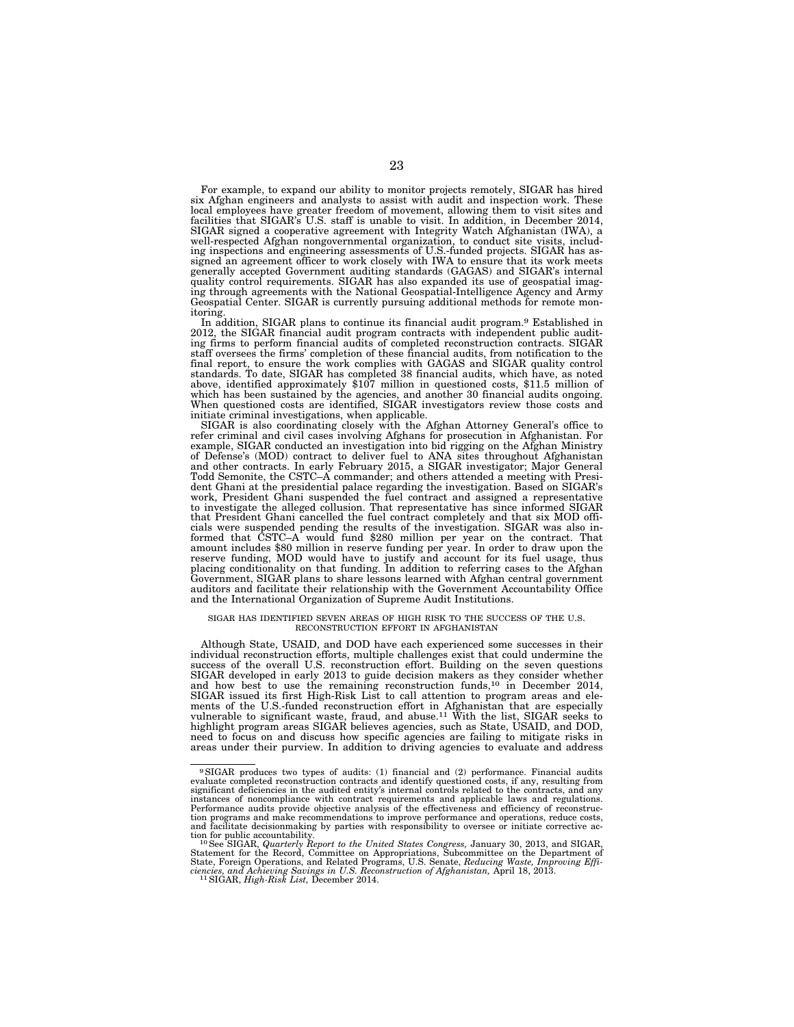For example, to expand our ability to monitor projects remotely, SIGAR has hired six Afghan engineers and analysts to assist with audit and inspection work. These local employees have greater freedom of movement, allowing them to visit sites and facilities that SIGAR's U.S. staff is unable to visit. In addition, in December 2014, SIGAR signed a cooperative agreement with Integrity Watch Afghanistan (IWA), a well-respected Afghan nongovernmental organization, to conduct site visits, including inspections and engineering assessments of U.S.-funded projects. SIGAR has assigned an agreement officer to work closely with IWA to ensure that its work meets generally accepted Government auditing standards (GAGAS) and SIGAR's internal quality control requirements. SIGAR has also expanded its use of geospatial imaging through agreements with the National Geospatial-Intelligence Agency and Army Geospatial Center. SIGAR is currently pursuing additional methods for remote monitoring.

In addition, SIGAR plans to continue its financial audit program.[9] Established in 2012, the SIGAR financial audit program contracts with independent public auditing firms to perform financial audits of completed reconstruction contracts. SIGAR staff oversees the firms' completion of these financial audits, from notification to the final report, to ensure the work complies with GAGAS and SIGAR quality control standards. To date, SIGAR has completed 38 financial audits, which have, as noted above, identified approximately $107 million in questioned costs, $11.5 million of which has been sustained by the agencies, and another 30 financial audits ongoing. When questioned costs are identified, SIGAR investigators review those costs and initiate criminal investigations, when applicable.

SIGAR is also coordinating closely with the Afghan Attorney General's office to refer criminal and civil cases involving Afghans for prosecution in Afghanistan. For example, SIGAR conducted an investigation into bid rigging on the Afghan Ministry of Defense's (MOD) contract to deliver fuel to ANA sites throughout Afghanistan and other contracts. In early February 2015, a SIGAR investigator; Major General Todd Semonite, the CSTC–A commander; and others attended a meeting with President Ghani at the presidential palace regarding the investigation. Based on SIGAR's work, President Ghani suspended the fuel contract and assigned a representative to investigate the alleged collusion. That representative has since informed SIGAR that President Ghani cancelled the fuel contract completely and that six MOD officials were suspended pending the results of the investigation. SIGAR was also informed that CSTC–A would fund $280 million per year on the contract. That amount includes $80 million in reserve funding per year. In order to draw upon the reserve funding, MOD would have to justify and account for its fuel usage, thus placing conditionality on that funding. In addition to referring cases to the Afghan Government, SIGAR plans to share lessons learned with Afghan central government auditors and facilitate their relationship with the Government Accountability Office and the International Organization of Supreme Audit Institutions.

## SIGAR HAS IDENTIFIED SEVEN AREAS OF HIGH RISK TO THE SUCCESS OF THE U.S. RECONSTRUCTION EFFORT IN AFGHANISTAN

Although State, USAID, and DOD have each experienced some successes in their individual reconstruction efforts, multiple challenges exist that could undermine the success of the overall U.S. reconstruction effort. Building on the seven questions SIGAR developed in early 2013 to guide decision makers as they consider whether and how best to use the remaining reconstruction funds,[10] in December 2014, SIGAR issued its first High-Risk List to call attention to program areas and elements of the U.S.-funded reconstruction effort in Afghanistan that are especially vulnerable to significant waste, fraud, and abuse.[11] With the list, SIGAR seeks to highlight program areas SIGAR believes agencies, such as State, USAID, and DOD, need to focus on and discuss how specific agencies are failing to mitigate risks in areas under their purview. In addition to driving agencies to evaluate and address

---

[9] SIGAR produces two types of audits: (1) financial and (2) performance. Financial audits evaluate completed reconstruction contracts and identify questioned costs, if any, resulting from significant deficiencies in the audited entity's internal controls related to the contracts, and any instances of noncompliance with contract requirements and applicable laws and regulations. Performance audits provide objective analysis of the effectiveness and efficiency of reconstruction programs and make recommendations to improve performance and operations, reduce costs, and facilitate decisionmaking by parties with responsibility to oversee or initiate corrective action for public accountability.

[10] See SIGAR, *Quarterly Report to the United States Congress,* January 30, 2013, and SIGAR, Statement for the Record, Committee on Appropriations, Subcommittee on the Department of State, Foreign Operations, and Related Programs, U.S. Senate, *Reducing Waste, Improving Efficiencies, and Achieving Savings in U.S. Reconstruction of Afghanistan,* April 18, 2013.

[11] SIGAR, *High-Risk List,* December 2014.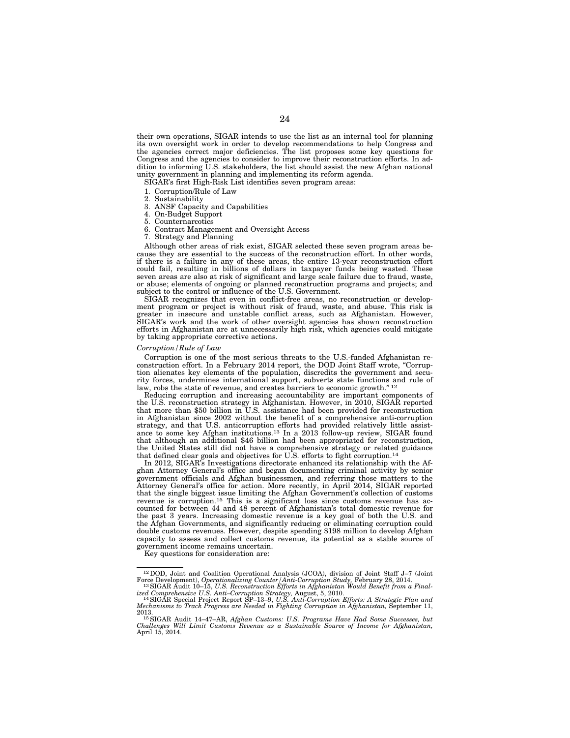their own operations, SIGAR intends to use the list as an internal tool for planning its own oversight work in order to develop recommendations to help Congress and the agencies correct major deficiencies. The list proposes some key questions for Congress and the agencies to consider to improve their reconstruction efforts. In addition to informing U.S. stakeholders, the list should assist the new Afghan national unity government in planning and implementing its reform agenda.

SIGAR's first High-Risk List identifies seven program areas:

1. Corruption/Rule of Law
2. Sustainability
3. ANSF Capacity and Capabilities
4. On-Budget Support
5. Counternarcotics
6. Contract Management and Oversight Access
7. Strategy and Planning

Although other areas of risk exist, SIGAR selected these seven program areas because they are essential to the success of the reconstruction effort. In other words, if there is a failure in any of these areas, the entire 13-year reconstruction effort could fail, resulting in billions of dollars in taxpayer funds being wasted. These seven areas are also at risk of significant and large scale failure due to fraud, waste, or abuse; elements of ongoing or planned reconstruction programs and projects; and subject to the control or influence of the U.S. Government.

SIGAR recognizes that even in conflict-free areas, no reconstruction or development program or project is without risk of fraud, waste, and abuse. This risk is greater in insecure and unstable conflict areas, such as Afghanistan. However, SIGAR's work and the work of other oversight agencies has shown reconstruction efforts in Afghanistan are at unnecessarily high risk, which agencies could mitigate by taking appropriate corrective actions.

*Corruption/Rule of Law*

Corruption is one of the most serious threats to the U.S.-funded Afghanistan reconstruction effort. In a February 2014 report, the DOD Joint Staff wrote, "Corruption alienates key elements of the population, discredits the government and security forces, undermines international support, subverts state functions and rule of law, robs the state of revenue, and creates barriers to economic growth." [12]

Reducing corruption and increasing accountability are important components of the U.S. reconstruction strategy in Afghanistan. However, in 2010, SIGAR reported that more than $50 billion in U.S. assistance had been provided for reconstruction in Afghanistan since 2002 without the benefit of a comprehensive anti-corruption strategy, and that U.S. anticorruption efforts had provided relatively little assistance to some key Afghan institutions.[13] In a 2013 follow-up review, SIGAR found that although an additional $46 billion had been appropriated for reconstruction, the United States still did not have a comprehensive strategy or related guidance that defined clear goals and objectives for U.S. efforts to fight corruption.[14]

In 2012, SIGAR's Investigations directorate enhanced its relationship with the Afghan Attorney General's office and began documenting criminal activity by senior government officials and Afghan businessmen, and referring those matters to the Attorney General's office for action. More recently, in April 2014, SIGAR reported that the single biggest issue limiting the Afghan Government's collection of customs revenue is corruption.[15] This is a significant loss since customs revenue has accounted for between 44 and 48 percent of Afghanistan's total domestic revenue for the past 3 years. Increasing domestic revenue is a key goal of both the U.S. and the Afghan Governments, and significantly reducing or eliminating corruption could double customs revenues. However, despite spending $198 million to develop Afghan capacity to assess and collect customs revenue, its potential as a stable source of government income remains uncertain.

Key questions for consideration are:

---

[12] DOD, Joint and Coalition Operational Analysis (JCOA), division of Joint Staff J–7 (Joint Force Development), *Operationalizing Counter/Anti-Corruption Study,* February 28, 2014.

[13] SIGAR Audit 10–15, *U.S. Reconstruction Efforts in Afghanistan Would Benefit from a Finalized Comprehensive U.S. Anti-Corruption Strategy,* August, 5, 2010.

[14] SIGAR Special Project Report SP–13–9, *U.S. Anti-Corruption Efforts: A Strategic Plan and Mechanisms to Track Progress are Needed in Fighting Corruption in Afghanistan,* September 11, 2013.

[15] SIGAR Audit 14–47–AR, *Afghan Customs: U.S. Programs Have Had Some Successes, but Challenges Will Limit Customs Revenue as a Sustainable Source of Income for Afghanistan,* April 15, 2014.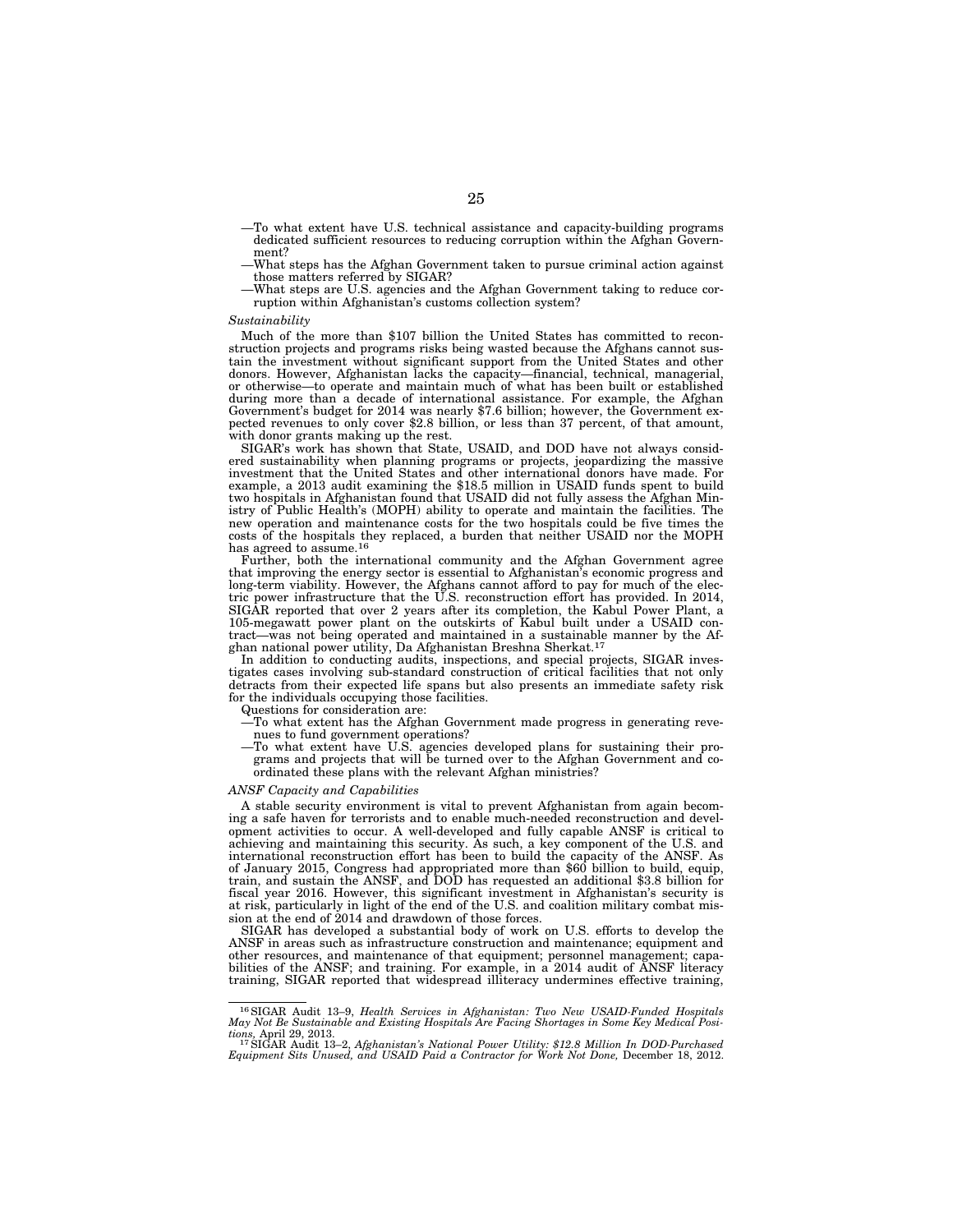—To what extent have U.S. technical assistance and capacity-building programs dedicated sufficient resources to reducing corruption within the Afghan Government?

—What steps has the Afghan Government taken to pursue criminal action against those matters referred by SIGAR?

—What steps are U.S. agencies and the Afghan Government taking to reduce corruption within Afghanistan's customs collection system?

*Sustainability*

Much of the more than $107 billion the United States has committed to reconstruction projects and programs risks being wasted because the Afghans cannot sustain the investment without significant support from the United States and other donors. However, Afghanistan lacks the capacity—financial, technical, managerial, or otherwise—to operate and maintain much of what has been built or established during more than a decade of international assistance. For example, the Afghan Government's budget for 2014 was nearly $7.6 billion; however, the Government expected revenues to only cover $2.8 billion, or less than 37 percent, of that amount, with donor grants making up the rest.

SIGAR's work has shown that State, USAID, and DOD have not always considered sustainability when planning programs or projects, jeopardizing the massive investment that the United States and other international donors have made. For example, a 2013 audit examining the $18.5 million in USAID funds spent to build two hospitals in Afghanistan found that USAID did not fully assess the Afghan Ministry of Public Health's (MOPH) ability to operate and maintain the facilities. The new operation and maintenance costs for the two hospitals could be five times the costs of the hospitals they replaced, a burden that neither USAID nor the MOPH has agreed to assume.[16]

Further, both the international community and the Afghan Government agree that improving the energy sector is essential to Afghanistan's economic progress and long-term viability. However, the Afghans cannot afford to pay for much of the electric power infrastructure that the U.S. reconstruction effort has provided. In 2014, SIGAR reported that over 2 years after its completion, the Kabul Power Plant, a 105-megawatt power plant on the outskirts of Kabul built under a USAID contract—was not being operated and maintained in a sustainable manner by the Afghan national power utility, Da Afghanistan Breshna Sherkat.[17]

In addition to conducting audits, inspections, and special projects, SIGAR investigates cases involving sub-standard construction of critical facilities that not only detracts from their expected life spans but also presents an immediate safety risk for the individuals occupying those facilities.

Questions for consideration are:

—To what extent has the Afghan Government made progress in generating revenues to fund government operations?

—To what extent have U.S. agencies developed plans for sustaining their programs and projects that will be turned over to the Afghan Government and coordinated these plans with the relevant Afghan ministries?

*ANSF Capacity and Capabilities*

A stable security environment is vital to prevent Afghanistan from again becoming a safe haven for terrorists and to enable much-needed reconstruction and development activities to occur. A well-developed and fully capable ANSF is critical to achieving and maintaining this security. As such, a key component of the U.S. and international reconstruction effort has been to build the capacity of the ANSF. As of January 2015, Congress had appropriated more than $60 billion to build, equip, train, and sustain the ANSF, and DOD has requested an additional $3.8 billion for fiscal year 2016. However, this significant investment in Afghanistan's security is at risk, particularly in light of the end of the U.S. and coalition military combat mission at the end of 2014 and drawdown of those forces.

SIGAR has developed a substantial body of work on U.S. efforts to develop the ANSF in areas such as infrastructure construction and maintenance; equipment and other resources, and maintenance of that equipment; personnel management; capabilities of the ANSF; and training. For example, in a 2014 audit of ANSF literacy training, SIGAR reported that widespread illiteracy undermines effective training,

---

[16] SIGAR Audit 13–9, *Health Services in Afghanistan: Two New USAID-Funded Hospitals May Not Be Sustainable and Existing Hospitals Are Facing Shortages in Some Key Medical Positions*, April 29, 2013.

[17] SIGAR Audit 13–2, *Afghanistan's National Power Utility: $12.8 Million In DOD-Purchased Equipment Sits Unused, and USAID Paid a Contractor for Work Not Done,* December 18, 2012.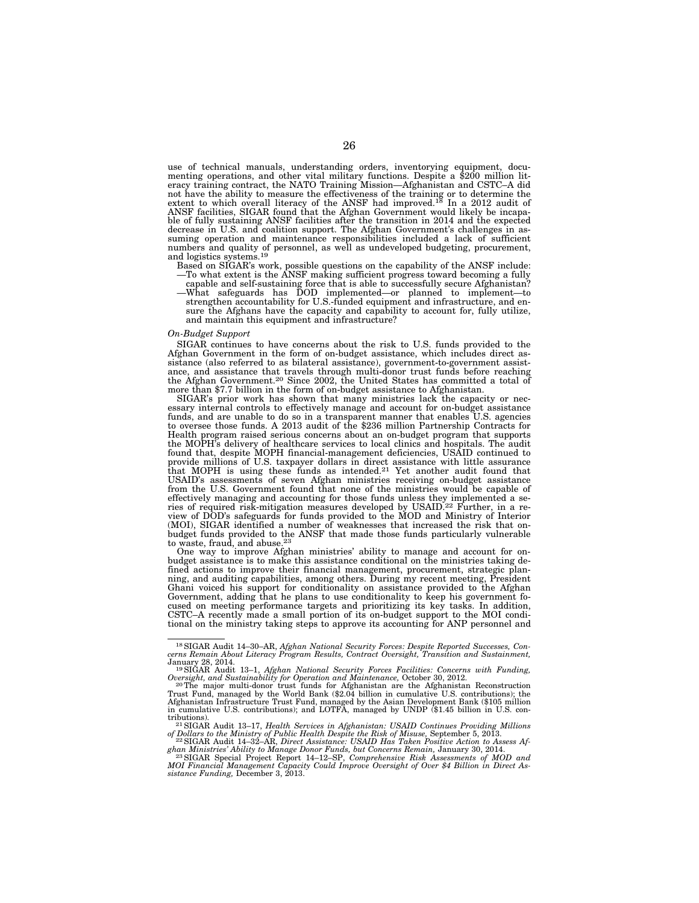use of technical manuals, understanding orders, inventorying equipment, documenting operations, and other vital military functions. Despite a $200 million literacy training contract, the NATO Training Mission—Afghanistan and CSTC–A did not have the ability to measure the effectiveness of the training or to determine the extent to which overall literacy of the ANSF had improved.[18] In a 2012 audit of ANSF facilities, SIGAR found that the Afghan Government would likely be incapable of fully sustaining ANSF facilities after the transition in 2014 and the expected decrease in U.S. and coalition support. The Afghan Government's challenges in assuming operation and maintenance responsibilities included a lack of sufficient numbers and quality of personnel, as well as undeveloped budgeting, procurement, and logistics systems.[19]

Based on SIGAR's work, possible questions on the capability of the ANSF include:

—To what extent is the ANSF making sufficient progress toward becoming a fully capable and self-sustaining force that is able to successfully secure Afghanistan?

—What safeguards has DOD implemented—or planned to implement—to strengthen accountability for U.S.-funded equipment and infrastructure, and ensure the Afghans have the capacity and capability to account for, fully utilize, and maintain this equipment and infrastructure?

*On-Budget Support*

SIGAR continues to have concerns about the risk to U.S. funds provided to the Afghan Government in the form of on-budget assistance, which includes direct assistance (also referred to as bilateral assistance), government-to-government assistance, and assistance that travels through multi-donor trust funds before reaching the Afghan Government.[20] Since 2002, the United States has committed a total of more than $7.7 billion in the form of on-budget assistance to Afghanistan.

SIGAR's prior work has shown that many ministries lack the capacity or necessary internal controls to effectively manage and account for on-budget assistance funds, and are unable to do so in a transparent manner that enables U.S. agencies to oversee those funds. A 2013 audit of the $236 million Partnership Contracts for Health program raised serious concerns about an on-budget program that supports the MOPH's delivery of healthcare services to local clinics and hospitals. The audit found that, despite MOPH financial-management deficiencies, USAID continued to provide millions of U.S. taxpayer dollars in direct assistance with little assurance that MOPH is using these funds as intended.[21] Yet another audit found that USAID's assessments of seven Afghan ministries receiving on-budget assistance from the U.S. Government found that none of the ministries would be capable of effectively managing and accounting for those funds unless they implemented a series of required risk-mitigation measures developed by USAID.[22] Further, in a review of DOD's safeguards for funds provided to the MOD and Ministry of Interior (MOI), SIGAR identified a number of weaknesses that increased the risk that on-budget funds provided to the ANSF that made those funds particularly vulnerable to waste, fraud, and abuse.[23]

One way to improve Afghan ministries' ability to manage and account for on-budget assistance is to make this assistance conditional on the ministries taking defined actions to improve their financial management, procurement, strategic planning, and auditing capabilities, among others. During my recent meeting, President Ghani voiced his support for conditionality on assistance provided to the Afghan Government, adding that he plans to use conditionality to keep his government focused on meeting performance targets and prioritizing its key tasks. In addition, CSTC–A recently made a small portion of its on-budget support to the MOI conditional on the ministry taking steps to approve its accounting for ANP personnel and

---

[18] SIGAR Audit 14–30–AR, *Afghan National Security Forces: Despite Reported Successes, Concerns Remain About Literacy Program Results, Contract Oversight, Transition and Sustainment,* January 28, 2014.

[19] SIGAR Audit 13–1, *Afghan National Security Forces Facilities: Concerns with Funding, Oversight, and Sustainability for Operation and Maintenance,* October 30, 2012.

[20] The major multi-donor trust funds for Afghanistan are the Afghanistan Reconstruction Trust Fund, managed by the World Bank ($2.04 billion in cumulative U.S. contributions); the Afghanistan Infrastructure Trust Fund, managed by the Asian Development Bank ($105 million in cumulative U.S. contributions); and LOTFA, managed by UNDP ($1.45 billion in U.S. contributions).

[21] SIGAR Audit 13–17, *Health Services in Afghanistan: USAID Continues Providing Millions of Dollars to the Ministry of Public Health Despite the Risk of Misuse,* September 5, 2013.

[22] SIGAR Audit 14–32–AR, *Direct Assistance: USAID Has Taken Positive Action to Assess Afghan Ministries' Ability to Manage Donor Funds, but Concerns Remain,* January 30, 2014.

[23] SIGAR Special Project Report 14–12–SP, *Comprehensive Risk Assessments of MOD and MOI Financial Management Capacity Could Improve Oversight of Over $4 Billion in Direct Assistance Funding,* December 3, 2013.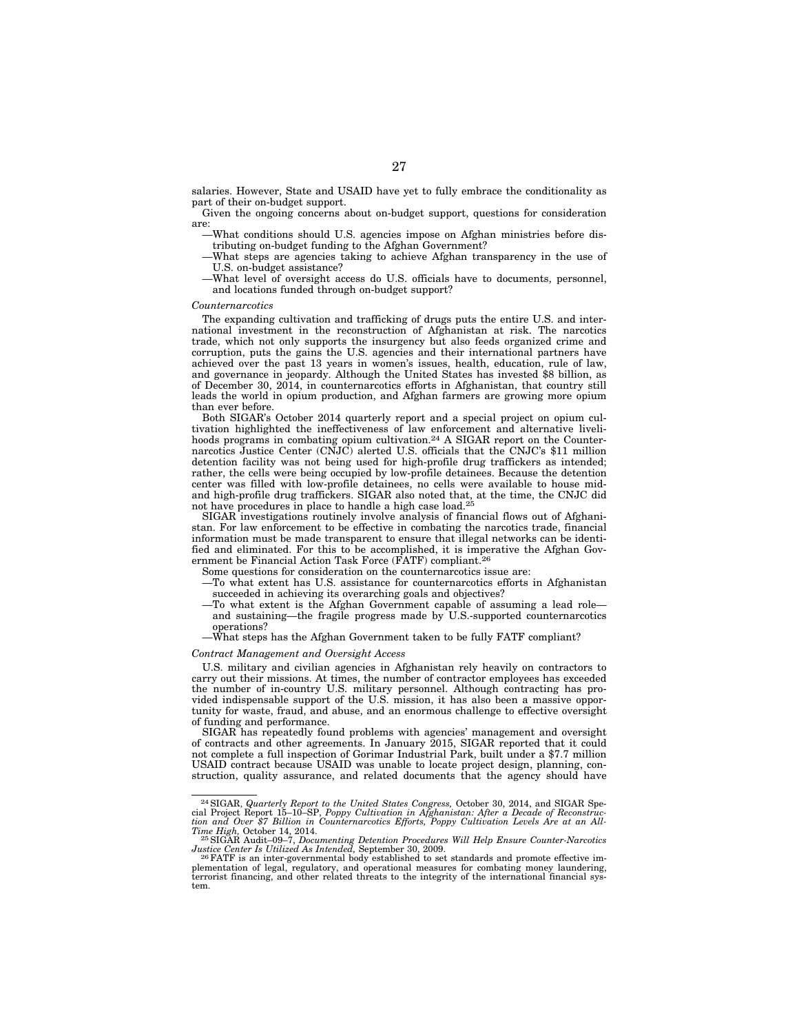salaries. However, State and USAID have yet to fully embrace the conditionality as part of their on-budget support.

Given the ongoing concerns about on-budget support, questions for consideration are:

—What conditions should U.S. agencies impose on Afghan ministries before distributing on-budget funding to the Afghan Government?

—What steps are agencies taking to achieve Afghan transparency in the use of U.S. on-budget assistance?

—What level of oversight access do U.S. officials have to documents, personnel, and locations funded through on-budget support?

*Counternarcotics*

The expanding cultivation and trafficking of drugs puts the entire U.S. and international investment in the reconstruction of Afghanistan at risk. The narcotics trade, which not only supports the insurgency but also feeds organized crime and corruption, puts the gains the U.S. agencies and their international partners have achieved over the past 13 years in women's issues, health, education, rule of law, and governance in jeopardy. Although the United States has invested $8 billion, as of December 30, 2014, in counternarcotics efforts in Afghanistan, that country still leads the world in opium production, and Afghan farmers are growing more opium than ever before.

Both SIGAR's October 2014 quarterly report and a special project on opium cultivation highlighted the ineffectiveness of law enforcement and alternative livelihoods programs in combating opium cultivation.[24] A SIGAR report on the Counternarcotics Justice Center (CNJC) alerted U.S. officials that the CNJC's $11 million detention facility was not being used for high-profile drug traffickers as intended; rather, the cells were being occupied by low-profile detainees. Because the detention center was filled with low-profile detainees, no cells were available to house mid- and high-profile drug traffickers. SIGAR also noted that, at the time, the CNJC did not have procedures in place to handle a high case load.[25]

SIGAR investigations routinely involve analysis of financial flows out of Afghanistan. For law enforcement to be effective in combating the narcotics trade, financial information must be made transparent to ensure that illegal networks can be identified and eliminated. For this to be accomplished, it is imperative the Afghan Government be Financial Action Task Force (FATF) compliant.[26]

Some questions for consideration on the counternarcotics issue are:

—To what extent has U.S. assistance for counternarcotics efforts in Afghanistan succeeded in achieving its overarching goals and objectives?

—To what extent is the Afghan Government capable of assuming a lead role—and sustaining—the fragile progress made by U.S.-supported counternarcotics operations?

—What steps has the Afghan Government taken to be fully FATF compliant?

*Contract Management and Oversight Access*

U.S. military and civilian agencies in Afghanistan rely heavily on contractors to carry out their missions. At times, the number of contractor employees has exceeded the number of in-country U.S. military personnel. Although contracting has provided indispensable support of the U.S. mission, it has also been a massive opportunity for waste, fraud, and abuse, and an enormous challenge to effective oversight of funding and performance.

SIGAR has repeatedly found problems with agencies' management and oversight of contracts and other agreements. In January 2015, SIGAR reported that it could not complete a full inspection of Gorimar Industrial Park, built under a $7.7 million USAID contract because USAID was unable to locate project design, planning, construction, quality assurance, and related documents that the agency should have

---

[24] SIGAR, *Quarterly Report to the United States Congress,* October 30, 2014, and SIGAR Special Project Report 15–10–SP, *Poppy Cultivation in Afghanistan: After a Decade of Reconstruction and Over $7 Billion in Counternarcotics Efforts, Poppy Cultivation Levels Are at an All-Time High,* October 14, 2014.

[25] SIGAR Audit–09–7, *Documenting Detention Procedures Will Help Ensure Counter-Narcotics Justice Center Is Utilized As Intended,* September 30, 2009.

[26] FATF is an inter-governmental body established to set standards and promote effective implementation of legal, regulatory, and operational measures for combating money laundering, terrorist financing, and other related threats to the integrity of the international financial system.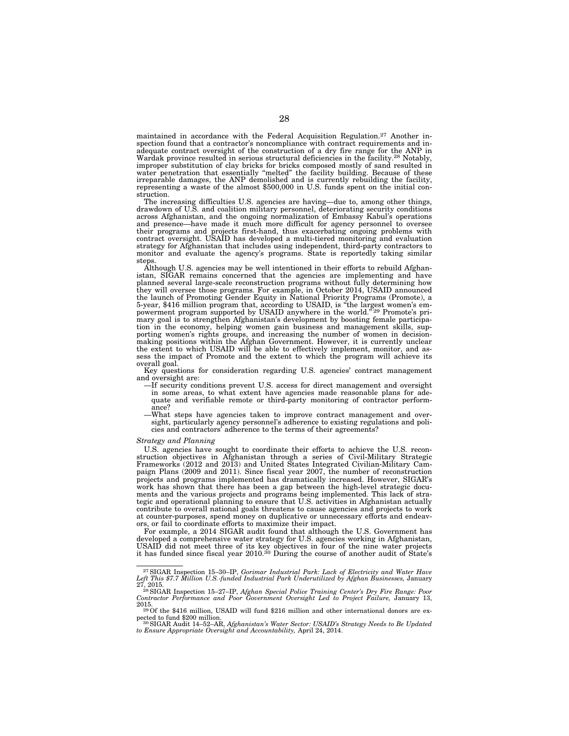maintained in accordance with the Federal Acquisition Regulation.[27] Another inspection found that a contractor's noncompliance with contract requirements and inadequate contract oversight of the construction of a dry fire range for the ANP in Wardak province resulted in serious structural deficiencies in the facility.[28] Notably, improper substitution of clay bricks for bricks composed mostly of sand resulted in water penetration that essentially "melted" the facility building. Because of these irreparable damages, the ANP demolished and is currently rebuilding the facility, representing a waste of the almost $500,000 in U.S. funds spent on the initial construction.

The increasing difficulties U.S. agencies are having—due to, among other things, drawdown of U.S. and coalition military personnel, deteriorating security conditions across Afghanistan, and the ongoing normalization of Embassy Kabul's operations and presence—have made it much more difficult for agency personnel to oversee their programs and projects first-hand, thus exacerbating ongoing problems with contract oversight. USAID has developed a multi-tiered monitoring and evaluation strategy for Afghanistan that includes using independent, third-party contractors to monitor and evaluate the agency's programs. State is reportedly taking similar steps.

Although U.S. agencies may be well intentioned in their efforts to rebuild Afghanistan, SIGAR remains concerned that the agencies are implementing and have planned several large-scale reconstruction programs without fully determining how they will oversee those programs. For example, in October 2014, USAID announced the launch of Promoting Gender Equity in National Priority Programs (Promote), a 5-year, $416 million program that, according to USAID, is "the largest women's empowerment program supported by USAID anywhere in the world."[29] Promote's primary goal is to strengthen Afghanistan's development by boosting female participation in the economy, helping women gain business and management skills, supporting women's rights groups, and increasing the number of women in decision-making positions within the Afghan Government. However, it is currently unclear the extent to which USAID will be able to effectively implement, monitor, and assess the impact of Promote and the extent to which the program will achieve its overall goal.

Key questions for consideration regarding U.S. agencies' contract management and oversight are:

—If security conditions prevent U.S. access for direct management and oversight in some areas, to what extent have agencies made reasonable plans for adequate and verifiable remote or third-party monitoring of contractor performance?

—What steps have agencies taken to improve contract management and oversight, particularly agency personnel's adherence to existing regulations and policies and contractors' adherence to the terms of their agreements?

*Strategy and Planning*

U.S. agencies have sought to coordinate their efforts to achieve the U.S. reconstruction objectives in Afghanistan through a series of Civil-Military Strategic Frameworks (2012 and 2013) and United States Integrated Civilian-Military Campaign Plans (2009 and 2011). Since fiscal year 2007, the number of reconstruction projects and programs implemented has dramatically increased. However, SIGAR's work has shown that there has been a gap between the high-level strategic documents and the various projects and programs being implemented. This lack of strategic and operational planning to ensure that U.S. activities in Afghanistan actually contribute to overall national goals threatens to cause agencies and projects to work at counter-purposes, spend money on duplicative or unnecessary efforts and endeavors, or fail to coordinate efforts to maximize their impact.

For example, a 2014 SIGAR audit found that although the U.S. Government has developed a comprehensive water strategy for U.S. agencies working in Afghanistan, USAID did not meet three of its key objectives in four of the nine water projects it has funded since fiscal year 2010.[30] During the course of another audit of State's

[27] SIGAR Inspection 15–30–IP, *Gorimar Industrial Park: Lack of Electricity and Water Have Left This $7.7 Million U.S.-funded Industrial Park Underutilized by Afghan Businesses,* January 27, 2015.

[28] SIGAR Inspection 15–27–IP, *Afghan Special Police Training Center's Dry Fire Range: Poor Contractor Performance and Poor Government Oversight Led to Project Failure,* January 13, 2015.

[29] Of the $416 million, USAID will fund $216 million and other international donors are expected to fund $200 million.

[30] SIGAR Audit 14–52–AR, *Afghanistan's Water Sector: USAID's Strategy Needs to Be Updated to Ensure Appropriate Oversight and Accountability,* April 24, 2014.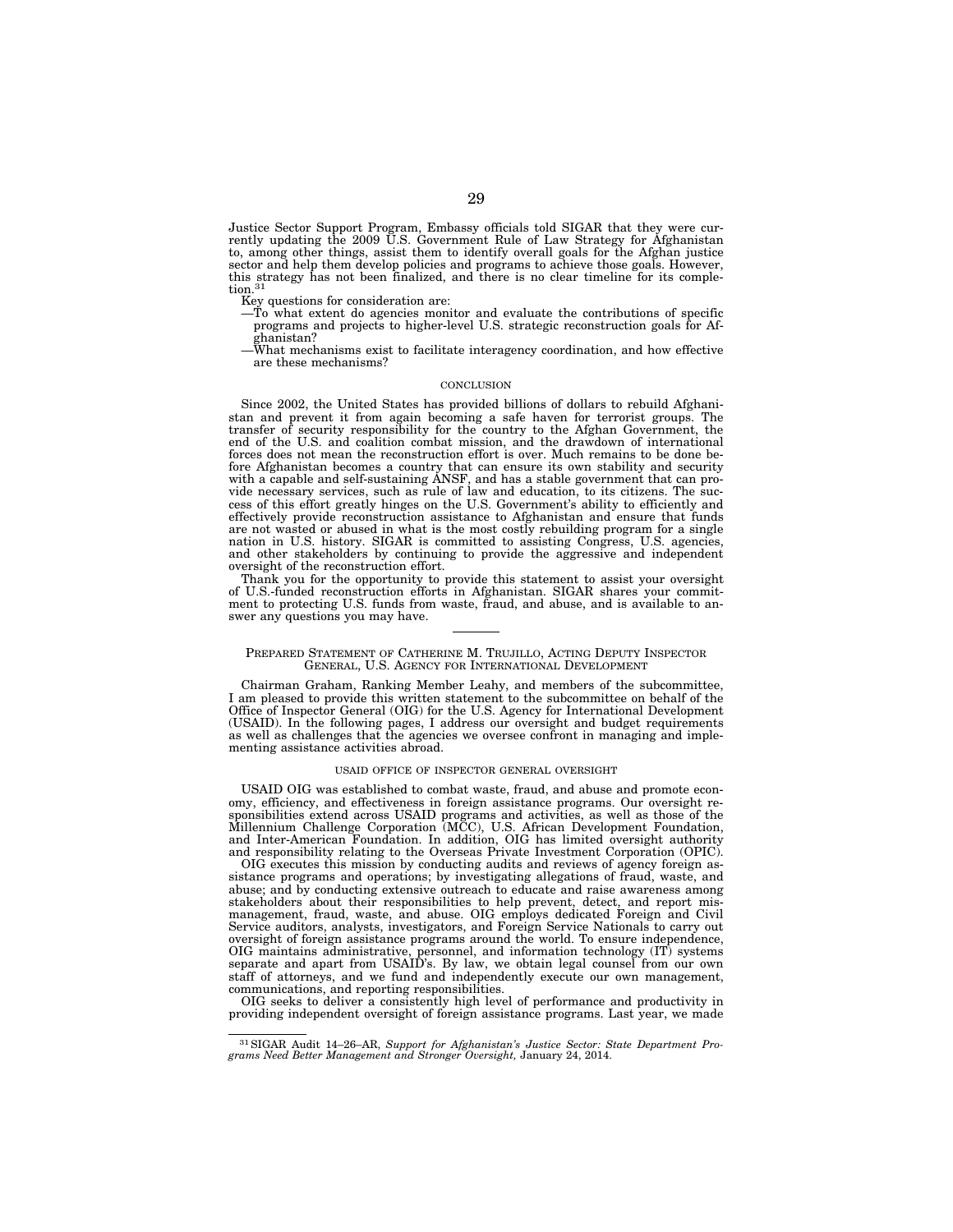Justice Sector Support Program, Embassy officials told SIGAR that they were currently updating the 2009 U.S. Government Rule of Law Strategy for Afghanistan to, among other things, assist them to identify overall goals for the Afghan justice sector and help them develop policies and programs to achieve those goals. However, this strategy has not been finalized, and there is no clear timeline for its completion.[31]

Key questions for consideration are:

—To what extent do agencies monitor and evaluate the contributions of specific programs and projects to higher-level U.S. strategic reconstruction goals for Afghanistan?

—What mechanisms exist to facilitate interagency coordination, and how effective are these mechanisms?

### CONCLUSION

Since 2002, the United States has provided billions of dollars to rebuild Afghanistan and prevent it from again becoming a safe haven for terrorist groups. The transfer of security responsibility for the country to the Afghan Government, the end of the U.S. and coalition combat mission, and the drawdown of international forces does not mean the reconstruction effort is over. Much remains to be done before Afghanistan becomes a country that can ensure its own stability and security with a capable and self-sustaining ANSF, and has a stable government that can provide necessary services, such as rule of law and education, to its citizens. The success of this effort greatly hinges on the U.S. Government's ability to efficiently and effectively provide reconstruction assistance to Afghanistan and ensure that funds are not wasted or abused in what is the most costly rebuilding program for a single nation in U.S. history. SIGAR is committed to assisting Congress, U.S. agencies, and other stakeholders by continuing to provide the aggressive and independent oversight of the reconstruction effort.

Thank you for the opportunity to provide this statement to assist your oversight of U.S.-funded reconstruction efforts in Afghanistan. SIGAR shares your commitment to protecting U.S. funds from waste, fraud, and abuse, and is available to answer any questions you may have.

---

## PREPARED STATEMENT OF CATHERINE M. TRUJILLO, ACTING DEPUTY INSPECTOR GENERAL, U.S. AGENCY FOR INTERNATIONAL DEVELOPMENT

Chairman Graham, Ranking Member Leahy, and members of the subcommittee, I am pleased to provide this written statement to the subcommittee on behalf of the Office of Inspector General (OIG) for the U.S. Agency for International Development (USAID). In the following pages, I address our oversight and budget requirements as well as challenges that the agencies we oversee confront in managing and implementing assistance activities abroad.

### USAID OFFICE OF INSPECTOR GENERAL OVERSIGHT

USAID OIG was established to combat waste, fraud, and abuse and promote economy, efficiency, and effectiveness in foreign assistance programs. Our oversight responsibilities extend across USAID programs and activities, as well as those of the Millennium Challenge Corporation (MCC), U.S. African Development Foundation, and Inter-American Foundation. In addition, OIG has limited oversight authority and responsibility relating to the Overseas Private Investment Corporation (OPIC).

OIG executes this mission by conducting audits and reviews of agency foreign assistance programs and operations; by investigating allegations of fraud, waste, and abuse; and by conducting extensive outreach to educate and raise awareness among stakeholders about their responsibilities to help prevent, detect, and report mismanagement, fraud, waste, and abuse. OIG employs dedicated Foreign and Civil Service auditors, analysts, investigators, and Foreign Service Nationals to carry out oversight of foreign assistance programs around the world. To ensure independence, OIG maintains administrative, personnel, and information technology (IT) systems separate and apart from USAID's. By law, we obtain legal counsel from our own staff of attorneys, and we fund and independently execute our own management, communications, and reporting responsibilities.

OIG seeks to deliver a consistently high level of performance and productivity in providing independent oversight of foreign assistance programs. Last year, we made

---

[31] SIGAR Audit 14–26–AR, *Support for Afghanistan's Justice Sector: State Department Programs Need Better Management and Stronger Oversight,* January 24, 2014.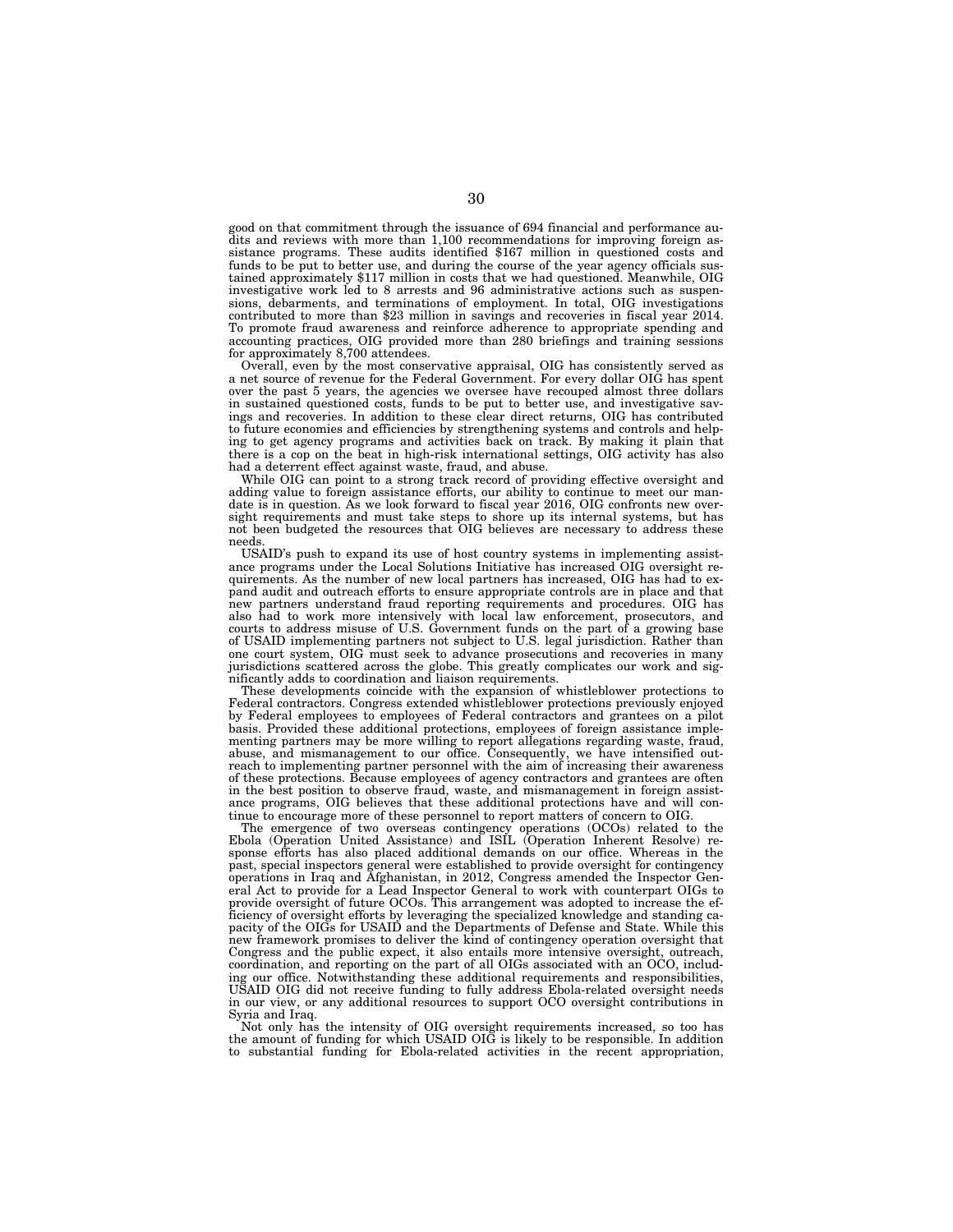good on that commitment through the issuance of 694 financial and performance audits and reviews with more than 1,100 recommendations for improving foreign assistance programs. These audits identified $167 million in questioned costs and funds to be put to better use, and during the course of the year agency officials sustained approximately $117 million in costs that we had questioned. Meanwhile, OIG investigative work led to 8 arrests and 96 administrative actions such as suspensions, debarments, and terminations of employment. In total, OIG investigations contributed to more than $23 million in savings and recoveries in fiscal year 2014. To promote fraud awareness and reinforce adherence to appropriate spending and accounting practices, OIG provided more than 280 briefings and training sessions for approximately 8,700 attendees.

Overall, even by the most conservative appraisal, OIG has consistently served as a net source of revenue for the Federal Government. For every dollar OIG has spent over the past 5 years, the agencies we oversee have recouped almost three dollars in sustained questioned costs, funds to be put to better use, and investigative savings and recoveries. In addition to these clear direct returns, OIG has contributed to future economies and efficiencies by strengthening systems and controls and helping to get agency programs and activities back on track. By making it plain that there is a cop on the beat in high-risk international settings, OIG activity has also had a deterrent effect against waste, fraud, and abuse.

While OIG can point to a strong track record of providing effective oversight and adding value to foreign assistance efforts, our ability to continue to meet our mandate is in question. As we look forward to fiscal year 2016, OIG confronts new oversight requirements and must take steps to shore up its internal systems, but has not been budgeted the resources that OIG believes are necessary to address these needs.

USAID's push to expand its use of host country systems in implementing assistance programs under the Local Solutions Initiative has increased OIG oversight requirements. As the number of new local partners has increased, OIG has had to expand audit and outreach efforts to ensure appropriate controls are in place and that new partners understand fraud reporting requirements and procedures. OIG has also had to work more intensively with local law enforcement, prosecutors, and courts to address misuse of U.S. Government funds on the part of a growing base of USAID implementing partners not subject to U.S. legal jurisdiction. Rather than one court system, OIG must seek to advance prosecutions and recoveries in many jurisdictions scattered across the globe. This greatly complicates our work and significantly adds to coordination and liaison requirements.

These developments coincide with the expansion of whistleblower protections to Federal contractors. Congress extended whistleblower protections previously enjoyed by Federal employees to employees of Federal contractors and grantees on a pilot basis. Provided these additional protections, employees of foreign assistance implementing partners may be more willing to report allegations regarding waste, fraud, abuse, and mismanagement to our office. Consequently, we have intensified outreach to implementing partner personnel with the aim of increasing their awareness of these protections. Because employees of agency contractors and grantees are often in the best position to observe fraud, waste, and mismanagement in foreign assistance programs, OIG believes that these additional protections have and will continue to encourage more of these personnel to report matters of concern to OIG.

The emergence of two overseas contingency operations (OCOs) related to the Ebola (Operation United Assistance) and ISIL (Operation Inherent Resolve) response efforts has also placed additional demands on our office. Whereas in the past, special inspectors general were established to provide oversight for contingency operations in Iraq and Afghanistan, in 2012, Congress amended the Inspector General Act to provide for a Lead Inspector General to work with counterpart OIGs to provide oversight of future OCOs. This arrangement was adopted to increase the efficiency of oversight efforts by leveraging the specialized knowledge and standing capacity of the OIGs for USAID and the Departments of Defense and State. While this new framework promises to deliver the kind of contingency operation oversight that Congress and the public expect, it also entails more intensive oversight, outreach, coordination, and reporting on the part of all OIGs associated with an OCO, including our office. Notwithstanding these additional requirements and responsibilities, USAID OIG did not receive funding to fully address Ebola-related oversight needs in our view, or any additional resources to support OCO oversight contributions in Syria and Iraq.

Not only has the intensity of OIG oversight requirements increased, so too has the amount of funding for which USAID OIG is likely to be responsible. In addition to substantial funding for Ebola-related activities in the recent appropriation,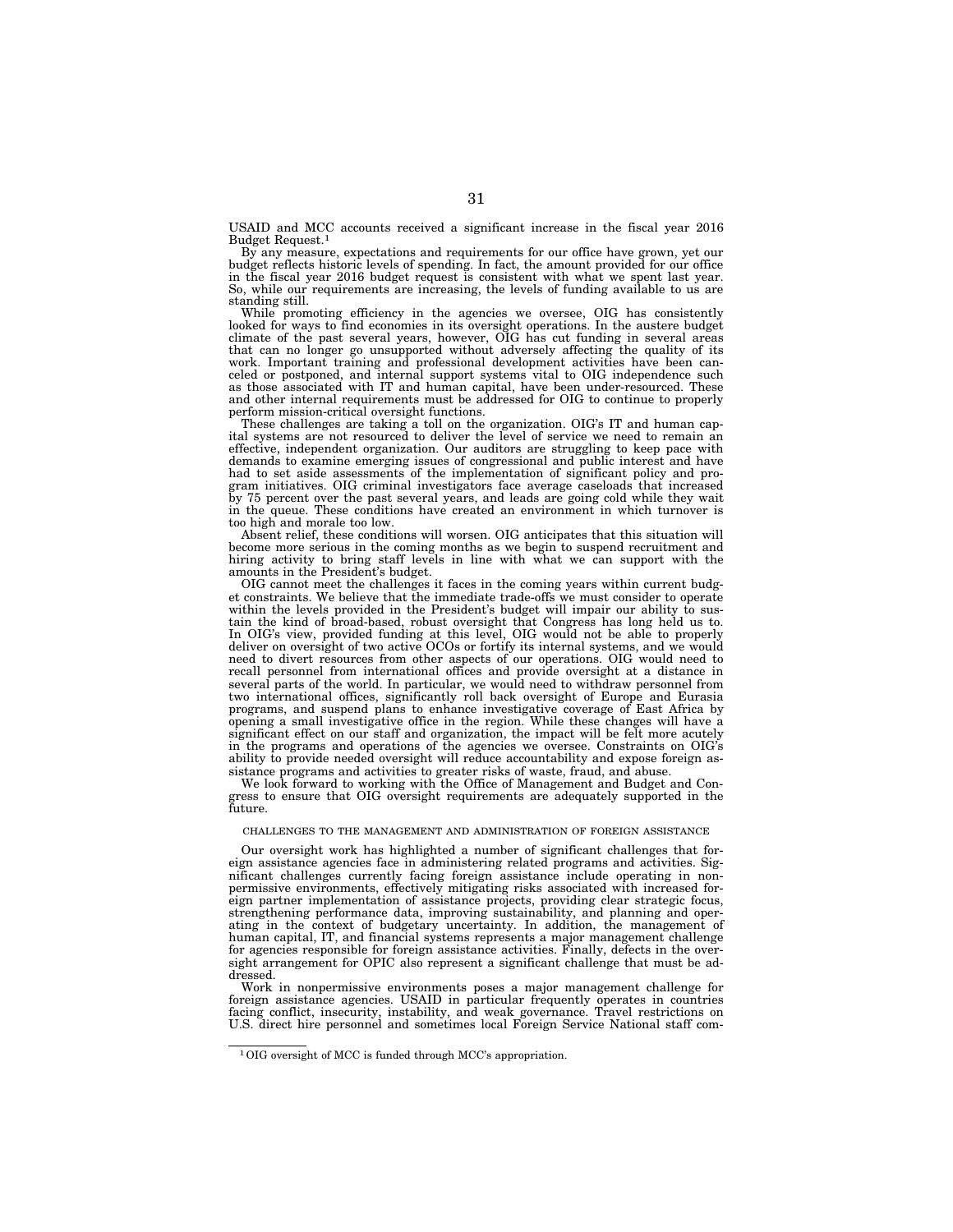USAID and MCC accounts received a significant increase in the fiscal year 2016 Budget Request.[1]

By any measure, expectations and requirements for our office have grown, yet our budget reflects historic levels of spending. In fact, the amount provided for our office in the fiscal year 2016 budget request is consistent with what we spent last year. So, while our requirements are increasing, the levels of funding available to us are standing still.

While promoting efficiency in the agencies we oversee, OIG has consistently looked for ways to find economies in its oversight operations. In the austere budget climate of the past several years, however, OIG has cut funding in several areas that can no longer go unsupported without adversely affecting the quality of its work. Important training and professional development activities have been canceled or postponed, and internal support systems vital to OIG independence such as those associated with IT and human capital, have been under-resourced. These and other internal requirements must be addressed for OIG to continue to properly perform mission-critical oversight functions.

These challenges are taking a toll on the organization. OIG's IT and human capital systems are not resourced to deliver the level of service we need to remain an effective, independent organization. Our auditors are struggling to keep pace with demands to examine emerging issues of congressional and public interest and have had to set aside assessments of the implementation of significant policy and program initiatives. OIG criminal investigators face average caseloads that increased by 75 percent over the past several years, and leads are going cold while they wait in the queue. These conditions have created an environment in which turnover is too high and morale too low.

Absent relief, these conditions will worsen. OIG anticipates that this situation will become more serious in the coming months as we begin to suspend recruitment and hiring activity to bring staff levels in line with what we can support with the amounts in the President's budget.

OIG cannot meet the challenges it faces in the coming years within current budget constraints. We believe that the immediate trade-offs we must consider to operate within the levels provided in the President's budget will impair our ability to sustain the kind of broad-based, robust oversight that Congress has long held us to. In OIG's view, provided funding at this level, OIG would not be able to properly deliver on oversight of two active OCOs or fortify its internal systems, and we would need to divert resources from other aspects of our operations. OIG would need to recall personnel from international offices and provide oversight at a distance in several parts of the world. In particular, we would need to withdraw personnel from two international offices, significantly roll back oversight of Europe and Eurasia programs, and suspend plans to enhance investigative coverage of East Africa by opening a small investigative office in the region. While these changes will have a significant effect on our staff and organization, the impact will be felt more acutely in the programs and operations of the agencies we oversee. Constraints on OIG's ability to provide needed oversight will reduce accountability and expose foreign assistance programs and activities to greater risks of waste, fraud, and abuse.

We look forward to working with the Office of Management and Budget and Congress to ensure that OIG oversight requirements are adequately supported in the future.

CHALLENGES TO THE MANAGEMENT AND ADMINISTRATION OF FOREIGN ASSISTANCE

Our oversight work has highlighted a number of significant challenges that foreign assistance agencies face in administering related programs and activities. Significant challenges currently facing foreign assistance include operating in nonpermissive environments, effectively mitigating risks associated with increased foreign partner implementation of assistance projects, providing clear strategic focus, strengthening performance data, improving sustainability, and planning and operating in the context of budgetary uncertainty. In addition, the management of human capital, IT, and financial systems represents a major management challenge for agencies responsible for foreign assistance activities. Finally, defects in the oversight arrangement for OPIC also represent a significant challenge that must be addressed.

Work in nonpermissive environments poses a major management challenge for foreign assistance agencies. USAID in particular frequently operates in countries facing conflict, insecurity, instability, and weak governance. Travel restrictions on U.S. direct hire personnel and sometimes local Foreign Service National staff com-

[1] OIG oversight of MCC is funded through MCC's appropriation.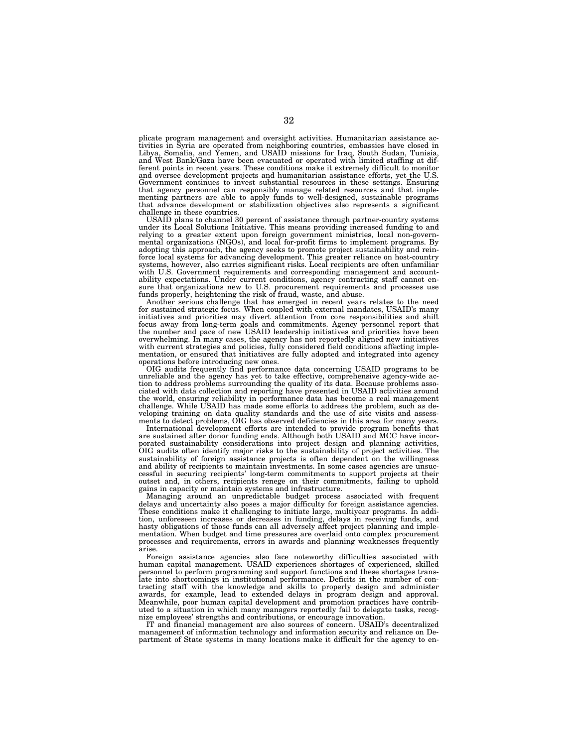plicate program management and oversight activities. Humanitarian assistance activities in Syria are operated from neighboring countries, embassies have closed in Libya, Somalia, and Yemen, and USAID missions for Iraq, South Sudan, Tunisia, and West Bank/Gaza have been evacuated or operated with limited staffing at different points in recent years. These conditions make it extremely difficult to monitor and oversee development projects and humanitarian assistance efforts, yet the U.S. Government continues to invest substantial resources in these settings. Ensuring that agency personnel can responsibly manage related resources and that implementing partners are able to apply funds to well-designed, sustainable programs that advance development or stabilization objectives also represents a significant challenge in these countries.

USAID plans to channel 30 percent of assistance through partner-country systems under its Local Solutions Initiative. This means providing increased funding to and relying to a greater extent upon foreign government ministries, local non-governmental organizations (NGOs), and local for-profit firms to implement programs. By adopting this approach, the agency seeks to promote project sustainability and reinforce local systems for advancing development. This greater reliance on host-country systems, however, also carries significant risks. Local recipients are often unfamiliar with U.S. Government requirements and corresponding management and accountability expectations. Under current conditions, agency contracting staff cannot ensure that organizations new to U.S. procurement requirements and processes use funds properly, heightening the risk of fraud, waste, and abuse.

Another serious challenge that has emerged in recent years relates to the need for sustained strategic focus. When coupled with external mandates, USAID's many initiatives and priorities may divert attention from core responsibilities and shift focus away from long-term goals and commitments. Agency personnel report that the number and pace of new USAID leadership initiatives and priorities have been overwhelming. In many cases, the agency has not reportedly aligned new initiatives with current strategies and policies, fully considered field conditions affecting implementation, or ensured that initiatives are fully adopted and integrated into agency operations before introducing new ones.

OIG audits frequently find performance data concerning USAID programs to be unreliable and the agency has yet to take effective, comprehensive agency-wide action to address problems surrounding the quality of its data. Because problems associated with data collection and reporting have presented in USAID activities around the world, ensuring reliability in performance data has become a real management challenge. While USAID has made some efforts to address the problem, such as developing training on data quality standards and the use of site visits and assessments to detect problems, OIG has observed deficiencies in this area for many years.

International development efforts are intended to provide program benefits that are sustained after donor funding ends. Although both USAID and MCC have incorporated sustainability considerations into project design and planning activities, OIG audits often identify major risks to the sustainability of project activities. The sustainability of foreign assistance projects is often dependent on the willingness and ability of recipients to maintain investments. In some cases agencies are unsuccessful in securing recipients' long-term commitments to support projects at their outset and, in others, recipients renege on their commitments, failing to uphold gains in capacity or maintain systems and infrastructure.

Managing around an unpredictable budget process associated with frequent delays and uncertainty also poses a major difficulty for foreign assistance agencies. These conditions make it challenging to initiate large, multiyear programs. In addition, unforeseen increases or decreases in funding, delays in receiving funds, and hasty obligations of those funds can all adversely affect project planning and implementation. When budget and time pressures are overlaid onto complex procurement processes and requirements, errors in awards and planning weaknesses frequently arise.

Foreign assistance agencies also face noteworthy difficulties associated with human capital management. USAID experiences shortages of experienced, skilled personnel to perform programming and support functions and these shortages translate into shortcomings in institutional performance. Deficits in the number of contracting staff with the knowledge and skills to properly design and administer awards, for example, lead to extended delays in program design and approval. Meanwhile, poor human capital development and promotion practices have contributed to a situation in which many managers reportedly fail to delegate tasks, recognize employees' strengths and contributions, or encourage innovation.

IT and financial management are also sources of concern. USAID's decentralized management of information technology and information security and reliance on Department of State systems in many locations make it difficult for the agency to en-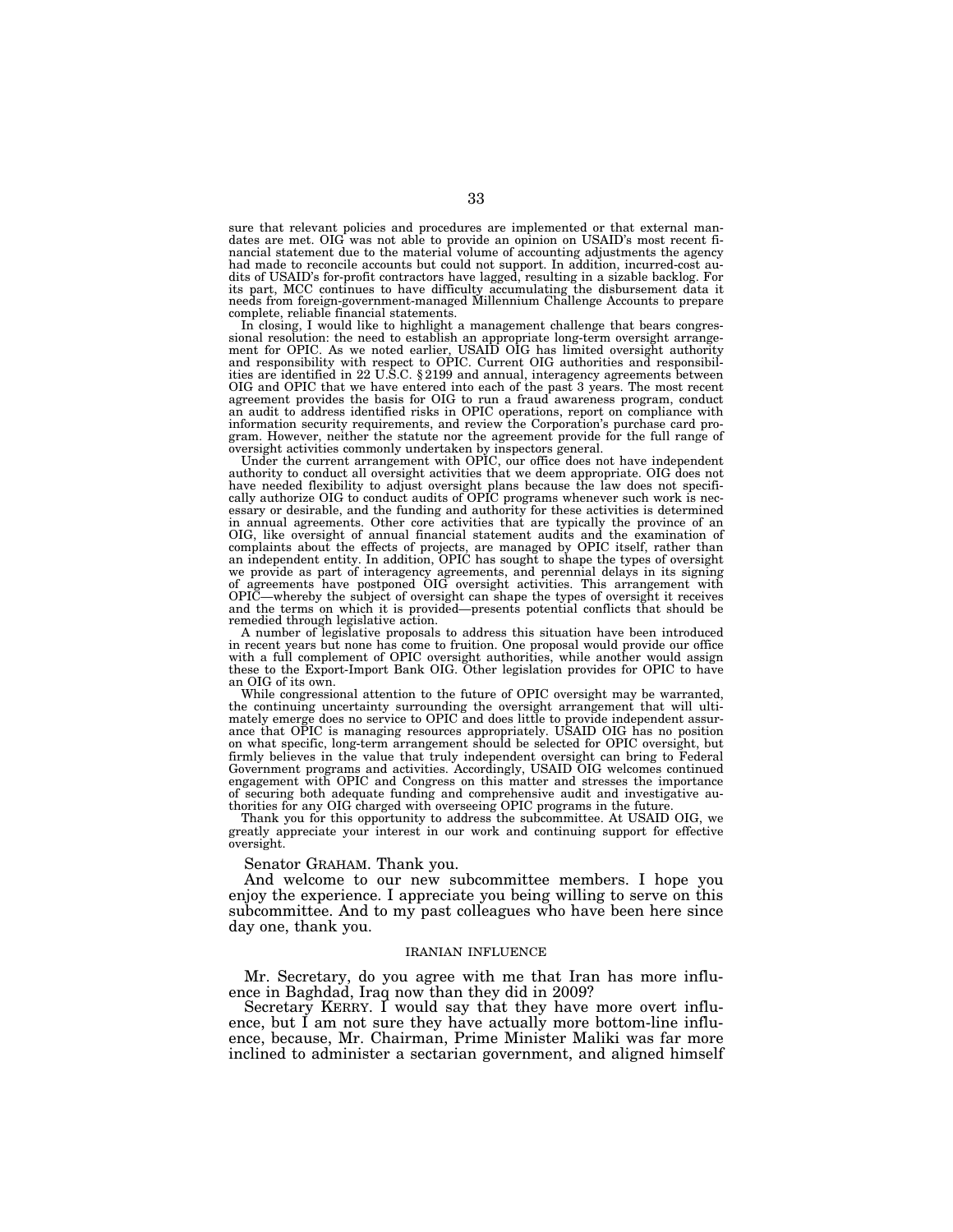sure that relevant policies and procedures are implemented or that external mandates are met. OIG was not able to provide an opinion on USAID's most recent financial statement due to the material volume of accounting adjustments the agency had made to reconcile accounts but could not support. In addition, incurred-cost audits of USAID's for-profit contractors have lagged, resulting in a sizable backlog. For its part, MCC continues to have difficulty accumulating the disbursement data it needs from foreign-government-managed Millennium Challenge Accounts to prepare complete, reliable financial statements.

In closing, I would like to highlight a management challenge that bears congressional resolution: the need to establish an appropriate long-term oversight arrangement for OPIC. As we noted earlier, USAID OIG has limited oversight authority and responsibility with respect to OPIC. Current OIG authorities and responsibilities are identified in 22 U.S.C. § 2199 and annual, interagency agreements between OIG and OPIC that we have entered into each of the past 3 years. The most recent agreement provides the basis for OIG to run a fraud awareness program, conduct an audit to address identified risks in OPIC operations, report on compliance with information security requirements, and review the Corporation's purchase card program. However, neither the statute nor the agreement provide for the full range of oversight activities commonly undertaken by inspectors general.

Under the current arrangement with OPIC, our office does not have independent authority to conduct all oversight activities that we deem appropriate. OIG does not have needed flexibility to adjust oversight plans because the law does not specifically authorize OIG to conduct audits of OPIC programs whenever such work is necessary or desirable, and the funding and authority for these activities is determined in annual agreements. Other core activities that are typically the province of an OIG, like oversight of annual financial statement audits and the examination of complaints about the effects of projects, are managed by OPIC itself, rather than an independent entity. In addition, OPIC has sought to shape the types of oversight we provide as part of interagency agreements, and perennial delays in its signing of agreements have postponed OIG oversight activities. This arrangement with OPIC—whereby the subject of oversight can shape the types of oversight it receives and the terms on which it is provided—presents potential conflicts that should be remedied through legislative action.

A number of legislative proposals to address this situation have been introduced in recent years but none has come to fruition. One proposal would provide our office with a full complement of OPIC oversight authorities, while another would assign these to the Export-Import Bank OIG. Other legislation provides for OPIC to have an OIG of its own.

While congressional attention to the future of OPIC oversight may be warranted, the continuing uncertainty surrounding the oversight arrangement that will ultimately emerge does no service to OPIC and does little to provide independent assurance that OPIC is managing resources appropriately. USAID OIG has no position on what specific, long-term arrangement should be selected for OPIC oversight, but firmly believes in the value that truly independent oversight can bring to Federal Government programs and activities. Accordingly, USAID OIG welcomes continued engagement with OPIC and Congress on this matter and stresses the importance of securing both adequate funding and comprehensive audit and investigative authorities for any OIG charged with overseeing OPIC programs in the future.

Thank you for this opportunity to address the subcommittee. At USAID OIG, we greatly appreciate your interest in our work and continuing support for effective oversight.

Senator GRAHAM. Thank you.

And welcome to our new subcommittee members. I hope you enjoy the experience. I appreciate you being willing to serve on this subcommittee. And to my past colleagues who have been here since day one, thank you.

IRANIAN INFLUENCE

Mr. Secretary, do you agree with me that Iran has more influence in Baghdad, Iraq now than they did in 2009?

Secretary KERRY. I would say that they have more overt influence, but I am not sure they have actually more bottom-line influence, because, Mr. Chairman, Prime Minister Maliki was far more inclined to administer a sectarian government, and aligned himself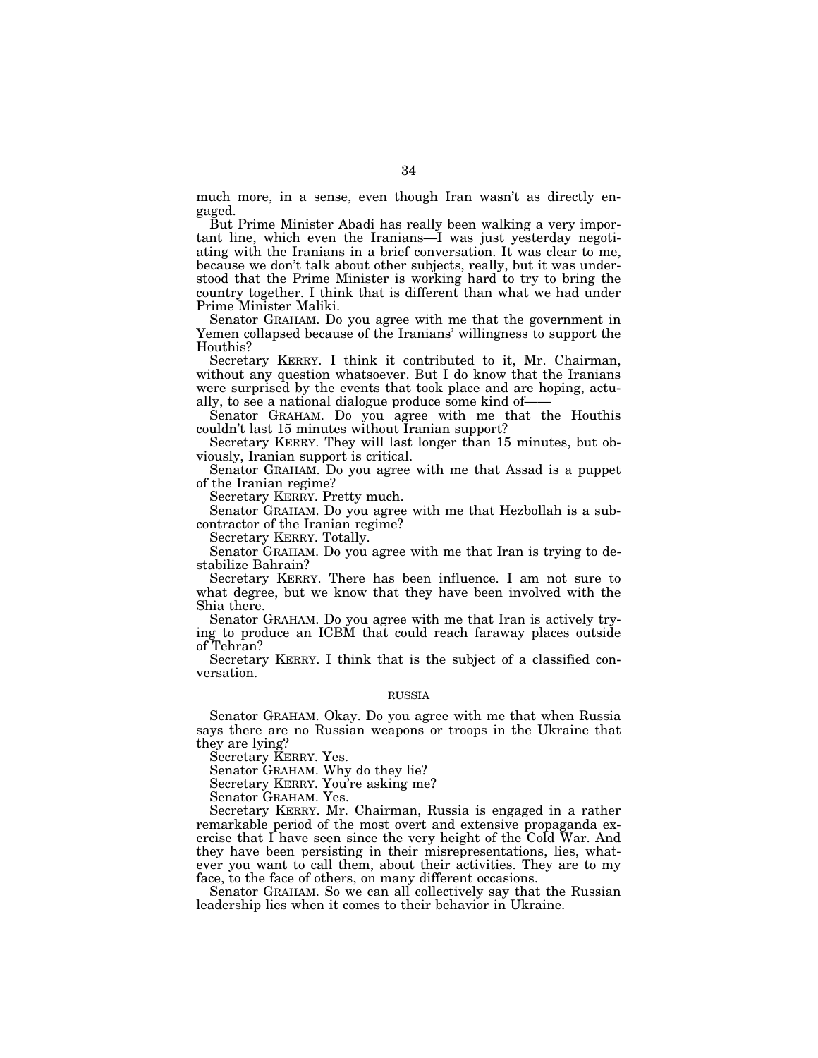much more, in a sense, even though Iran wasn't as directly engaged.

But Prime Minister Abadi has really been walking a very important line, which even the Iranians—I was just yesterday negotiating with the Iranians in a brief conversation. It was clear to me, because we don't talk about other subjects, really, but it was understood that the Prime Minister is working hard to try to bring the country together. I think that is different than what we had under Prime Minister Maliki.

Senator GRAHAM. Do you agree with me that the government in Yemen collapsed because of the Iranians' willingness to support the Houthis?

Secretary KERRY. I think it contributed to it, Mr. Chairman, without any question whatsoever. But I do know that the Iranians were surprised by the events that took place and are hoping, actually, to see a national dialogue produce some kind of——

Senator GRAHAM. Do you agree with me that the Houthis couldn't last 15 minutes without Iranian support?

Secretary KERRY. They will last longer than 15 minutes, but obviously, Iranian support is critical.

Senator GRAHAM. Do you agree with me that Assad is a puppet of the Iranian regime?

Secretary KERRY. Pretty much.

Senator GRAHAM. Do you agree with me that Hezbollah is a subcontractor of the Iranian regime?

Secretary KERRY. Totally.

Senator GRAHAM. Do you agree with me that Iran is trying to destabilize Bahrain?

Secretary KERRY. There has been influence. I am not sure to what degree, but we know that they have been involved with the Shia there.

Senator GRAHAM. Do you agree with me that Iran is actively trying to produce an ICBM that could reach faraway places outside of Tehran?

Secretary KERRY. I think that is the subject of a classified conversation.

## RUSSIA

Senator GRAHAM. Okay. Do you agree with me that when Russia says there are no Russian weapons or troops in the Ukraine that they are lying?

Secretary KERRY. Yes.

Senator GRAHAM. Why do they lie?

Secretary KERRY. You're asking me?

Senator GRAHAM. Yes.

Secretary KERRY. Mr. Chairman, Russia is engaged in a rather remarkable period of the most overt and extensive propaganda exercise that I have seen since the very height of the Cold War. And they have been persisting in their misrepresentations, lies, whatever you want to call them, about their activities. They are to my face, to the face of others, on many different occasions.

Senator GRAHAM. So we can all collectively say that the Russian leadership lies when it comes to their behavior in Ukraine.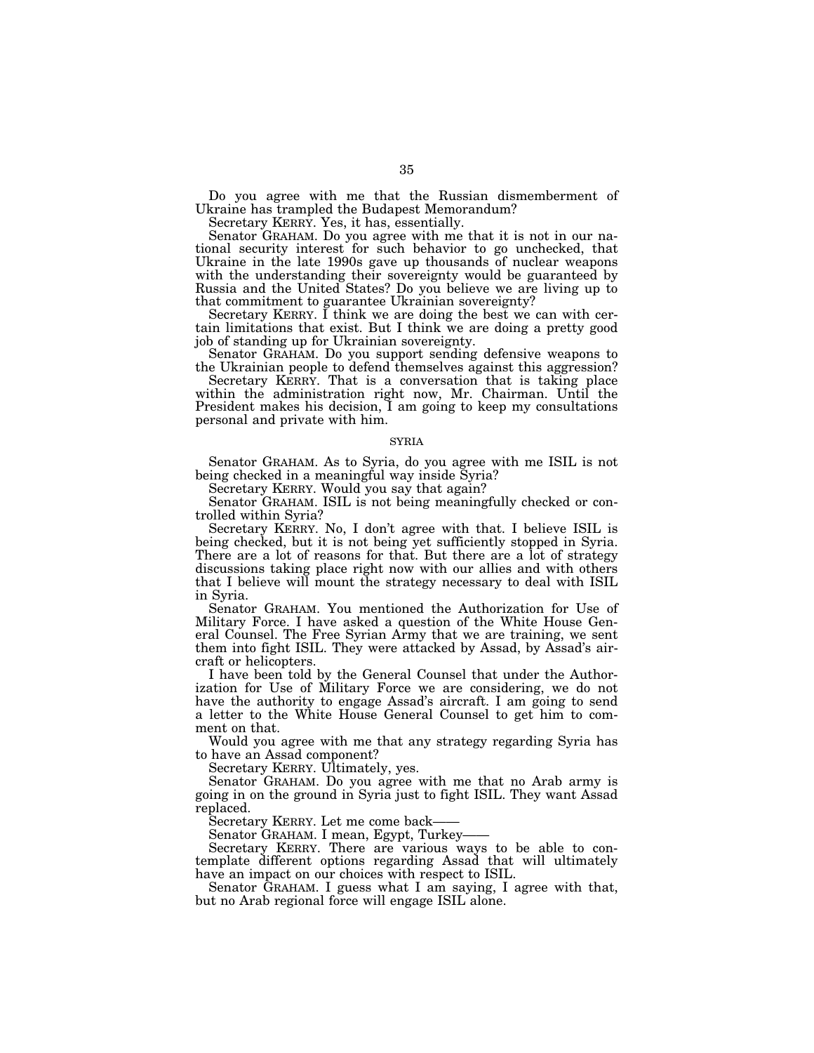Do you agree with me that the Russian dismemberment of Ukraine has trampled the Budapest Memorandum?

Secretary KERRY. Yes, it has, essentially.

Senator GRAHAM. Do you agree with me that it is not in our national security interest for such behavior to go unchecked, that Ukraine in the late 1990s gave up thousands of nuclear weapons with the understanding their sovereignty would be guaranteed by Russia and the United States? Do you believe we are living up to that commitment to guarantee Ukrainian sovereignty?

Secretary KERRY. I think we are doing the best we can with certain limitations that exist. But I think we are doing a pretty good job of standing up for Ukrainian sovereignty.

Senator GRAHAM. Do you support sending defensive weapons to the Ukrainian people to defend themselves against this aggression?

Secretary KERRY. That is a conversation that is taking place within the administration right now, Mr. Chairman. Until the President makes his decision, I am going to keep my consultations personal and private with him.

## SYRIA

Senator GRAHAM. As to Syria, do you agree with me ISIL is not being checked in a meaningful way inside Syria?

Secretary KERRY. Would you say that again?

Senator GRAHAM. ISIL is not being meaningfully checked or controlled within Syria?

Secretary KERRY. No, I don't agree with that. I believe ISIL is being checked, but it is not being yet sufficiently stopped in Syria. There are a lot of reasons for that. But there are a lot of strategy discussions taking place right now with our allies and with others that I believe will mount the strategy necessary to deal with ISIL in Syria.

Senator GRAHAM. You mentioned the Authorization for Use of Military Force. I have asked a question of the White House General Counsel. The Free Syrian Army that we are training, we sent them into fight ISIL. They were attacked by Assad, by Assad's aircraft or helicopters.

I have been told by the General Counsel that under the Authorization for Use of Military Force we are considering, we do not have the authority to engage Assad's aircraft. I am going to send a letter to the White House General Counsel to get him to comment on that.

Would you agree with me that any strategy regarding Syria has to have an Assad component?

Secretary KERRY. Ultimately, yes.

Senator GRAHAM. Do you agree with me that no Arab army is going in on the ground in Syria just to fight ISIL. They want Assad replaced.

Secretary KERRY. Let me come back——

Senator GRAHAM. I mean, Egypt, Turkey——

Secretary KERRY. There are various ways to be able to contemplate different options regarding Assad that will ultimately have an impact on our choices with respect to ISIL.

Senator GRAHAM. I guess what I am saying, I agree with that, but no Arab regional force will engage ISIL alone.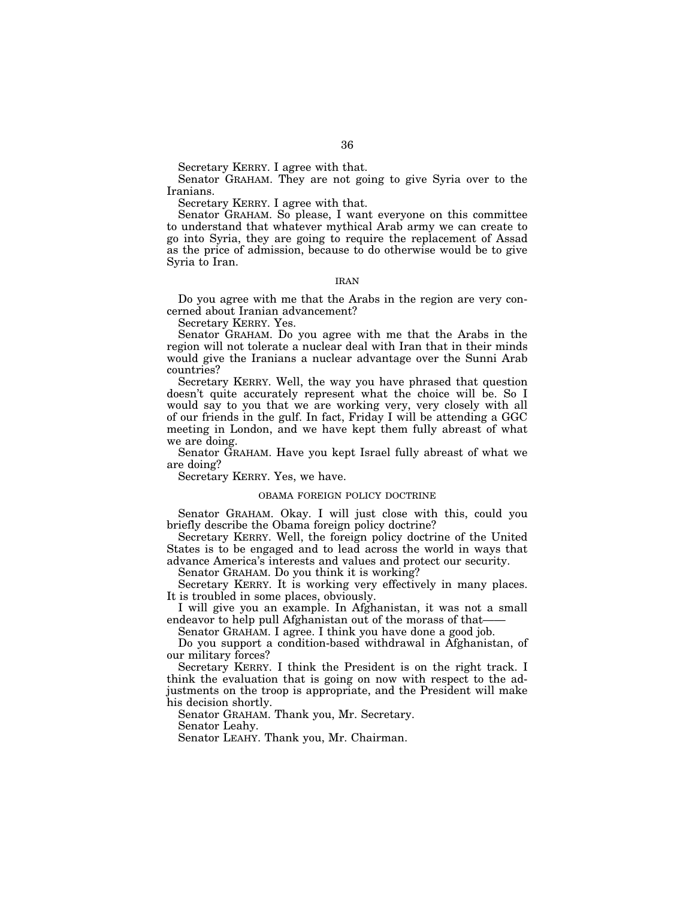Secretary KERRY. I agree with that.

Senator GRAHAM. They are not going to give Syria over to the Iranians.

Secretary KERRY. I agree with that.

Senator GRAHAM. So please, I want everyone on this committee to understand that whatever mythical Arab army we can create to go into Syria, they are going to require the replacement of Assad as the price of admission, because to do otherwise would be to give Syria to Iran.

### IRAN

Do you agree with me that the Arabs in the region are very concerned about Iranian advancement?

Secretary KERRY. Yes.

Senator GRAHAM. Do you agree with me that the Arabs in the region will not tolerate a nuclear deal with Iran that in their minds would give the Iranians a nuclear advantage over the Sunni Arab countries?

Secretary KERRY. Well, the way you have phrased that question doesn't quite accurately represent what the choice will be. So I would say to you that we are working very, very closely with all of our friends in the gulf. In fact, Friday I will be attending a GGC meeting in London, and we have kept them fully abreast of what we are doing.

Senator GRAHAM. Have you kept Israel fully abreast of what we are doing?

Secretary KERRY. Yes, we have.

### OBAMA FOREIGN POLICY DOCTRINE

Senator GRAHAM. Okay. I will just close with this, could you briefly describe the Obama foreign policy doctrine?

Secretary KERRY. Well, the foreign policy doctrine of the United States is to be engaged and to lead across the world in ways that advance America's interests and values and protect our security.

Senator GRAHAM. Do you think it is working?

Secretary KERRY. It is working very effectively in many places. It is troubled in some places, obviously.

I will give you an example. In Afghanistan, it was not a small endeavor to help pull Afghanistan out of the morass of that——

Senator GRAHAM. I agree. I think you have done a good job.

Do you support a condition-based withdrawal in Afghanistan, of our military forces?

Secretary KERRY. I think the President is on the right track. I think the evaluation that is going on now with respect to the adjustments on the troop is appropriate, and the President will make his decision shortly.

Senator GRAHAM. Thank you, Mr. Secretary.

Senator Leahy.

Senator LEAHY. Thank you, Mr. Chairman.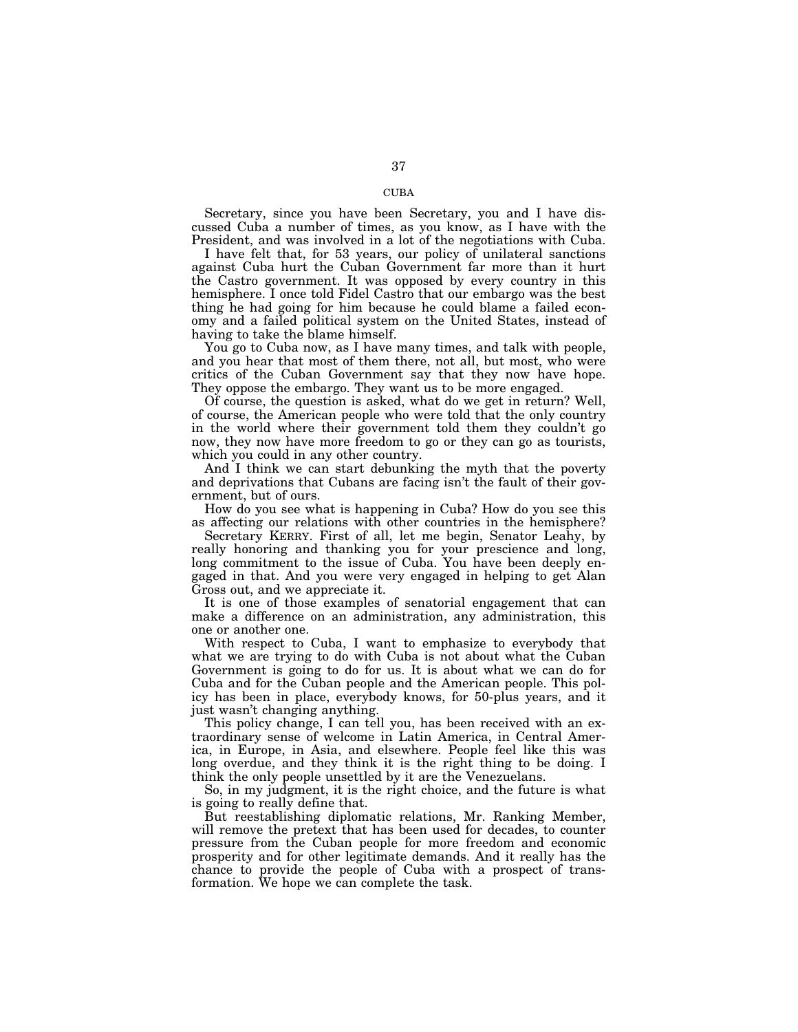## CUBA

Secretary, since you have been Secretary, you and I have discussed Cuba a number of times, as you know, as I have with the President, and was involved in a lot of the negotiations with Cuba.

I have felt that, for 53 years, our policy of unilateral sanctions against Cuba hurt the Cuban Government far more than it hurt the Castro government. It was opposed by every country in this hemisphere. I once told Fidel Castro that our embargo was the best thing he had going for him because he could blame a failed economy and a failed political system on the United States, instead of having to take the blame himself.

You go to Cuba now, as I have many times, and talk with people, and you hear that most of them there, not all, but most, who were critics of the Cuban Government say that they now have hope. They oppose the embargo. They want us to be more engaged.

Of course, the question is asked, what do we get in return? Well, of course, the American people who were told that the only country in the world where their government told them they couldn't go now, they now have more freedom to go or they can go as tourists, which you could in any other country.

And I think we can start debunking the myth that the poverty and deprivations that Cubans are facing isn't the fault of their government, but of ours.

How do you see what is happening in Cuba? How do you see this as affecting our relations with other countries in the hemisphere?

Secretary KERRY. First of all, let me begin, Senator Leahy, by really honoring and thanking you for your prescience and long, long commitment to the issue of Cuba. You have been deeply engaged in that. And you were very engaged in helping to get Alan Gross out, and we appreciate it.

It is one of those examples of senatorial engagement that can make a difference on an administration, any administration, this one or another one.

With respect to Cuba, I want to emphasize to everybody that what we are trying to do with Cuba is not about what the Cuban Government is going to do for us. It is about what we can do for Cuba and for the Cuban people and the American people. This policy has been in place, everybody knows, for 50-plus years, and it just wasn't changing anything.

This policy change, I can tell you, has been received with an extraordinary sense of welcome in Latin America, in Central America, in Europe, in Asia, and elsewhere. People feel like this was long overdue, and they think it is the right thing to be doing. I think the only people unsettled by it are the Venezuelans.

So, in my judgment, it is the right choice, and the future is what is going to really define that.

But reestablishing diplomatic relations, Mr. Ranking Member, will remove the pretext that has been used for decades, to counter pressure from the Cuban people for more freedom and economic prosperity and for other legitimate demands. And it really has the chance to provide the people of Cuba with a prospect of transformation. We hope we can complete the task.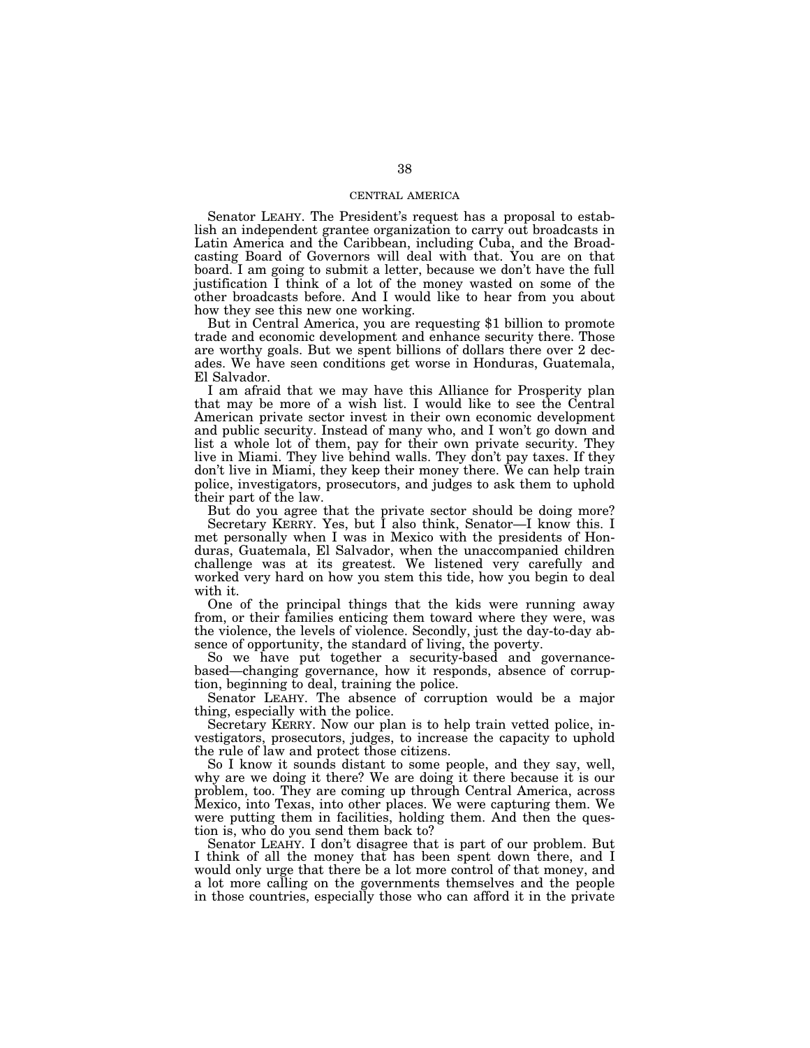## CENTRAL AMERICA

Senator LEAHY. The President's request has a proposal to establish an independent grantee organization to carry out broadcasts in Latin America and the Caribbean, including Cuba, and the Broadcasting Board of Governors will deal with that. You are on that board. I am going to submit a letter, because we don't have the full justification I think of a lot of the money wasted on some of the other broadcasts before. And I would like to hear from you about how they see this new one working.

But in Central America, you are requesting $1 billion to promote trade and economic development and enhance security there. Those are worthy goals. But we spent billions of dollars there over 2 decades. We have seen conditions get worse in Honduras, Guatemala, El Salvador.

I am afraid that we may have this Alliance for Prosperity plan that may be more of a wish list. I would like to see the Central American private sector invest in their own economic development and public security. Instead of many who, and I won't go down and list a whole lot of them, pay for their own private security. They live in Miami. They live behind walls. They don't pay taxes. If they don't live in Miami, they keep their money there. We can help train police, investigators, prosecutors, and judges to ask them to uphold their part of the law.

But do you agree that the private sector should be doing more?

Secretary KERRY. Yes, but I also think, Senator—I know this. I met personally when I was in Mexico with the presidents of Honduras, Guatemala, El Salvador, when the unaccompanied children challenge was at its greatest. We listened very carefully and worked very hard on how you stem this tide, how you begin to deal with it.

One of the principal things that the kids were running away from, or their families enticing them toward where they were, was the violence, the levels of violence. Secondly, just the day-to-day absence of opportunity, the standard of living, the poverty.

So we have put together a security-based and governance-based—changing governance, how it responds, absence of corruption, beginning to deal, training the police.

Senator LEAHY. The absence of corruption would be a major thing, especially with the police.

Secretary KERRY. Now our plan is to help train vetted police, investigators, prosecutors, judges, to increase the capacity to uphold the rule of law and protect those citizens.

So I know it sounds distant to some people, and they say, well, why are we doing it there? We are doing it there because it is our problem, too. They are coming up through Central America, across Mexico, into Texas, into other places. We were capturing them. We were putting them in facilities, holding them. And then the question is, who do you send them back to?

Senator LEAHY. I don't disagree that is part of our problem. But I think of all the money that has been spent down there, and I would only urge that there be a lot more control of that money, and a lot more calling on the governments themselves and the people in those countries, especially those who can afford it in the private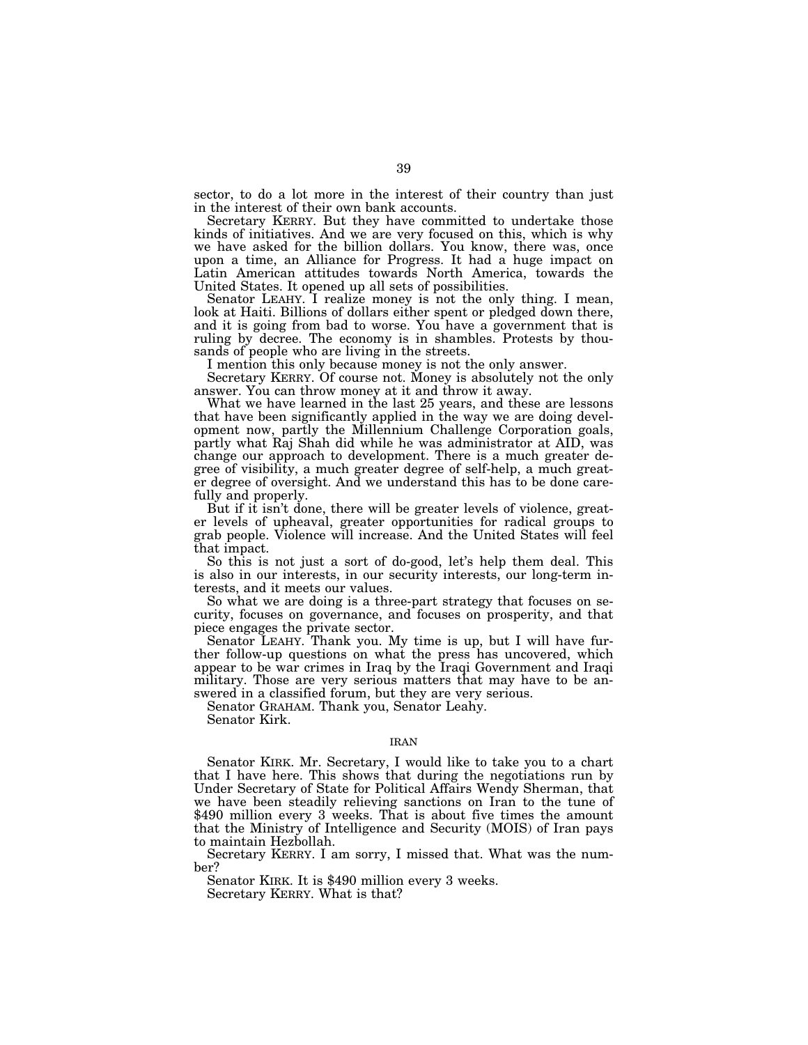sector, to do a lot more in the interest of their country than just in the interest of their own bank accounts.

Secretary KERRY. But they have committed to undertake those kinds of initiatives. And we are very focused on this, which is why we have asked for the billion dollars. You know, there was, once upon a time, an Alliance for Progress. It had a huge impact on Latin American attitudes towards North America, towards the United States. It opened up all sets of possibilities.

Senator LEAHY. I realize money is not the only thing. I mean, look at Haiti. Billions of dollars either spent or pledged down there, and it is going from bad to worse. You have a government that is ruling by decree. The economy is in shambles. Protests by thousands of people who are living in the streets.

I mention this only because money is not the only answer.

Secretary KERRY. Of course not. Money is absolutely not the only answer. You can throw money at it and throw it away.

What we have learned in the last 25 years, and these are lessons that have been significantly applied in the way we are doing development now, partly the Millennium Challenge Corporation goals, partly what Raj Shah did while he was administrator at AID, was change our approach to development. There is a much greater degree of visibility, a much greater degree of self-help, a much greater degree of oversight. And we understand this has to be done carefully and properly.

But if it isn't done, there will be greater levels of violence, greater levels of upheaval, greater opportunities for radical groups to grab people. Violence will increase. And the United States will feel that impact.

So this is not just a sort of do-good, let's help them deal. This is also in our interests, in our security interests, our long-term interests, and it meets our values.

So what we are doing is a three-part strategy that focuses on security, focuses on governance, and focuses on prosperity, and that piece engages the private sector.

Senator LEAHY. Thank you. My time is up, but I will have further follow-up questions on what the press has uncovered, which appear to be war crimes in Iraq by the Iraqi Government and Iraqi military. Those are very serious matters that may have to be answered in a classified forum, but they are very serious.

Senator GRAHAM. Thank you, Senator Leahy.

Senator Kirk.

## IRAN

Senator KIRK. Mr. Secretary, I would like to take you to a chart that I have here. This shows that during the negotiations run by Under Secretary of State for Political Affairs Wendy Sherman, that we have been steadily relieving sanctions on Iran to the tune of $490 million every 3 weeks. That is about five times the amount that the Ministry of Intelligence and Security (MOIS) of Iran pays to maintain Hezbollah.

Secretary KERRY. I am sorry, I missed that. What was the number?

Senator KIRK. It is $490 million every 3 weeks.

Secretary KERRY. What is that?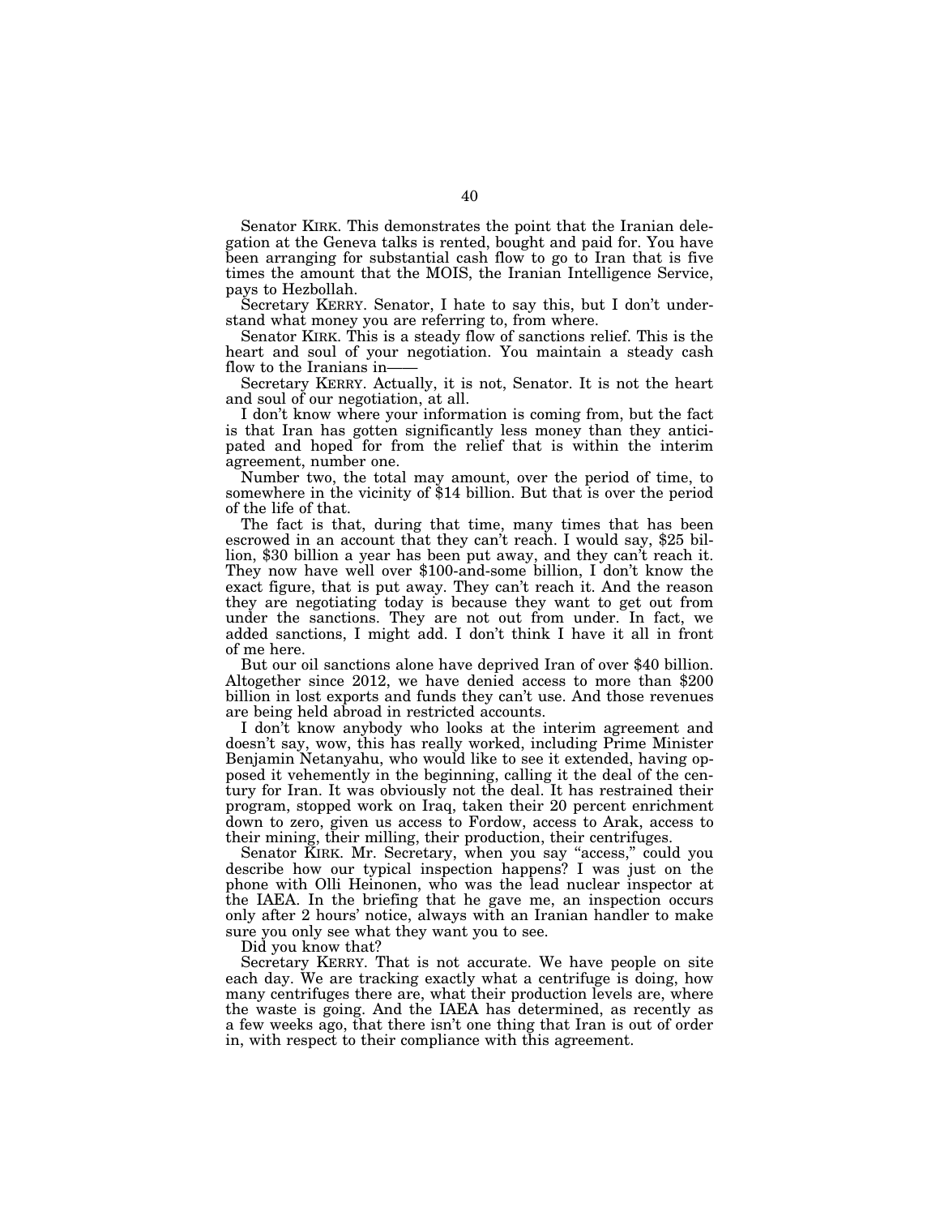Senator KIRK. This demonstrates the point that the Iranian delegation at the Geneva talks is rented, bought and paid for. You have been arranging for substantial cash flow to go to Iran that is five times the amount that the MOIS, the Iranian Intelligence Service, pays to Hezbollah.

Secretary KERRY. Senator, I hate to say this, but I don't understand what money you are referring to, from where.

Senator KIRK. This is a steady flow of sanctions relief. This is the heart and soul of your negotiation. You maintain a steady cash flow to the Iranians in——

Secretary KERRY. Actually, it is not, Senator. It is not the heart and soul of our negotiation, at all.

I don't know where your information is coming from, but the fact is that Iran has gotten significantly less money than they anticipated and hoped for from the relief that is within the interim agreement, number one.

Number two, the total may amount, over the period of time, to somewhere in the vicinity of $14 billion. But that is over the period of the life of that.

The fact is that, during that time, many times that has been escrowed in an account that they can't reach. I would say, $25 billion, $30 billion a year has been put away, and they can't reach it. They now have well over $100-and-some billion, I don't know the exact figure, that is put away. They can't reach it. And the reason they are negotiating today is because they want to get out from under the sanctions. They are not out from under. In fact, we added sanctions, I might add. I don't think I have it all in front of me here.

But our oil sanctions alone have deprived Iran of over $40 billion. Altogether since 2012, we have denied access to more than $200 billion in lost exports and funds they can't use. And those revenues are being held abroad in restricted accounts.

I don't know anybody who looks at the interim agreement and doesn't say, wow, this has really worked, including Prime Minister Benjamin Netanyahu, who would like to see it extended, having opposed it vehemently in the beginning, calling it the deal of the century for Iran. It was obviously not the deal. It has restrained their program, stopped work on Iraq, taken their 20 percent enrichment down to zero, given us access to Fordow, access to Arak, access to their mining, their milling, their production, their centrifuges.

Senator KIRK. Mr. Secretary, when you say "access," could you describe how our typical inspection happens? I was just on the phone with Olli Heinonen, who was the lead nuclear inspector at the IAEA. In the briefing that he gave me, an inspection occurs only after 2 hours' notice, always with an Iranian handler to make sure you only see what they want you to see.

Did you know that?

Secretary KERRY. That is not accurate. We have people on site each day. We are tracking exactly what a centrifuge is doing, how many centrifuges there are, what their production levels are, where the waste is going. And the IAEA has determined, as recently as a few weeks ago, that there isn't one thing that Iran is out of order in, with respect to their compliance with this agreement.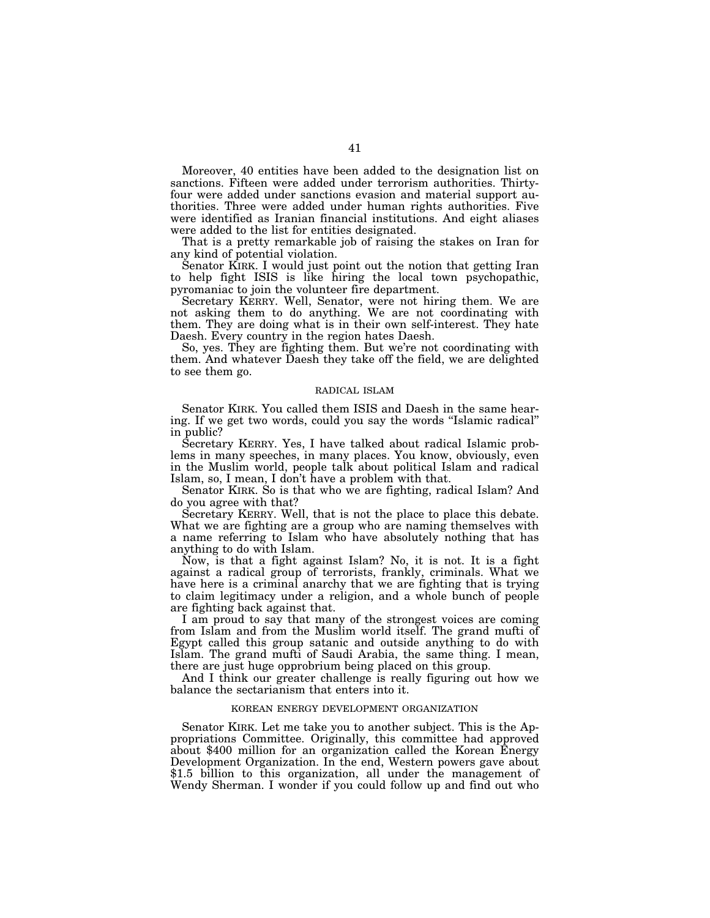Moreover, 40 entities have been added to the designation list on sanctions. Fifteen were added under terrorism authorities. Thirty-four were added under sanctions evasion and material support authorities. Three were added under human rights authorities. Five were identified as Iranian financial institutions. And eight aliases were added to the list for entities designated.

That is a pretty remarkable job of raising the stakes on Iran for any kind of potential violation.

Senator KIRK. I would just point out the notion that getting Iran to help fight ISIS is like hiring the local town psychopathic, pyromaniac to join the volunteer fire department.

Secretary KERRY. Well, Senator, were not hiring them. We are not asking them to do anything. We are not coordinating with them. They are doing what is in their own self-interest. They hate Daesh. Every country in the region hates Daesh.

So, yes. They are fighting them. But we're not coordinating with them. And whatever Daesh they take off the field, we are delighted to see them go.

## RADICAL ISLAM

Senator KIRK. You called them ISIS and Daesh in the same hearing. If we get two words, could you say the words "Islamic radical" in public?

Secretary KERRY. Yes, I have talked about radical Islamic problems in many speeches, in many places. You know, obviously, even in the Muslim world, people talk about political Islam and radical Islam, so, I mean, I don't have a problem with that.

Senator KIRK. So is that who we are fighting, radical Islam? And do you agree with that?

Secretary KERRY. Well, that is not the place to place this debate. What we are fighting are a group who are naming themselves with a name referring to Islam who have absolutely nothing that has anything to do with Islam.

Now, is that a fight against Islam? No, it is not. It is a fight against a radical group of terrorists, frankly, criminals. What we have here is a criminal anarchy that we are fighting that is trying to claim legitimacy under a religion, and a whole bunch of people are fighting back against that.

I am proud to say that many of the strongest voices are coming from Islam and from the Muslim world itself. The grand mufti of Egypt called this group satanic and outside anything to do with Islam. The grand mufti of Saudi Arabia, the same thing. I mean, there are just huge opprobrium being placed on this group.

And I think our greater challenge is really figuring out how we balance the sectarianism that enters into it.

## KOREAN ENERGY DEVELOPMENT ORGANIZATION

Senator KIRK. Let me take you to another subject. This is the Appropriations Committee. Originally, this committee had approved about $400 million for an organization called the Korean Energy Development Organization. In the end, Western powers gave about $1.5 billion to this organization, all under the management of Wendy Sherman. I wonder if you could follow up and find out who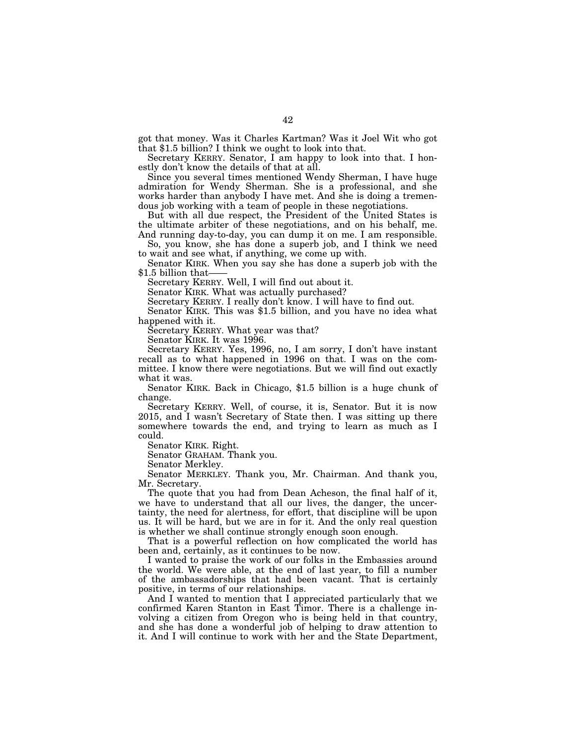got that money. Was it Charles Kartman? Was it Joel Wit who got that $1.5 billion? I think we ought to look into that.

Secretary KERRY. Senator, I am happy to look into that. I honestly don't know the details of that at all.

Since you several times mentioned Wendy Sherman, I have huge admiration for Wendy Sherman. She is a professional, and she works harder than anybody I have met. And she is doing a tremendous job working with a team of people in these negotiations.

But with all due respect, the President of the United States is the ultimate arbiter of these negotiations, and on his behalf, me. And running day-to-day, you can dump it on me. I am responsible.

So, you know, she has done a superb job, and I think we need to wait and see what, if anything, we come up with.

Senator KIRK. When you say she has done a superb job with the $1.5 billion that——

Secretary KERRY. Well, I will find out about it.

Senator KIRK. What was actually purchased?

Secretary KERRY. I really don't know. I will have to find out.

Senator KIRK. This was $1.5 billion, and you have no idea what happened with it.

Secretary KERRY. What year was that?

Senator KIRK. It was 1996.

Secretary KERRY. Yes, 1996, no, I am sorry, I don't have instant recall as to what happened in 1996 on that. I was on the committee. I know there were negotiations. But we will find out exactly what it was.

Senator KIRK. Back in Chicago, $1.5 billion is a huge chunk of change.

Secretary KERRY. Well, of course, it is, Senator. But it is now 2015, and I wasn't Secretary of State then. I was sitting up there somewhere towards the end, and trying to learn as much as I could.

Senator KIRK. Right.

Senator GRAHAM. Thank you.

Senator Merkley.

Senator MERKLEY. Thank you, Mr. Chairman. And thank you, Mr. Secretary.

The quote that you had from Dean Acheson, the final half of it, we have to understand that all our lives, the danger, the uncertainty, the need for alertness, for effort, that discipline will be upon us. It will be hard, but we are in for it. And the only real question is whether we shall continue strongly enough soon enough.

That is a powerful reflection on how complicated the world has been and, certainly, as it continues to be now.

I wanted to praise the work of our folks in the Embassies around the world. We were able, at the end of last year, to fill a number of the ambassadorships that had been vacant. That is certainly positive, in terms of our relationships.

And I wanted to mention that I appreciated particularly that we confirmed Karen Stanton in East Timor. There is a challenge involving a citizen from Oregon who is being held in that country, and she has done a wonderful job of helping to draw attention to it. And I will continue to work with her and the State Department,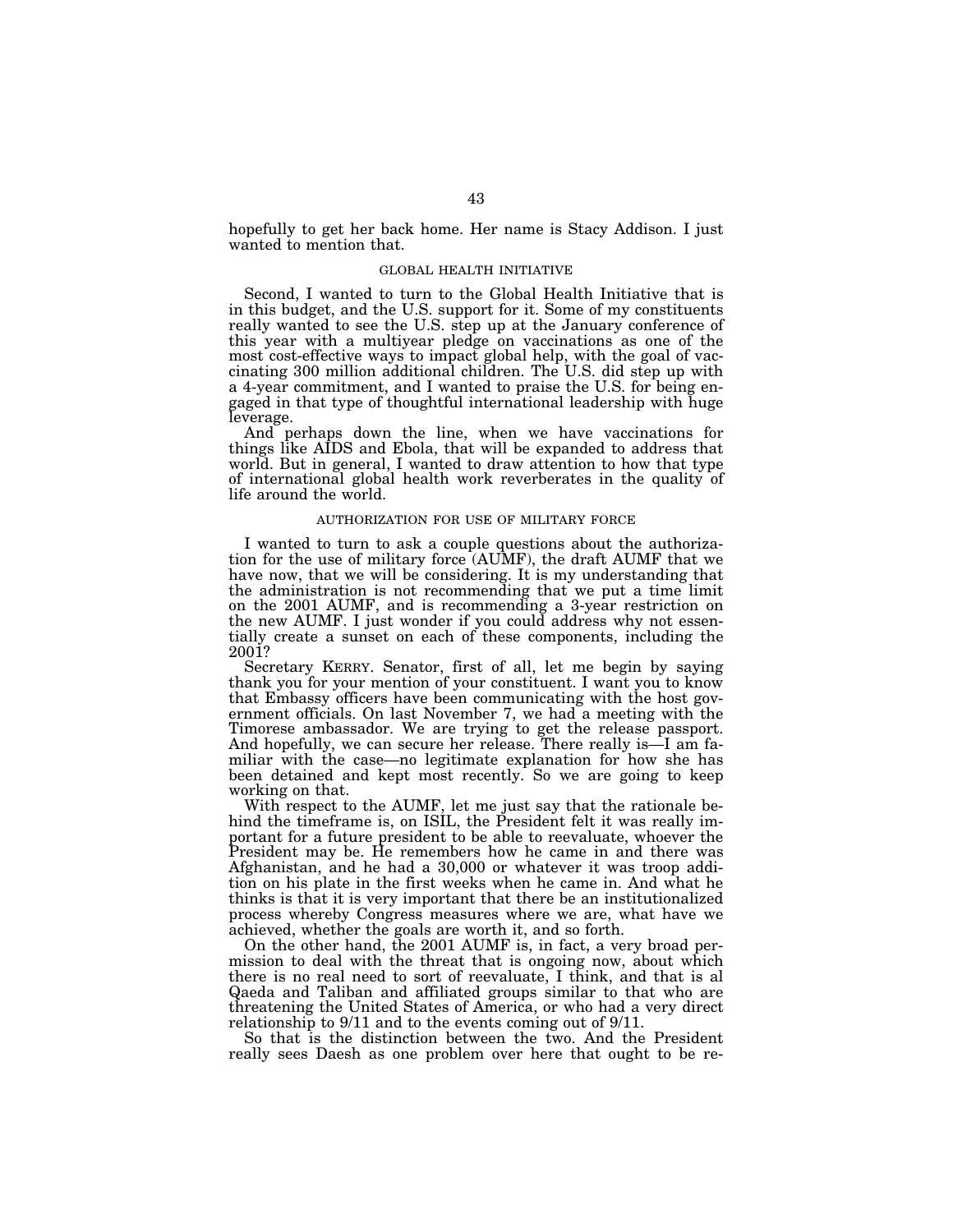hopefully to get her back home. Her name is Stacy Addison. I just wanted to mention that.

### GLOBAL HEALTH INITIATIVE

Second, I wanted to turn to the Global Health Initiative that is in this budget, and the U.S. support for it. Some of my constituents really wanted to see the U.S. step up at the January conference of this year with a multiyear pledge on vaccinations as one of the most cost-effective ways to impact global help, with the goal of vaccinating 300 million additional children. The U.S. did step up with a 4-year commitment, and I wanted to praise the U.S. for being engaged in that type of thoughtful international leadership with huge leverage.

And perhaps down the line, when we have vaccinations for things like AIDS and Ebola, that will be expanded to address that world. But in general, I wanted to draw attention to how that type of international global health work reverberates in the quality of life around the world.

### AUTHORIZATION FOR USE OF MILITARY FORCE

I wanted to turn to ask a couple questions about the authorization for the use of military force (AUMF), the draft AUMF that we have now, that we will be considering. It is my understanding that the administration is not recommending that we put a time limit on the 2001 AUMF, and is recommending a 3-year restriction on the new AUMF. I just wonder if you could address why not essentially create a sunset on each of these components, including the 2001?

Secretary KERRY. Senator, first of all, let me begin by saying thank you for your mention of your constituent. I want you to know that Embassy officers have been communicating with the host government officials. On last November 7, we had a meeting with the Timorese ambassador. We are trying to get the release passport. And hopefully, we can secure her release. There really is—I am familiar with the case—no legitimate explanation for how she has been detained and kept most recently. So we are going to keep working on that.

With respect to the AUMF, let me just say that the rationale behind the timeframe is, on ISIL, the President felt it was really important for a future president to be able to reevaluate, whoever the President may be. He remembers how he came in and there was Afghanistan, and he had a 30,000 or whatever it was troop addition on his plate in the first weeks when he came in. And what he thinks is that it is very important that there be an institutionalized process whereby Congress measures where we are, what have we achieved, whether the goals are worth it, and so forth.

On the other hand, the 2001 AUMF is, in fact, a very broad permission to deal with the threat that is ongoing now, about which there is no real need to sort of reevaluate, I think, and that is al Qaeda and Taliban and affiliated groups similar to that who are threatening the United States of America, or who had a very direct relationship to 9/11 and to the events coming out of 9/11.

So that is the distinction between the two. And the President really sees Daesh as one problem over here that ought to be re-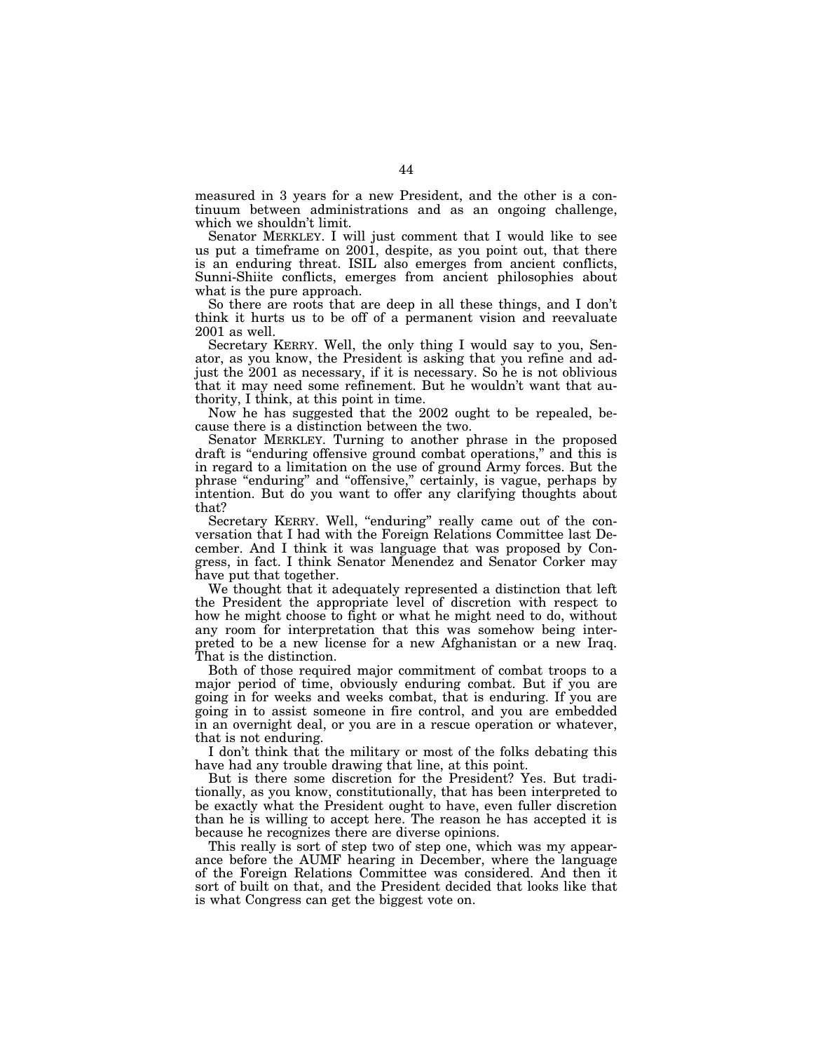measured in 3 years for a new President, and the other is a continuum between administrations and as an ongoing challenge, which we shouldn't limit.

Senator MERKLEY. I will just comment that I would like to see us put a timeframe on 2001, despite, as you point out, that there is an enduring threat. ISIL also emerges from ancient conflicts, Sunni-Shiite conflicts, emerges from ancient philosophies about what is the pure approach.

So there are roots that are deep in all these things, and I don't think it hurts us to be off of a permanent vision and reevaluate 2001 as well.

Secretary KERRY. Well, the only thing I would say to you, Senator, as you know, the President is asking that you refine and adjust the 2001 as necessary, if it is necessary. So he is not oblivious that it may need some refinement. But he wouldn't want that authority, I think, at this point in time.

Now he has suggested that the 2002 ought to be repealed, because there is a distinction between the two.

Senator MERKLEY. Turning to another phrase in the proposed draft is "enduring offensive ground combat operations," and this is in regard to a limitation on the use of ground Army forces. But the phrase "enduring" and "offensive," certainly, is vague, perhaps by intention. But do you want to offer any clarifying thoughts about that?

Secretary KERRY. Well, "enduring" really came out of the conversation that I had with the Foreign Relations Committee last December. And I think it was language that was proposed by Congress, in fact. I think Senator Menendez and Senator Corker may have put that together.

We thought that it adequately represented a distinction that left the President the appropriate level of discretion with respect to how he might choose to fight or what he might need to do, without any room for interpretation that this was somehow being interpreted to be a new license for a new Afghanistan or a new Iraq. That is the distinction.

Both of those required major commitment of combat troops to a major period of time, obviously enduring combat. But if you are going in for weeks and weeks combat, that is enduring. If you are going in to assist someone in fire control, and you are embedded in an overnight deal, or you are in a rescue operation or whatever, that is not enduring.

I don't think that the military or most of the folks debating this have had any trouble drawing that line, at this point.

But is there some discretion for the President? Yes. But traditionally, as you know, constitutionally, that has been interpreted to be exactly what the President ought to have, even fuller discretion than he is willing to accept here. The reason he has accepted it is because he recognizes there are diverse opinions.

This really is sort of step two of step one, which was my appearance before the AUMF hearing in December, where the language of the Foreign Relations Committee was considered. And then it sort of built on that, and the President decided that looks like that is what Congress can get the biggest vote on.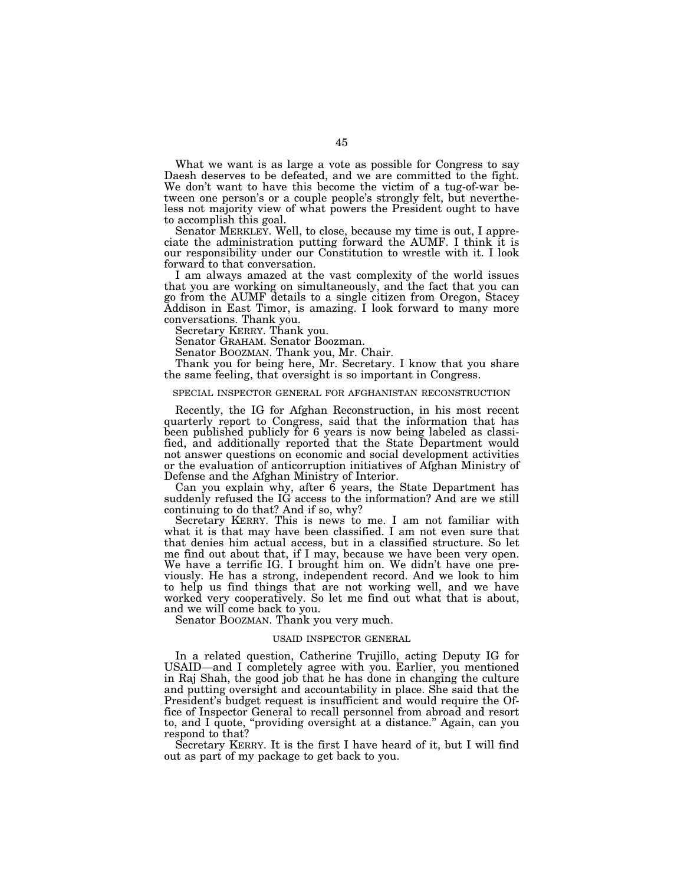What we want is as large a vote as possible for Congress to say Daesh deserves to be defeated, and we are committed to the fight. We don't want to have this become the victim of a tug-of-war between one person's or a couple people's strongly felt, but nevertheless not majority view of what powers the President ought to have to accomplish this goal.

Senator MERKLEY. Well, to close, because my time is out, I appreciate the administration putting forward the AUMF. I think it is our responsibility under our Constitution to wrestle with it. I look forward to that conversation.

I am always amazed at the vast complexity of the world issues that you are working on simultaneously, and the fact that you can go from the AUMF details to a single citizen from Oregon, Stacey Addison in East Timor, is amazing. I look forward to many more conversations. Thank you.

Secretary KERRY. Thank you.

Senator GRAHAM. Senator Boozman.

Senator BOOZMAN. Thank you, Mr. Chair.

Thank you for being here, Mr. Secretary. I know that you share the same feeling, that oversight is so important in Congress.

## SPECIAL INSPECTOR GENERAL FOR AFGHANISTAN RECONSTRUCTION

Recently, the IG for Afghan Reconstruction, in his most recent quarterly report to Congress, said that the information that has been published publicly for 6 years is now being labeled as classified, and additionally reported that the State Department would not answer questions on economic and social development activities or the evaluation of anticorruption initiatives of Afghan Ministry of Defense and the Afghan Ministry of Interior.

Can you explain why, after 6 years, the State Department has suddenly refused the IG access to the information? And are we still continuing to do that? And if so, why?

Secretary KERRY. This is news to me. I am not familiar with what it is that may have been classified. I am not even sure that that denies him actual access, but in a classified structure. So let me find out about that, if I may, because we have been very open. We have a terrific IG. I brought him on. We didn't have one previously. He has a strong, independent record. And we look to him to help us find things that are not working well, and we have worked very cooperatively. So let me find out what that is about, and we will come back to you.

Senator BOOZMAN. Thank you very much.

## USAID INSPECTOR GENERAL

In a related question, Catherine Trujillo, acting Deputy IG for USAID—and I completely agree with you. Earlier, you mentioned in Raj Shah, the good job that he has done in changing the culture and putting oversight and accountability in place. She said that the President's budget request is insufficient and would require the Office of Inspector General to recall personnel from abroad and resort to, and I quote, "providing oversight at a distance." Again, can you respond to that?

Secretary KERRY. It is the first I have heard of it, but I will find out as part of my package to get back to you.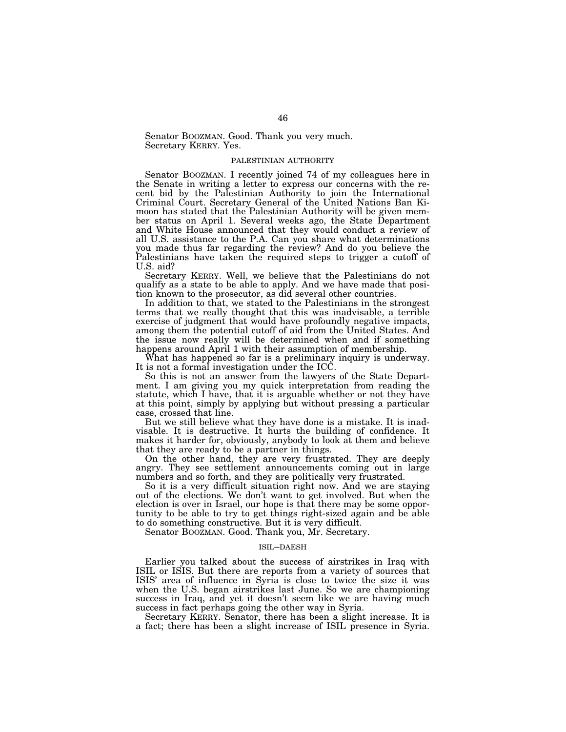Senator BOOZMAN. Good. Thank you very much.

Secretary KERRY. Yes.

## PALESTINIAN AUTHORITY

Senator BOOZMAN. I recently joined 74 of my colleagues here in the Senate in writing a letter to express our concerns with the recent bid by the Palestinian Authority to join the International Criminal Court. Secretary General of the United Nations Ban Ki-moon has stated that the Palestinian Authority will be given member status on April 1. Several weeks ago, the State Department and White House announced that they would conduct a review of all U.S. assistance to the P.A. Can you share what determinations you made thus far regarding the review? And do you believe the Palestinians have taken the required steps to trigger a cutoff of U.S. aid?

Secretary KERRY. Well, we believe that the Palestinians do not qualify as a state to be able to apply. And we have made that position known to the prosecutor, as did several other countries.

In addition to that, we stated to the Palestinians in the strongest terms that we really thought that this was inadvisable, a terrible exercise of judgment that would have profoundly negative impacts, among them the potential cutoff of aid from the United States. And the issue now really will be determined when and if something happens around April 1 with their assumption of membership.

What has happened so far is a preliminary inquiry is underway. It is not a formal investigation under the ICC.

So this is not an answer from the lawyers of the State Department. I am giving you my quick interpretation from reading the statute, which I have, that it is arguable whether or not they have at this point, simply by applying but without pressing a particular case, crossed that line.

But we still believe what they have done is a mistake. It is inadvisable. It is destructive. It hurts the building of confidence. It makes it harder for, obviously, anybody to look at them and believe that they are ready to be a partner in things.

On the other hand, they are very frustrated. They are deeply angry. They see settlement announcements coming out in large numbers and so forth, and they are politically very frustrated.

So it is a very difficult situation right now. And we are staying out of the elections. We don't want to get involved. But when the election is over in Israel, our hope is that there may be some opportunity to be able to try to get things right-sized again and be able to do something constructive. But it is very difficult.

Senator BOOZMAN. Good. Thank you, Mr. Secretary.

## ISIL–DAESH

Earlier you talked about the success of airstrikes in Iraq with ISIL or ISIS. But there are reports from a variety of sources that ISIS' area of influence in Syria is close to twice the size it was when the U.S. began airstrikes last June. So we are championing success in Iraq, and yet it doesn't seem like we are having much success in fact perhaps going the other way in Syria.

Secretary KERRY. Senator, there has been a slight increase. It is a fact; there has been a slight increase of ISIL presence in Syria.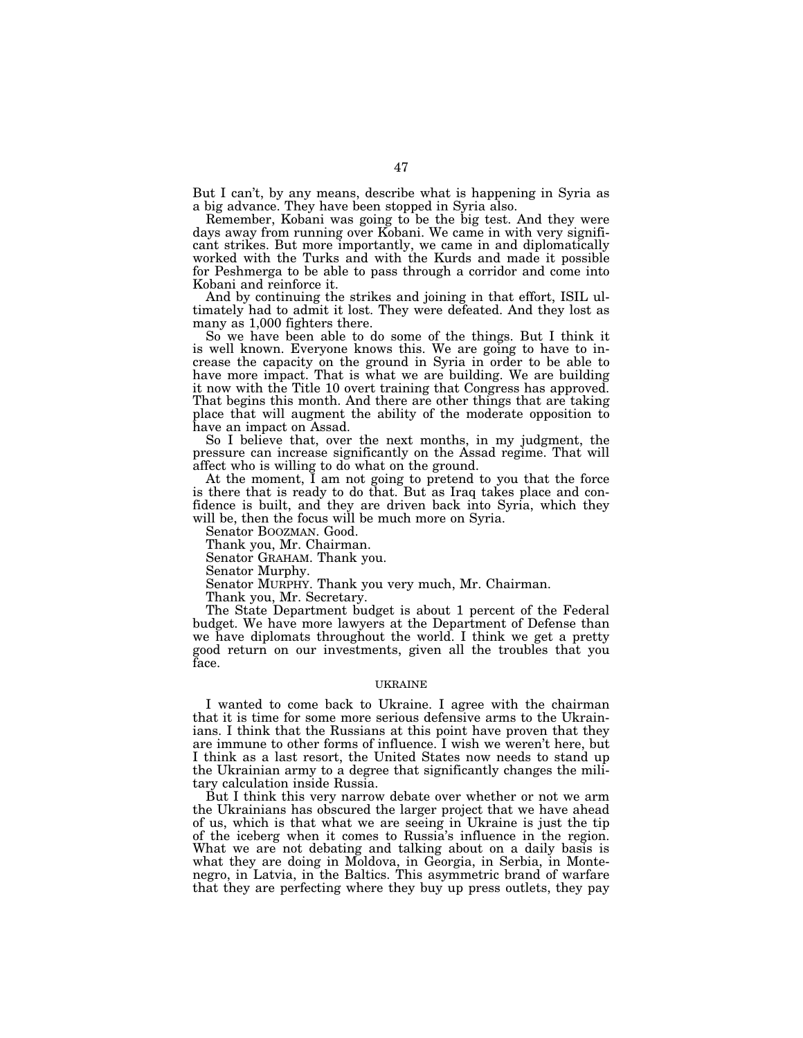But I can't, by any means, describe what is happening in Syria as a big advance. They have been stopped in Syria also.

Remember, Kobani was going to be the big test. And they were days away from running over Kobani. We came in with very significant strikes. But more importantly, we came in and diplomatically worked with the Turks and with the Kurds and made it possible for Peshmerga to be able to pass through a corridor and come into Kobani and reinforce it.

And by continuing the strikes and joining in that effort, ISIL ultimately had to admit it lost. They were defeated. And they lost as many as 1,000 fighters there.

So we have been able to do some of the things. But I think it is well known. Everyone knows this. We are going to have to increase the capacity on the ground in Syria in order to be able to have more impact. That is what we are building. We are building it now with the Title 10 overt training that Congress has approved. That begins this month. And there are other things that are taking place that will augment the ability of the moderate opposition to have an impact on Assad.

So I believe that, over the next months, in my judgment, the pressure can increase significantly on the Assad regime. That will affect who is willing to do what on the ground.

At the moment, I am not going to pretend to you that the force is there that is ready to do that. But as Iraq takes place and confidence is built, and they are driven back into Syria, which they will be, then the focus will be much more on Syria.

Senator BOOZMAN. Good.

Thank you, Mr. Chairman.

Senator GRAHAM. Thank you.

Senator Murphy.

Senator MURPHY. Thank you very much, Mr. Chairman.

Thank you, Mr. Secretary.

The State Department budget is about 1 percent of the Federal budget. We have more lawyers at the Department of Defense than we have diplomats throughout the world. I think we get a pretty good return on our investments, given all the troubles that you face.

## UKRAINE

I wanted to come back to Ukraine. I agree with the chairman that it is time for some more serious defensive arms to the Ukrainians. I think that the Russians at this point have proven that they are immune to other forms of influence. I wish we weren't here, but I think as a last resort, the United States now needs to stand up the Ukrainian army to a degree that significantly changes the military calculation inside Russia.

But I think this very narrow debate over whether or not we arm the Ukrainians has obscured the larger project that we have ahead of us, which is that what we are seeing in Ukraine is just the tip of the iceberg when it comes to Russia's influence in the region. What we are not debating and talking about on a daily basis is what they are doing in Moldova, in Georgia, in Serbia, in Montenegro, in Latvia, in the Baltics. This asymmetric brand of warfare that they are perfecting where they buy up press outlets, they pay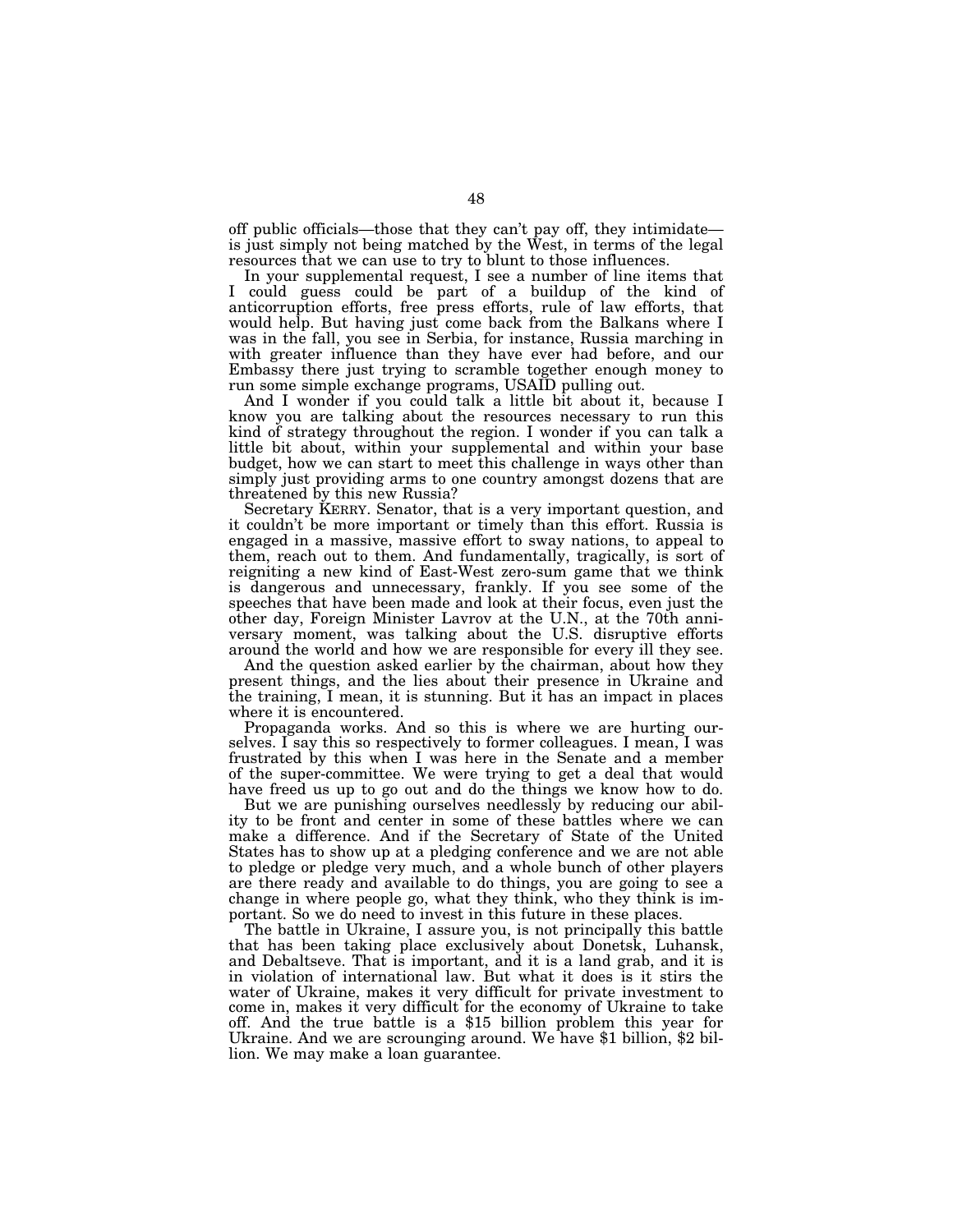off public officials—those that they can't pay off, they intimidate—is just simply not being matched by the West, in terms of the legal resources that we can use to try to blunt to those influences.

In your supplemental request, I see a number of line items that I could guess could be part of a buildup of the kind of anticorruption efforts, free press efforts, rule of law efforts, that would help. But having just come back from the Balkans where I was in the fall, you see in Serbia, for instance, Russia marching in with greater influence than they have ever had before, and our Embassy there just trying to scramble together enough money to run some simple exchange programs, USAID pulling out.

And I wonder if you could talk a little bit about it, because I know you are talking about the resources necessary to run this kind of strategy throughout the region. I wonder if you can talk a little bit about, within your supplemental and within your base budget, how we can start to meet this challenge in ways other than simply just providing arms to one country amongst dozens that are threatened by this new Russia?

Secretary KERRY. Senator, that is a very important question, and it couldn't be more important or timely than this effort. Russia is engaged in a massive, massive effort to sway nations, to appeal to them, reach out to them. And fundamentally, tragically, is sort of reigniting a new kind of East-West zero-sum game that we think is dangerous and unnecessary, frankly. If you see some of the speeches that have been made and look at their focus, even just the other day, Foreign Minister Lavrov at the U.N., at the 70th anniversary moment, was talking about the U.S. disruptive efforts around the world and how we are responsible for every ill they see.

And the question asked earlier by the chairman, about how they present things, and the lies about their presence in Ukraine and the training, I mean, it is stunning. But it has an impact in places where it is encountered.

Propaganda works. And so this is where we are hurting ourselves. I say this so respectively to former colleagues. I mean, I was frustrated by this when I was here in the Senate and a member of the super-committee. We were trying to get a deal that would have freed us up to go out and do the things we know how to do.

But we are punishing ourselves needlessly by reducing our ability to be front and center in some of these battles where we can make a difference. And if the Secretary of State of the United States has to show up at a pledging conference and we are not able to pledge or pledge very much, and a whole bunch of other players are there ready and available to do things, you are going to see a change in where people go, what they think, who they think is important. So we do need to invest in this future in these places.

The battle in Ukraine, I assure you, is not principally this battle that has been taking place exclusively about Donetsk, Luhansk, and Debaltseve. That is important, and it is a land grab, and it is in violation of international law. But what it does is it stirs the water of Ukraine, makes it very difficult for private investment to come in, makes it very difficult for the economy of Ukraine to take off. And the true battle is a $15 billion problem this year for Ukraine. And we are scrounging around. We have $1 billion, $2 billion. We may make a loan guarantee.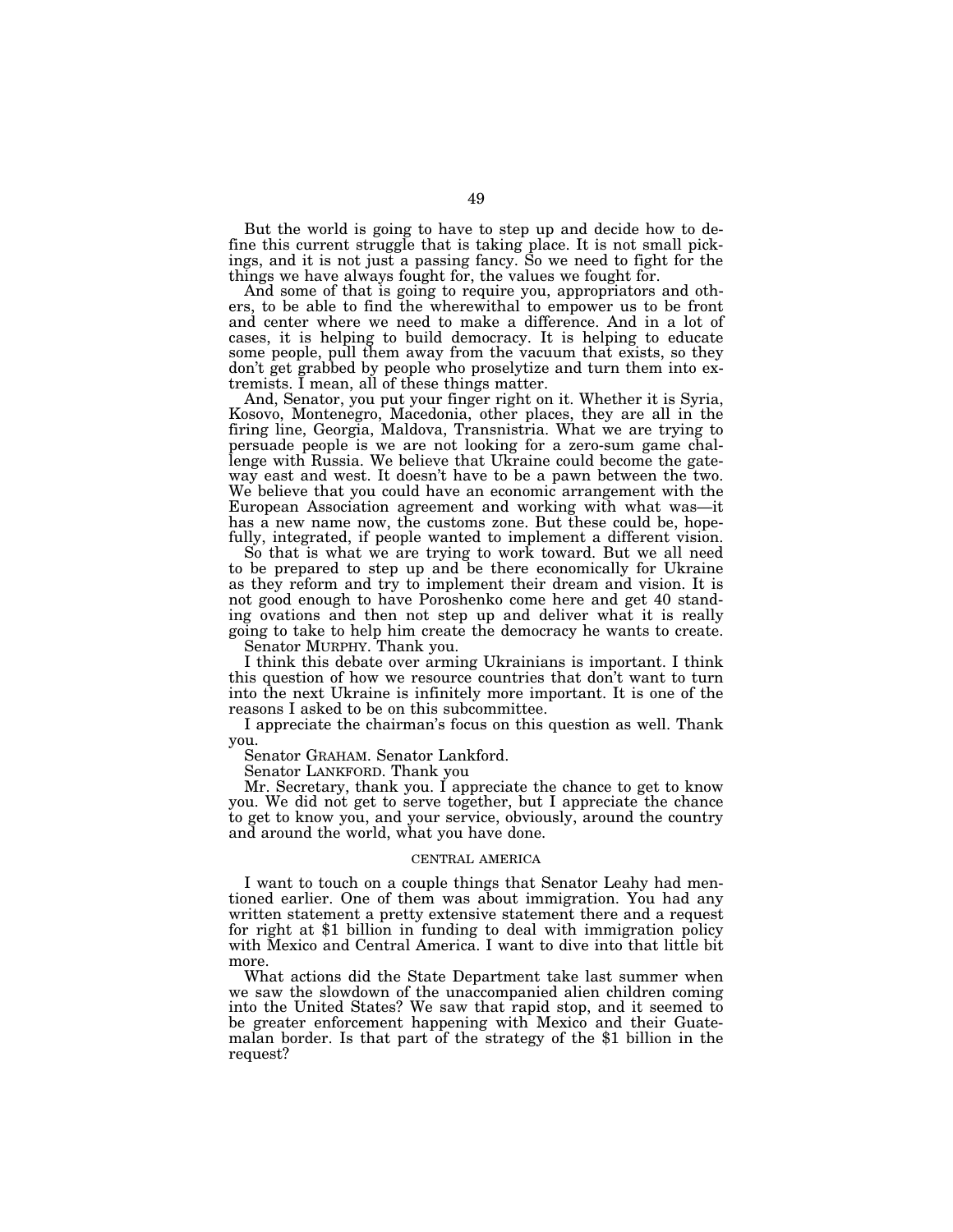But the world is going to have to step up and decide how to define this current struggle that is taking place. It is not small pickings, and it is not just a passing fancy. So we need to fight for the things we have always fought for, the values we fought for.

And some of that is going to require you, appropriators and others, to be able to find the wherewithal to empower us to be front and center where we need to make a difference. And in a lot of cases, it is helping to build democracy. It is helping to educate some people, pull them away from the vacuum that exists, so they don't get grabbed by people who proselytize and turn them into extremists. I mean, all of these things matter.

And, Senator, you put your finger right on it. Whether it is Syria, Kosovo, Montenegro, Macedonia, other places, they are all in the firing line, Georgia, Maldova, Transnistria. What we are trying to persuade people is we are not looking for a zero-sum game challenge with Russia. We believe that Ukraine could become the gateway east and west. It doesn't have to be a pawn between the two. We believe that you could have an economic arrangement with the European Association agreement and working with what was—it has a new name now, the customs zone. But these could be, hopefully, integrated, if people wanted to implement a different vision.

So that is what we are trying to work toward. But we all need to be prepared to step up and be there economically for Ukraine as they reform and try to implement their dream and vision. It is not good enough to have Poroshenko come here and get 40 standing ovations and then not step up and deliver what it is really going to take to help him create the democracy he wants to create.

Senator MURPHY. Thank you.

I think this debate over arming Ukrainians is important. I think this question of how we resource countries that don't want to turn into the next Ukraine is infinitely more important. It is one of the reasons I asked to be on this subcommittee.

I appreciate the chairman's focus on this question as well. Thank you.

Senator GRAHAM. Senator Lankford.

Senator LANKFORD. Thank you

Mr. Secretary, thank you. I appreciate the chance to get to know you. We did not get to serve together, but I appreciate the chance to get to know you, and your service, obviously, around the country and around the world, what you have done.

## CENTRAL AMERICA

I want to touch on a couple things that Senator Leahy had mentioned earlier. One of them was about immigration. You had any written statement a pretty extensive statement there and a request for right at $1 billion in funding to deal with immigration policy with Mexico and Central America. I want to dive into that little bit more.

What actions did the State Department take last summer when we saw the slowdown of the unaccompanied alien children coming into the United States? We saw that rapid stop, and it seemed to be greater enforcement happening with Mexico and their Guatemalan border. Is that part of the strategy of the $1 billion in the request?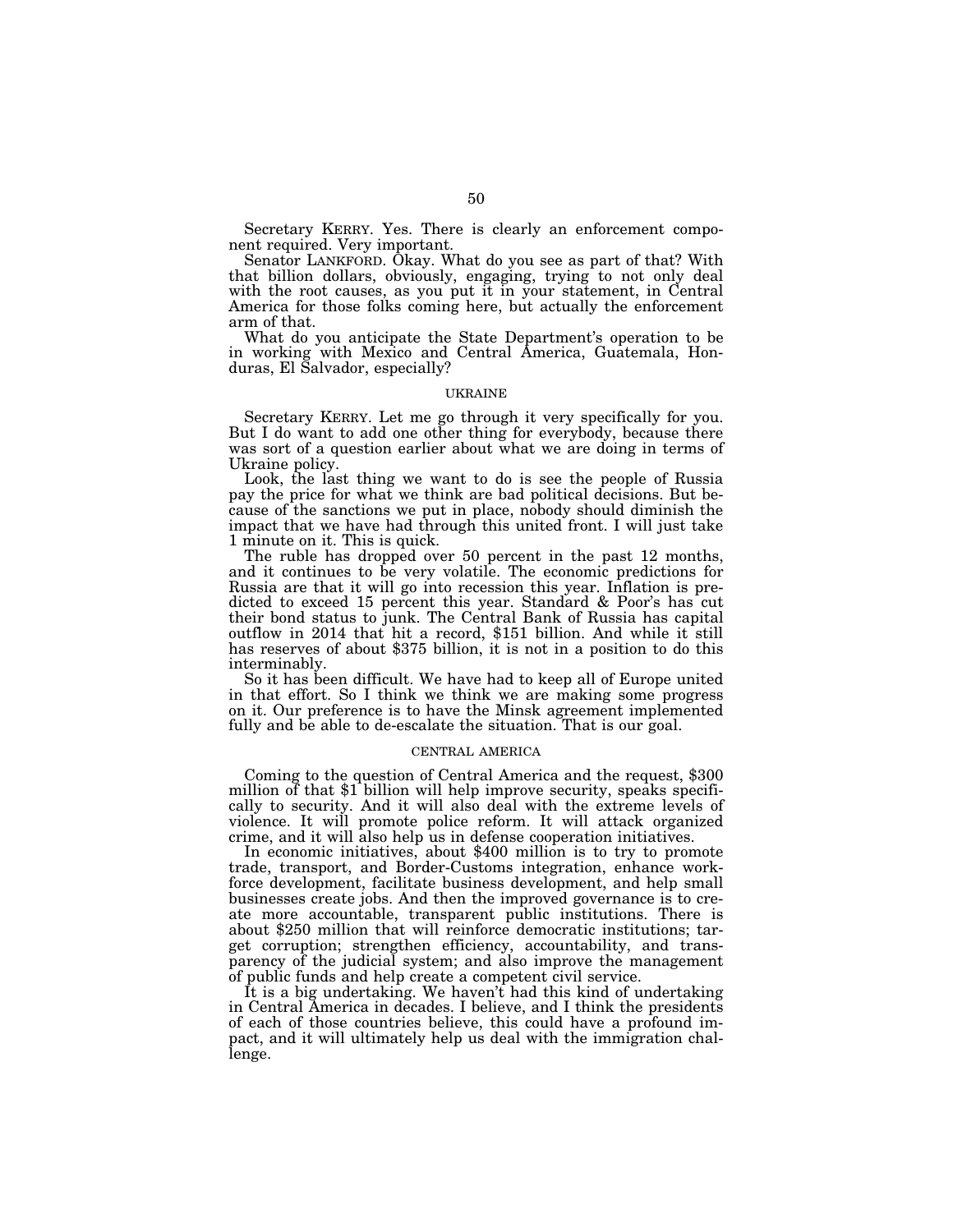Secretary KERRY. Yes. There is clearly an enforcement component required. Very important.

Senator LANKFORD. Okay. What do you see as part of that? With that billion dollars, obviously, engaging, trying to not only deal with the root causes, as you put it in your statement, in Central America for those folks coming here, but actually the enforcement arm of that.

What do you anticipate the State Department's operation to be in working with Mexico and Central America, Guatemala, Honduras, El Salvador, especially?

## UKRAINE

Secretary KERRY. Let me go through it very specifically for you. But I do want to add one other thing for everybody, because there was sort of a question earlier about what we are doing in terms of Ukraine policy.

Look, the last thing we want to do is see the people of Russia pay the price for what we think are bad political decisions. But because of the sanctions we put in place, nobody should diminish the impact that we have had through this united front. I will just take 1 minute on it. This is quick.

The ruble has dropped over 50 percent in the past 12 months, and it continues to be very volatile. The economic predictions for Russia are that it will go into recession this year. Inflation is predicted to exceed 15 percent this year. Standard & Poor's has cut their bond status to junk. The Central Bank of Russia has capital outflow in 2014 that hit a record, $151 billion. And while it still has reserves of about $375 billion, it is not in a position to do this interminably.

So it has been difficult. We have had to keep all of Europe united in that effort. So I think we think we are making some progress on it. Our preference is to have the Minsk agreement implemented fully and be able to de-escalate the situation. That is our goal.

## CENTRAL AMERICA

Coming to the question of Central America and the request, $300 million of that $1 billion will help improve security, speaks specifically to security. And it will also deal with the extreme levels of violence. It will promote police reform. It will attack organized crime, and it will also help us in defense cooperation initiatives.

In economic initiatives, about $400 million is to try to promote trade, transport, and Border-Customs integration, enhance workforce development, facilitate business development, and help small businesses create jobs. And then the improved governance is to create more accountable, transparent public institutions. There is about $250 million that will reinforce democratic institutions; target corruption; strengthen efficiency, accountability, and transparency of the judicial system; and also improve the management of public funds and help create a competent civil service.

It is a big undertaking. We haven't had this kind of undertaking in Central America in decades. I believe, and I think the presidents of each of those countries believe, this could have a profound impact, and it will ultimately help us deal with the immigration challenge.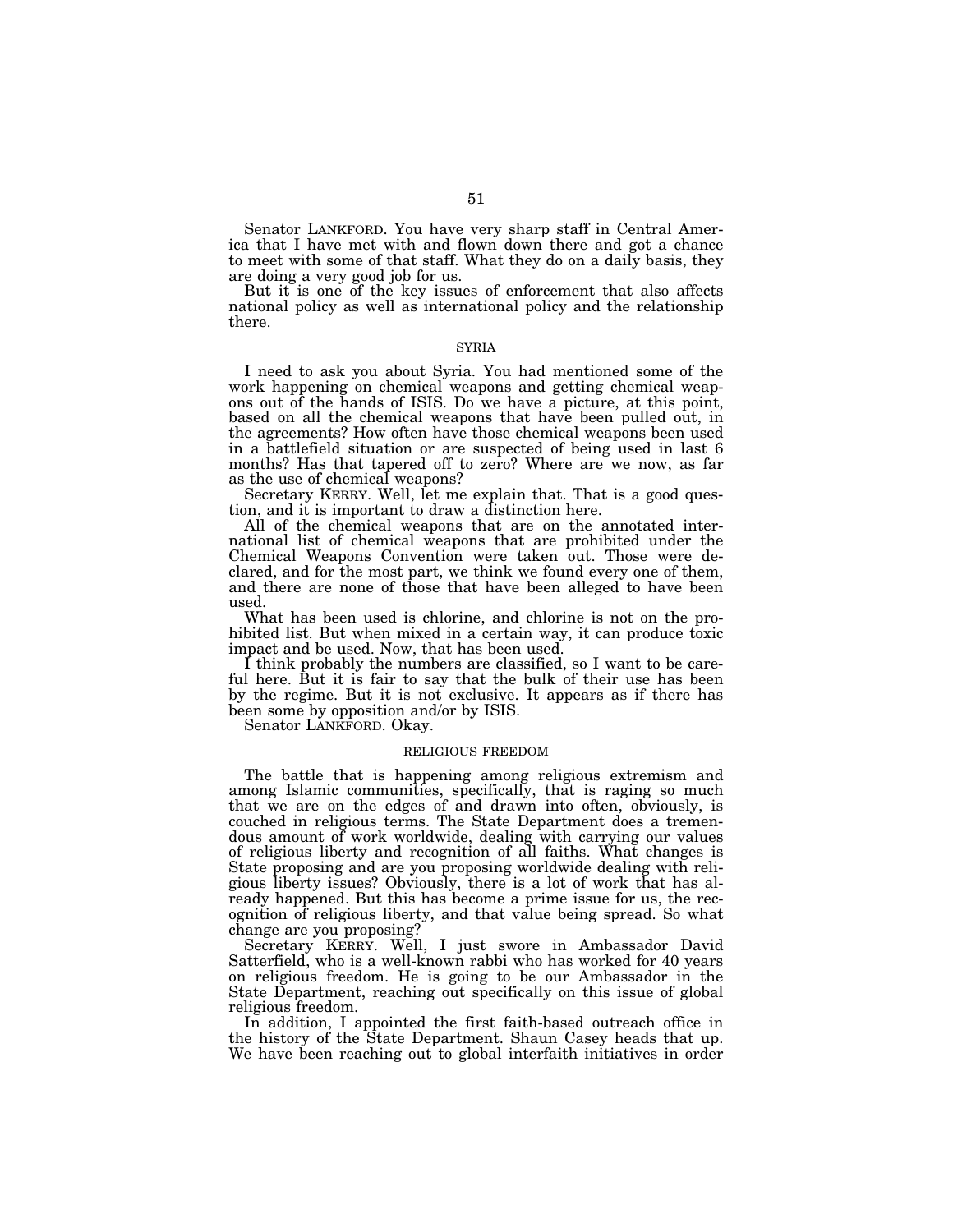Senator LANKFORD. You have very sharp staff in Central America that I have met with and flown down there and got a chance to meet with some of that staff. What they do on a daily basis, they are doing a very good job for us.

But it is one of the key issues of enforcement that also affects national policy as well as international policy and the relationship there.

### SYRIA

I need to ask you about Syria. You had mentioned some of the work happening on chemical weapons and getting chemical weapons out of the hands of ISIS. Do we have a picture, at this point, based on all the chemical weapons that have been pulled out, in the agreements? How often have those chemical weapons been used in a battlefield situation or are suspected of being used in last 6 months? Has that tapered off to zero? Where are we now, as far as the use of chemical weapons?

Secretary KERRY. Well, let me explain that. That is a good question, and it is important to draw a distinction here.

All of the chemical weapons that are on the annotated international list of chemical weapons that are prohibited under the Chemical Weapons Convention were taken out. Those were declared, and for the most part, we think we found every one of them, and there are none of those that have been alleged to have been used.

What has been used is chlorine, and chlorine is not on the prohibited list. But when mixed in a certain way, it can produce toxic impact and be used. Now, that has been used.

I think probably the numbers are classified, so I want to be careful here. But it is fair to say that the bulk of their use has been by the regime. But it is not exclusive. It appears as if there has been some by opposition and/or by ISIS.

Senator LANKFORD. Okay.

### RELIGIOUS FREEDOM

The battle that is happening among religious extremism and among Islamic communities, specifically, that is raging so much that we are on the edges of and drawn into often, obviously, is couched in religious terms. The State Department does a tremendous amount of work worldwide, dealing with carrying our values of religious liberty and recognition of all faiths. What changes is State proposing and are you proposing worldwide dealing with religious liberty issues? Obviously, there is a lot of work that has already happened. But this has become a prime issue for us, the recognition of religious liberty, and that value being spread. So what change are you proposing?

Secretary KERRY. Well, I just swore in Ambassador David Satterfield, who is a well-known rabbi who has worked for 40 years on religious freedom. He is going to be our Ambassador in the State Department, reaching out specifically on this issue of global religious freedom.

In addition, I appointed the first faith-based outreach office in the history of the State Department. Shaun Casey heads that up. We have been reaching out to global interfaith initiatives in order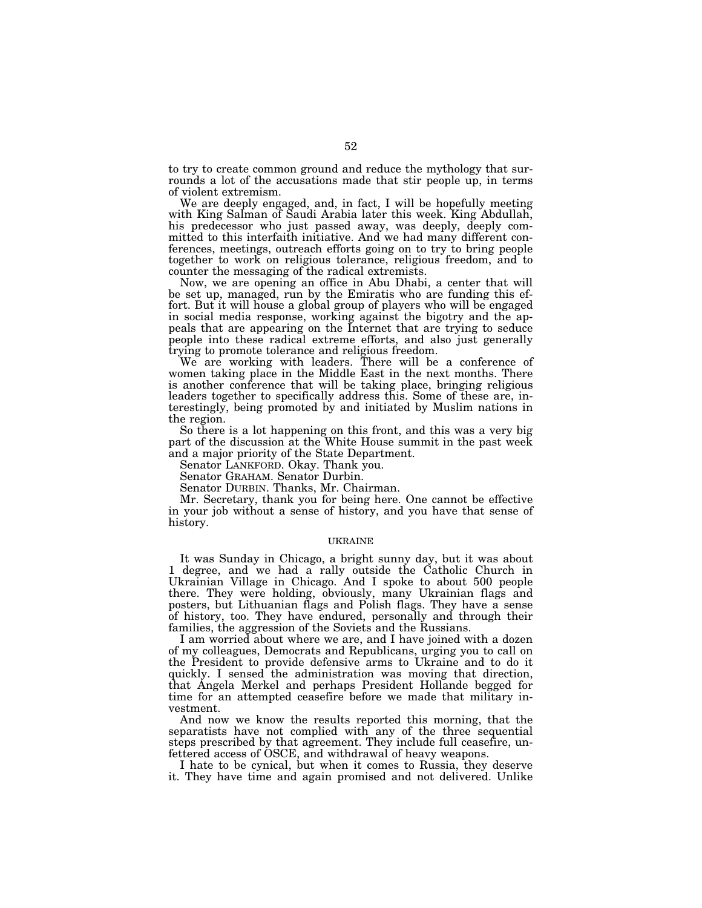to try to create common ground and reduce the mythology that surrounds a lot of the accusations made that stir people up, in terms of violent extremism.

We are deeply engaged, and, in fact, I will be hopefully meeting with King Salman of Saudi Arabia later this week. King Abdullah, his predecessor who just passed away, was deeply, deeply committed to this interfaith initiative. And we had many different conferences, meetings, outreach efforts going on to try to bring people together to work on religious tolerance, religious freedom, and to counter the messaging of the radical extremists.

Now, we are opening an office in Abu Dhabi, a center that will be set up, managed, run by the Emiratis who are funding this effort. But it will house a global group of players who will be engaged in social media response, working against the bigotry and the appeals that are appearing on the Internet that are trying to seduce people into these radical extreme efforts, and also just generally trying to promote tolerance and religious freedom.

We are working with leaders. There will be a conference of women taking place in the Middle East in the next months. There is another conference that will be taking place, bringing religious leaders together to specifically address this. Some of these are, interestingly, being promoted by and initiated by Muslim nations in the region.

So there is a lot happening on this front, and this was a very big part of the discussion at the White House summit in the past week and a major priority of the State Department.

Senator LANKFORD. Okay. Thank you.

Senator GRAHAM. Senator Durbin.

Senator DURBIN. Thanks, Mr. Chairman.

Mr. Secretary, thank you for being here. One cannot be effective in your job without a sense of history, and you have that sense of history.

## UKRAINE

It was Sunday in Chicago, a bright sunny day, but it was about 1 degree, and we had a rally outside the Catholic Church in Ukrainian Village in Chicago. And I spoke to about 500 people there. They were holding, obviously, many Ukrainian flags and posters, but Lithuanian flags and Polish flags. They have a sense of history, too. They have endured, personally and through their families, the aggression of the Soviets and the Russians.

I am worried about where we are, and I have joined with a dozen of my colleagues, Democrats and Republicans, urging you to call on the President to provide defensive arms to Ukraine and to do it quickly. I sensed the administration was moving that direction, that Angela Merkel and perhaps President Hollande begged for time for an attempted ceasefire before we made that military investment.

And now we know the results reported this morning, that the separatists have not complied with any of the three sequential steps prescribed by that agreement. They include full ceasefire, unfettered access of OSCE, and withdrawal of heavy weapons.

I hate to be cynical, but when it comes to Russia, they deserve it. They have time and again promised and not delivered. Unlike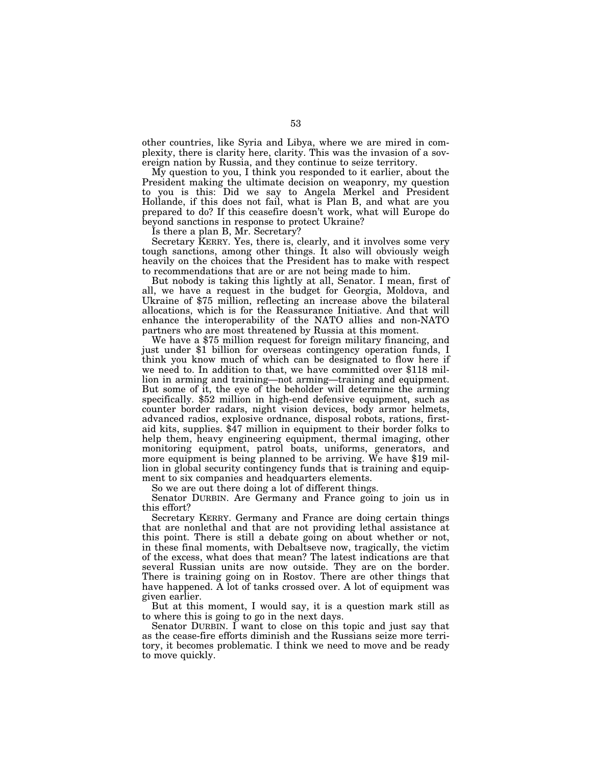other countries, like Syria and Libya, where we are mired in complexity, there is clarity here, clarity. This was the invasion of a sovereign nation by Russia, and they continue to seize territory.

My question to you, I think you responded to it earlier, about the President making the ultimate decision on weaponry, my question to you is this: Did we say to Angela Merkel and President Hollande, if this does not fail, what is Plan B, and what are you prepared to do? If this ceasefire doesn't work, what will Europe do beyond sanctions in response to protect Ukraine?

Is there a plan B, Mr. Secretary?

Secretary KERRY. Yes, there is, clearly, and it involves some very tough sanctions, among other things. It also will obviously weigh heavily on the choices that the President has to make with respect to recommendations that are or are not being made to him.

But nobody is taking this lightly at all, Senator. I mean, first of all, we have a request in the budget for Georgia, Moldova, and Ukraine of $75 million, reflecting an increase above the bilateral allocations, which is for the Reassurance Initiative. And that will enhance the interoperability of the NATO allies and non-NATO partners who are most threatened by Russia at this moment.

We have a $75 million request for foreign military financing, and just under $1 billion for overseas contingency operation funds, I think you know much of which can be designated to flow here if we need to. In addition to that, we have committed over $118 million in arming and training—not arming—training and equipment. But some of it, the eye of the beholder will determine the arming specifically. $52 million in high-end defensive equipment, such as counter border radars, night vision devices, body armor helmets, advanced radios, explosive ordnance, disposal robots, rations, first-aid kits, supplies. $47 million in equipment to their border folks to help them, heavy engineering equipment, thermal imaging, other monitoring equipment, patrol boats, uniforms, generators, and more equipment is being planned to be arriving. We have $19 million in global security contingency funds that is training and equipment to six companies and headquarters elements.

So we are out there doing a lot of different things.

Senator DURBIN. Are Germany and France going to join us in this effort?

Secretary KERRY. Germany and France are doing certain things that are nonlethal and that are not providing lethal assistance at this point. There is still a debate going on about whether or not, in these final moments, with Debaltseve now, tragically, the victim of the excess, what does that mean? The latest indications are that several Russian units are now outside. They are on the border. There is training going on in Rostov. There are other things that have happened. A lot of tanks crossed over. A lot of equipment was given earlier.

But at this moment, I would say, it is a question mark still as to where this is going to go in the next days.

Senator DURBIN. I want to close on this topic and just say that as the cease-fire efforts diminish and the Russians seize more territory, it becomes problematic. I think we need to move and be ready to move quickly.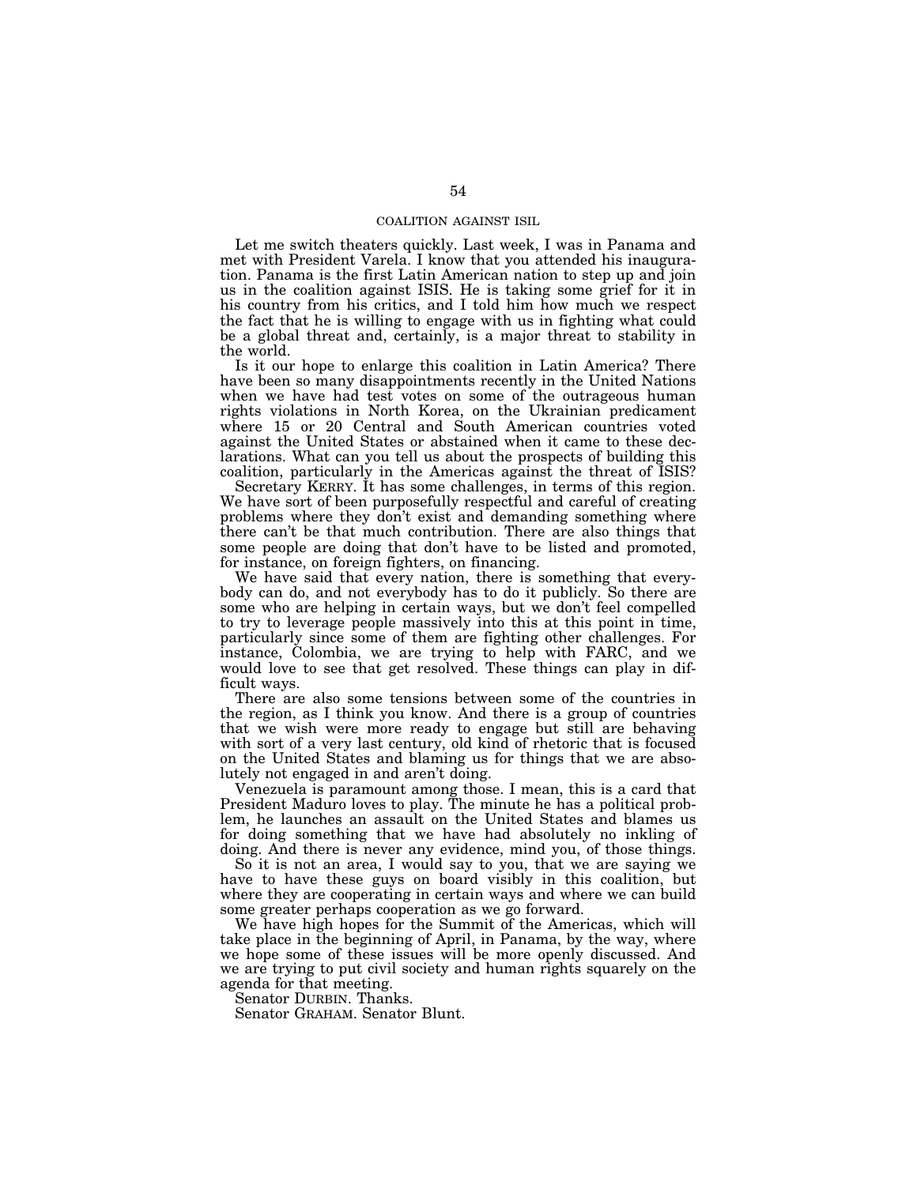## COALITION AGAINST ISIL

Let me switch theaters quickly. Last week, I was in Panama and met with President Varela. I know that you attended his inauguration. Panama is the first Latin American nation to step up and join us in the coalition against ISIS. He is taking some grief for it in his country from his critics, and I told him how much we respect the fact that he is willing to engage with us in fighting what could be a global threat and, certainly, is a major threat to stability in the world.

Is it our hope to enlarge this coalition in Latin America? There have been so many disappointments recently in the United Nations when we have had test votes on some of the outrageous human rights violations in North Korea, on the Ukrainian predicament where 15 or 20 Central and South American countries voted against the United States or abstained when it came to these declarations. What can you tell us about the prospects of building this coalition, particularly in the Americas against the threat of ISIS?

Secretary KERRY. It has some challenges, in terms of this region. We have sort of been purposefully respectful and careful of creating problems where they don't exist and demanding something where there can't be that much contribution. There are also things that some people are doing that don't have to be listed and promoted, for instance, on foreign fighters, on financing.

We have said that every nation, there is something that everybody can do, and not everybody has to do it publicly. So there are some who are helping in certain ways, but we don't feel compelled to try to leverage people massively into this at this point in time, particularly since some of them are fighting other challenges. For instance, Colombia, we are trying to help with FARC, and we would love to see that get resolved. These things can play in difficult ways.

There are also some tensions between some of the countries in the region, as I think you know. And there is a group of countries that we wish were more ready to engage but still are behaving with sort of a very last century, old kind of rhetoric that is focused on the United States and blaming us for things that we are absolutely not engaged in and aren't doing.

Venezuela is paramount among those. I mean, this is a card that President Maduro loves to play. The minute he has a political problem, he launches an assault on the United States and blames us for doing something that we have had absolutely no inkling of doing. And there is never any evidence, mind you, of those things.

So it is not an area, I would say to you, that we are saying we have to have these guys on board visibly in this coalition, but where they are cooperating in certain ways and where we can build some greater perhaps cooperation as we go forward.

We have high hopes for the Summit of the Americas, which will take place in the beginning of April, in Panama, by the way, where we hope some of these issues will be more openly discussed. And we are trying to put civil society and human rights squarely on the agenda for that meeting.

Senator DURBIN. Thanks.

Senator GRAHAM. Senator Blunt.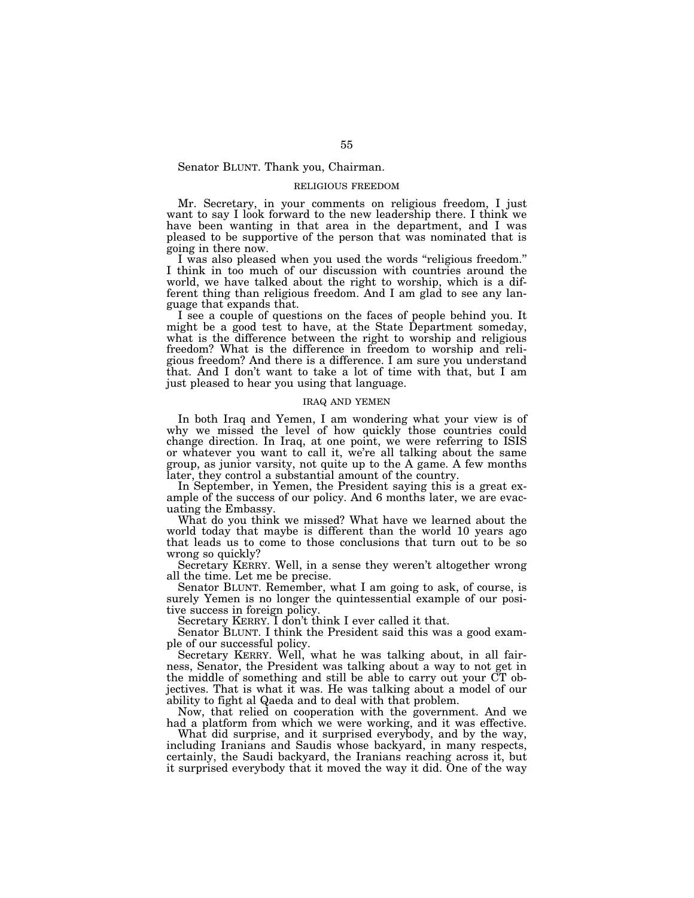Senator BLUNT. Thank you, Chairman.

### RELIGIOUS FREEDOM

Mr. Secretary, in your comments on religious freedom, I just want to say I look forward to the new leadership there. I think we have been wanting in that area in the department, and I was pleased to be supportive of the person that was nominated that is going in there now.

I was also pleased when you used the words "religious freedom." I think in too much of our discussion with countries around the world, we have talked about the right to worship, which is a different thing than religious freedom. And I am glad to see any language that expands that.

I see a couple of questions on the faces of people behind you. It might be a good test to have, at the State Department someday, what is the difference between the right to worship and religious freedom? What is the difference in freedom to worship and religious freedom? And there is a difference. I am sure you understand that. And I don't want to take a lot of time with that, but I am just pleased to hear you using that language.

### IRAQ AND YEMEN

In both Iraq and Yemen, I am wondering what your view is of why we missed the level of how quickly those countries could change direction. In Iraq, at one point, we were referring to ISIS or whatever you want to call it, we're all talking about the same group, as junior varsity, not quite up to the A game. A few months later, they control a substantial amount of the country.

In September, in Yemen, the President saying this is a great example of the success of our policy. And 6 months later, we are evacuating the Embassy.

What do you think we missed? What have we learned about the world today that maybe is different than the world 10 years ago that leads us to come to those conclusions that turn out to be so wrong so quickly?

Secretary KERRY. Well, in a sense they weren't altogether wrong all the time. Let me be precise.

Senator BLUNT. Remember, what I am going to ask, of course, is surely Yemen is no longer the quintessential example of our positive success in foreign policy.

Secretary KERRY. I don't think I ever called it that.

Senator BLUNT. I think the President said this was a good example of our successful policy.

Secretary KERRY. Well, what he was talking about, in all fairness, Senator, the President was talking about a way to not get in the middle of something and still be able to carry out your CT objectives. That is what it was. He was talking about a model of our ability to fight al Qaeda and to deal with that problem.

Now, that relied on cooperation with the government. And we had a platform from which we were working, and it was effective.

What did surprise, and it surprised everybody, and by the way, including Iranians and Saudis whose backyard, in many respects, certainly, the Saudi backyard, the Iranians reaching across it, but it surprised everybody that it moved the way it did. One of the way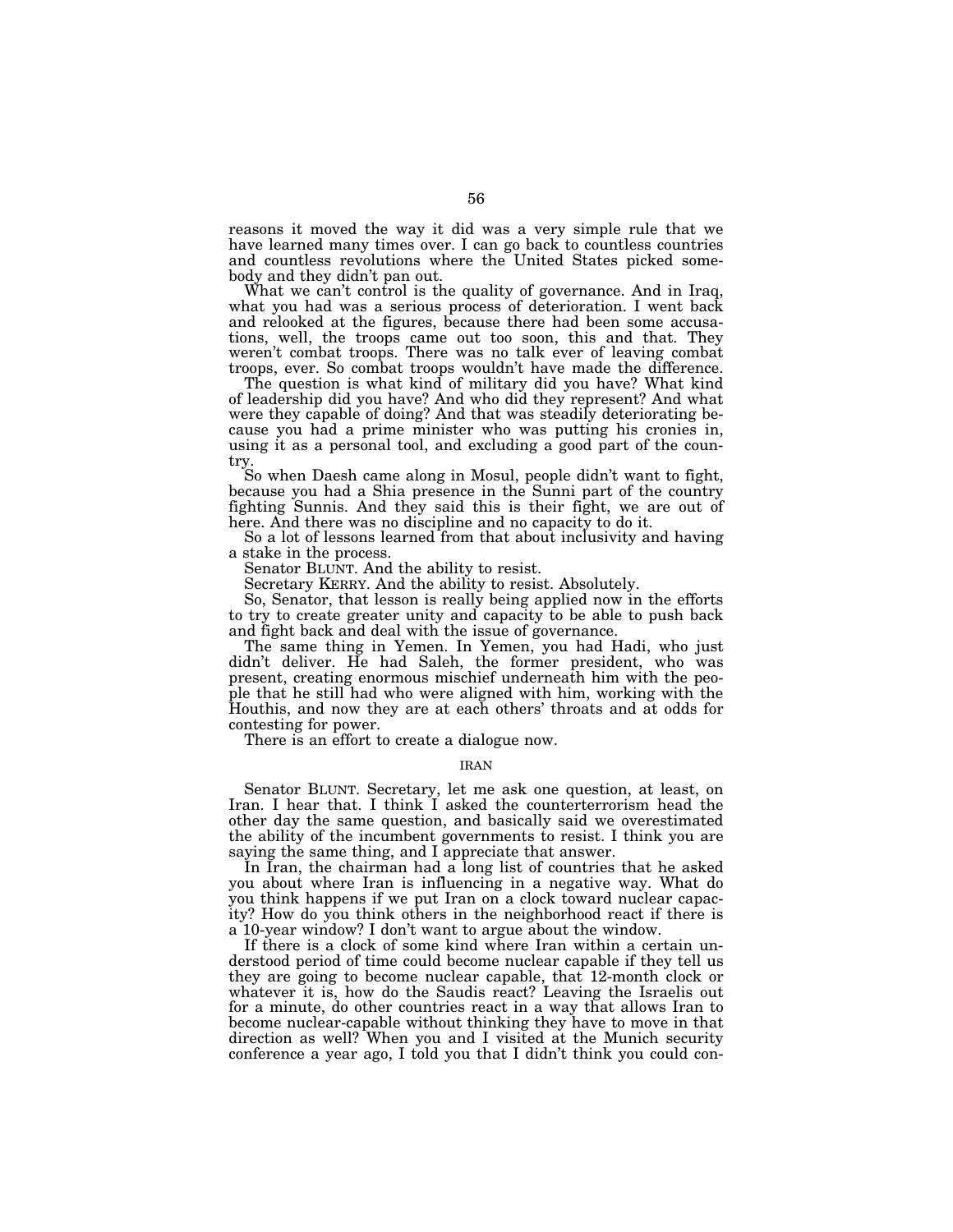reasons it moved the way it did was a very simple rule that we have learned many times over. I can go back to countless countries and countless revolutions where the United States picked somebody and they didn't pan out.

What we can't control is the quality of governance. And in Iraq, what you had was a serious process of deterioration. I went back and relooked at the figures, because there had been some accusations, well, the troops came out too soon, this and that. They weren't combat troops. There was no talk ever of leaving combat troops, ever. So combat troops wouldn't have made the difference.

The question is what kind of military did you have? What kind of leadership did you have? And who did they represent? And what were they capable of doing? And that was steadily deteriorating because you had a prime minister who was putting his cronies in, using it as a personal tool, and excluding a good part of the country.

So when Daesh came along in Mosul, people didn't want to fight, because you had a Shia presence in the Sunni part of the country fighting Sunnis. And they said this is their fight, we are out of here. And there was no discipline and no capacity to do it.

So a lot of lessons learned from that about inclusivity and having a stake in the process.

Senator BLUNT. And the ability to resist.

Secretary KERRY. And the ability to resist. Absolutely.

So, Senator, that lesson is really being applied now in the efforts to try to create greater unity and capacity to be able to push back and fight back and deal with the issue of governance.

The same thing in Yemen. In Yemen, you had Hadi, who just didn't deliver. He had Saleh, the former president, who was present, creating enormous mischief underneath him with the people that he still had who were aligned with him, working with the Houthis, and now they are at each others' throats and at odds for contesting for power.

There is an effort to create a dialogue now.

## IRAN

Senator BLUNT. Secretary, let me ask one question, at least, on Iran. I hear that. I think I asked the counterterrorism head the other day the same question, and basically said we overestimated the ability of the incumbent governments to resist. I think you are saying the same thing, and I appreciate that answer.

In Iran, the chairman had a long list of countries that he asked you about where Iran is influencing in a negative way. What do you think happens if we put Iran on a clock toward nuclear capacity? How do you think others in the neighborhood react if there is a 10-year window? I don't want to argue about the window.

If there is a clock of some kind where Iran within a certain understood period of time could become nuclear capable if they tell us they are going to become nuclear capable, that 12-month clock or whatever it is, how do the Saudis react? Leaving the Israelis out for a minute, do other countries react in a way that allows Iran to become nuclear-capable without thinking they have to move in that direction as well? When you and I visited at the Munich security conference a year ago, I told you that I didn't think you could con-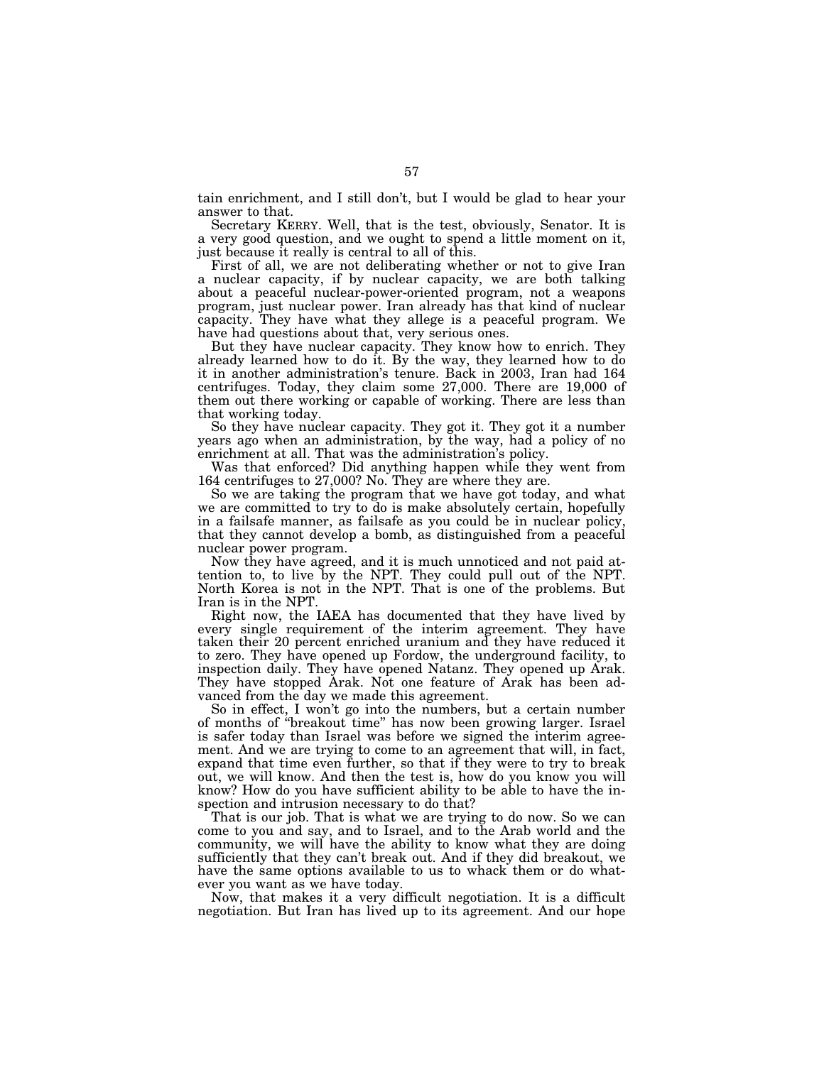tain enrichment, and I still don't, but I would be glad to hear your answer to that.

Secretary KERRY. Well, that is the test, obviously, Senator. It is a very good question, and we ought to spend a little moment on it, just because it really is central to all of this.

First of all, we are not deliberating whether or not to give Iran a nuclear capacity, if by nuclear capacity, we are both talking about a peaceful nuclear-power-oriented program, not a weapons program, just nuclear power. Iran already has that kind of nuclear capacity. They have what they allege is a peaceful program. We have had questions about that, very serious ones.

But they have nuclear capacity. They know how to enrich. They already learned how to do it. By the way, they learned how to do it in another administration's tenure. Back in 2003, Iran had 164 centrifuges. Today, they claim some 27,000. There are 19,000 of them out there working or capable of working. There are less than that working today.

So they have nuclear capacity. They got it. They got it a number years ago when an administration, by the way, had a policy of no enrichment at all. That was the administration's policy.

Was that enforced? Did anything happen while they went from 164 centrifuges to 27,000? No. They are where they are.

So we are taking the program that we have got today, and what we are committed to try to do is make absolutely certain, hopefully in a failsafe manner, as failsafe as you could be in nuclear policy, that they cannot develop a bomb, as distinguished from a peaceful nuclear power program.

Now they have agreed, and it is much unnoticed and not paid attention to, to live by the NPT. They could pull out of the NPT. North Korea is not in the NPT. That is one of the problems. But Iran is in the NPT.

Right now, the IAEA has documented that they have lived by every single requirement of the interim agreement. They have taken their 20 percent enriched uranium and they have reduced it to zero. They have opened up Fordow, the underground facility, to inspection daily. They have opened Natanz. They opened up Arak. They have stopped Arak. Not one feature of Arak has been advanced from the day we made this agreement.

So in effect, I won't go into the numbers, but a certain number of months of "breakout time" has now been growing larger. Israel is safer today than Israel was before we signed the interim agreement. And we are trying to come to an agreement that will, in fact, expand that time even further, so that if they were to try to break out, we will know. And then the test is, how do you know you will know? How do you have sufficient ability to be able to have the inspection and intrusion necessary to do that?

That is our job. That is what we are trying to do now. So we can come to you and say, and to Israel, and to the Arab world and the community, we will have the ability to know what they are doing sufficiently that they can't break out. And if they did breakout, we have the same options available to us to whack them or do whatever you want as we have today.

Now, that makes it a very difficult negotiation. It is a difficult negotiation. But Iran has lived up to its agreement. And our hope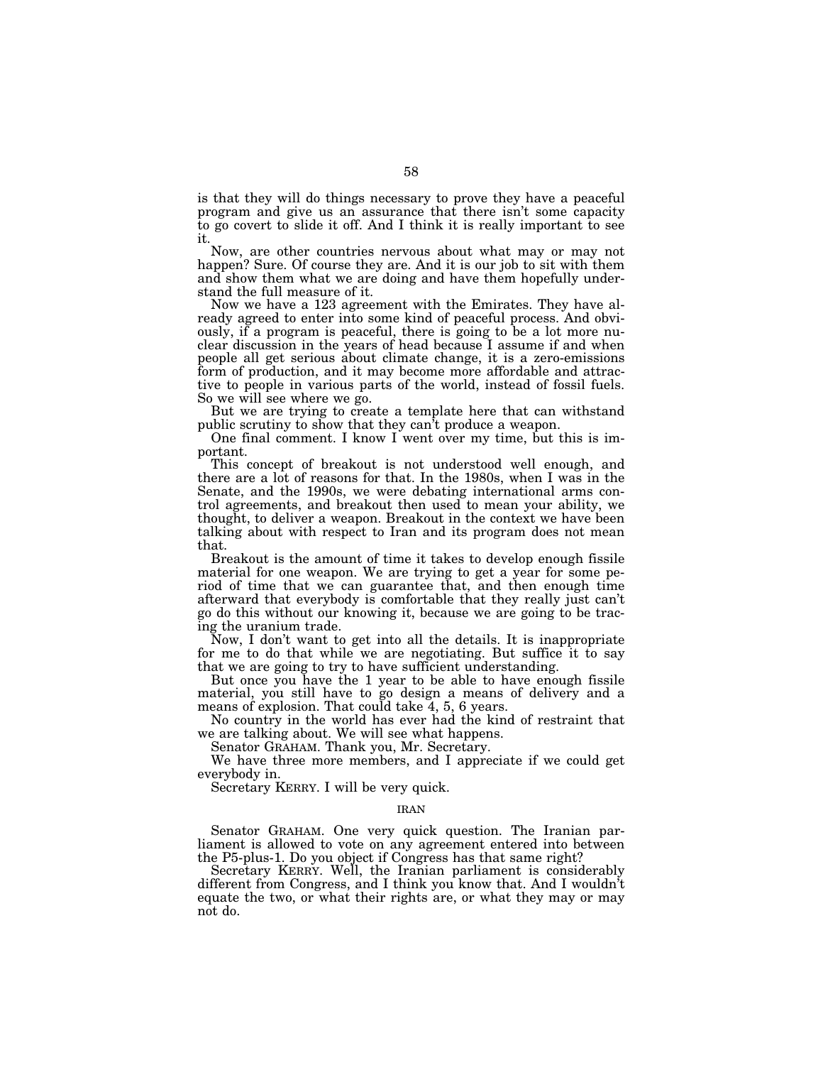is that they will do things necessary to prove they have a peaceful program and give us an assurance that there isn't some capacity to go covert to slide it off. And I think it is really important to see it.

Now, are other countries nervous about what may or may not happen? Sure. Of course they are. And it is our job to sit with them and show them what we are doing and have them hopefully understand the full measure of it.

Now we have a 123 agreement with the Emirates. They have already agreed to enter into some kind of peaceful process. And obviously, if a program is peaceful, there is going to be a lot more nuclear discussion in the years of head because I assume if and when people all get serious about climate change, it is a zero-emissions form of production, and it may become more affordable and attractive to people in various parts of the world, instead of fossil fuels. So we will see where we go.

But we are trying to create a template here that can withstand public scrutiny to show that they can't produce a weapon.

One final comment. I know I went over my time, but this is important.

This concept of breakout is not understood well enough, and there are a lot of reasons for that. In the 1980s, when I was in the Senate, and the 1990s, we were debating international arms control agreements, and breakout then used to mean your ability, we thought, to deliver a weapon. Breakout in the context we have been talking about with respect to Iran and its program does not mean that.

Breakout is the amount of time it takes to develop enough fissile material for one weapon. We are trying to get a year for some period of time that we can guarantee that, and then enough time afterward that everybody is comfortable that they really just can't go do this without our knowing it, because we are going to be tracing the uranium trade.

Now, I don't want to get into all the details. It is inappropriate for me to do that while we are negotiating. But suffice it to say that we are going to try to have sufficient understanding.

But once you have the 1 year to be able to have enough fissile material, you still have to go design a means of delivery and a means of explosion. That could take 4, 5, 6 years.

No country in the world has ever had the kind of restraint that we are talking about. We will see what happens.

Senator GRAHAM. Thank you, Mr. Secretary.

We have three more members, and I appreciate if we could get everybody in.

Secretary KERRY. I will be very quick.

IRAN

Senator GRAHAM. One very quick question. The Iranian parliament is allowed to vote on any agreement entered into between the P5-plus-1. Do you object if Congress has that same right?

Secretary KERRY. Well, the Iranian parliament is considerably different from Congress, and I think you know that. And I wouldn't equate the two, or what their rights are, or what they may or may not do.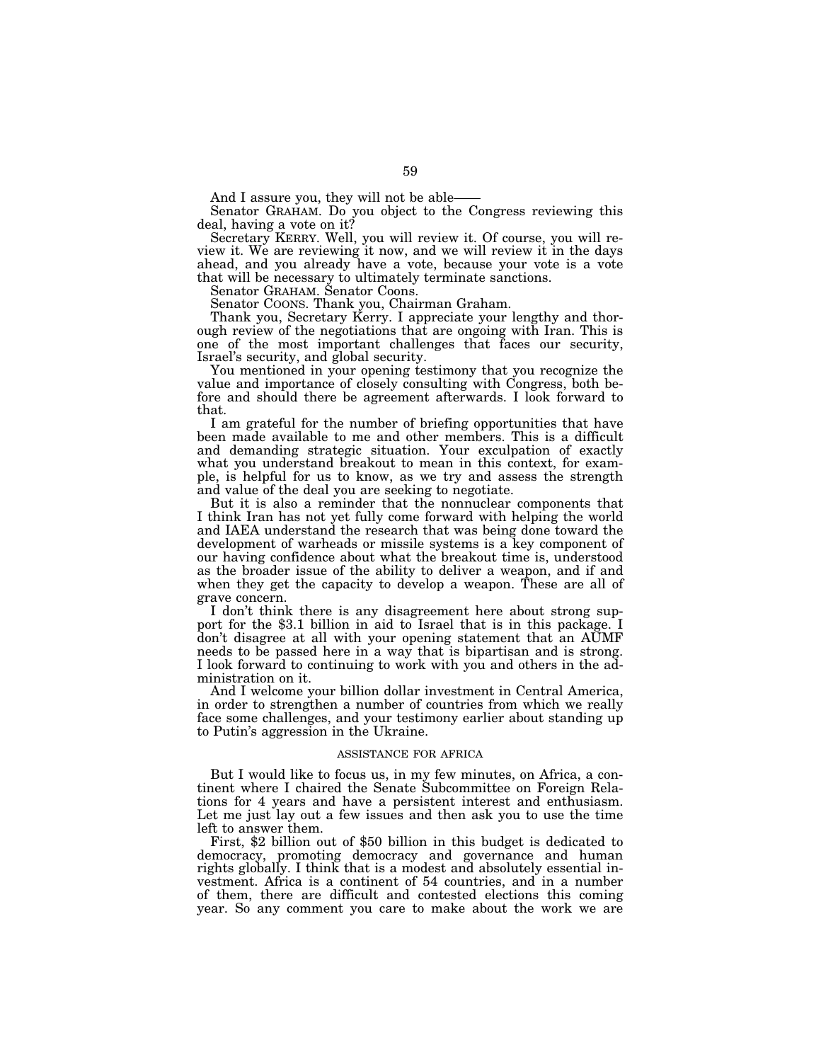And I assure you, they will not be able——

Senator GRAHAM. Do you object to the Congress reviewing this deal, having a vote on it?

Secretary KERRY. Well, you will review it. Of course, you will review it. We are reviewing it now, and we will review it in the days ahead, and you already have a vote, because your vote is a vote that will be necessary to ultimately terminate sanctions.

Senator GRAHAM. Senator Coons.

Senator COONS. Thank you, Chairman Graham.

Thank you, Secretary Kerry. I appreciate your lengthy and thorough review of the negotiations that are ongoing with Iran. This is one of the most important challenges that faces our security, Israel's security, and global security.

You mentioned in your opening testimony that you recognize the value and importance of closely consulting with Congress, both before and should there be agreement afterwards. I look forward to that.

I am grateful for the number of briefing opportunities that have been made available to me and other members. This is a difficult and demanding strategic situation. Your exculpation of exactly what you understand breakout to mean in this context, for example, is helpful for us to know, as we try and assess the strength and value of the deal you are seeking to negotiate.

But it is also a reminder that the nonnuclear components that I think Iran has not yet fully come forward with helping the world and IAEA understand the research that was being done toward the development of warheads or missile systems is a key component of our having confidence about what the breakout time is, understood as the broader issue of the ability to deliver a weapon, and if and when they get the capacity to develop a weapon. These are all of grave concern.

I don't think there is any disagreement here about strong support for the $3.1 billion in aid to Israel that is in this package. I don't disagree at all with your opening statement that an AUMF needs to be passed here in a way that is bipartisan and is strong. I look forward to continuing to work with you and others in the administration on it.

And I welcome your billion dollar investment in Central America, in order to strengthen a number of countries from which we really face some challenges, and your testimony earlier about standing up to Putin's aggression in the Ukraine.

## ASSISTANCE FOR AFRICA

But I would like to focus us, in my few minutes, on Africa, a continent where I chaired the Senate Subcommittee on Foreign Relations for 4 years and have a persistent interest and enthusiasm. Let me just lay out a few issues and then ask you to use the time left to answer them.

First, $2 billion out of $50 billion in this budget is dedicated to democracy, promoting democracy and governance and human rights globally. I think that is a modest and absolutely essential investment. Africa is a continent of 54 countries, and in a number of them, there are difficult and contested elections this coming year. So any comment you care to make about the work we are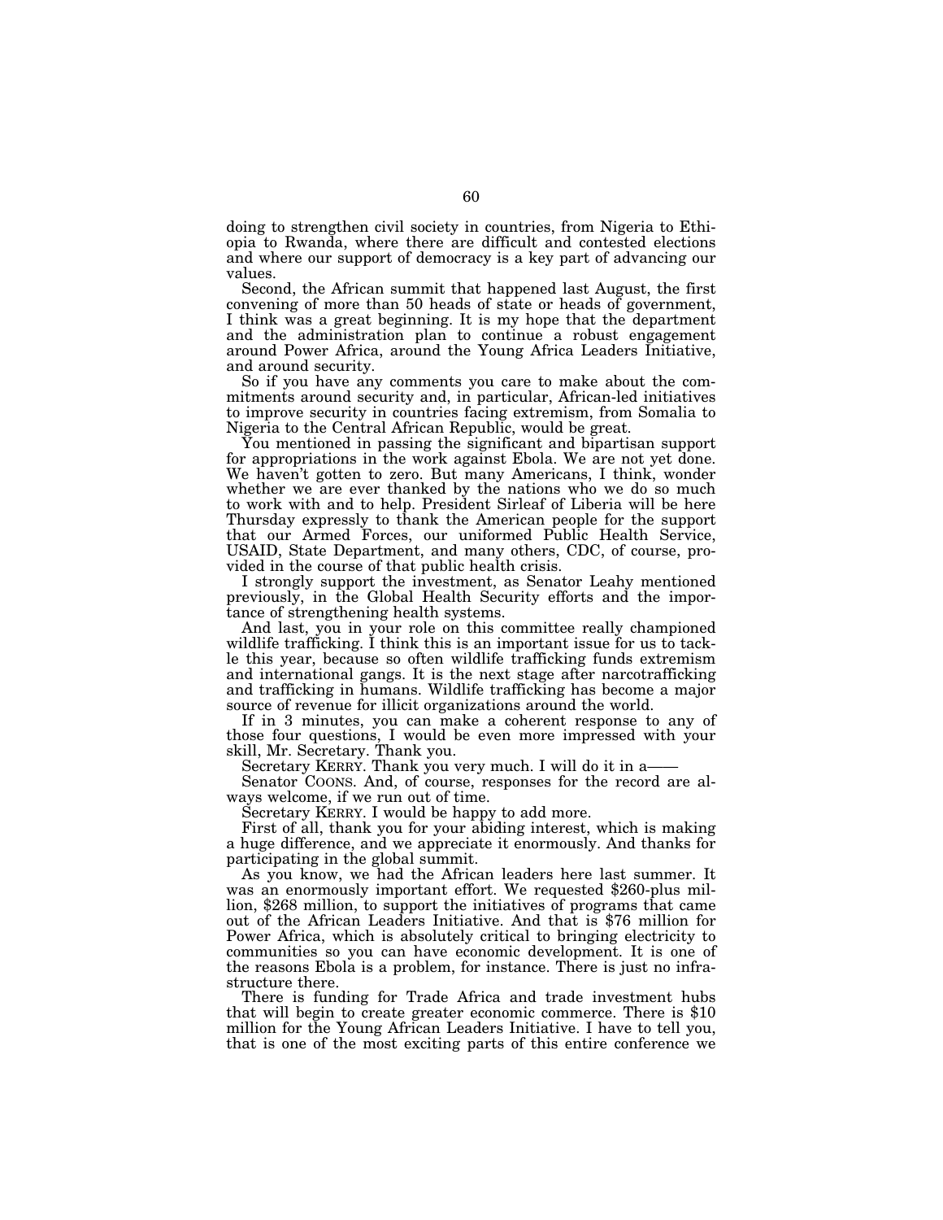doing to strengthen civil society in countries, from Nigeria to Ethiopia to Rwanda, where there are difficult and contested elections and where our support of democracy is a key part of advancing our values.

Second, the African summit that happened last August, the first convening of more than 50 heads of state or heads of government, I think was a great beginning. It is my hope that the department and the administration plan to continue a robust engagement around Power Africa, around the Young Africa Leaders Initiative, and around security.

So if you have any comments you care to make about the commitments around security and, in particular, African-led initiatives to improve security in countries facing extremism, from Somalia to Nigeria to the Central African Republic, would be great.

You mentioned in passing the significant and bipartisan support for appropriations in the work against Ebola. We are not yet done. We haven't gotten to zero. But many Americans, I think, wonder whether we are ever thanked by the nations who we do so much to work with and to help. President Sirleaf of Liberia will be here Thursday expressly to thank the American people for the support that our Armed Forces, our uniformed Public Health Service, USAID, State Department, and many others, CDC, of course, provided in the course of that public health crisis.

I strongly support the investment, as Senator Leahy mentioned previously, in the Global Health Security efforts and the importance of strengthening health systems.

And last, you in your role on this committee really championed wildlife trafficking. I think this is an important issue for us to tackle this year, because so often wildlife trafficking funds extremism and international gangs. It is the next stage after narcotrafficking and trafficking in humans. Wildlife trafficking has become a major source of revenue for illicit organizations around the world.

If in 3 minutes, you can make a coherent response to any of those four questions, I would be even more impressed with your skill, Mr. Secretary. Thank you.

Secretary KERRY. Thank you very much. I will do it in a——

Senator COONS. And, of course, responses for the record are always welcome, if we run out of time.

Secretary KERRY. I would be happy to add more.

First of all, thank you for your abiding interest, which is making a huge difference, and we appreciate it enormously. And thanks for participating in the global summit.

As you know, we had the African leaders here last summer. It was an enormously important effort. We requested $260-plus million, $268 million, to support the initiatives of programs that came out of the African Leaders Initiative. And that is $76 million for Power Africa, which is absolutely critical to bringing electricity to communities so you can have economic development. It is one of the reasons Ebola is a problem, for instance. There is just no infrastructure there.

There is funding for Trade Africa and trade investment hubs that will begin to create greater economic commerce. There is $10 million for the Young African Leaders Initiative. I have to tell you, that is one of the most exciting parts of this entire conference we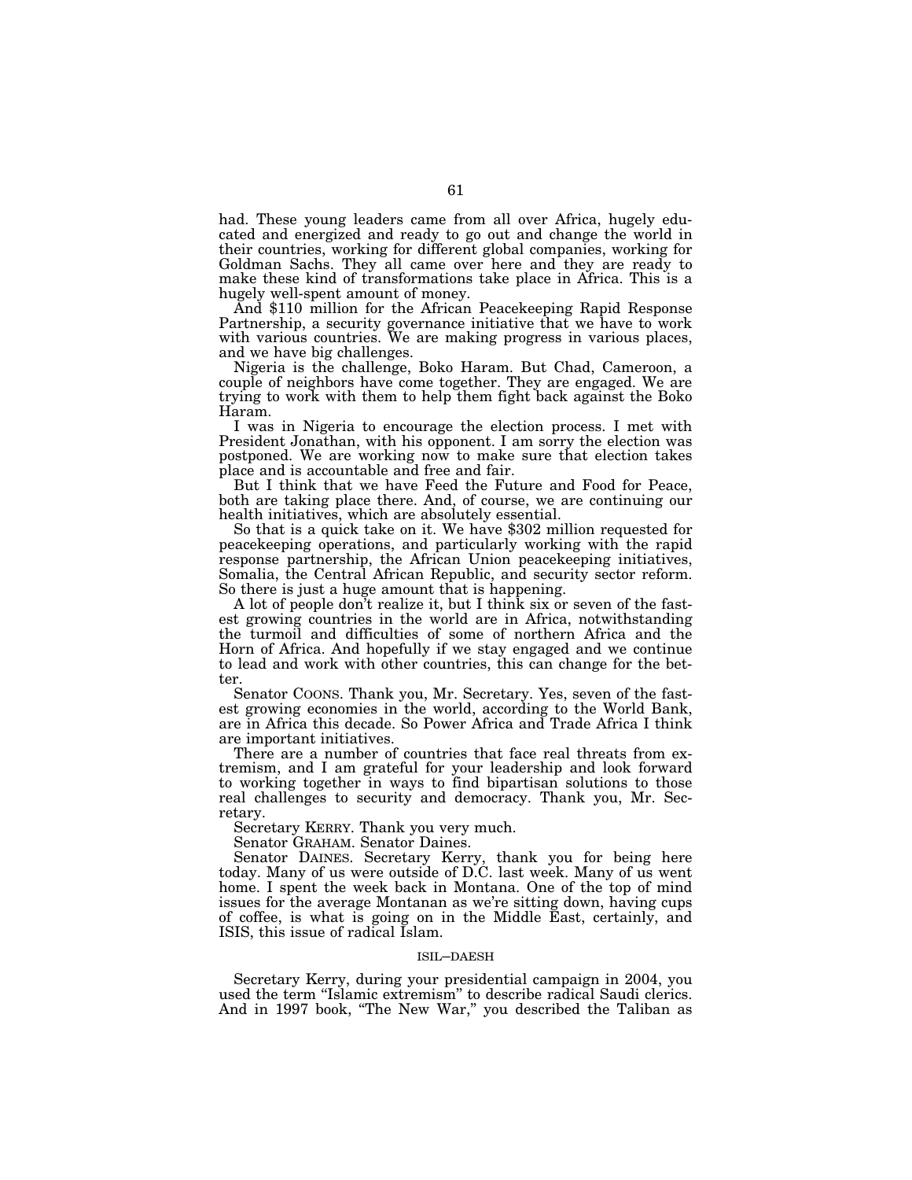had. These young leaders came from all over Africa, hugely educated and energized and ready to go out and change the world in their countries, working for different global companies, working for Goldman Sachs. They all came over here and they are ready to make these kind of transformations take place in Africa. This is a hugely well-spent amount of money.

And $110 million for the African Peacekeeping Rapid Response Partnership, a security governance initiative that we have to work with various countries. We are making progress in various places, and we have big challenges.

Nigeria is the challenge, Boko Haram. But Chad, Cameroon, a couple of neighbors have come together. They are engaged. We are trying to work with them to help them fight back against the Boko Haram.

I was in Nigeria to encourage the election process. I met with President Jonathan, with his opponent. I am sorry the election was postponed. We are working now to make sure that election takes place and is accountable and free and fair.

But I think that we have Feed the Future and Food for Peace, both are taking place there. And, of course, we are continuing our health initiatives, which are absolutely essential.

So that is a quick take on it. We have $302 million requested for peacekeeping operations, and particularly working with the rapid response partnership, the African Union peacekeeping initiatives, Somalia, the Central African Republic, and security sector reform. So there is just a huge amount that is happening.

A lot of people don't realize it, but I think six or seven of the fastest growing countries in the world are in Africa, notwithstanding the turmoil and difficulties of some of northern Africa and the Horn of Africa. And hopefully if we stay engaged and we continue to lead and work with other countries, this can change for the better.

Senator COONS. Thank you, Mr. Secretary. Yes, seven of the fastest growing economies in the world, according to the World Bank, are in Africa this decade. So Power Africa and Trade Africa I think are important initiatives.

There are a number of countries that face real threats from extremism, and I am grateful for your leadership and look forward to working together in ways to find bipartisan solutions to those real challenges to security and democracy. Thank you, Mr. Secretary.

Secretary KERRY. Thank you very much.

Senator GRAHAM. Senator Daines.

Senator DAINES. Secretary Kerry, thank you for being here today. Many of us were outside of D.C. last week. Many of us went home. I spent the week back in Montana. One of the top of mind issues for the average Montanan as we're sitting down, having cups of coffee, is what is going on in the Middle East, certainly, and ISIS, this issue of radical Islam.

## ISIL–DAESH

Secretary Kerry, during your presidential campaign in 2004, you used the term "Islamic extremism" to describe radical Saudi clerics. And in 1997 book, "The New War," you described the Taliban as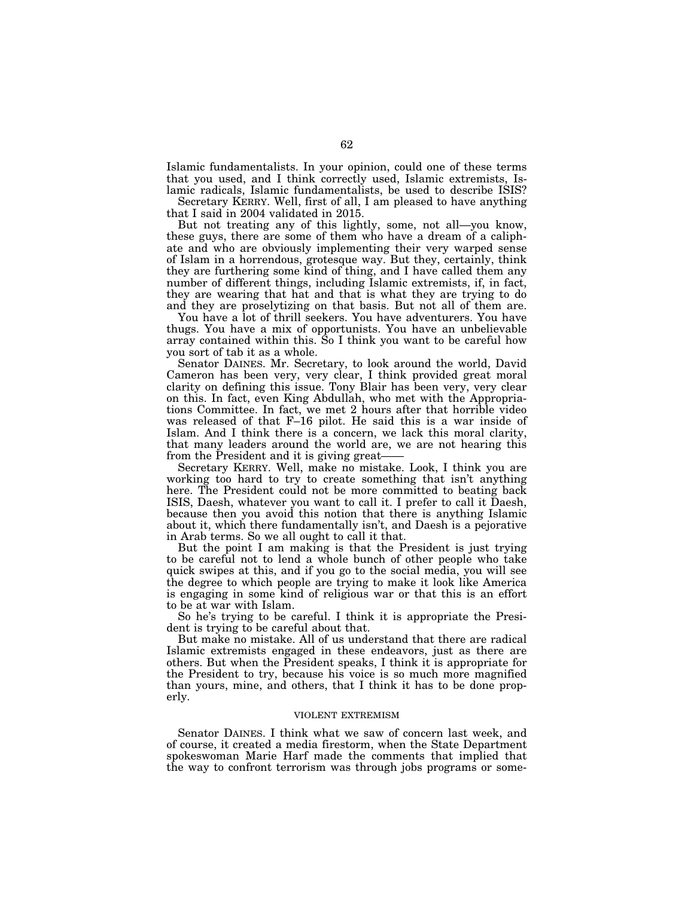Islamic fundamentalists. In your opinion, could one of these terms that you used, and I think correctly used, Islamic extremists, Islamic radicals, Islamic fundamentalists, be used to describe ISIS?

Secretary KERRY. Well, first of all, I am pleased to have anything that I said in 2004 validated in 2015.

But not treating any of this lightly, some, not all—you know, these guys, there are some of them who have a dream of a caliphate and who are obviously implementing their very warped sense of Islam in a horrendous, grotesque way. But they, certainly, think they are furthering some kind of thing, and I have called them any number of different things, including Islamic extremists, if, in fact, they are wearing that hat and that is what they are trying to do and they are proselytizing on that basis. But not all of them are.

You have a lot of thrill seekers. You have adventurers. You have thugs. You have a mix of opportunists. You have an unbelievable array contained within this. So I think you want to be careful how you sort of tab it as a whole.

Senator DAINES. Mr. Secretary, to look around the world, David Cameron has been very, very clear, I think provided great moral clarity on defining this issue. Tony Blair has been very, very clear on this. In fact, even King Abdullah, who met with the Appropriations Committee. In fact, we met 2 hours after that horrible video was released of that F–16 pilot. He said this is a war inside of Islam. And I think there is a concern, we lack this moral clarity, that many leaders around the world are, we are not hearing this from the President and it is giving great——

Secretary KERRY. Well, make no mistake. Look, I think you are working too hard to try to create something that isn't anything here. The President could not be more committed to beating back ISIS, Daesh, whatever you want to call it. I prefer to call it Daesh, because then you avoid this notion that there is anything Islamic about it, which there fundamentally isn't, and Daesh is a pejorative in Arab terms. So we all ought to call it that.

But the point I am making is that the President is just trying to be careful not to lend a whole bunch of other people who take quick swipes at this, and if you go to the social media, you will see the degree to which people are trying to make it look like America is engaging in some kind of religious war or that this is an effort to be at war with Islam.

So he's trying to be careful. I think it is appropriate the President is trying to be careful about that.

But make no mistake. All of us understand that there are radical Islamic extremists engaged in these endeavors, just as there are others. But when the President speaks, I think it is appropriate for the President to try, because his voice is so much more magnified than yours, mine, and others, that I think it has to be done properly.

## VIOLENT EXTREMISM

Senator DAINES. I think what we saw of concern last week, and of course, it created a media firestorm, when the State Department spokeswoman Marie Harf made the comments that implied that the way to confront terrorism was through jobs programs or some-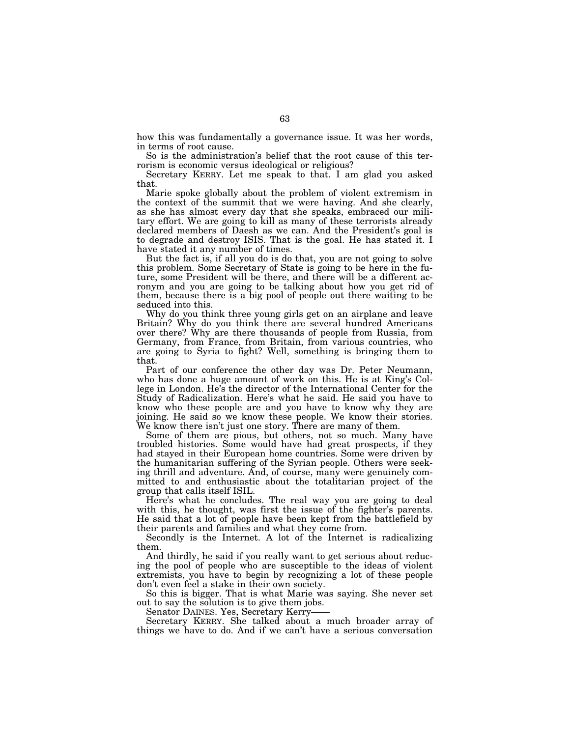how this was fundamentally a governance issue. It was her words, in terms of root cause.

So is the administration's belief that the root cause of this terrorism is economic versus ideological or religious?

Secretary KERRY. Let me speak to that. I am glad you asked that.

Marie spoke globally about the problem of violent extremism in the context of the summit that we were having. And she clearly, as she has almost every day that she speaks, embraced our military effort. We are going to kill as many of these terrorists already declared members of Daesh as we can. And the President's goal is to degrade and destroy ISIS. That is the goal. He has stated it. I have stated it any number of times.

But the fact is, if all you do is do that, you are not going to solve this problem. Some Secretary of State is going to be here in the future, some President will be there, and there will be a different acronym and you are going to be talking about how you get rid of them, because there is a big pool of people out there waiting to be seduced into this.

Why do you think three young girls get on an airplane and leave Britain? Why do you think there are several hundred Americans over there? Why are there thousands of people from Russia, from Germany, from France, from Britain, from various countries, who are going to Syria to fight? Well, something is bringing them to that.

Part of our conference the other day was Dr. Peter Neumann, who has done a huge amount of work on this. He is at King's College in London. He's the director of the International Center for the Study of Radicalization. Here's what he said. He said you have to know who these people are and you have to know why they are joining. He said so we know these people. We know their stories. We know there isn't just one story. There are many of them.

Some of them are pious, but others, not so much. Many have troubled histories. Some would have had great prospects, if they had stayed in their European home countries. Some were driven by the humanitarian suffering of the Syrian people. Others were seeking thrill and adventure. And, of course, many were genuinely committed to and enthusiastic about the totalitarian project of the group that calls itself ISIL.

Here's what he concludes. The real way you are going to deal with this, he thought, was first the issue of the fighter's parents. He said that a lot of people have been kept from the battlefield by their parents and families and what they come from.

Secondly is the Internet. A lot of the Internet is radicalizing them.

And thirdly, he said if you really want to get serious about reducing the pool of people who are susceptible to the ideas of violent extremists, you have to begin by recognizing a lot of these people don't even feel a stake in their own society.

So this is bigger. That is what Marie was saying. She never set out to say the solution is to give them jobs.

Senator DAINES. Yes, Secretary Kerry——

Secretary KERRY. She talked about a much broader array of things we have to do. And if we can't have a serious conversation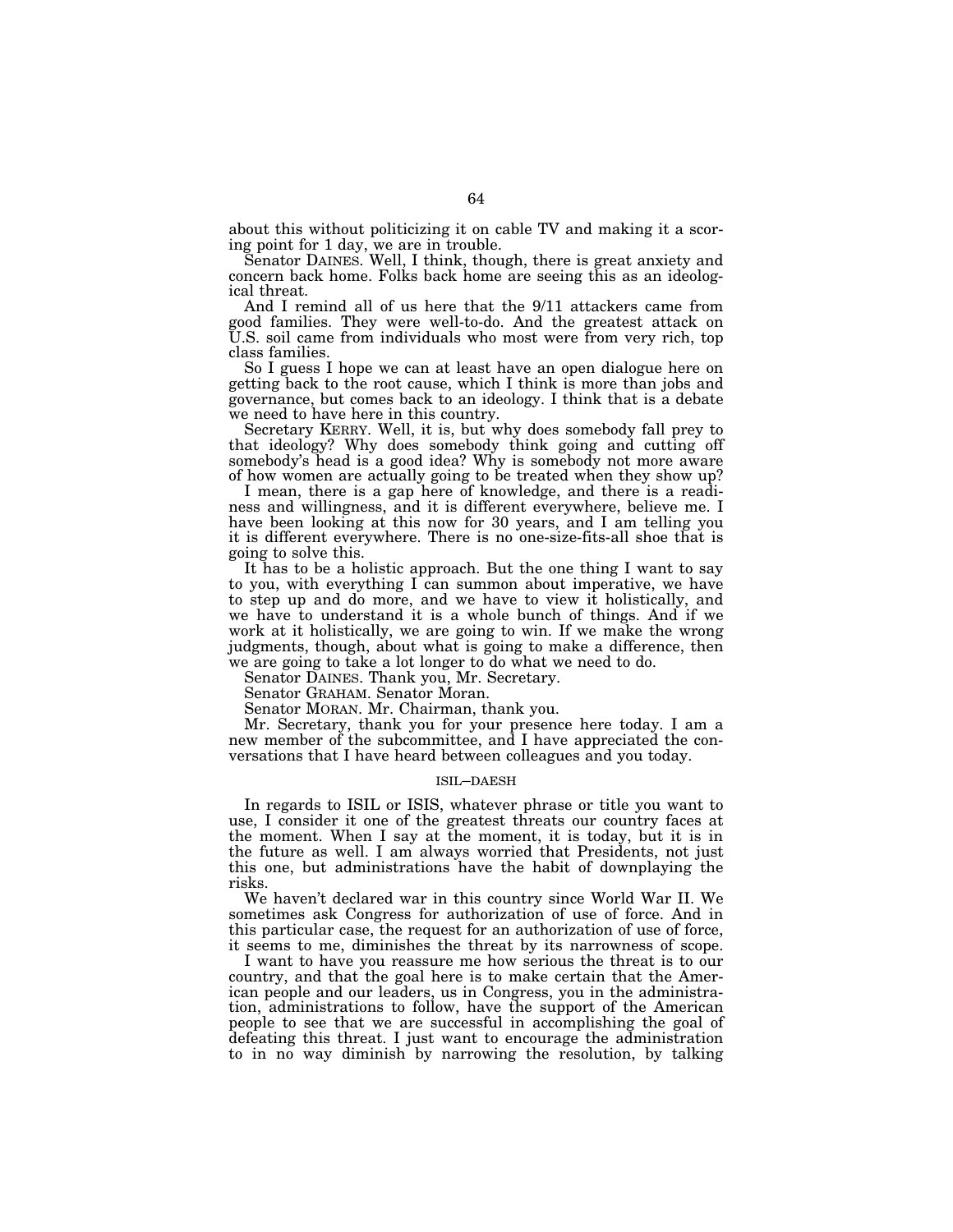about this without politicizing it on cable TV and making it a scoring point for 1 day, we are in trouble.

Senator DAINES. Well, I think, though, there is great anxiety and concern back home. Folks back home are seeing this as an ideological threat.

And I remind all of us here that the 9/11 attackers came from good families. They were well-to-do. And the greatest attack on U.S. soil came from individuals who most were from very rich, top class families.

So I guess I hope we can at least have an open dialogue here on getting back to the root cause, which I think is more than jobs and governance, but comes back to an ideology. I think that is a debate we need to have here in this country.

Secretary KERRY. Well, it is, but why does somebody fall prey to that ideology? Why does somebody think going and cutting off somebody's head is a good idea? Why is somebody not more aware of how women are actually going to be treated when they show up?

I mean, there is a gap here of knowledge, and there is a readiness and willingness, and it is different everywhere, believe me. I have been looking at this now for 30 years, and I am telling you it is different everywhere. There is no one-size-fits-all shoe that is going to solve this.

It has to be a holistic approach. But the one thing I want to say to you, with everything I can summon about imperative, we have to step up and do more, and we have to view it holistically, and we have to understand it is a whole bunch of things. And if we work at it holistically, we are going to win. If we make the wrong judgments, though, about what is going to make a difference, then we are going to take a lot longer to do what we need to do.

Senator DAINES. Thank you, Mr. Secretary.

Senator GRAHAM. Senator Moran.

Senator MORAN. Mr. Chairman, thank you.

Mr. Secretary, thank you for your presence here today. I am a new member of the subcommittee, and I have appreciated the conversations that I have heard between colleagues and you today.

## ISIL–DAESH

In regards to ISIL or ISIS, whatever phrase or title you want to use, I consider it one of the greatest threats our country faces at the moment. When I say at the moment, it is today, but it is in the future as well. I am always worried that Presidents, not just this one, but administrations have the habit of downplaying the risks.

We haven't declared war in this country since World War II. We sometimes ask Congress for authorization of use of force. And in this particular case, the request for an authorization of use of force, it seems to me, diminishes the threat by its narrowness of scope.

I want to have you reassure me how serious the threat is to our country, and that the goal here is to make certain that the American people and our leaders, us in Congress, you in the administration, administrations to follow, have the support of the American people to see that we are successful in accomplishing the goal of defeating this threat. I just want to encourage the administration to in no way diminish by narrowing the resolution, by talking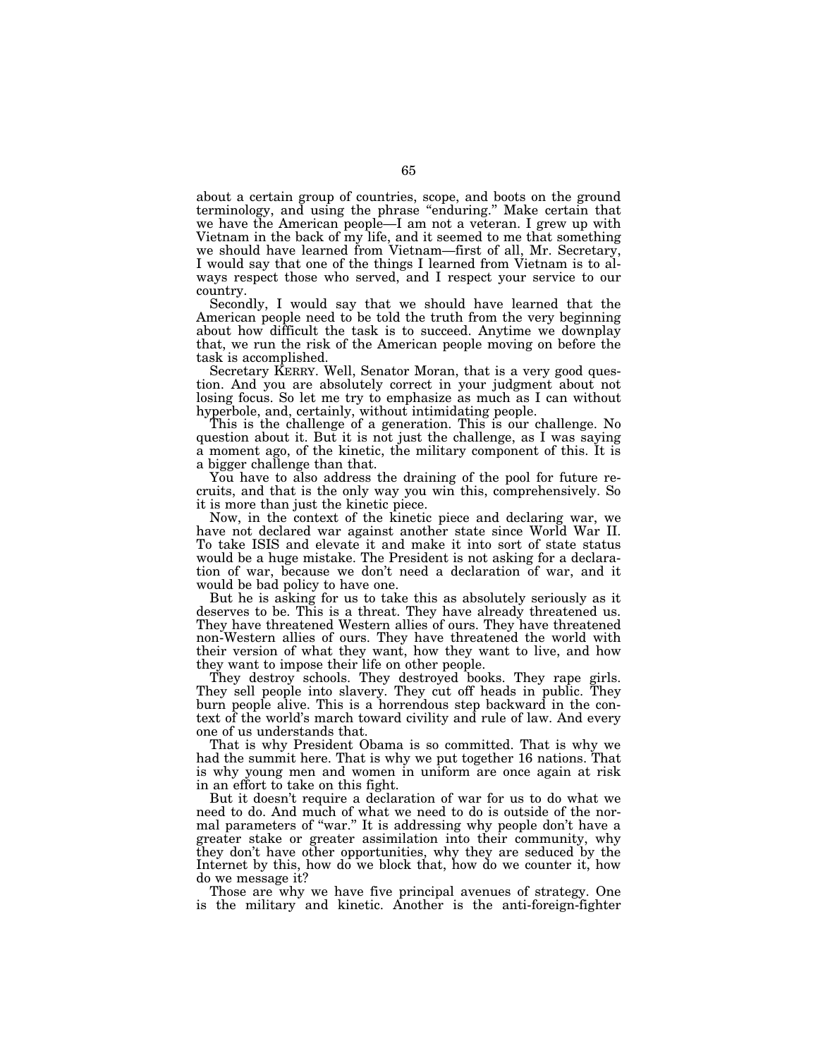about a certain group of countries, scope, and boots on the ground terminology, and using the phrase "enduring." Make certain that we have the American people—I am not a veteran. I grew up with Vietnam in the back of my life, and it seemed to me that something we should have learned from Vietnam—first of all, Mr. Secretary, I would say that one of the things I learned from Vietnam is to always respect those who served, and I respect your service to our country.

Secondly, I would say that we should have learned that the American people need to be told the truth from the very beginning about how difficult the task is to succeed. Anytime we downplay that, we run the risk of the American people moving on before the task is accomplished.

Secretary KERRY. Well, Senator Moran, that is a very good question. And you are absolutely correct in your judgment about not losing focus. So let me try to emphasize as much as I can without hyperbole, and, certainly, without intimidating people.

This is the challenge of a generation. This is our challenge. No question about it. But it is not just the challenge, as I was saying a moment ago, of the kinetic, the military component of this. It is a bigger challenge than that.

You have to also address the draining of the pool for future recruits, and that is the only way you win this, comprehensively. So it is more than just the kinetic piece.

Now, in the context of the kinetic piece and declaring war, we have not declared war against another state since World War II. To take ISIS and elevate it and make it into sort of state status would be a huge mistake. The President is not asking for a declaration of war, because we don't need a declaration of war, and it would be bad policy to have one.

But he is asking for us to take this as absolutely seriously as it deserves to be. This is a threat. They have already threatened us. They have threatened Western allies of ours. They have threatened non-Western allies of ours. They have threatened the world with their version of what they want, how they want to live, and how they want to impose their life on other people.

They destroy schools. They destroyed books. They rape girls. They sell people into slavery. They cut off heads in public. They burn people alive. This is a horrendous step backward in the context of the world's march toward civility and rule of law. And every one of us understands that.

That is why President Obama is so committed. That is why we had the summit here. That is why we put together 16 nations. That is why young men and women in uniform are once again at risk in an effort to take on this fight.

But it doesn't require a declaration of war for us to do what we need to do. And much of what we need to do is outside of the normal parameters of "war." It is addressing why people don't have a greater stake or greater assimilation into their community, why they don't have other opportunities, why they are seduced by the Internet by this, how do we block that, how do we counter it, how do we message it?

Those are why we have five principal avenues of strategy. One is the military and kinetic. Another is the anti-foreign-fighter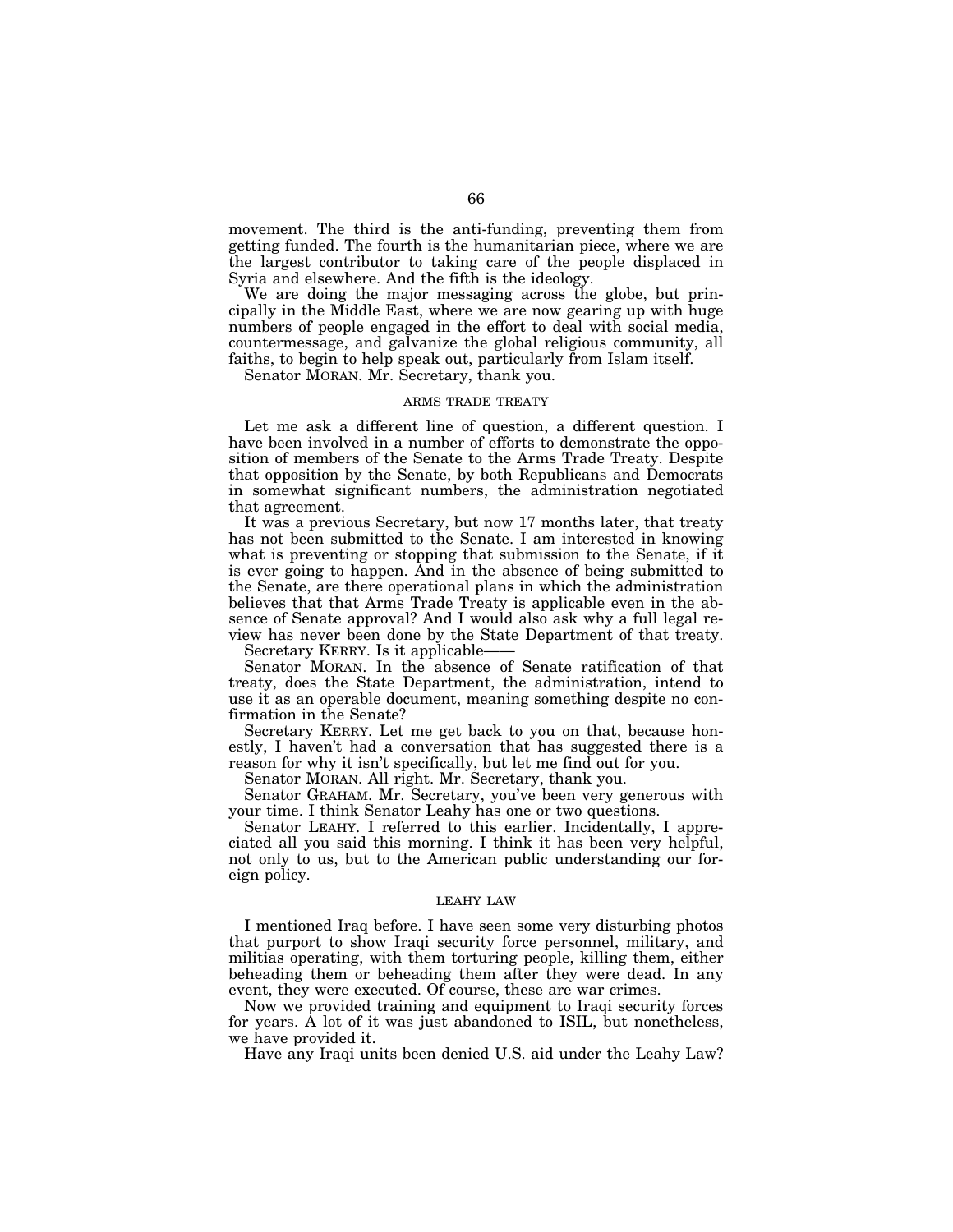movement. The third is the anti-funding, preventing them from getting funded. The fourth is the humanitarian piece, where we are the largest contributor to taking care of the people displaced in Syria and elsewhere. And the fifth is the ideology.

We are doing the major messaging across the globe, but principally in the Middle East, where we are now gearing up with huge numbers of people engaged in the effort to deal with social media, countermessage, and galvanize the global religious community, all faiths, to begin to help speak out, particularly from Islam itself.

Senator MORAN. Mr. Secretary, thank you.

ARMS TRADE TREATY

Let me ask a different line of question, a different question. I have been involved in a number of efforts to demonstrate the opposition of members of the Senate to the Arms Trade Treaty. Despite that opposition by the Senate, by both Republicans and Democrats in somewhat significant numbers, the administration negotiated that agreement.

It was a previous Secretary, but now 17 months later, that treaty has not been submitted to the Senate. I am interested in knowing what is preventing or stopping that submission to the Senate, if it is ever going to happen. And in the absence of being submitted to the Senate, are there operational plans in which the administration believes that that Arms Trade Treaty is applicable even in the absence of Senate approval? And I would also ask why a full legal review has never been done by the State Department of that treaty.

Secretary KERRY. Is it applicable——

Senator MORAN. In the absence of Senate ratification of that treaty, does the State Department, the administration, intend to use it as an operable document, meaning something despite no confirmation in the Senate?

Secretary KERRY. Let me get back to you on that, because honestly, I haven't had a conversation that has suggested there is a reason for why it isn't specifically, but let me find out for you.

Senator MORAN. All right. Mr. Secretary, thank you.

Senator GRAHAM. Mr. Secretary, you've been very generous with your time. I think Senator Leahy has one or two questions.

Senator LEAHY. I referred to this earlier. Incidentally, I appreciated all you said this morning. I think it has been very helpful, not only to us, but to the American public understanding our foreign policy.

LEAHY LAW

I mentioned Iraq before. I have seen some very disturbing photos that purport to show Iraqi security force personnel, military, and militias operating, with them torturing people, killing them, either beheading them or beheading them after they were dead. In any event, they were executed. Of course, these are war crimes.

Now we provided training and equipment to Iraqi security forces for years. A lot of it was just abandoned to ISIL, but nonetheless, we have provided it.

Have any Iraqi units been denied U.S. aid under the Leahy Law?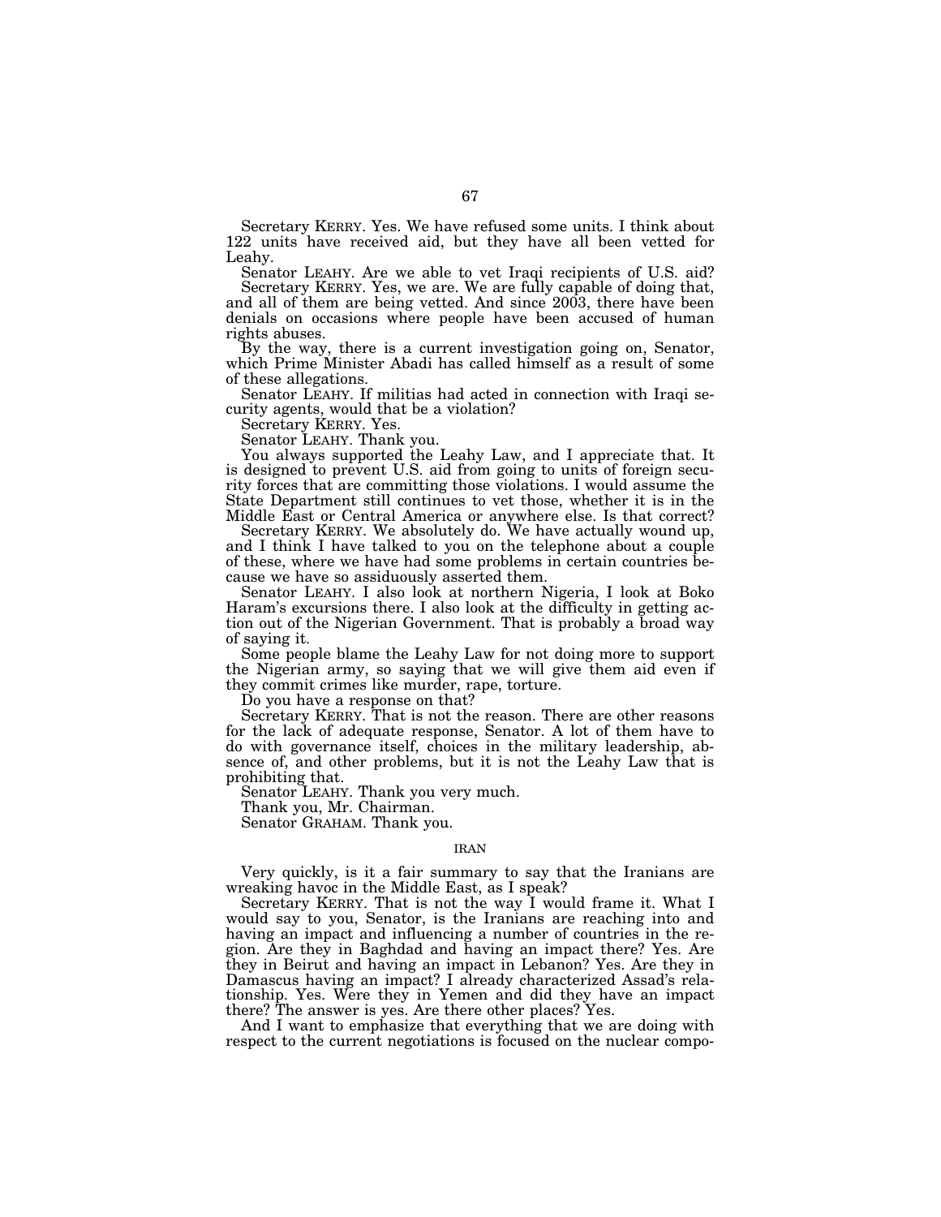Secretary KERRY. Yes. We have refused some units. I think about 122 units have received aid, but they have all been vetted for Leahy.

Senator LEAHY. Are we able to vet Iraqi recipients of U.S. aid?

Secretary KERRY. Yes, we are. We are fully capable of doing that, and all of them are being vetted. And since 2003, there have been denials on occasions where people have been accused of human rights abuses.

By the way, there is a current investigation going on, Senator, which Prime Minister Abadi has called himself as a result of some of these allegations.

Senator LEAHY. If militias had acted in connection with Iraqi security agents, would that be a violation?

Secretary KERRY. Yes.

Senator LEAHY. Thank you.

You always supported the Leahy Law, and I appreciate that. It is designed to prevent U.S. aid from going to units of foreign security forces that are committing those violations. I would assume the State Department still continues to vet those, whether it is in the Middle East or Central America or anywhere else. Is that correct?

Secretary KERRY. We absolutely do. We have actually wound up, and I think I have talked to you on the telephone about a couple of these, where we have had some problems in certain countries because we have so assiduously asserted them.

Senator LEAHY. I also look at northern Nigeria, I look at Boko Haram's excursions there. I also look at the difficulty in getting action out of the Nigerian Government. That is probably a broad way of saying it.

Some people blame the Leahy Law for not doing more to support the Nigerian army, so saying that we will give them aid even if they commit crimes like murder, rape, torture.

Do you have a response on that?

Secretary KERRY. That is not the reason. There are other reasons for the lack of adequate response, Senator. A lot of them have to do with governance itself, choices in the military leadership, absence of, and other problems, but it is not the Leahy Law that is prohibiting that.

Senator LEAHY. Thank you very much.

Thank you, Mr. Chairman.

Senator GRAHAM. Thank you.

## IRAN

Very quickly, is it a fair summary to say that the Iranians are wreaking havoc in the Middle East, as I speak?

Secretary KERRY. That is not the way I would frame it. What I would say to you, Senator, is the Iranians are reaching into and having an impact and influencing a number of countries in the region. Are they in Baghdad and having an impact there? Yes. Are they in Beirut and having an impact in Lebanon? Yes. Are they in Damascus having an impact? I already characterized Assad's relationship. Yes. Were they in Yemen and did they have an impact there? The answer is yes. Are there other places? Yes.

And I want to emphasize that everything that we are doing with respect to the current negotiations is focused on the nuclear compo-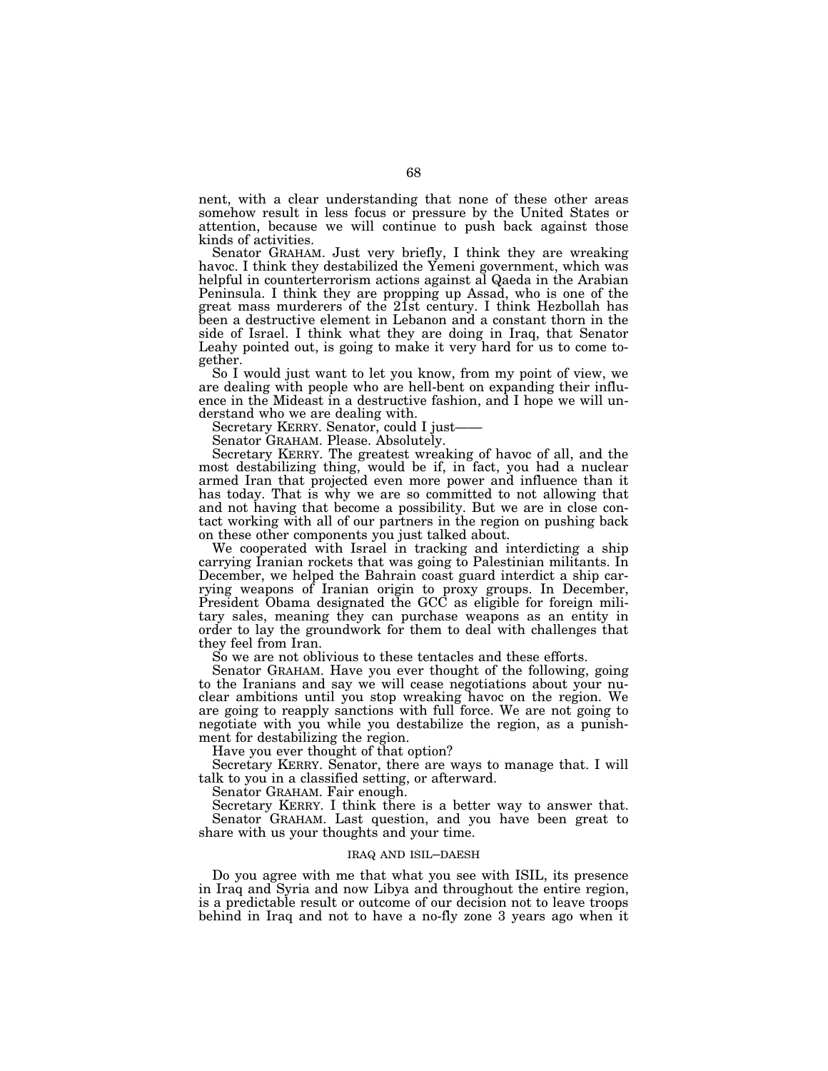nent, with a clear understanding that none of these other areas somehow result in less focus or pressure by the United States or attention, because we will continue to push back against those kinds of activities.

Senator GRAHAM. Just very briefly, I think they are wreaking havoc. I think they destabilized the Yemeni government, which was helpful in counterterrorism actions against al Qaeda in the Arabian Peninsula. I think they are propping up Assad, who is one of the great mass murderers of the 21st century. I think Hezbollah has been a destructive element in Lebanon and a constant thorn in the side of Israel. I think what they are doing in Iraq, that Senator Leahy pointed out, is going to make it very hard for us to come together.

So I would just want to let you know, from my point of view, we are dealing with people who are hell-bent on expanding their influence in the Mideast in a destructive fashion, and I hope we will understand who we are dealing with.

Secretary KERRY. Senator, could I just——

Senator GRAHAM. Please. Absolutely.

Secretary KERRY. The greatest wreaking of havoc of all, and the most destabilizing thing, would be if, in fact, you had a nuclear armed Iran that projected even more power and influence than it has today. That is why we are so committed to not allowing that and not having that become a possibility. But we are in close contact working with all of our partners in the region on pushing back on these other components you just talked about.

We cooperated with Israel in tracking and interdicting a ship carrying Iranian rockets that was going to Palestinian militants. In December, we helped the Bahrain coast guard interdict a ship carrying weapons of Iranian origin to proxy groups. In December, President Obama designated the GCC as eligible for foreign military sales, meaning they can purchase weapons as an entity in order to lay the groundwork for them to deal with challenges that they feel from Iran.

So we are not oblivious to these tentacles and these efforts.

Senator GRAHAM. Have you ever thought of the following, going to the Iranians and say we will cease negotiations about your nuclear ambitions until you stop wreaking havoc on the region. We are going to reapply sanctions with full force. We are not going to negotiate with you while you destabilize the region, as a punishment for destabilizing the region.

Have you ever thought of that option?

Secretary KERRY. Senator, there are ways to manage that. I will talk to you in a classified setting, or afterward.

Senator GRAHAM. Fair enough.

Secretary KERRY. I think there is a better way to answer that.

Senator GRAHAM. Last question, and you have been great to share with us your thoughts and your time.

### IRAQ AND ISIL–DAESH

Do you agree with me that what you see with ISIL, its presence in Iraq and Syria and now Libya and throughout the entire region, is a predictable result or outcome of our decision not to leave troops behind in Iraq and not to have a no-fly zone 3 years ago when it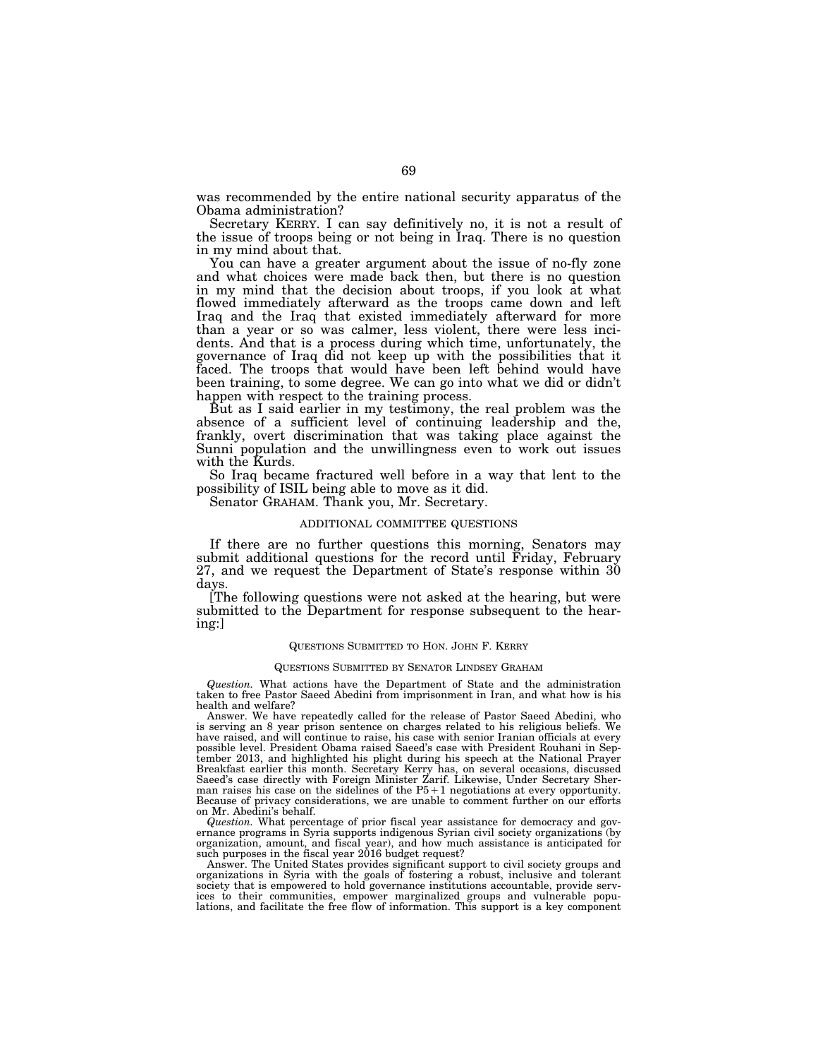was recommended by the entire national security apparatus of the Obama administration?

Secretary KERRY. I can say definitively no, it is not a result of the issue of troops being or not being in Iraq. There is no question in my mind about that.

You can have a greater argument about the issue of no-fly zone and what choices were made back then, but there is no question in my mind that the decision about troops, if you look at what flowed immediately afterward as the troops came down and left Iraq and the Iraq that existed immediately afterward for more than a year or so was calmer, less violent, there were less incidents. And that is a process during which time, unfortunately, the governance of Iraq did not keep up with the possibilities that it faced. The troops that would have been left behind would have been training, to some degree. We can go into what we did or didn't happen with respect to the training process.

But as I said earlier in my testimony, the real problem was the absence of a sufficient level of continuing leadership and the, frankly, overt discrimination that was taking place against the Sunni population and the unwillingness even to work out issues with the Kurds.

So Iraq became fractured well before in a way that lent to the possibility of ISIL being able to move as it did.

Senator GRAHAM. Thank you, Mr. Secretary.

## ADDITIONAL COMMITTEE QUESTIONS

If there are no further questions this morning, Senators may submit additional questions for the record until Friday, February 27, and we request the Department of State's response within 30 days.

[The following questions were not asked at the hearing, but were submitted to the Department for response subsequent to the hearing:]

### QUESTIONS SUBMITTED TO HON. JOHN F. KERRY

#### QUESTIONS SUBMITTED BY SENATOR LINDSEY GRAHAM

*Question.* What actions have the Department of State and the administration taken to free Pastor Saeed Abedini from imprisonment in Iran, and what how is his health and welfare?

Answer. We have repeatedly called for the release of Pastor Saeed Abedini, who is serving an 8 year prison sentence on charges related to his religious beliefs. We have raised, and will continue to raise, his case with senior Iranian officials at every possible level. President Obama raised Saeed's case with President Rouhani in September 2013, and highlighted his plight during his speech at the National Prayer Breakfast earlier this month. Secretary Kerry has, on several occasions, discussed Saeed's case directly with Foreign Minister Zarif. Likewise, Under Secretary Sherman raises his case on the sidelines of the P5+1 negotiations at every opportunity. Because of privacy considerations, we are unable to comment further on our efforts on Mr. Abedini's behalf.

*Question.* What percentage of prior fiscal year assistance for democracy and governance programs in Syria supports indigenous Syrian civil society organizations (by organization, amount, and fiscal year), and how much assistance is anticipated for such purposes in the fiscal year 2016 budget request?

Answer. The United States provides significant support to civil society groups and organizations in Syria with the goals of fostering a robust, inclusive and tolerant society that is empowered to hold governance institutions accountable, provide services to their communities, empower marginalized groups and vulnerable populations, and facilitate the free flow of information. This support is a key component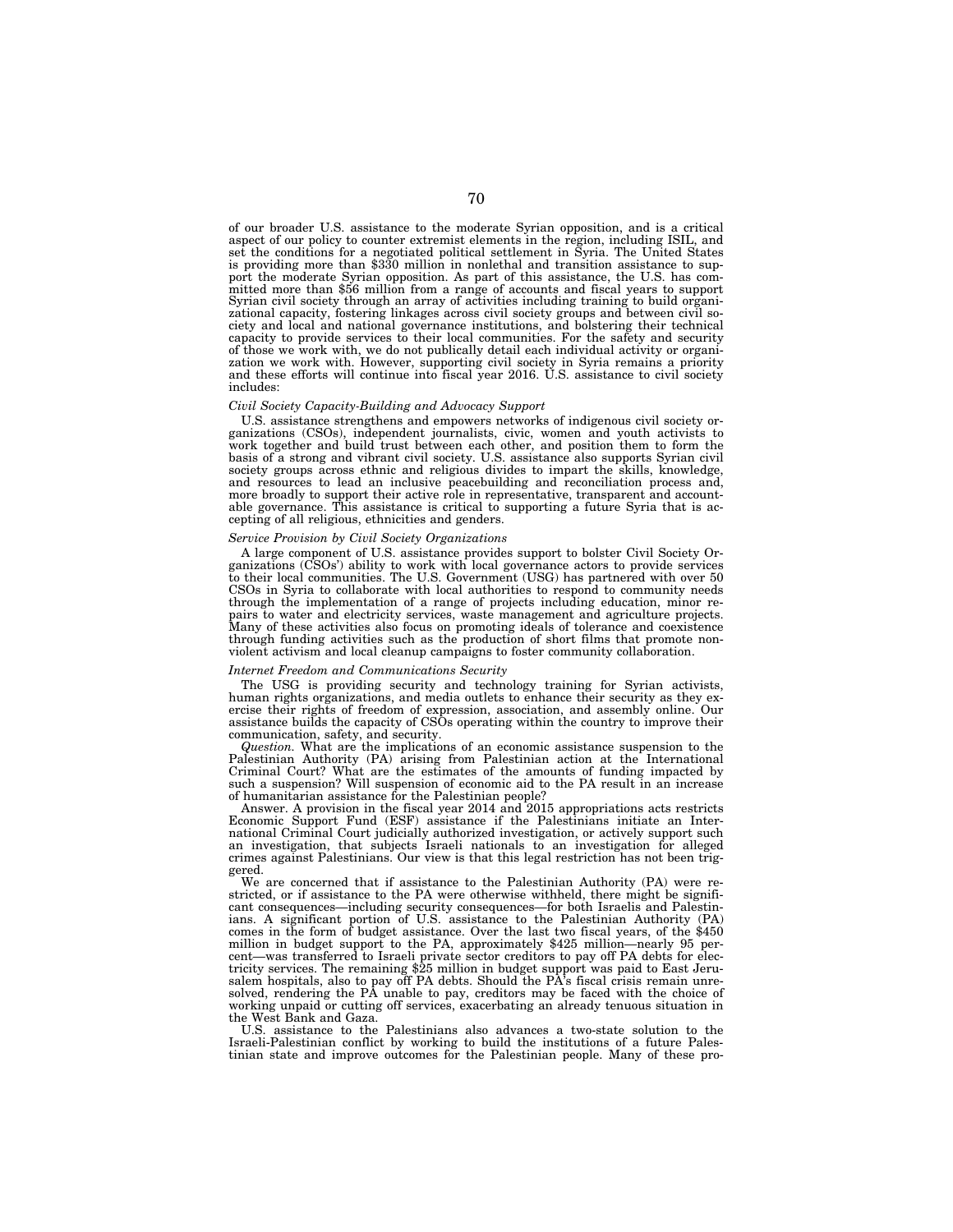of our broader U.S. assistance to the moderate Syrian opposition, and is a critical aspect of our policy to counter extremist elements in the region, including ISIL, and set the conditions for a negotiated political settlement in Syria. The United States is providing more than $330 million in nonlethal and transition assistance to support the moderate Syrian opposition. As part of this assistance, the U.S. has committed more than $56 million from a range of accounts and fiscal years to support Syrian civil society through an array of activities including training to build organizational capacity, fostering linkages across civil society groups and between civil society and local and national governance institutions, and bolstering their technical capacity to provide services to their local communities. For the safety and security of those we work with, we do not publically detail each individual activity or organization we work with. However, supporting civil society in Syria remains a priority and these efforts will continue into fiscal year 2016. U.S. assistance to civil society includes:

*Civil Society Capacity-Building and Advocacy Support*

U.S. assistance strengthens and empowers networks of indigenous civil society organizations (CSOs), independent journalists, civic, women and youth activists to work together and build trust between each other, and position them to form the basis of a strong and vibrant civil society. U.S. assistance also supports Syrian civil society groups across ethnic and religious divides to impart the skills, knowledge, and resources to lead an inclusive peacebuilding and reconciliation process and, more broadly to support their active role in representative, transparent and accountable governance. This assistance is critical to supporting a future Syria that is accepting of all religious, ethnicities and genders.

*Service Provision by Civil Society Organizations*

A large component of U.S. assistance provides support to bolster Civil Society Organizations (CSOs') ability to work with local governance actors to provide services to their local communities. The U.S. Government (USG) has partnered with over 50 CSOs in Syria to collaborate with local authorities to respond to community needs through the implementation of a range of projects including education, minor repairs to water and electricity services, waste management and agriculture projects. Many of these activities also focus on promoting ideals of tolerance and coexistence through funding activities such as the production of short films that promote nonviolent activism and local cleanup campaigns to foster community collaboration.

*Internet Freedom and Communications Security*

The USG is providing security and technology training for Syrian activists, human rights organizations, and media outlets to enhance their security as they exercise their rights of freedom of expression, association, and assembly online. Our assistance builds the capacity of CSOs operating within the country to improve their communication, safety, and security.

*Question.* What are the implications of an economic assistance suspension to the Palestinian Authority (PA) arising from Palestinian action at the International Criminal Court? What are the estimates of the amounts of funding impacted by such a suspension? Will suspension of economic aid to the PA result in an increase of humanitarian assistance for the Palestinian people?

Answer. A provision in the fiscal year 2014 and 2015 appropriations acts restricts Economic Support Fund (ESF) assistance if the Palestinians initiate an International Criminal Court judicially authorized investigation, or actively support such an investigation, that subjects Israeli nationals to an investigation for alleged crimes against Palestinians. Our view is that this legal restriction has not been triggered.

We are concerned that if assistance to the Palestinian Authority (PA) were restricted, or if assistance to the PA were otherwise withheld, there might be significant consequences—including security consequences—for both Israelis and Palestinians. A significant portion of U.S. assistance to the Palestinian Authority (PA) comes in the form of budget assistance. Over the last two fiscal years, of the $450 million in budget support to the PA, approximately $425 million—nearly 95 percent—was transferred to Israeli private sector creditors to pay off PA debts for electricity services. The remaining $25 million in budget support was paid to East Jerusalem hospitals, also to pay off PA debts. Should the PA's fiscal crisis remain unresolved, rendering the PA unable to pay, creditors may be faced with the choice of working unpaid or cutting off services, exacerbating an already tenuous situation in the West Bank and Gaza.

U.S. assistance to the Palestinians also advances a two-state solution to the Israeli-Palestinian conflict by working to build the institutions of a future Palestinian state and improve outcomes for the Palestinian people. Many of these pro-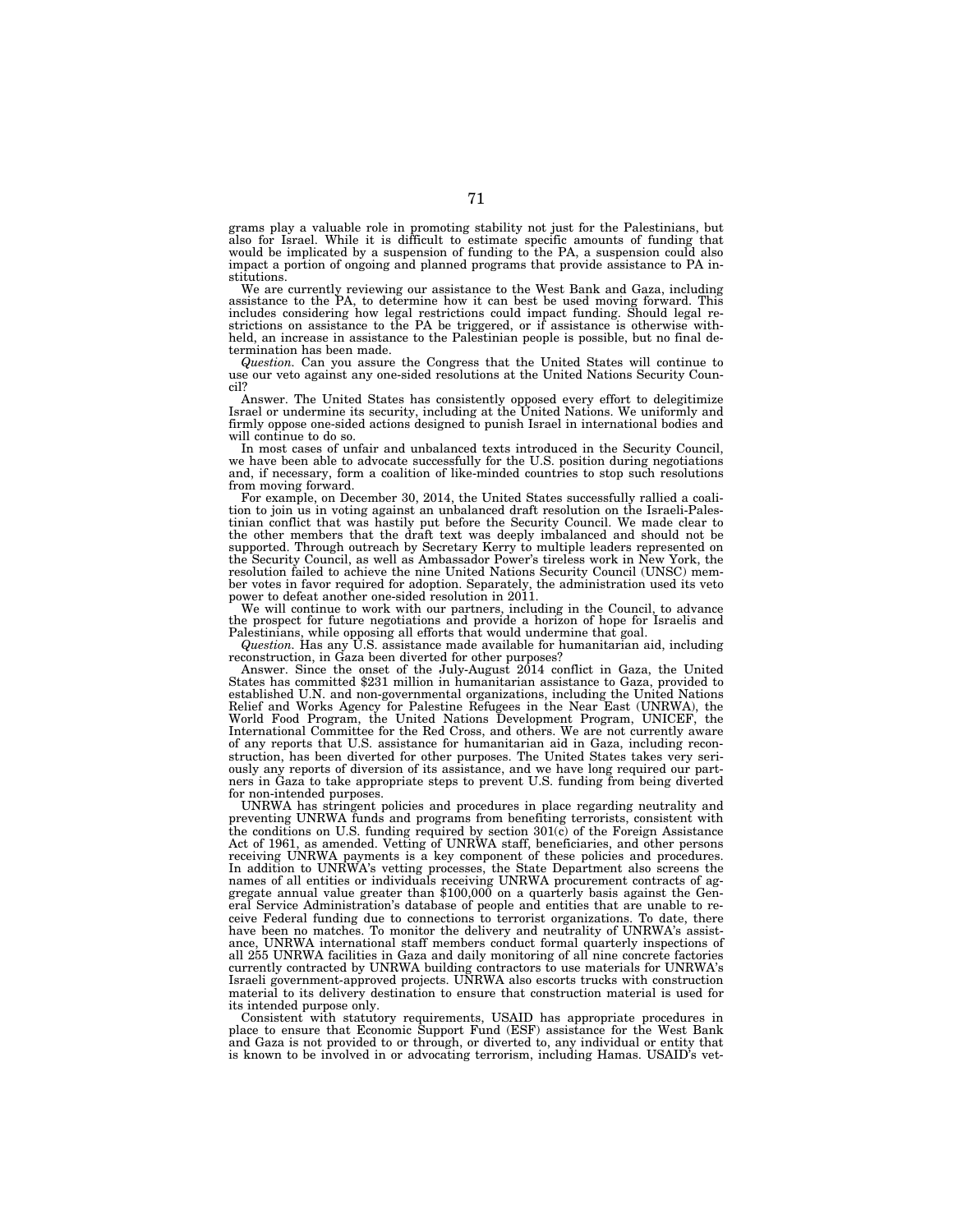grams play a valuable role in promoting stability not just for the Palestinians, but also for Israel. While it is difficult to estimate specific amounts of funding that would be implicated by a suspension of funding to the PA, a suspension could also impact a portion of ongoing and planned programs that provide assistance to PA institutions.

We are currently reviewing our assistance to the West Bank and Gaza, including assistance to the PA, to determine how it can best be used moving forward. This includes considering how legal restrictions could impact funding. Should legal restrictions on assistance to the PA be triggered, or if assistance is otherwise withheld, an increase in assistance to the Palestinian people is possible, but no final determination has been made.

*Question.* Can you assure the Congress that the United States will continue to use our veto against any one-sided resolutions at the United Nations Security Council?

Answer. The United States has consistently opposed every effort to delegitimize Israel or undermine its security, including at the United Nations. We uniformly and firmly oppose one-sided actions designed to punish Israel in international bodies and will continue to do so.

In most cases of unfair and unbalanced texts introduced in the Security Council, we have been able to advocate successfully for the U.S. position during negotiations and, if necessary, form a coalition of like-minded countries to stop such resolutions from moving forward.

For example, on December 30, 2014, the United States successfully rallied a coalition to join us in voting against an unbalanced draft resolution on the Israeli-Palestinian conflict that was hastily put before the Security Council. We made clear to the other members that the draft text was deeply imbalanced and should not be supported. Through outreach by Secretary Kerry to multiple leaders represented on the Security Council, as well as Ambassador Power's tireless work in New York, the resolution failed to achieve the nine United Nations Security Council (UNSC) member votes in favor required for adoption. Separately, the administration used its veto power to defeat another one-sided resolution in 2011.

We will continue to work with our partners, including in the Council, to advance the prospect for future negotiations and provide a horizon of hope for Israelis and Palestinians, while opposing all efforts that would undermine that goal.

*Question.* Has any U.S. assistance made available for humanitarian aid, including reconstruction, in Gaza been diverted for other purposes?

Answer. Since the onset of the July-August 2014 conflict in Gaza, the United States has committed $231 million in humanitarian assistance to Gaza, provided to established U.N. and non-governmental organizations, including the United Nations Relief and Works Agency for Palestine Refugees in the Near East (UNRWA), the World Food Program, the United Nations Development Program, UNICEF, the International Committee for the Red Cross, and others. We are not currently aware of any reports that U.S. assistance for humanitarian aid in Gaza, including reconstruction, has been diverted for other purposes. The United States takes very seriously any reports of diversion of its assistance, and we have long required our partners in Gaza to take appropriate steps to prevent U.S. funding from being diverted for non-intended purposes.

UNRWA has stringent policies and procedures in place regarding neutrality and preventing UNRWA funds and programs from benefiting terrorists, consistent with the conditions on U.S. funding required by section 301(c) of the Foreign Assistance Act of 1961, as amended. Vetting of UNRWA staff, beneficiaries, and other persons receiving UNRWA payments is a key component of these policies and procedures. In addition to UNRWA's vetting processes, the State Department also screens the names of all entities or individuals receiving UNRWA procurement contracts of aggregate annual value greater than $100,000 on a quarterly basis against the General Service Administration's database of people and entities that are unable to receive Federal funding due to connections to terrorist organizations. To date, there have been no matches. To monitor the delivery and neutrality of UNRWA's assistance, UNRWA international staff members conduct formal quarterly inspections of all 255 UNRWA facilities in Gaza and daily monitoring of all nine concrete factories currently contracted by UNRWA building contractors to use materials for UNRWA's Israeli government-approved projects. UNRWA also escorts trucks with construction material to its delivery destination to ensure that construction material is used for its intended purpose only.

Consistent with statutory requirements, USAID has appropriate procedures in place to ensure that Economic Support Fund (ESF) assistance for the West Bank and Gaza is not provided to or through, or diverted to, any individual or entity that is known to be involved in or advocating terrorism, including Hamas. USAID's vet-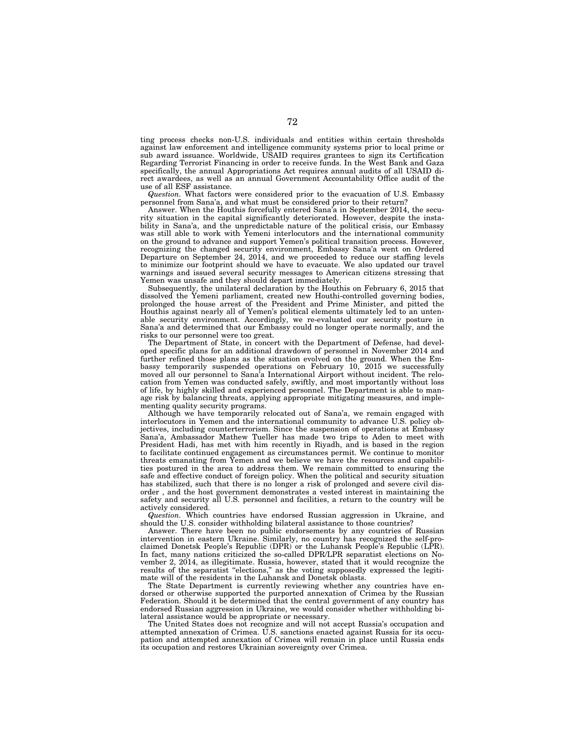ting process checks non-U.S. individuals and entities within certain thresholds against law enforcement and intelligence community systems prior to local prime or sub award issuance. Worldwide, USAID requires grantees to sign its Certification Regarding Terrorist Financing in order to receive funds. In the West Bank and Gaza specifically, the annual Appropriations Act requires annual audits of all USAID direct awardees, as well as an annual Government Accountability Office audit of the use of all ESF assistance.

*Question.* What factors were considered prior to the evacuation of U.S. Embassy personnel from Sana'a, and what must be considered prior to their return?

Answer. When the Houthis forcefully entered Sana'a in September 2014, the security situation in the capital significantly deteriorated. However, despite the instability in Sana'a, and the unpredictable nature of the political crisis, our Embassy was still able to work with Yemeni interlocutors and the international community on the ground to advance and support Yemen's political transition process. However, recognizing the changed security environment, Embassy Sana'a went on Ordered Departure on September 24, 2014, and we proceeded to reduce our staffing levels to minimize our footprint should we have to evacuate. We also updated our travel warnings and issued several security messages to American citizens stressing that Yemen was unsafe and they should depart immediately.

Subsequently, the unilateral declaration by the Houthis on February 6, 2015 that dissolved the Yemeni parliament, created new Houthi-controlled governing bodies, prolonged the house arrest of the President and Prime Minister, and pitted the Houthis against nearly all of Yemen's political elements ultimately led to an untenable security environment. Accordingly, we re-evaluated our security posture in Sana'a and determined that our Embassy could no longer operate normally, and the risks to our personnel were too great.

The Department of State, in concert with the Department of Defense, had developed specific plans for an additional drawdown of personnel in November 2014 and further refined those plans as the situation evolved on the ground. When the Embassy temporarily suspended operations on February 10, 2015 we successfully moved all our personnel to Sana'a International Airport without incident. The relocation from Yemen was conducted safely, swiftly, and most importantly without loss of life, by highly skilled and experienced personnel. The Department is able to manage risk by balancing threats, applying appropriate mitigating measures, and implementing quality security programs.

Although we have temporarily relocated out of Sana'a, we remain engaged with interlocutors in Yemen and the international community to advance U.S. policy objectives, including counterterrorism. Since the suspension of operations at Embassy Sana'a, Ambassador Mathew Tueller has made two trips to Aden to meet with President Hadi, has met with him recently in Riyadh, and is based in the region to facilitate continued engagement as circumstances permit. We continue to monitor threats emanating from Yemen and we believe we have the resources and capabilities postured in the area to address them. We remain committed to ensuring the safe and effective conduct of foreign policy. When the political and security situation has stabilized, such that there is no longer a risk of prolonged and severe civil disorder , and the host government demonstrates a vested interest in maintaining the safety and security all U.S. personnel and facilities, a return to the country will be actively considered.

*Question.* Which countries have endorsed Russian aggression in Ukraine, and should the U.S. consider withholding bilateral assistance to those countries?

Answer. There have been no public endorsements by any countries of Russian intervention in eastern Ukraine. Similarly, no country has recognized the self-proclaimed Donetsk People's Republic (DPR) or the Luhansk People's Republic (LPR). In fact, many nations criticized the so-called DPR/LPR separatist elections on November 2, 2014, as illegitimate. Russia, however, stated that it would recognize the results of the separatist "elections," as the voting supposedly expressed the legitimate will of the residents in the Luhansk and Donetsk oblasts.

The State Department is currently reviewing whether any countries have endorsed or otherwise supported the purported annexation of Crimea by the Russian Federation. Should it be determined that the central government of any country has endorsed Russian aggression in Ukraine, we would consider whether withholding bilateral assistance would be appropriate or necessary.

The United States does not recognize and will not accept Russia's occupation and attempted annexation of Crimea. U.S. sanctions enacted against Russia for its occupation and attempted annexation of Crimea will remain in place until Russia ends its occupation and restores Ukrainian sovereignty over Crimea.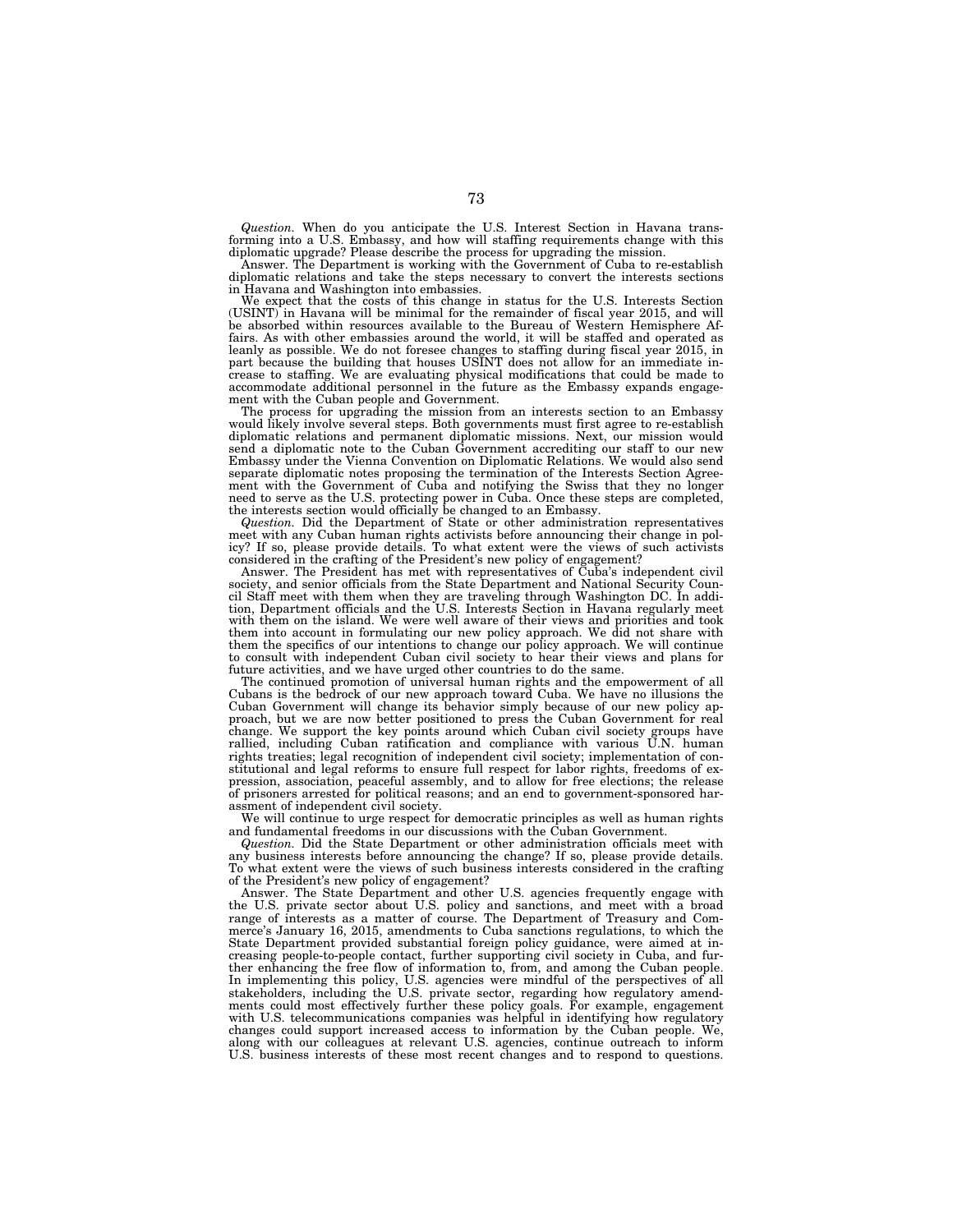*Question*. When do you anticipate the U.S. Interest Section in Havana transforming into a U.S. Embassy, and how will staffing requirements change with this diplomatic upgrade? Please describe the process for upgrading the mission.

Answer. The Department is working with the Government of Cuba to re-establish diplomatic relations and take the steps necessary to convert the interests sections in Havana and Washington into embassies.

We expect that the costs of this change in status for the U.S. Interests Section (USINT) in Havana will be minimal for the remainder of fiscal year 2015, and will be absorbed within resources available to the Bureau of Western Hemisphere Affairs. As with other embassies around the world, it will be staffed and operated as leanly as possible. We do not foresee changes to staffing during fiscal year 2015, in part because the building that houses USINT does not allow for an immediate increase to staffing. We are evaluating physical modifications that could be made to accommodate additional personnel in the future as the Embassy expands engagement with the Cuban people and Government.

The process for upgrading the mission from an interests section to an Embassy would likely involve several steps. Both governments must first agree to re-establish diplomatic relations and permanent diplomatic missions. Next, our mission would send a diplomatic note to the Cuban Government accrediting our staff to our new Embassy under the Vienna Convention on Diplomatic Relations. We would also send separate diplomatic notes proposing the termination of the Interests Section Agreement with the Government of Cuba and notifying the Swiss that they no longer need to serve as the U.S. protecting power in Cuba. Once these steps are completed, the interests section would officially be changed to an Embassy.

*Question*. Did the Department of State or other administration representatives meet with any Cuban human rights activists before announcing their change in policy? If so, please provide details. To what extent were the views of such activists considered in the crafting of the President's new policy of engagement?

Answer. The President has met with representatives of Cuba's independent civil society, and senior officials from the State Department and National Security Council Staff meet with them when they are traveling through Washington DC. In addition, Department officials and the U.S. Interests Section in Havana regularly meet with them on the island. We were well aware of their views and priorities and took them into account in formulating our new policy approach. We did not share with them the specifics of our intentions to change our policy approach. We will continue to consult with independent Cuban civil society to hear their views and plans for future activities, and we have urged other countries to do the same.

The continued promotion of universal human rights and the empowerment of all Cubans is the bedrock of our new approach toward Cuba. We have no illusions the Cuban Government will change its behavior simply because of our new policy approach, but we are now better positioned to press the Cuban Government for real change. We support the key points around which Cuban civil society groups have rallied, including Cuban ratification and compliance with various U.N. human rights treaties; legal recognition of independent civil society; implementation of constitutional and legal reforms to ensure full respect for labor rights, freedoms of expression, association, peaceful assembly, and to allow for free elections; the release of prisoners arrested for political reasons; and an end to government-sponsored harassment of independent civil society.

We will continue to urge respect for democratic principles as well as human rights and fundamental freedoms in our discussions with the Cuban Government.

*Question*. Did the State Department or other administration officials meet with any business interests before announcing the change? If so, please provide details. To what extent were the views of such business interests considered in the crafting of the President's new policy of engagement?

Answer. The State Department and other U.S. agencies frequently engage with the U.S. private sector about U.S. policy and sanctions, and meet with a broad range of interests as a matter of course. The Department of Treasury and Commerce's January 16, 2015, amendments to Cuba sanctions regulations, to which the State Department provided substantial foreign policy guidance, were aimed at increasing people-to-people contact, further supporting civil society in Cuba, and further enhancing the free flow of information to, from, and among the Cuban people. In implementing this policy, U.S. agencies were mindful of the perspectives of all stakeholders, including the U.S. private sector, regarding how regulatory amendments could most effectively further these policy goals. For example, engagement with U.S. telecommunications companies was helpful in identifying how regulatory changes could support increased access to information by the Cuban people. We, along with our colleagues at relevant U.S. agencies, continue outreach to inform U.S. business interests of these most recent changes and to respond to questions.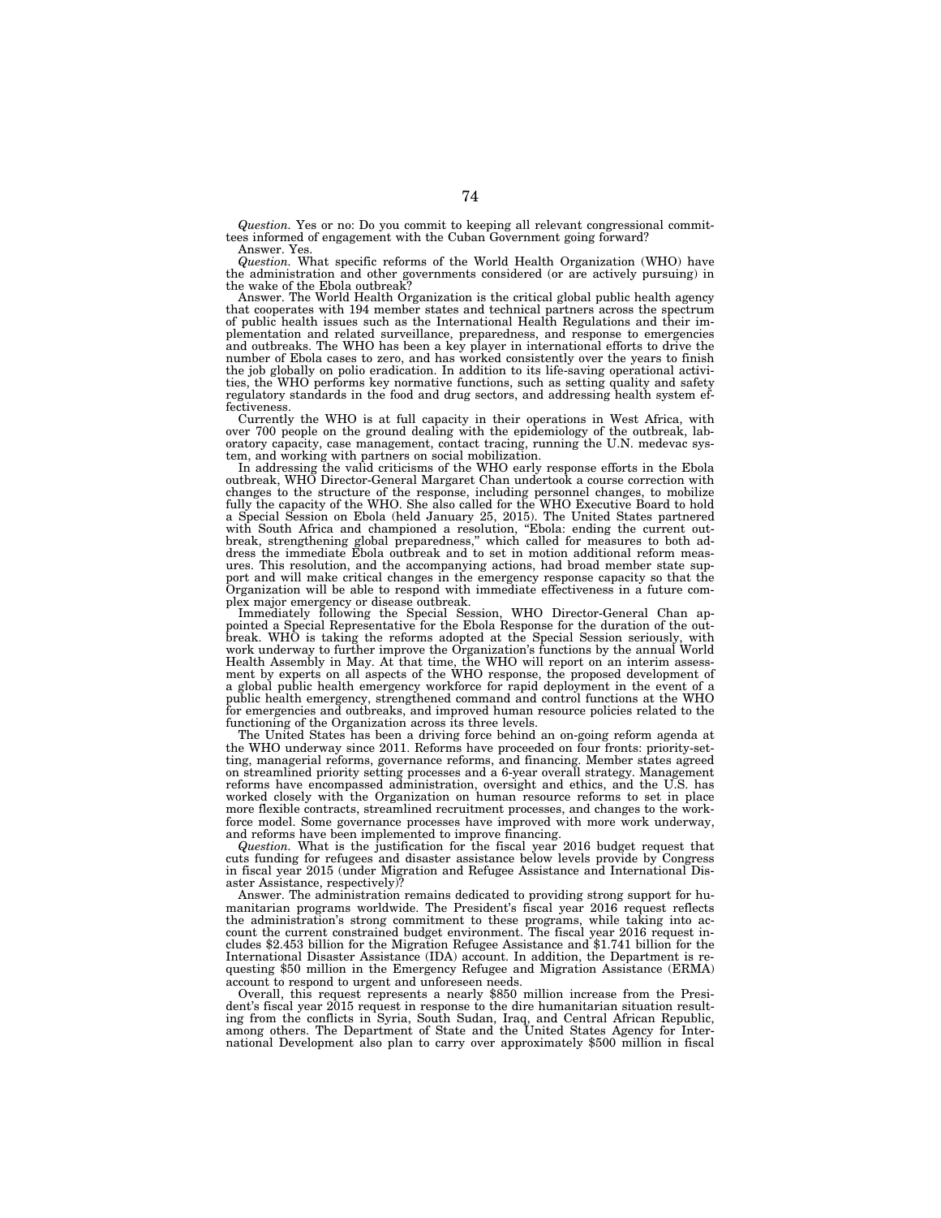*Question.* Yes or no: Do you commit to keeping all relevant congressional committees informed of engagement with the Cuban Government going forward?

Answer. Yes.

*Question.* What specific reforms of the World Health Organization (WHO) have the administration and other governments considered (or are actively pursuing) in the wake of the Ebola outbreak?

Answer. The World Health Organization is the critical global public health agency that cooperates with 194 member states and technical partners across the spectrum of public health issues such as the International Health Regulations and their implementation and related surveillance, preparedness, and response to emergencies and outbreaks. The WHO has been a key player in international efforts to drive the number of Ebola cases to zero, and has worked consistently over the years to finish the job globally on polio eradication. In addition to its life-saving operational activities, the WHO performs key normative functions, such as setting quality and safety regulatory standards in the food and drug sectors, and addressing health system effectiveness.

Currently the WHO is at full capacity in their operations in West Africa, with over 700 people on the ground dealing with the epidemiology of the outbreak, laboratory capacity, case management, contact tracing, running the U.N. medevac system, and working with partners on social mobilization.

In addressing the valid criticisms of the WHO early response efforts in the Ebola outbreak, WHO Director-General Margaret Chan undertook a course correction with changes to the structure of the response, including personnel changes, to mobilize fully the capacity of the WHO. She also called for the WHO Executive Board to hold a Special Session on Ebola (held January 25, 2015). The United States partnered with South Africa and championed a resolution, "Ebola: ending the current outbreak, strengthening global preparedness," which called for measures to both address the immediate Ebola outbreak and to set in motion additional reform measures. This resolution, and the accompanying actions, had broad member state support and will make critical changes in the emergency response capacity so that the Organization will be able to respond with immediate effectiveness in a future complex major emergency or disease outbreak.

Immediately following the Special Session, WHO Director-General Chan appointed a Special Representative for the Ebola Response for the duration of the outbreak. WHO is taking the reforms adopted at the Special Session seriously, with work underway to further improve the Organization's functions by the annual World Health Assembly in May. At that time, the WHO will report on an interim assessment by experts on all aspects of the WHO response, the proposed development of a global public health emergency workforce for rapid deployment in the event of a public health emergency, strengthened command and control functions at the WHO for emergencies and outbreaks, and improved human resource policies related to the functioning of the Organization across its three levels.

The United States has been a driving force behind an on-going reform agenda at the WHO underway since 2011. Reforms have proceeded on four fronts: priority-setting, managerial reforms, governance reforms, and financing. Member states agreed on streamlined priority setting processes and a 6-year overall strategy. Management reforms have encompassed administration, oversight and ethics, and the U.S. has worked closely with the Organization on human resource reforms to set in place more flexible contracts, streamlined recruitment processes, and changes to the workforce model. Some governance processes have improved with more work underway, and reforms have been implemented to improve financing.

*Question.* What is the justification for the fiscal year 2016 budget request that cuts funding for refugees and disaster assistance below levels provide by Congress in fiscal year 2015 (under Migration and Refugee Assistance and International Disaster Assistance, respectively)?

Answer. The administration remains dedicated to providing strong support for humanitarian programs worldwide. The President's fiscal year 2016 request reflects the administration's strong commitment to these programs, while taking into account the current constrained budget environment. The fiscal year 2016 request includes $2.453 billion for the Migration Refugee Assistance and $1.741 billion for the International Disaster Assistance (IDA) account. In addition, the Department is requesting $50 million in the Emergency Refugee and Migration Assistance (ERMA) account to respond to urgent and unforeseen needs.

Overall, this request represents a nearly $850 million increase from the President's fiscal year 2015 request in response to the dire humanitarian situation resulting from the conflicts in Syria, South Sudan, Iraq, and Central African Republic, among others. The Department of State and the United States Agency for International Development also plan to carry over approximately $500 million in fiscal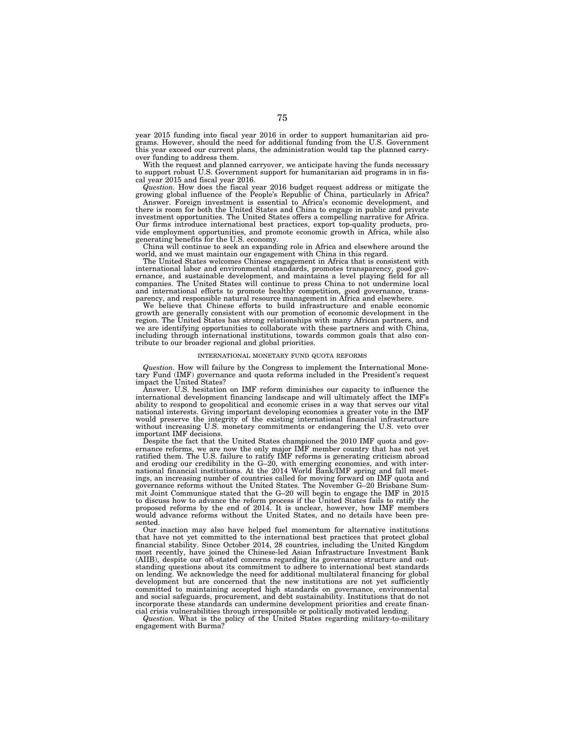year 2015 funding into fiscal year 2016 in order to support humanitarian aid programs. However, should the need for additional funding from the U.S. Government this year exceed our current plans, the administration would tap the planned carryover funding to address them.

With the request and planned carryover, we anticipate having the funds necessary to support robust U.S. Government support for humanitarian aid programs in in fiscal year 2015 and fiscal year 2016.

*Question.* How does the fiscal year 2016 budget request address or mitigate the growing global influence of the People's Republic of China, particularly in Africa?

Answer. Foreign investment is essential to Africa's economic development, and there is room for both the United States and China to engage in public and private investment opportunities. The United States offers a compelling narrative for Africa. Our firms introduce international best practices, export top-quality products, provide employment opportunities, and promote economic growth in Africa, while also generating benefits for the U.S. economy.

China will continue to seek an expanding role in Africa and elsewhere around the world, and we must maintain our engagement with China in this regard.

The United States welcomes Chinese engagement in Africa that is consistent with international labor and environmental standards, promotes transparency, good governance, and sustainable development, and maintains a level playing field for all companies. The United States will continue to press China to not undermine local and international efforts to promote healthy competition, good governance, transparency, and responsible natural resource management in Africa and elsewhere.

We believe that Chinese efforts to build infrastructure and enable economic growth are generally consistent with our promotion of economic development in the region. The United States has strong relationships with many African partners, and we are identifying opportunities to collaborate with these partners and with China, including through international institutions, towards common goals that also contribute to our broader regional and global priorities.

INTERNATIONAL MONETARY FUND QUOTA REFORMS

*Question.* How will failure by the Congress to implement the International Monetary Fund (IMF) governance and quota reforms included in the President's request impact the United States?

Answer. U.S. hesitation on IMF reform diminishes our capacity to influence the international development financing landscape and will ultimately affect the IMF's ability to respond to geopolitical and economic crises in a way that serves our vital national interests. Giving important developing economies a greater vote in the IMF would preserve the integrity of the existing international financial infrastructure without increasing U.S. monetary commitments or endangering the U.S. veto over important IMF decisions.

Despite the fact that the United States championed the 2010 IMF quota and governance reforms, we are now the only major IMF member country that has not yet ratified them. The U.S. failure to ratify IMF reforms is generating criticism abroad and eroding our credibility in the G–20, with emerging economies, and with international financial institutions. At the 2014 World Bank/IMF spring and fall meetings, an increasing number of countries called for moving forward on IMF quota and governance reforms without the United States. The November G–20 Brisbane Summit Joint Communique stated that the G–20 will begin to engage the IMF in 2015 to discuss how to advance the reform process if the United States fails to ratify the proposed reforms by the end of 2014. It is unclear, however, how IMF members would advance reforms without the United States, and no details have been presented.

Our inaction may also have helped fuel momentum for alternative institutions that have not yet committed to the international best practices that protect global financial stability. Since October 2014, 28 countries, including the United Kingdom most recently, have joined the Chinese-led Asian Infrastructure Investment Bank (AIIB), despite our oft-stated concerns regarding its governance structure and outstanding questions about its commitment to adhere to international best standards on lending. We acknowledge the need for additional multilateral financing for global development but are concerned that the new institutions are not yet sufficiently committed to maintaining accepted high standards on governance, environmental and social safeguards, procurement, and debt sustainability. Institutions that do not incorporate these standards can undermine development priorities and create financial crisis vulnerabilities through irresponsible or politically motivated lending.

*Question.* What is the policy of the United States regarding military-to-military engagement with Burma?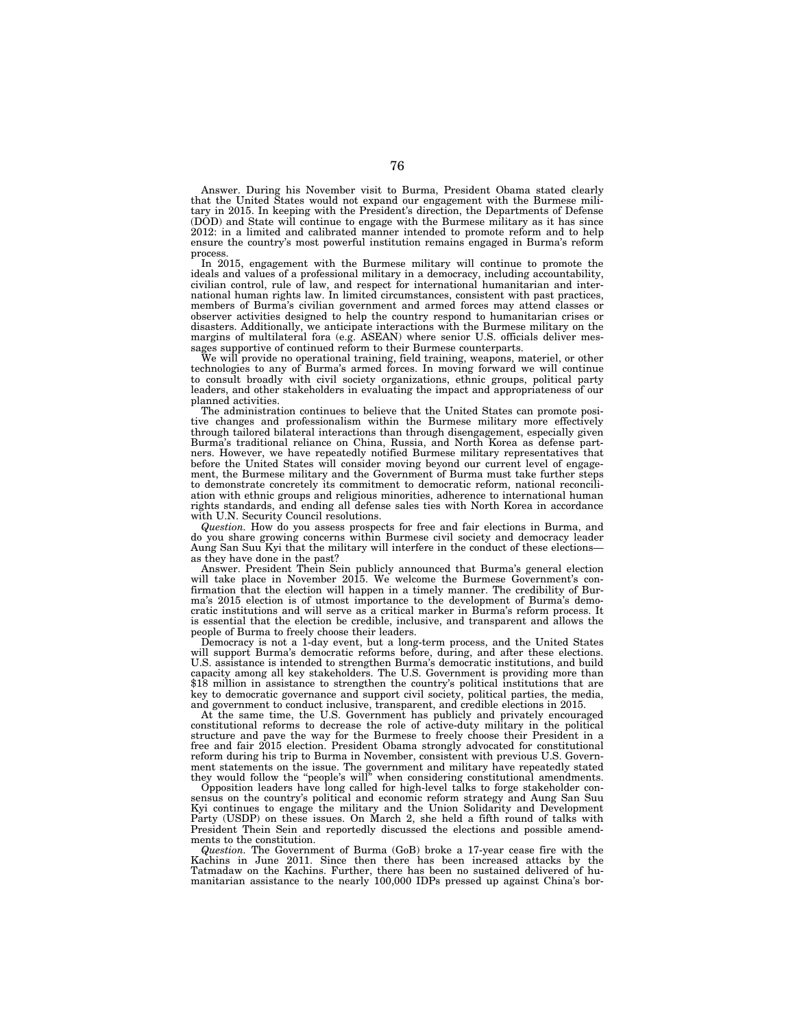Answer. During his November visit to Burma, President Obama stated clearly that the United States would not expand our engagement with the Burmese military in 2015. In keeping with the President's direction, the Departments of Defense (DOD) and State will continue to engage with the Burmese military as it has since 2012: in a limited and calibrated manner intended to promote reform and to help ensure the country's most powerful institution remains engaged in Burma's reform process.

In 2015, engagement with the Burmese military will continue to promote the ideals and values of a professional military in a democracy, including accountability, civilian control, rule of law, and respect for international humanitarian and international human rights law. In limited circumstances, consistent with past practices, members of Burma's civilian government and armed forces may attend classes or observer activities designed to help the country respond to humanitarian crises or disasters. Additionally, we anticipate interactions with the Burmese military on the margins of multilateral fora (e.g. ASEAN) where senior U.S. officials deliver messages supportive of continued reform to their Burmese counterparts.

We will provide no operational training, field training, weapons, materiel, or other technologies to any of Burma's armed forces. In moving forward we will continue to consult broadly with civil society organizations, ethnic groups, political party leaders, and other stakeholders in evaluating the impact and appropriateness of our planned activities.

The administration continues to believe that the United States can promote positive changes and professionalism within the Burmese military more effectively through tailored bilateral interactions than through disengagement, especially given Burma's traditional reliance on China, Russia, and North Korea as defense partners. However, we have repeatedly notified Burmese military representatives that before the United States will consider moving beyond our current level of engagement, the Burmese military and the Government of Burma must take further steps to demonstrate concretely its commitment to democratic reform, national reconciliation with ethnic groups and religious minorities, adherence to international human rights standards, and ending all defense sales ties with North Korea in accordance with U.N. Security Council resolutions.

*Question.* How do you assess prospects for free and fair elections in Burma, and do you share growing concerns within Burmese civil society and democracy leader Aung San Suu Kyi that the military will interfere in the conduct of these elections—as they have done in the past?

Answer. President Thein Sein publicly announced that Burma's general election will take place in November 2015. We welcome the Burmese Government's confirmation that the election will happen in a timely manner. The credibility of Burma's 2015 election is of utmost importance to the development of Burma's democratic institutions and will serve as a critical marker in Burma's reform process. It is essential that the election be credible, inclusive, and transparent and allows the people of Burma to freely choose their leaders.

Democracy is not a 1-day event, but a long-term process, and the United States will support Burma's democratic reforms before, during, and after these elections. U.S. assistance is intended to strengthen Burma's democratic institutions, and build capacity among all key stakeholders. The U.S. Government is providing more than $18 million in assistance to strengthen the country's political institutions that are key to democratic governance and support civil society, political parties, the media, and government to conduct inclusive, transparent, and credible elections in 2015.

At the same time, the U.S. Government has publicly and privately encouraged constitutional reforms to decrease the role of active-duty military in the political structure and pave the way for the Burmese to freely choose their President in a free and fair 2015 election. President Obama strongly advocated for constitutional reform during his trip to Burma in November, consistent with previous U.S. Government statements on the issue. The government and military have repeatedly stated they would follow the "people's will" when considering constitutional amendments.

Opposition leaders have long called for high-level talks to forge stakeholder consensus on the country's political and economic reform strategy and Aung San Suu Kyi continues to engage the military and the Union Solidarity and Development Party (USDP) on these issues. On March 2, she held a fifth round of talks with President Thein Sein and reportedly discussed the elections and possible amendments to the constitution.

*Question.* The Government of Burma (GoB) broke a 17-year cease fire with the Kachins in June 2011. Since then there has been increased attacks by the Tatmadaw on the Kachins. Further, there has been no sustained delivered of humanitarian assistance to the nearly 100,000 IDPs pressed up against China's bor-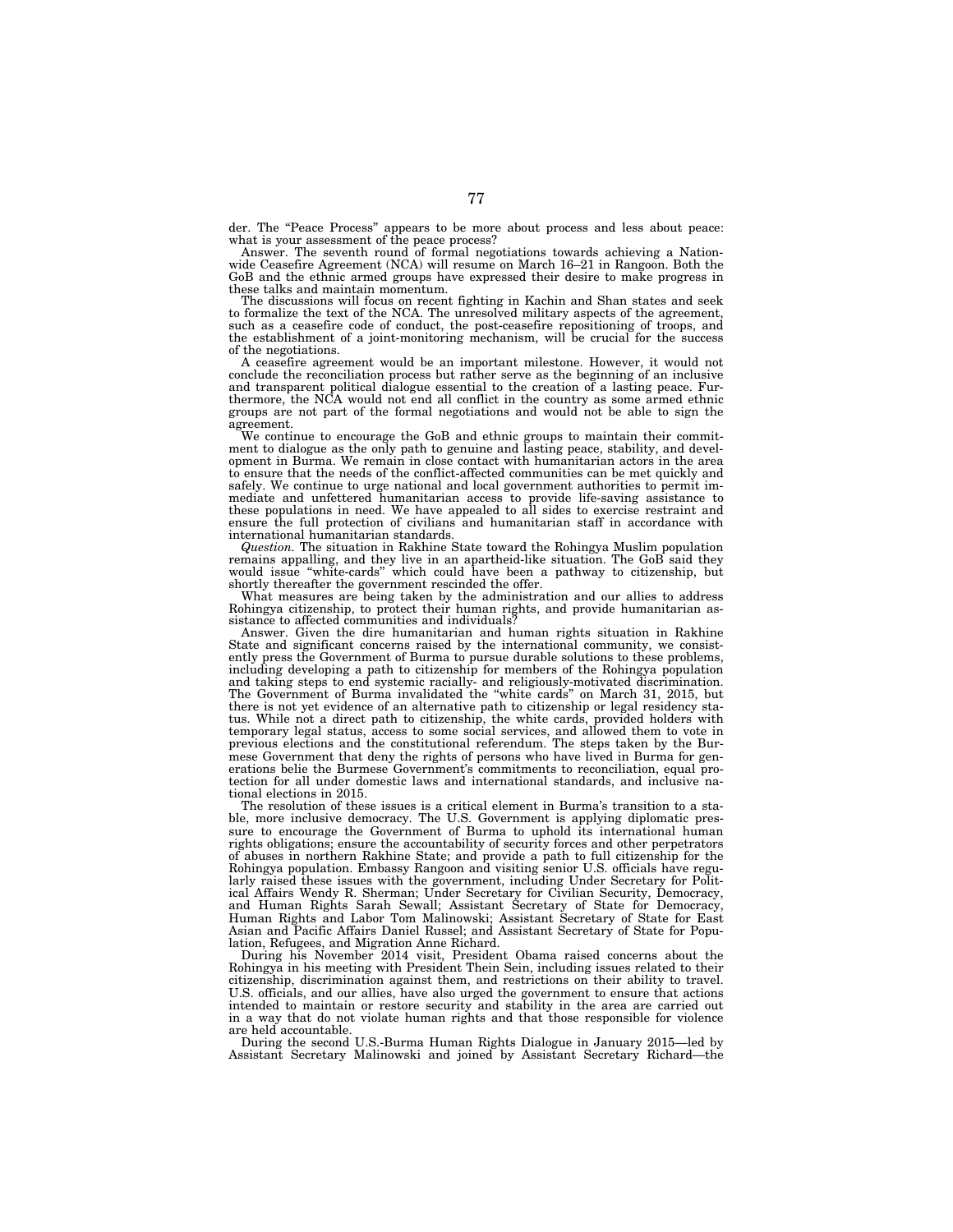der. The "Peace Process" appears to be more about process and less about peace: what is your assessment of the peace process?

Answer. The seventh round of formal negotiations towards achieving a Nationwide Ceasefire Agreement (NCA) will resume on March 16–21 in Rangoon. Both the GoB and the ethnic armed groups have expressed their desire to make progress in these talks and maintain momentum.

The discussions will focus on recent fighting in Kachin and Shan states and seek to formalize the text of the NCA. The unresolved military aspects of the agreement, such as a ceasefire code of conduct, the post-ceasefire repositioning of troops, and the establishment of a joint-monitoring mechanism, will be crucial for the success of the negotiations.

A ceasefire agreement would be an important milestone. However, it would not conclude the reconciliation process but rather serve as the beginning of an inclusive and transparent political dialogue essential to the creation of a lasting peace. Furthermore, the NCA would not end all conflict in the country as some armed ethnic groups are not part of the formal negotiations and would not be able to sign the agreement.

We continue to encourage the GoB and ethnic groups to maintain their commitment to dialogue as the only path to genuine and lasting peace, stability, and development in Burma. We remain in close contact with humanitarian actors in the area to ensure that the needs of the conflict-affected communities can be met quickly and safely. We continue to urge national and local government authorities to permit immediate and unfettered humanitarian access to provide life-saving assistance to these populations in need. We have appealed to all sides to exercise restraint and ensure the full protection of civilians and humanitarian staff in accordance with international humanitarian standards.

*Question.* The situation in Rakhine State toward the Rohingya Muslim population remains appalling, and they live in an apartheid-like situation. The GoB said they would issue "white-cards" which could have been a pathway to citizenship, but shortly thereafter the government rescinded the offer.

What measures are being taken by the administration and our allies to address Rohingya citizenship, to protect their human rights, and provide humanitarian assistance to affected communities and individuals?

Answer. Given the dire humanitarian and human rights situation in Rakhine State and significant concerns raised by the international community, we consistently press the Government of Burma to pursue durable solutions to these problems, including developing a path to citizenship for members of the Rohingya population and taking steps to end systemic racially- and religiously-motivated discrimination. The Government of Burma invalidated the "white cards" on March 31, 2015, but there is not yet evidence of an alternative path to citizenship or legal residency status. While not a direct path to citizenship, the white cards, provided holders with temporary legal status, access to some social services, and allowed them to vote in previous elections and the constitutional referendum. The steps taken by the Burmese Government that deny the rights of persons who have lived in Burma for generations belie the Burmese Government's commitments to reconciliation, equal protection for all under domestic laws and international standards, and inclusive national elections in 2015.

The resolution of these issues is a critical element in Burma's transition to a stable, more inclusive democracy. The U.S. Government is applying diplomatic pressure to encourage the Government of Burma to uphold its international human rights obligations; ensure the accountability of security forces and other perpetrators of abuses in northern Rakhine State; and provide a path to full citizenship for the Rohingya population. Embassy Rangoon and visiting senior U.S. officials have regularly raised these issues with the government, including Under Secretary for Political Affairs Wendy R. Sherman; Under Secretary for Civilian Security, Democracy, and Human Rights Sarah Sewall; Assistant Secretary of State for Democracy, Human Rights and Labor Tom Malinowski; Assistant Secretary of State for East Asian and Pacific Affairs Daniel Russel; and Assistant Secretary of State for Population, Refugees, and Migration Anne Richard.

During his November 2014 visit, President Obama raised concerns about the Rohingya in his meeting with President Thein Sein, including issues related to their citizenship, discrimination against them, and restrictions on their ability to travel. U.S. officials, and our allies, have also urged the government to ensure that actions intended to maintain or restore security and stability in the area are carried out in a way that do not violate human rights and that those responsible for violence are held accountable.

During the second U.S.-Burma Human Rights Dialogue in January 2015—led by Assistant Secretary Malinowski and joined by Assistant Secretary Richard—the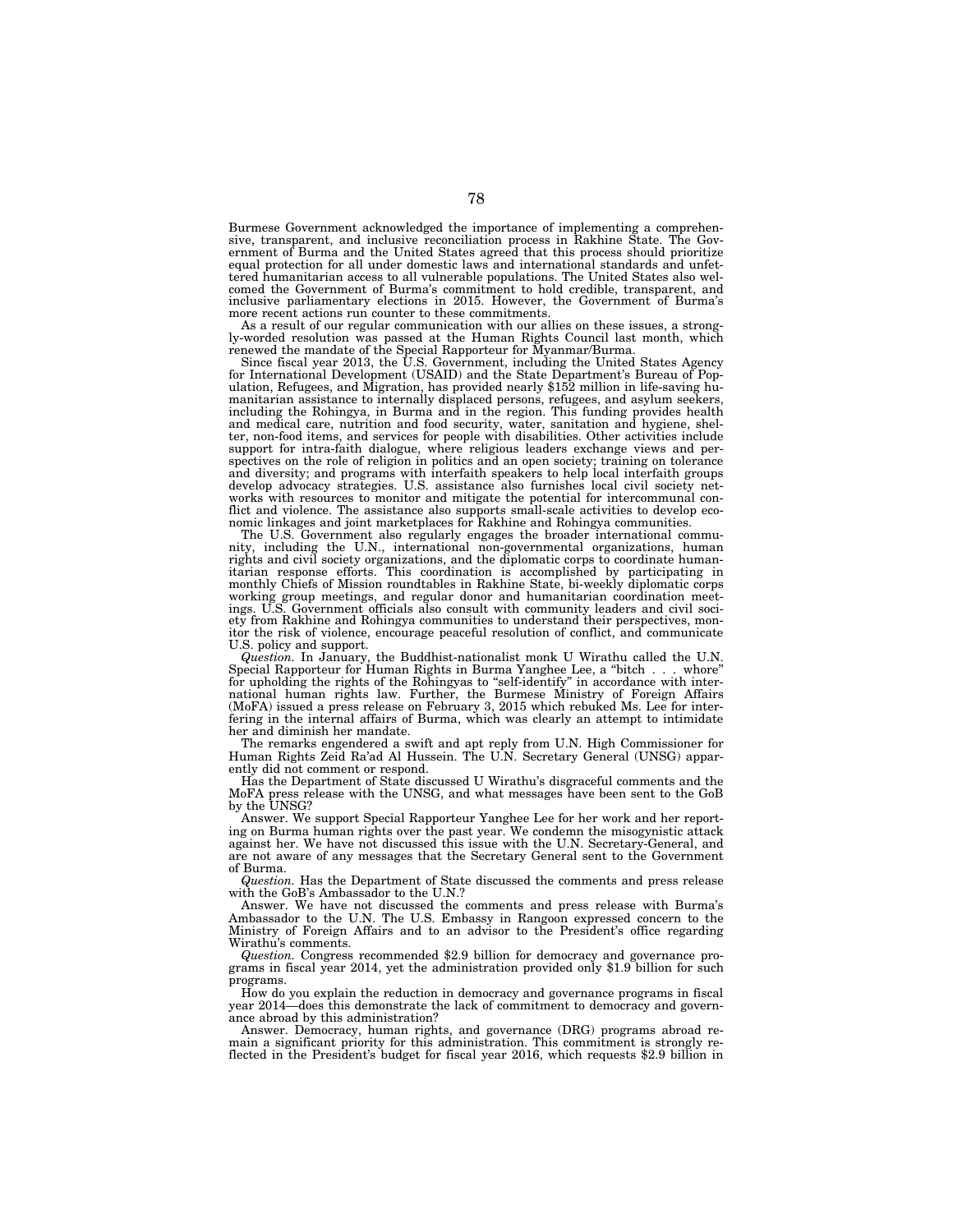Burmese Government acknowledged the importance of implementing a comprehensive, transparent, and inclusive reconciliation process in Rakhine State. The Government of Burma and the United States agreed that this process should prioritize equal protection for all under domestic laws and international standards and unfettered humanitarian access to all vulnerable populations. The United States also welcomed the Government of Burma's commitment to hold credible, transparent, and inclusive parliamentary elections in 2015. However, the Government of Burma's more recent actions run counter to these commitments.

As a result of our regular communication with our allies on these issues, a strongly-worded resolution was passed at the Human Rights Council last month, which renewed the mandate of the Special Rapporteur for Myanmar/Burma.

Since fiscal year 2013, the U.S. Government, including the United States Agency for International Development (USAID) and the State Department's Bureau of Population, Refugees, and Migration, has provided nearly $152 million in life-saving humanitarian assistance to internally displaced persons, refugees, and asylum seekers, including the Rohingya, in Burma and in the region. This funding provides health and medical care, nutrition and food security, water, sanitation and hygiene, shelter, non-food items, and services for people with disabilities. Other activities include support for intra-faith dialogue, where religious leaders exchange views and perspectives on the role of religion in politics and an open society; training on tolerance and diversity; and programs with interfaith speakers to help local interfaith groups develop advocacy strategies. U.S. assistance also furnishes local civil society networks with resources to monitor and mitigate the potential for intercommunal conflict and violence. The assistance also supports small-scale activities to develop economic linkages and joint marketplaces for Rakhine and Rohingya communities.

The U.S. Government also regularly engages the broader international community, including the U.N., international non-governmental organizations, human rights and civil society organizations, and the diplomatic corps to coordinate humanitarian response efforts. This coordination is accomplished by participating in monthly Chiefs of Mission roundtables in Rakhine State, bi-weekly diplomatic corps working group meetings, and regular donor and humanitarian coordination meetings. U.S. Government officials also consult with community leaders and civil society from Rakhine and Rohingya communities to understand their perspectives, monitor the risk of violence, encourage peaceful resolution of conflict, and communicate U.S. policy and support.

*Question.* In January, the Buddhist-nationalist monk U Wirathu called the U.N. Special Rapporteur for Human Rights in Burma Yanghee Lee, a "bitch . . . whore" for upholding the rights of the Rohingyas to "self-identify" in accordance with international human rights law. Further, the Burmese Ministry of Foreign Affairs (MoFA) issued a press release on February 3, 2015 which rebuked Ms. Lee for interfering in the internal affairs of Burma, which was clearly an attempt to intimidate her and diminish her mandate.

The remarks engendered a swift and apt reply from U.N. High Commissioner for Human Rights Zeid Ra'ad Al Hussein. The U.N. Secretary General (UNSG) apparently did not comment or respond.

Has the Department of State discussed U Wirathu's disgraceful comments and the MoFA press release with the UNSG, and what messages have been sent to the GoB by the UNSG?

Answer. We support Special Rapporteur Yanghee Lee for her work and her reporting on Burma human rights over the past year. We condemn the misogynistic attack against her. We have not discussed this issue with the U.N. Secretary-General, and are not aware of any messages that the Secretary General sent to the Government of Burma.

*Question.* Has the Department of State discussed the comments and press release with the GoB's Ambassador to the U.N.?

Answer. We have not discussed the comments and press release with Burma's Ambassador to the U.N. The U.S. Embassy in Rangoon expressed concern to the Ministry of Foreign Affairs and to an advisor to the President's office regarding Wirathu's comments.

*Question.* Congress recommended $2.9 billion for democracy and governance programs in fiscal year 2014, yet the administration provided only $1.9 billion for such programs.

How do you explain the reduction in democracy and governance programs in fiscal year 2014—does this demonstrate the lack of commitment to democracy and governance abroad by this administration?

Answer. Democracy, human rights, and governance (DRG) programs abroad remain a significant priority for this administration. This commitment is strongly reflected in the President's budget for fiscal year 2016, which requests $2.9 billion in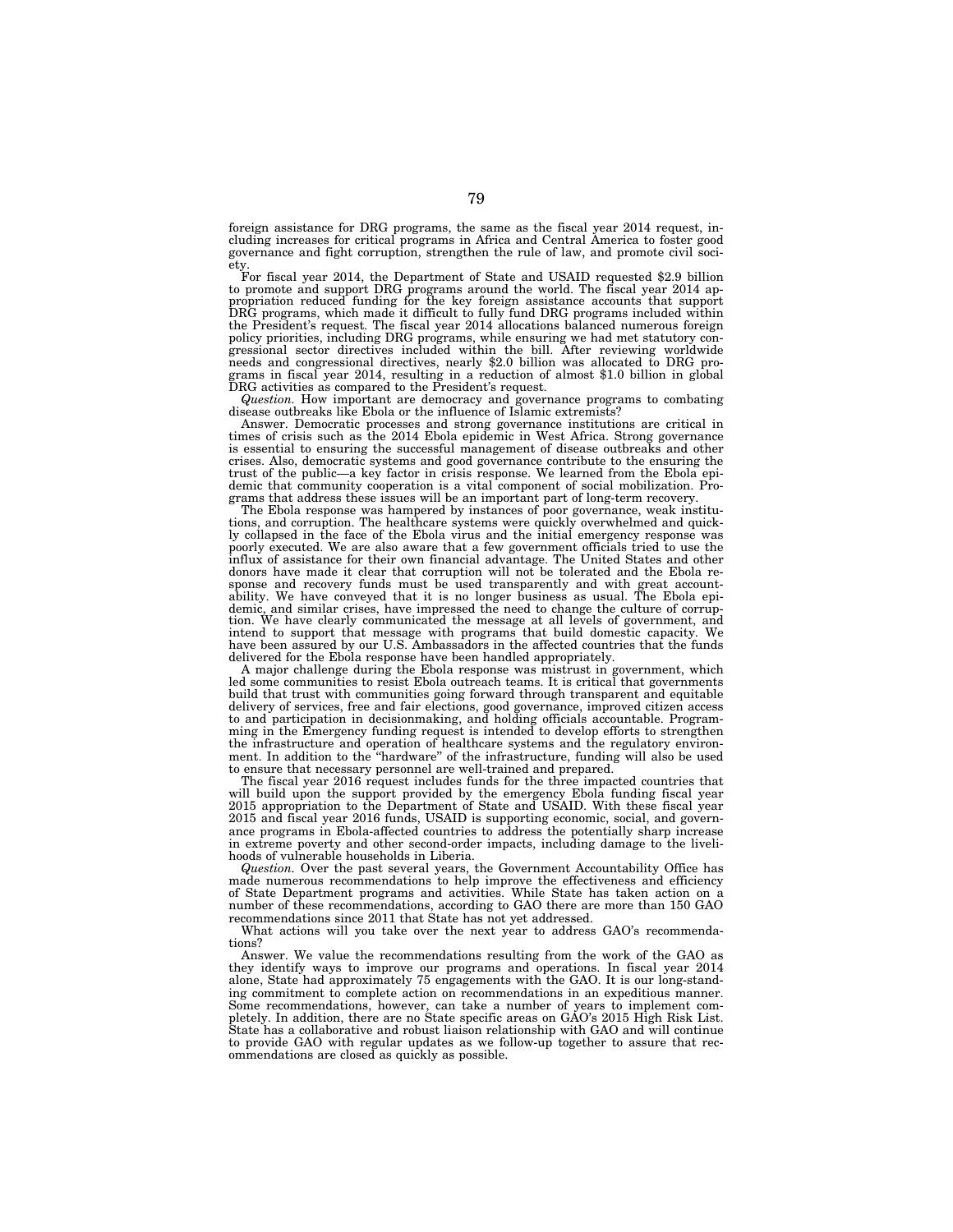foreign assistance for DRG programs, the same as the fiscal year 2014 request, including increases for critical programs in Africa and Central America to foster good governance and fight corruption, strengthen the rule of law, and promote civil society.

For fiscal year 2014, the Department of State and USAID requested $2.9 billion to promote and support DRG programs around the world. The fiscal year 2014 appropriation reduced funding for the key foreign assistance accounts that support DRG programs, which made it difficult to fully fund DRG programs included within the President's request. The fiscal year 2014 allocations balanced numerous foreign policy priorities, including DRG programs, while ensuring we had met statutory congressional sector directives included within the bill. After reviewing worldwide needs and congressional directives, nearly $2.0 billion was allocated to DRG programs in fiscal year 2014, resulting in a reduction of almost $1.0 billion in global DRG activities as compared to the President's request.

*Question.* How important are democracy and governance programs to combating disease outbreaks like Ebola or the influence of Islamic extremists?

Answer. Democratic processes and strong governance institutions are critical in times of crisis such as the 2014 Ebola epidemic in West Africa. Strong governance is essential to ensuring the successful management of disease outbreaks and other crises. Also, democratic systems and good governance contribute to the ensuring the trust of the public—a key factor in crisis response. We learned from the Ebola epidemic that community cooperation is a vital component of social mobilization. Programs that address these issues will be an important part of long-term recovery.

The Ebola response was hampered by instances of poor governance, weak institutions, and corruption. The healthcare systems were quickly overwhelmed and quickly collapsed in the face of the Ebola virus and the initial emergency response was poorly executed. We are also aware that a few government officials tried to use the influx of assistance for their own financial advantage. The United States and other donors have made it clear that corruption will not be tolerated and the Ebola response and recovery funds must be used transparently and with great accountability. We have conveyed that it is no longer business as usual. The Ebola epidemic, and similar crises, have impressed the need to change the culture of corruption. We have clearly communicated the message at all levels of government, and intend to support that message with programs that build domestic capacity. We have been assured by our U.S. Ambassadors in the affected countries that the funds delivered for the Ebola response have been handled appropriately.

A major challenge during the Ebola response was mistrust in government, which led some communities to resist Ebola outreach teams. It is critical that governments build that trust with communities going forward through transparent and equitable delivery of services, free and fair elections, good governance, improved citizen access to and participation in decisionmaking, and holding officials accountable. Programming in the Emergency funding request is intended to develop efforts to strengthen the infrastructure and operation of healthcare systems and the regulatory environment. In addition to the "hardware" of the infrastructure, funding will also be used to ensure that necessary personnel are well-trained and prepared.

The fiscal year 2016 request includes funds for the three impacted countries that will build upon the support provided by the emergency Ebola funding fiscal year 2015 appropriation to the Department of State and USAID. With these fiscal year 2015 and fiscal year 2016 funds, USAID is supporting economic, social, and governance programs in Ebola-affected countries to address the potentially sharp increase in extreme poverty and other second-order impacts, including damage to the livelihoods of vulnerable households in Liberia.

*Question.* Over the past several years, the Government Accountability Office has made numerous recommendations to help improve the effectiveness and efficiency of State Department programs and activities. While State has taken action on a number of these recommendations, according to GAO there are more than 150 GAO recommendations since 2011 that State has not yet addressed.

What actions will you take over the next year to address GAO's recommendations?

Answer. We value the recommendations resulting from the work of the GAO as they identify ways to improve our programs and operations. In fiscal year 2014 alone, State had approximately 75 engagements with the GAO. It is our long-standing commitment to complete action on recommendations in an expeditious manner. Some recommendations, however, can take a number of years to implement completely. In addition, there are no State specific areas on GAO's 2015 High Risk List. State has a collaborative and robust liaison relationship with GAO and will continue to provide GAO with regular updates as we follow-up together to assure that recommendations are closed as quickly as possible.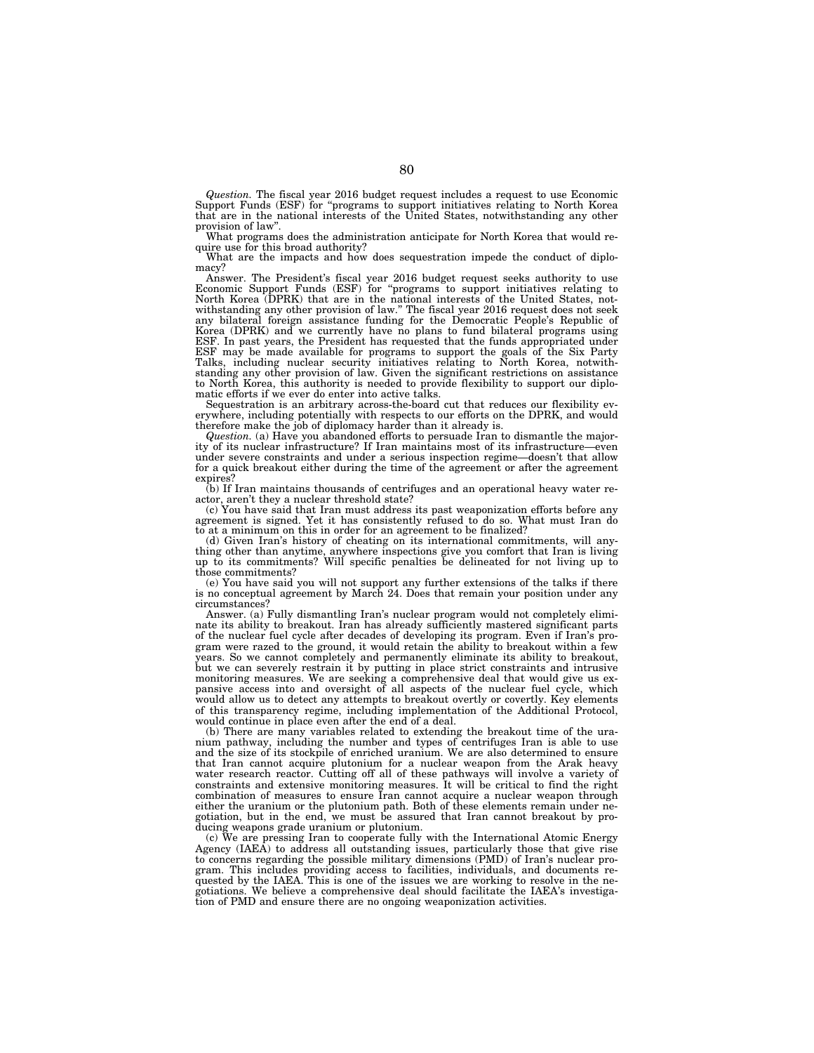*Question.* The fiscal year 2016 budget request includes a request to use Economic Support Funds (ESF) for "programs to support initiatives relating to North Korea that are in the national interests of the United States, notwithstanding any other provision of law".

What programs does the administration anticipate for North Korea that would require use for this broad authority?

What are the impacts and how does sequestration impede the conduct of diplomacy?

Answer. The President's fiscal year 2016 budget request seeks authority to use Economic Support Funds (ESF) for "programs to support initiatives relating to North Korea (DPRK) that are in the national interests of the United States, notwithstanding any other provision of law." The fiscal year 2016 request does not seek any bilateral foreign assistance funding for the Democratic People's Republic of Korea (DPRK) and we currently have no plans to fund bilateral programs using ESF. In past years, the President has requested that the funds appropriated under ESF may be made available for programs to support the goals of the Six Party Talks, including nuclear security initiatives relating to North Korea, notwithstanding any other provision of law. Given the significant restrictions on assistance to North Korea, this authority is needed to provide flexibility to support our diplomatic efforts if we ever do enter into active talks.

Sequestration is an arbitrary across-the-board cut that reduces our flexibility everywhere, including potentially with respects to our efforts on the DPRK, and would therefore make the job of diplomacy harder than it already is.

*Question.* (a) Have you abandoned efforts to persuade Iran to dismantle the majority of its nuclear infrastructure? If Iran maintains most of its infrastructure—even under severe constraints and under a serious inspection regime—doesn't that allow for a quick breakout either during the time of the agreement or after the agreement expires?

(b) If Iran maintains thousands of centrifuges and an operational heavy water reactor, aren't they a nuclear threshold state?

(c) You have said that Iran must address its past weaponization efforts before any agreement is signed. Yet it has consistently refused to do so. What must Iran do to at a minimum on this in order for an agreement to be finalized?

(d) Given Iran's history of cheating on its international commitments, will anything other than anytime, anywhere inspections give you comfort that Iran is living up to its commitments? Will specific penalties be delineated for not living up to those commitments?

(e) You have said you will not support any further extensions of the talks if there is no conceptual agreement by March 24. Does that remain your position under any circumstances?

Answer. (a) Fully dismantling Iran's nuclear program would not completely eliminate its ability to breakout. Iran has already sufficiently mastered significant parts of the nuclear fuel cycle after decades of developing its program. Even if Iran's program were razed to the ground, it would retain the ability to breakout within a few years. So we cannot completely and permanently eliminate its ability to breakout, but we can severely restrain it by putting in place strict constraints and intrusive monitoring measures. We are seeking a comprehensive deal that would give us expansive access into and oversight of all aspects of the nuclear fuel cycle, which would allow us to detect any attempts to breakout overtly or covertly. Key elements of this transparency regime, including implementation of the Additional Protocol, would continue in place even after the end of a deal.

(b) There are many variables related to extending the breakout time of the uranium pathway, including the number and types of centrifuges Iran is able to use and the size of its stockpile of enriched uranium. We are also determined to ensure that Iran cannot acquire plutonium for a nuclear weapon from the Arak heavy water research reactor. Cutting off all of these pathways will involve a variety of constraints and extensive monitoring measures. It will be critical to find the right combination of measures to ensure Iran cannot acquire a nuclear weapon through either the uranium or the plutonium path. Both of these elements remain under negotiation, but in the end, we must be assured that Iran cannot breakout by producing weapons grade uranium or plutonium.

(c) We are pressing Iran to cooperate fully with the International Atomic Energy Agency (IAEA) to address all outstanding issues, particularly those that give rise to concerns regarding the possible military dimensions (PMD) of Iran's nuclear program. This includes providing access to facilities, individuals, and documents requested by the IAEA. This is one of the issues we are working to resolve in the negotiations. We believe a comprehensive deal should facilitate the IAEA's investigation of PMD and ensure there are no ongoing weaponization activities.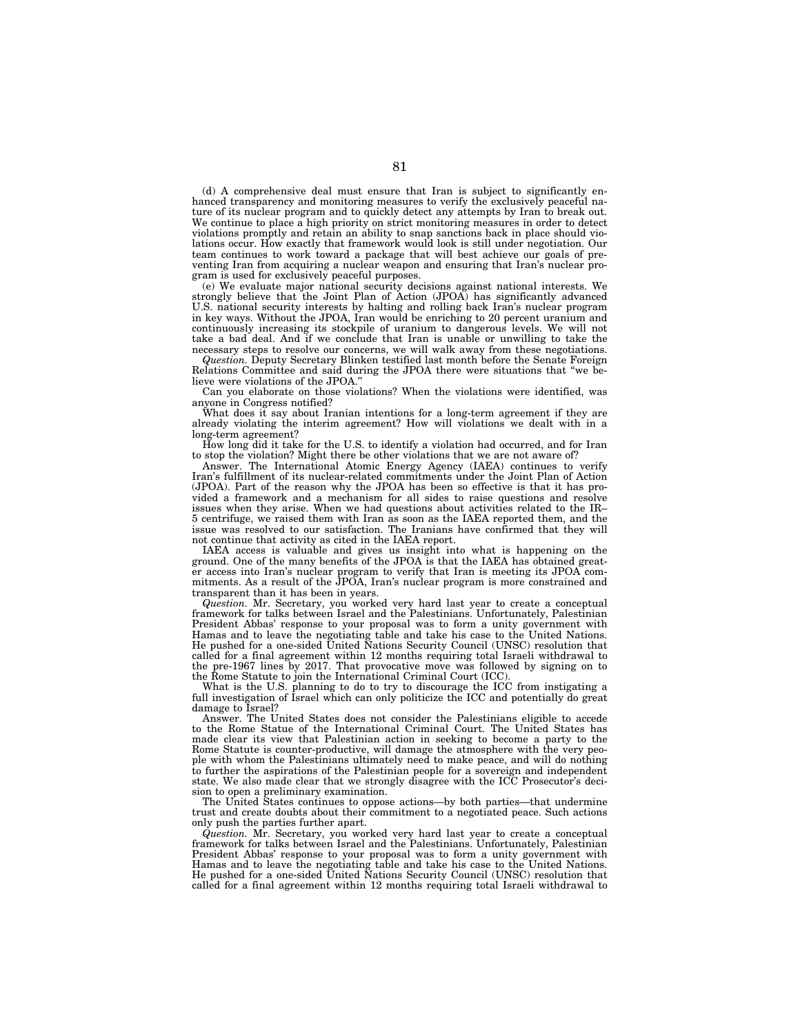(d) A comprehensive deal must ensure that Iran is subject to significantly enhanced transparency and monitoring measures to verify the exclusively peaceful nature of its nuclear program and to quickly detect any attempts by Iran to break out. We continue to place a high priority on strict monitoring measures in order to detect violations promptly and retain an ability to snap sanctions back in place should violations occur. How exactly that framework would look is still under negotiation. Our team continues to work toward a package that will best achieve our goals of preventing Iran from acquiring a nuclear weapon and ensuring that Iran's nuclear program is used for exclusively peaceful purposes.

(e) We evaluate major national security decisions against national interests. We strongly believe that the Joint Plan of Action (JPOA) has significantly advanced U.S. national security interests by halting and rolling back Iran's nuclear program in key ways. Without the JPOA, Iran would be enriching to 20 percent uranium and continuously increasing its stockpile of uranium to dangerous levels. We will not take a bad deal. And if we conclude that Iran is unable or unwilling to take the necessary steps to resolve our concerns, we will walk away from these negotiations.

*Question.* Deputy Secretary Blinken testified last month before the Senate Foreign Relations Committee and said during the JPOA there were situations that "we believe were violations of the JPOA."

Can you elaborate on those violations? When the violations were identified, was anyone in Congress notified?

What does it say about Iranian intentions for a long-term agreement if they are already violating the interim agreement? How will violations we dealt with in a long-term agreement?

How long did it take for the U.S. to identify a violation had occurred, and for Iran to stop the violation? Might there be other violations that we are not aware of?

Answer. The International Atomic Energy Agency (IAEA) continues to verify Iran's fulfillment of its nuclear-related commitments under the Joint Plan of Action (JPOA). Part of the reason why the JPOA has been so effective is that it has provided a framework and a mechanism for all sides to raise questions and resolve issues when they arise. When we had questions about activities related to the IR–5 centrifuge, we raised them with Iran as soon as the IAEA reported them, and the issue was resolved to our satisfaction. The Iranians have confirmed that they will not continue that activity as cited in the IAEA report.

IAEA access is valuable and gives us insight into what is happening on the ground. One of the many benefits of the JPOA is that the IAEA has obtained greater access into Iran's nuclear program to verify that Iran is meeting its JPOA commitments. As a result of the JPOA, Iran's nuclear program is more constrained and transparent than it has been in years.

*Question.* Mr. Secretary, you worked very hard last year to create a conceptual framework for talks between Israel and the Palestinians. Unfortunately, Palestinian President Abbas' response to your proposal was to form a unity government with Hamas and to leave the negotiating table and take his case to the United Nations. He pushed for a one-sided United Nations Security Council (UNSC) resolution that called for a final agreement within 12 months requiring total Israeli withdrawal to the pre-1967 lines by 2017. That provocative move was followed by signing on to the Rome Statute to join the International Criminal Court (ICC).

What is the U.S. planning to do to try to discourage the ICC from instigating a full investigation of Israel which can only politicize the ICC and potentially do great damage to Israel?

Answer. The United States does not consider the Palestinians eligible to accede to the Rome Statue of the International Criminal Court. The United States has made clear its view that Palestinian action in seeking to become a party to the Rome Statute is counter-productive, will damage the atmosphere with the very people with whom the Palestinians ultimately need to make peace, and will do nothing to further the aspirations of the Palestinian people for a sovereign and independent state. We also made clear that we strongly disagree with the ICC Prosecutor's decision to open a preliminary examination.

The United States continues to oppose actions—by both parties—that undermine trust and create doubts about their commitment to a negotiated peace. Such actions only push the parties further apart.

*Question.* Mr. Secretary, you worked very hard last year to create a conceptual framework for talks between Israel and the Palestinians. Unfortunately, Palestinian President Abbas' response to your proposal was to form a unity government with Hamas and to leave the negotiating table and take his case to the United Nations. He pushed for a one-sided United Nations Security Council (UNSC) resolution that called for a final agreement within 12 months requiring total Israeli withdrawal to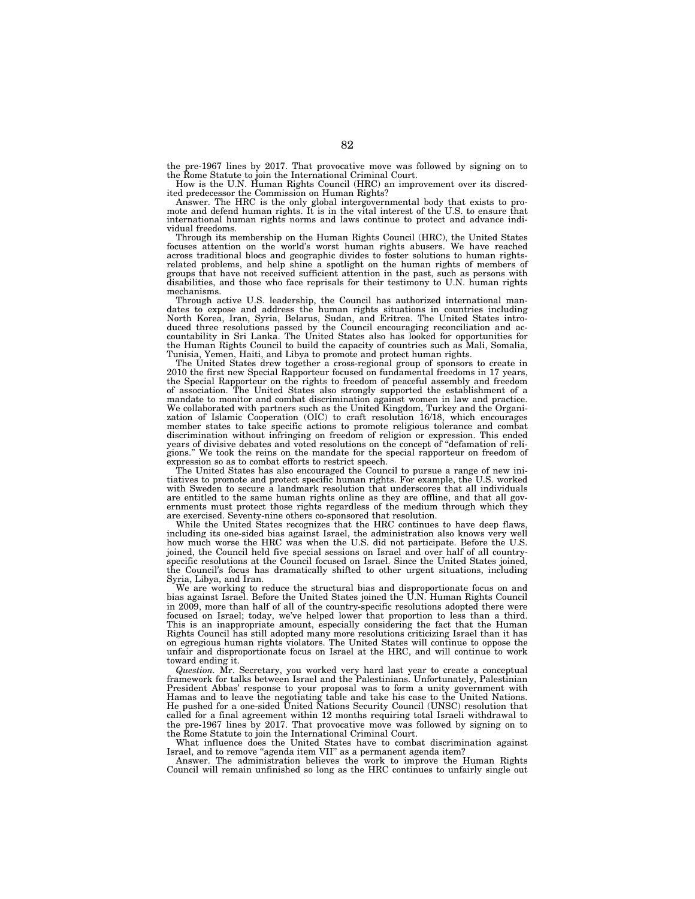the pre-1967 lines by 2017. That provocative move was followed by signing on to the Rome Statute to join the International Criminal Court.

How is the U.N. Human Rights Council (HRC) an improvement over its discredited predecessor the Commission on Human Rights?

Answer. The HRC is the only global intergovernmental body that exists to promote and defend human rights. It is in the vital interest of the U.S. to ensure that international human rights norms and laws continue to protect and advance individual freedoms.

Through its membership on the Human Rights Council (HRC), the United States focuses attention on the world's worst human rights abusers. We have reached across traditional blocs and geographic divides to foster solutions to human rights-related problems, and help shine a spotlight on the human rights of members of groups that have not received sufficient attention in the past, such as persons with disabilities, and those who face reprisals for their testimony to U.N. human rights mechanisms.

Through active U.S. leadership, the Council has authorized international mandates to expose and address the human rights situations in countries including North Korea, Iran, Syria, Belarus, Sudan, and Eritrea. The United States introduced three resolutions passed by the Council encouraging reconciliation and accountability in Sri Lanka. The United States also has looked for opportunities for the Human Rights Council to build the capacity of countries such as Mali, Somalia, Tunisia, Yemen, Haiti, and Libya to promote and protect human rights.

The United States drew together a cross-regional group of sponsors to create in 2010 the first new Special Rapporteur focused on fundamental freedoms in 17 years, the Special Rapporteur on the rights to freedom of peaceful assembly and freedom of association. The United States also strongly supported the establishment of a mandate to monitor and combat discrimination against women in law and practice. We collaborated with partners such as the United Kingdom, Turkey and the Organization of Islamic Cooperation (OIC) to craft resolution 16/18, which encourages member states to take specific actions to promote religious tolerance and combat discrimination without infringing on freedom of religion or expression. This ended years of divisive debates and voted resolutions on the concept of "defamation of religions." We took the reins on the mandate for the special rapporteur on freedom of expression so as to combat efforts to restrict speech.

The United States has also encouraged the Council to pursue a range of new initiatives to promote and protect specific human rights. For example, the U.S. worked with Sweden to secure a landmark resolution that underscores that all individuals are entitled to the same human rights online as they are offline, and that all governments must protect those rights regardless of the medium through which they are exercised. Seventy-nine others co-sponsored that resolution.

While the United States recognizes that the HRC continues to have deep flaws, including its one-sided bias against Israel, the administration also knows very well how much worse the HRC was when the U.S. did not participate. Before the U.S. joined, the Council held five special sessions on Israel and over half of all country-specific resolutions at the Council focused on Israel. Since the United States joined, the Council's focus has dramatically shifted to other urgent situations, including Syria, Libya, and Iran.

We are working to reduce the structural bias and disproportionate focus on and bias against Israel. Before the United States joined the U.N. Human Rights Council in 2009, more than half of all of the country-specific resolutions adopted there were focused on Israel; today, we've helped lower that proportion to less than a third. This is an inappropriate amount, especially considering the fact that the Human Rights Council has still adopted many more resolutions criticizing Israel than it has on egregious human rights violators. The United States will continue to oppose the unfair and disproportionate focus on Israel at the HRC, and will continue to work toward ending it.

*Question.* Mr. Secretary, you worked very hard last year to create a conceptual framework for talks between Israel and the Palestinians. Unfortunately, Palestinian President Abbas' response to your proposal was to form a unity government with Hamas and to leave the negotiating table and take his case to the United Nations. He pushed for a one-sided United Nations Security Council (UNSC) resolution that called for a final agreement within 12 months requiring total Israeli withdrawal to the pre-1967 lines by 2017. That provocative move was followed by signing on to the Rome Statute to join the International Criminal Court.

What influence does the United States have to combat discrimination against Israel, and to remove "agenda item VII" as a permanent agenda item?

Answer. The administration believes the work to improve the Human Rights Council will remain unfinished so long as the HRC continues to unfairly single out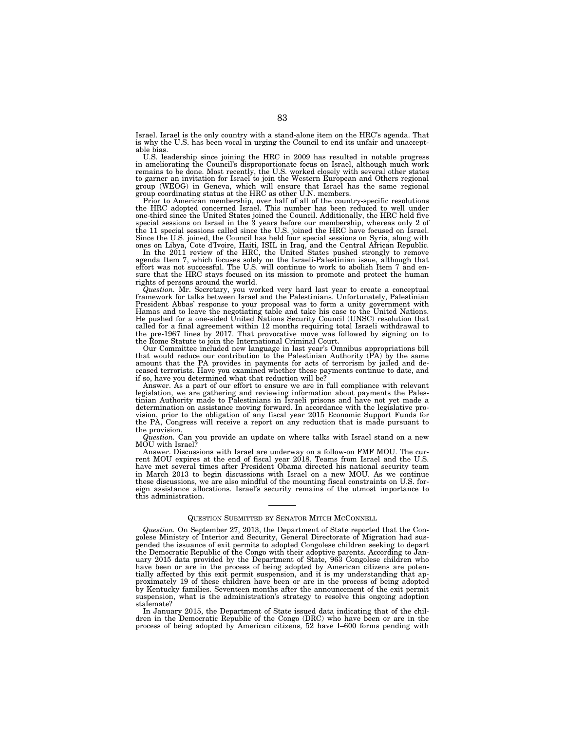Israel. Israel is the only country with a stand-alone item on the HRC's agenda. That is why the U.S. has been vocal in urging the Council to end its unfair and unacceptable bias.

U.S. leadership since joining the HRC in 2009 has resulted in notable progress in ameliorating the Council's disproportionate focus on Israel, although much work remains to be done. Most recently, the U.S. worked closely with several other states to garner an invitation for Israel to join the Western European and Others regional group (WEOG) in Geneva, which will ensure that Israel has the same regional group coordinating status at the HRC as other U.N. members.

Prior to American membership, over half of all of the country-specific resolutions the HRC adopted concerned Israel. This number has been reduced to well under one-third since the United States joined the Council. Additionally, the HRC held five special sessions on Israel in the 3 years before our membership, whereas only 2 of the 11 special sessions called since the U.S. joined the HRC have focused on Israel. Since the U.S. joined, the Council has held four special sessions on Syria, along with ones on Libya, Cote d'Ivoire, Haiti, ISIL in Iraq, and the Central African Republic.

In the 2011 review of the HRC, the United States pushed strongly to remove agenda Item 7, which focuses solely on the Israeli-Palestinian issue, although that effort was not successful. The U.S. will continue to work to abolish Item 7 and ensure that the HRC stays focused on its mission to promote and protect the human rights of persons around the world.

*Question.* Mr. Secretary, you worked very hard last year to create a conceptual framework for talks between Israel and the Palestinians. Unfortunately, Palestinian President Abbas' response to your proposal was to form a unity government with Hamas and to leave the negotiating table and take his case to the United Nations. He pushed for a one-sided United Nations Security Council (UNSC) resolution that called for a final agreement within 12 months requiring total Israeli withdrawal to the pre-1967 lines by 2017. That provocative move was followed by signing on to the Rome Statute to join the International Criminal Court.

Our Committee included new language in last year's Omnibus appropriations bill that would reduce our contribution to the Palestinian Authority (PA) by the same amount that the PA provides in payments for acts of terrorism by jailed and deceased terrorists. Have you examined whether these payments continue to date, and if so, have you determined what that reduction will be?

Answer. As a part of our effort to ensure we are in full compliance with relevant legislation, we are gathering and reviewing information about payments the Palestinian Authority made to Palestinians in Israeli prisons and have not yet made a determination on assistance moving forward. In accordance with the legislative provision, prior to the obligation of any fiscal year 2015 Economic Support Funds for the PA, Congress will receive a report on any reduction that is made pursuant to the provision.

*Question.* Can you provide an update on where talks with Israel stand on a new MOU with Israel?

Answer. Discussions with Israel are underway on a follow-on FMF MOU. The current MOU expires at the end of fiscal year 2018. Teams from Israel and the U.S. have met several times after President Obama directed his national security team in March 2013 to begin discussions with Israel on a new MOU. As we continue these discussions, we are also mindful of the mounting fiscal constraints on U.S. foreign assistance allocations. Israel's security remains of the utmost importance to this administration.

---

### QUESTION SUBMITTED BY SENATOR MITCH MCCONNELL

*Question.* On September 27, 2013, the Department of State reported that the Congolese Ministry of Interior and Security, General Directorate of Migration had suspended the issuance of exit permits to adopted Congolese children seeking to depart the Democratic Republic of the Congo with their adoptive parents. According to January 2015 data provided by the Department of State, 963 Congolese children who have been or are in the process of being adopted by American citizens are potentially affected by this exit permit suspension, and it is my understanding that approximately 19 of these children have been or are in the process of being adopted by Kentucky families. Seventeen months after the announcement of the exit permit suspension, what is the administration's strategy to resolve this ongoing adoption stalemate?

In January 2015, the Department of State issued data indicating that of the children in the Democratic Republic of the Congo (DRC) who have been or are in the process of being adopted by American citizens, 52 have I–600 forms pending with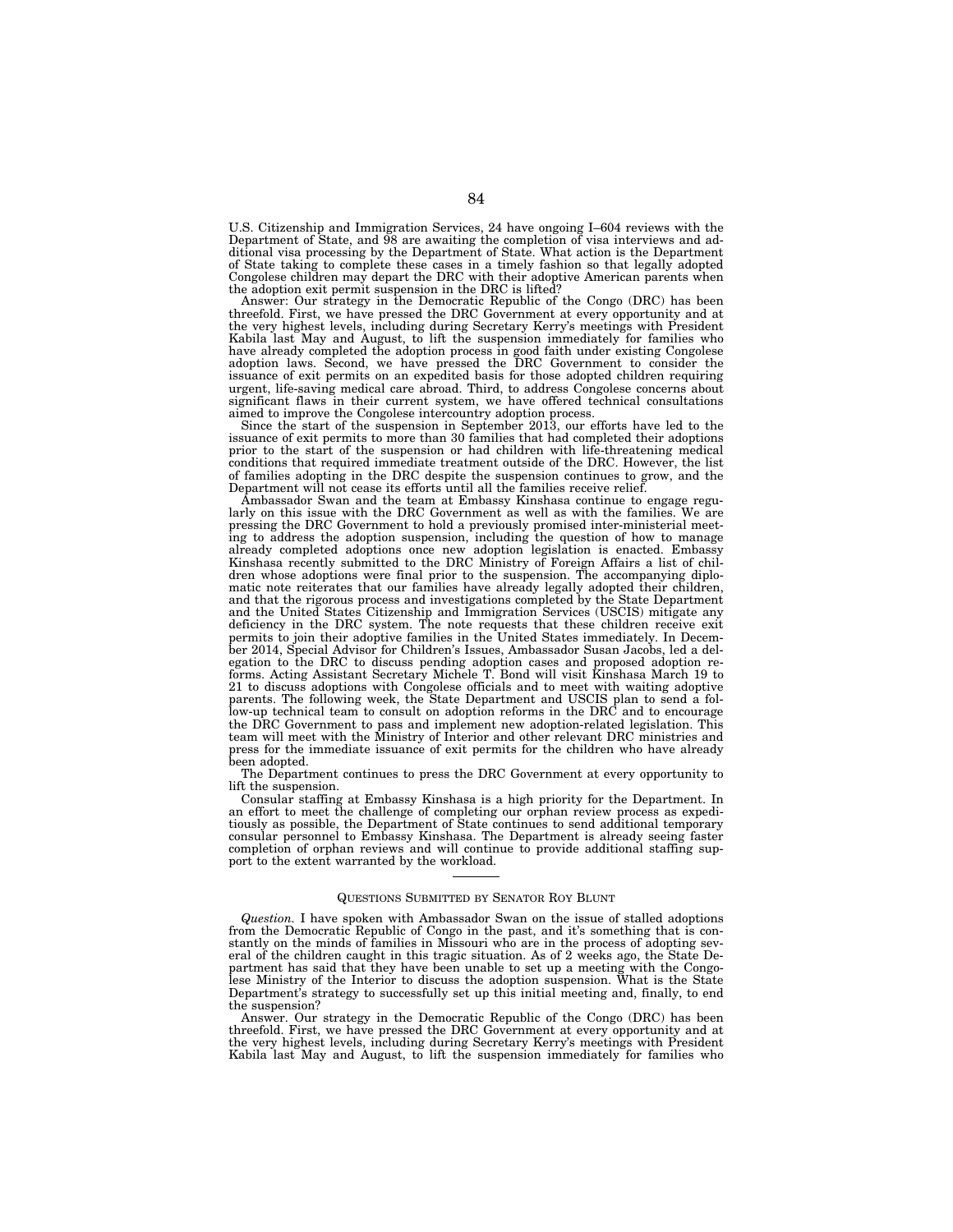U.S. Citizenship and Immigration Services, 24 have ongoing I–604 reviews with the Department of State, and 98 are awaiting the completion of visa interviews and additional visa processing by the Department of State. What action is the Department of State taking to complete these cases in a timely fashion so that legally adopted Congolese children may depart the DRC with their adoptive American parents when the adoption exit permit suspension in the DRC is lifted?

Answer: Our strategy in the Democratic Republic of the Congo (DRC) has been threefold. First, we have pressed the DRC Government at every opportunity and at the very highest levels, including during Secretary Kerry's meetings with President Kabila last May and August, to lift the suspension immediately for families who have already completed the adoption process in good faith under existing Congolese adoption laws. Second, we have pressed the DRC Government to consider the issuance of exit permits on an expedited basis for those adopted children requiring urgent, life-saving medical care abroad. Third, to address Congolese concerns about significant flaws in their current system, we have offered technical consultations aimed to improve the Congolese intercountry adoption process.

Since the start of the suspension in September 2013, our efforts have led to the issuance of exit permits to more than 30 families that had completed their adoptions prior to the start of the suspension or had children with life-threatening medical conditions that required immediate treatment outside of the DRC. However, the list of families adopting in the DRC despite the suspension continues to grow, and the Department will not cease its efforts until all the families receive relief.

Ambassador Swan and the team at Embassy Kinshasa continue to engage regularly on this issue with the DRC Government as well as with the families. We are pressing the DRC Government to hold a previously promised inter-ministerial meeting to address the adoption suspension, including the question of how to manage already completed adoptions once new adoption legislation is enacted. Embassy Kinshasa recently submitted to the DRC Ministry of Foreign Affairs a list of children whose adoptions were final prior to the suspension. The accompanying diplomatic note reiterates that our families have already legally adopted their children, and that the rigorous process and investigations completed by the State Department and the United States Citizenship and Immigration Services (USCIS) mitigate any deficiency in the DRC system. The note requests that these children receive exit permits to join their adoptive families in the United States immediately. In December 2014, Special Advisor for Children's Issues, Ambassador Susan Jacobs, led a delegation to the DRC to discuss pending adoption cases and proposed adoption reforms. Acting Assistant Secretary Michele T. Bond will visit Kinshasa March 19 to 21 to discuss adoptions with Congolese officials and to meet with waiting adoptive parents. The following week, the State Department and USCIS plan to send a follow-up technical team to consult on adoption reforms in the DRC and to encourage the DRC Government to pass and implement new adoption-related legislation. This team will meet with the Ministry of Interior and other relevant DRC ministries and press for the immediate issuance of exit permits for the children who have already been adopted.

The Department continues to press the DRC Government at every opportunity to lift the suspension.

Consular staffing at Embassy Kinshasa is a high priority for the Department. In an effort to meet the challenge of completing our orphan review process as expeditiously as possible, the Department of State continues to send additional temporary consular personnel to Embassy Kinshasa. The Department is already seeing faster completion of orphan reviews and will continue to provide additional staffing support to the extent warranted by the workload.

---

QUESTIONS SUBMITTED BY SENATOR ROY BLUNT

*Question.* I have spoken with Ambassador Swan on the issue of stalled adoptions from the Democratic Republic of Congo in the past, and it's something that is constantly on the minds of families in Missouri who are in the process of adopting several of the children caught in this tragic situation. As of 2 weeks ago, the State Department has said that they have been unable to set up a meeting with the Congolese Ministry of the Interior to discuss the adoption suspension. What is the State Department's strategy to successfully set up this initial meeting and, finally, to end the suspension?

Answer. Our strategy in the Democratic Republic of the Congo (DRC) has been threefold. First, we have pressed the DRC Government at every opportunity and at the very highest levels, including during Secretary Kerry's meetings with President Kabila last May and August, to lift the suspension immediately for families who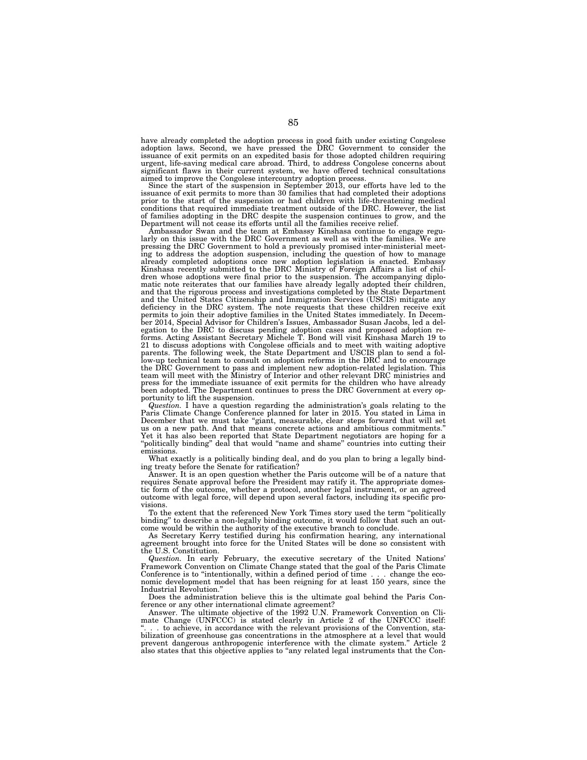have already completed the adoption process in good faith under existing Congolese adoption laws. Second, we have pressed the DRC Government to consider the issuance of exit permits on an expedited basis for those adopted children requiring urgent, life-saving medical care abroad. Third, to address Congolese concerns about significant flaws in their current system, we have offered technical consultations aimed to improve the Congolese intercountry adoption process.

Since the start of the suspension in September 2013, our efforts have led to the issuance of exit permits to more than 30 families that had completed their adoptions prior to the start of the suspension or had children with life-threatening medical conditions that required immediate treatment outside of the DRC. However, the list of families adopting in the DRC despite the suspension continues to grow, and the Department will not cease its efforts until all the families receive relief.

Ambassador Swan and the team at Embassy Kinshasa continue to engage regularly on this issue with the DRC Government as well as with the families. We are pressing the DRC Government to hold a previously promised inter-ministerial meeting to address the adoption suspension, including the question of how to manage already completed adoptions once new adoption legislation is enacted. Embassy Kinshasa recently submitted to the DRC Ministry of Foreign Affairs a list of children whose adoptions were final prior to the suspension. The accompanying diplomatic note reiterates that our families have already legally adopted their children, and that the rigorous process and investigations completed by the State Department and the United States Citizenship and Immigration Services (USCIS) mitigate any deficiency in the DRC system. The note requests that these children receive exit permits to join their adoptive families in the United States immediately. In December 2014, Special Advisor for Children's Issues, Ambassador Susan Jacobs, led a delegation to the DRC to discuss pending adoption cases and proposed adoption reforms. Acting Assistant Secretary Michele T. Bond will visit Kinshasa March 19 to 21 to discuss adoptions with Congolese officials and to meet with waiting adoptive parents. The following week, the State Department and USCIS plan to send a follow-up technical team to consult on adoption reforms in the DRC and to encourage the DRC Government to pass and implement new adoption-related legislation. This team will meet with the Ministry of Interior and other relevant DRC ministries and press for the immediate issuance of exit permits for the children who have already been adopted. The Department continues to press the DRC Government at every opportunity to lift the suspension.

*Question.* I have a question regarding the administration's goals relating to the Paris Climate Change Conference planned for later in 2015. You stated in Lima in December that we must take "giant, measurable, clear steps forward that will set us on a new path. And that means concrete actions and ambitious commitments." Yet it has also been reported that State Department negotiators are hoping for a "politically binding" deal that would "name and shame" countries into cutting their emissions.

What exactly is a politically binding deal, and do you plan to bring a legally binding treaty before the Senate for ratification?

Answer. It is an open question whether the Paris outcome will be of a nature that requires Senate approval before the President may ratify it. The appropriate domestic form of the outcome, whether a protocol, another legal instrument, or an agreed outcome with legal force, will depend upon several factors, including its specific provisions.

To the extent that the referenced New York Times story used the term "politically binding" to describe a non-legally binding outcome, it would follow that such an outcome would be within the authority of the executive branch to conclude.

As Secretary Kerry testified during his confirmation hearing, any international agreement brought into force for the United States will be done so consistent with the U.S. Constitution.

*Question.* In early February, the executive secretary of the United Nations' Framework Convention on Climate Change stated that the goal of the Paris Climate Conference is to "intentionally, within a defined period of time . . . change the economic development model that has been reigning for at least 150 years, since the Industrial Revolution."

Does the administration believe this is the ultimate goal behind the Paris Conference or any other international climate agreement?

Answer. The ultimate objective of the 1992 U.N. Framework Convention on Climate Change (UNFCCC) is stated clearly in Article 2 of the UNFCCC itself: ". . . to achieve, in accordance with the relevant provisions of the Convention, stabilization of greenhouse gas concentrations in the atmosphere at a level that would prevent dangerous anthropogenic interference with the climate system." Article 2 also states that this objective applies to "any related legal instruments that the Con-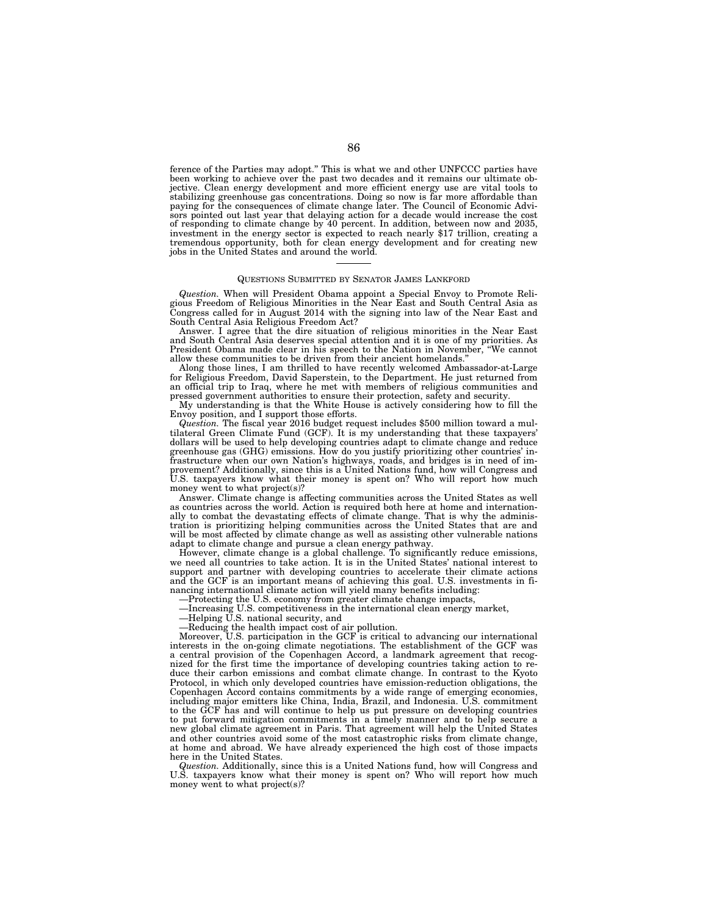ference of the Parties may adopt." This is what we and other UNFCCC parties have been working to achieve over the past two decades and it remains our ultimate objective. Clean energy development and more efficient energy use are vital tools to stabilizing greenhouse gas concentrations. Doing so now is far more affordable than paying for the consequences of climate change later. The Council of Economic Advisors pointed out last year that delaying action for a decade would increase the cost of responding to climate change by 40 percent. In addition, between now and 2035, investment in the energy sector is expected to reach nearly $17 trillion, creating a tremendous opportunity, both for clean energy development and for creating new jobs in the United States and around the world.

---

## QUESTIONS SUBMITTED BY SENATOR JAMES LANKFORD

*Question.* When will President Obama appoint a Special Envoy to Promote Religious Freedom of Religious Minorities in the Near East and South Central Asia as Congress called for in August 2014 with the signing into law of the Near East and South Central Asia Religious Freedom Act?

Answer. I agree that the dire situation of religious minorities in the Near East and South Central Asia deserves special attention and it is one of my priorities. As President Obama made clear in his speech to the Nation in November, "We cannot allow these communities to be driven from their ancient homelands."

Along those lines, I am thrilled to have recently welcomed Ambassador-at-Large for Religious Freedom, David Saperstein, to the Department. He just returned from an official trip to Iraq, where he met with members of religious communities and pressed government authorities to ensure their protection, safety and security.

My understanding is that the White House is actively considering how to fill the Envoy position, and I support those efforts.

*Question.* The fiscal year 2016 budget request includes $500 million toward a multilateral Green Climate Fund (GCF). It is my understanding that these taxpayers' dollars will be used to help developing countries adapt to climate change and reduce greenhouse gas (GHG) emissions. How do you justify prioritizing other countries' infrastructure when our own Nation's highways, roads, and bridges is in need of improvement? Additionally, since this is a United Nations fund, how will Congress and U.S. taxpayers know what their money is spent on? Who will report how much money went to what project(s)?

Answer. Climate change is affecting communities across the United States as well as countries across the world. Action is required both here at home and internationally to combat the devastating effects of climate change. That is why the administration is prioritizing helping communities across the United States that are and will be most affected by climate change as well as assisting other vulnerable nations adapt to climate change and pursue a clean energy pathway.

However, climate change is a global challenge. To significantly reduce emissions, we need all countries to take action. It is in the United States' national interest to support and partner with developing countries to accelerate their climate actions and the GCF is an important means of achieving this goal. U.S. investments in financing international climate action will yield many benefits including:

—Protecting the U.S. economy from greater climate change impacts,

—Increasing U.S. competitiveness in the international clean energy market,

—Helping U.S. national security, and

—Reducing the health impact cost of air pollution.

Moreover, U.S. participation in the GCF is critical to advancing our international interests in the on-going climate negotiations. The establishment of the GCF was a central provision of the Copenhagen Accord, a landmark agreement that recognized for the first time the importance of developing countries taking action to reduce their carbon emissions and combat climate change. In contrast to the Kyoto Protocol, in which only developed countries have emission-reduction obligations, the Copenhagen Accord contains commitments by a wide range of emerging economies, including major emitters like China, India, Brazil, and Indonesia. U.S. commitment to the GCF has and will continue to help us put pressure on developing countries to put forward mitigation commitments in a timely manner and to help secure a new global climate agreement in Paris. That agreement will help the United States and other countries avoid some of the most catastrophic risks from climate change, at home and abroad. We have already experienced the high cost of those impacts here in the United States.

*Question.* Additionally, since this is a United Nations fund, how will Congress and U.S. taxpayers know what their money is spent on? Who will report how much money went to what project(s)?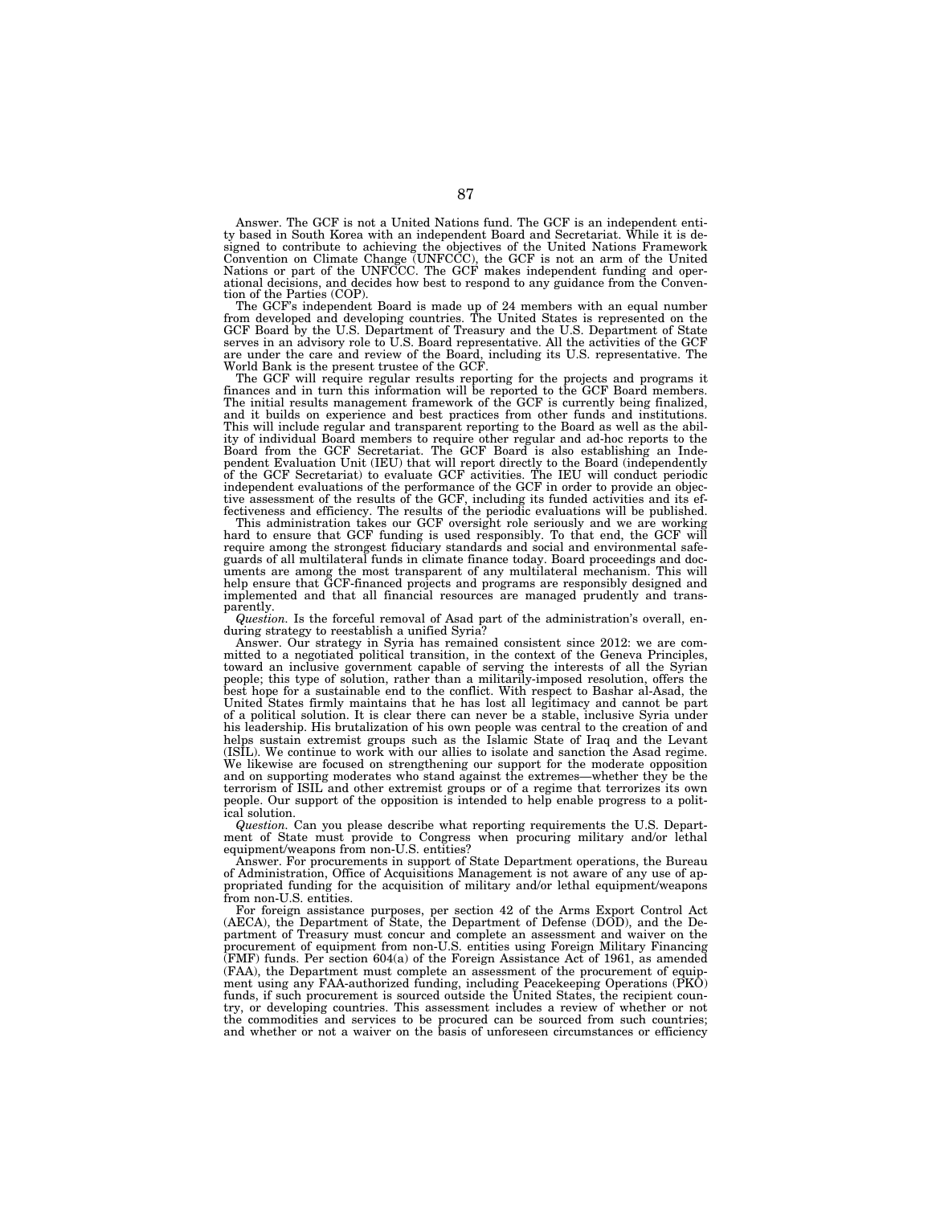Answer. The GCF is not a United Nations fund. The GCF is an independent entity based in South Korea with an independent Board and Secretariat. While it is designed to contribute to achieving the objectives of the United Nations Framework Convention on Climate Change (UNFCCC), the GCF is not an arm of the United Nations or part of the UNFCCC. The GCF makes independent funding and operational decisions, and decides how best to respond to any guidance from the Convention of the Parties (COP).

The GCF's independent Board is made up of 24 members with an equal number from developed and developing countries. The United States is represented on the GCF Board by the U.S. Department of Treasury and the U.S. Department of State serves in an advisory role to U.S. Board representative. All the activities of the GCF are under the care and review of the Board, including its U.S. representative. The World Bank is the present trustee of the GCF.

The GCF will require regular results reporting for the projects and programs it finances and in turn this information will be reported to the GCF Board members. The initial results management framework of the GCF is currently being finalized, and it builds on experience and best practices from other funds and institutions. This will include regular and transparent reporting to the Board as well as the ability of individual Board members to require other regular and ad-hoc reports to the Board from the GCF Secretariat. The GCF Board is also establishing an Independent Evaluation Unit (IEU) that will report directly to the Board (independently of the GCF Secretariat) to evaluate GCF activities. The IEU will conduct periodic independent evaluations of the performance of the GCF in order to provide an objective assessment of the results of the GCF, including its funded activities and its effectiveness and efficiency. The results of the periodic evaluations will be published.

This administration takes our GCF oversight role seriously and we are working hard to ensure that GCF funding is used responsibly. To that end, the GCF will require among the strongest fiduciary standards and social and environmental safeguards of all multilateral funds in climate finance today. Board proceedings and documents are among the most transparent of any multilateral mechanism. This will help ensure that GCF-financed projects and programs are responsibly designed and implemented and that all financial resources are managed prudently and transparently.

*Question.* Is the forceful removal of Asad part of the administration's overall, enduring strategy to reestablish a unified Syria?

Answer. Our strategy in Syria has remained consistent since 2012: we are committed to a negotiated political transition, in the context of the Geneva Principles, toward an inclusive government capable of serving the interests of all the Syrian people; this type of solution, rather than a militarily-imposed resolution, offers the best hope for a sustainable end to the conflict. With respect to Bashar al-Asad, the United States firmly maintains that he has lost all legitimacy and cannot be part of a political solution. It is clear there can never be a stable, inclusive Syria under his leadership. His brutalization of his own people was central to the creation of and helps sustain extremist groups such as the Islamic State of Iraq and the Levant (ISIL). We continue to work with our allies to isolate and sanction the Asad regime. We likewise are focused on strengthening our support for the moderate opposition and on supporting moderates who stand against the extremes—whether they be the terrorism of ISIL and other extremist groups or of a regime that terrorizes its own people. Our support of the opposition is intended to help enable progress to a political solution.

*Question.* Can you please describe what reporting requirements the U.S. Department of State must provide to Congress when procuring military and/or lethal equipment/weapons from non-U.S. entities?

Answer. For procurements in support of State Department operations, the Bureau of Administration, Office of Acquisitions Management is not aware of any use of appropriated funding for the acquisition of military and/or lethal equipment/weapons from non-U.S. entities.

For foreign assistance purposes, per section 42 of the Arms Export Control Act (AECA), the Department of State, the Department of Defense (DOD), and the Department of Treasury must concur and complete an assessment and waiver on the procurement of equipment from non-U.S. entities using Foreign Military Financing (FMF) funds. Per section 604(a) of the Foreign Assistance Act of 1961, as amended (FAA), the Department must complete an assessment of the procurement of equipment using any FAA-authorized funding, including Peacekeeping Operations (PKO) funds, if such procurement is sourced outside the United States, the recipient country, or developing countries. This assessment includes a review of whether or not the commodities and services to be procured can be sourced from such countries; and whether or not a waiver on the basis of unforeseen circumstances or efficiency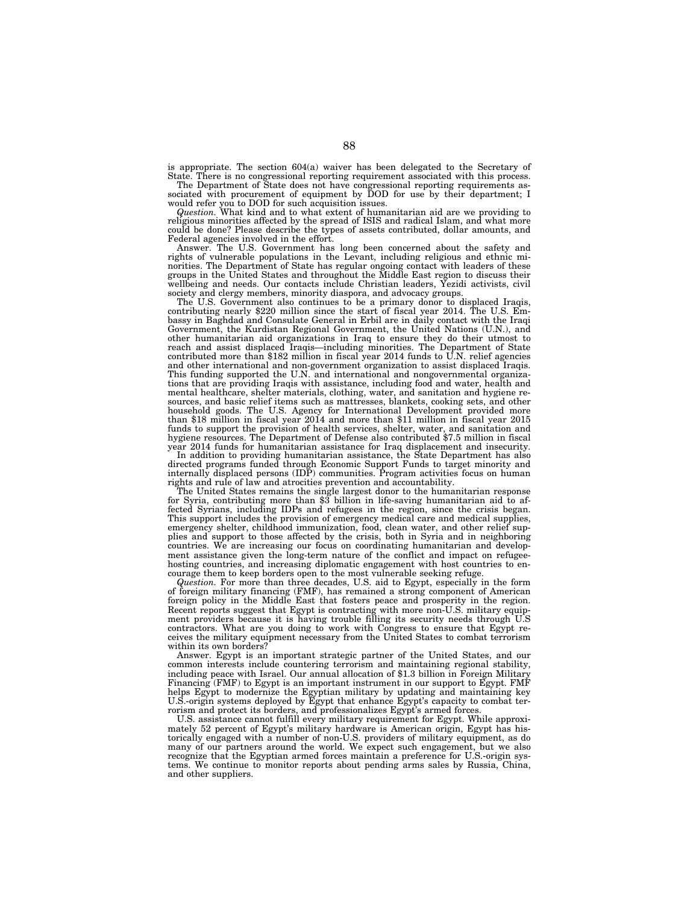is appropriate. The section 604(a) waiver has been delegated to the Secretary of State. There is no congressional reporting requirement associated with this process.

The Department of State does not have congressional reporting requirements associated with procurement of equipment by DOD for use by their department; I would refer you to DOD for such acquisition issues.

*Question.* What kind and to what extent of humanitarian aid are we providing to religious minorities affected by the spread of ISIS and radical Islam, and what more could be done? Please describe the types of assets contributed, dollar amounts, and Federal agencies involved in the effort.

Answer. The U.S. Government has long been concerned about the safety and rights of vulnerable populations in the Levant, including religious and ethnic minorities. The Department of State has regular ongoing contact with leaders of these groups in the United States and throughout the Middle East region to discuss their wellbeing and needs. Our contacts include Christian leaders, Yezidi activists, civil society and clergy members, minority diaspora, and advocacy groups.

The U.S. Government also continues to be a primary donor to displaced Iraqis, contributing nearly $220 million since the start of fiscal year 2014. The U.S. Embassy in Baghdad and Consulate General in Erbil are in daily contact with the Iraqi Government, the Kurdistan Regional Government, the United Nations (U.N.), and other humanitarian aid organizations in Iraq to ensure they do their utmost to reach and assist displaced Iraqis—including minorities. The Department of State contributed more than $182 million in fiscal year 2014 funds to U.N. relief agencies and other international and non-government organization to assist displaced Iraqis. This funding supported the U.N. and international and nongovernmental organizations that are providing Iraqis with assistance, including food and water, health and mental healthcare, shelter materials, clothing, water, and sanitation and hygiene resources, and basic relief items such as mattresses, blankets, cooking sets, and other household goods. The U.S. Agency for International Development provided more than $18 million in fiscal year 2014 and more than $11 million in fiscal year 2015 funds to support the provision of health services, shelter, water, and sanitation and hygiene resources. The Department of Defense also contributed $7.5 million in fiscal year 2014 funds for humanitarian assistance for Iraq displacement and insecurity.

In addition to providing humanitarian assistance, the State Department has also directed programs funded through Economic Support Funds to target minority and internally displaced persons (IDP) communities. Program activities focus on human rights and rule of law and atrocities prevention and accountability.

The United States remains the single largest donor to the humanitarian response for Syria, contributing more than $3 billion in life-saving humanitarian aid to affected Syrians, including IDPs and refugees in the region, since the crisis began. This support includes the provision of emergency medical care and medical supplies, emergency shelter, childhood immunization, food, clean water, and other relief supplies and support to those affected by the crisis, both in Syria and in neighboring countries. We are increasing our focus on coordinating humanitarian and development assistance given the long-term nature of the conflict and impact on refugee-hosting countries, and increasing diplomatic engagement with host countries to encourage them to keep borders open to the most vulnerable seeking refuge.

*Question.* For more than three decades, U.S. aid to Egypt, especially in the form of foreign military financing (FMF), has remained a strong component of American foreign policy in the Middle East that fosters peace and prosperity in the region. Recent reports suggest that Egypt is contracting with more non-U.S. military equipment providers because it is having trouble filling its security needs through U.S contractors. What are you doing to work with Congress to ensure that Egypt receives the military equipment necessary from the United States to combat terrorism within its own borders?

Answer. Egypt is an important strategic partner of the United States, and our common interests include countering terrorism and maintaining regional stability, including peace with Israel. Our annual allocation of $1.3 billion in Foreign Military Financing (FMF) to Egypt is an important instrument in our support to Egypt. FMF helps Egypt to modernize the Egyptian military by updating and maintaining key U.S.-origin systems deployed by Egypt that enhance Egypt's capacity to combat terrorism and protect its borders, and professionalizes Egypt's armed forces.

U.S. assistance cannot fulfill every military requirement for Egypt. While approximately 52 percent of Egypt's military hardware is American origin, Egypt has historically engaged with a number of non-U.S. providers of military equipment, as do many of our partners around the world. We expect such engagement, but we also recognize that the Egyptian armed forces maintain a preference for U.S.-origin systems. We continue to monitor reports about pending arms sales by Russia, China, and other suppliers.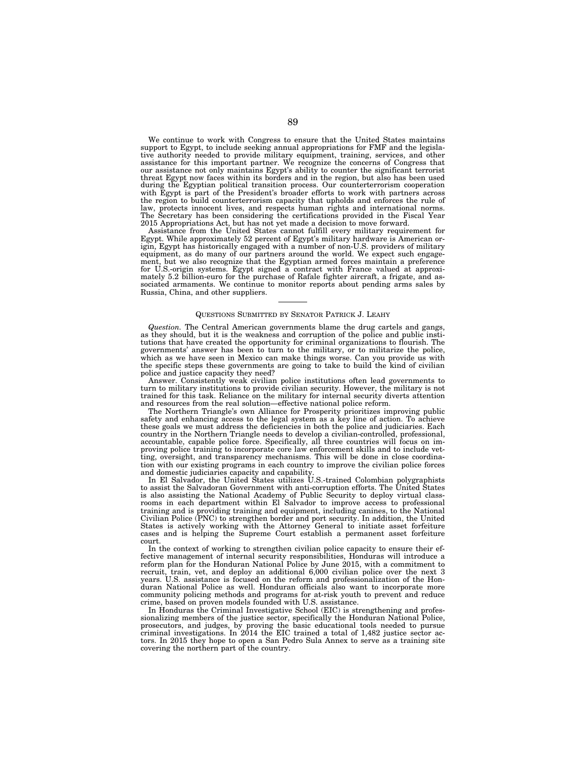We continue to work with Congress to ensure that the United States maintains support to Egypt, to include seeking annual appropriations for FMF and the legislative authority needed to provide military equipment, training, services, and other assistance for this important partner. We recognize the concerns of Congress that our assistance not only maintains Egypt's ability to counter the significant terrorist threat Egypt now faces within its borders and in the region, but also has been used during the Egyptian political transition process. Our counterterrorism cooperation with Egypt is part of the President's broader efforts to work with partners across the region to build counterterrorism capacity that upholds and enforces the rule of law, protects innocent lives, and respects human rights and international norms. The Secretary has been considering the certifications provided in the Fiscal Year 2015 Appropriations Act, but has not yet made a decision to move forward.

Assistance from the United States cannot fulfill every military requirement for Egypt. While approximately 52 percent of Egypt's military hardware is American origin, Egypt has historically engaged with a number of non-U.S. providers of military equipment, as do many of our partners around the world. We expect such engagement, but we also recognize that the Egyptian armed forces maintain a preference for U.S.-origin systems. Egypt signed a contract with France valued at approximately 5.2 billion-euro for the purchase of Rafale fighter aircraft, a frigate, and associated armaments. We continue to monitor reports about pending arms sales by Russia, China, and other suppliers.

---

## QUESTIONS SUBMITTED BY SENATOR PATRICK J. LEAHY

*Question.* The Central American governments blame the drug cartels and gangs, as they should, but it is the weakness and corruption of the police and public institutions that have created the opportunity for criminal organizations to flourish. The governments' answer has been to turn to the military, or to militarize the police, which as we have seen in Mexico can make things worse. Can you provide us with the specific steps these governments are going to take to build the kind of civilian police and justice capacity they need?

Answer. Consistently weak civilian police institutions often lead governments to turn to military institutions to provide civilian security. However, the military is not trained for this task. Reliance on the military for internal security diverts attention and resources from the real solution—effective national police reform.

The Northern Triangle's own Alliance for Prosperity prioritizes improving public safety and enhancing access to the legal system as a key line of action. To achieve these goals we must address the deficiencies in both the police and judiciaries. Each country in the Northern Triangle needs to develop a civilian-controlled, professional, accountable, capable police force. Specifically, all three countries will focus on improving police training to incorporate core law enforcement skills and to include vetting, oversight, and transparency mechanisms. This will be done in close coordination with our existing programs in each country to improve the civilian police forces and domestic judiciaries capacity and capability.

In El Salvador, the United States utilizes U.S.-trained Colombian polygraphists to assist the Salvadoran Government with anti-corruption efforts. The United States is also assisting the National Academy of Public Security to deploy virtual classrooms in each department within El Salvador to improve access to professional training and is providing training and equipment, including canines, to the National Civilian Police (PNC) to strengthen border and port security. In addition, the United States is actively working with the Attorney General to initiate asset forfeiture cases and is helping the Supreme Court establish a permanent asset forfeiture court.

In the context of working to strengthen civilian police capacity to ensure their effective management of internal security responsibilities, Honduras will introduce a reform plan for the Honduran National Police by June 2015, with a commitment to recruit, train, vet, and deploy an additional 6,000 civilian police over the next 3 years. U.S. assistance is focused on the reform and professionalization of the Honduran National Police as well. Honduran officials also want to incorporate more community policing methods and programs for at-risk youth to prevent and reduce crime, based on proven models founded with U.S. assistance.

In Honduras the Criminal Investigative School (EIC) is strengthening and professionalizing members of the justice sector, specifically the Honduran National Police, prosecutors, and judges, by proving the basic educational tools needed to pursue criminal investigations. In 2014 the EIC trained a total of 1,482 justice sector actors. In 2015 they hope to open a San Pedro Sula Annex to serve as a training site covering the northern part of the country.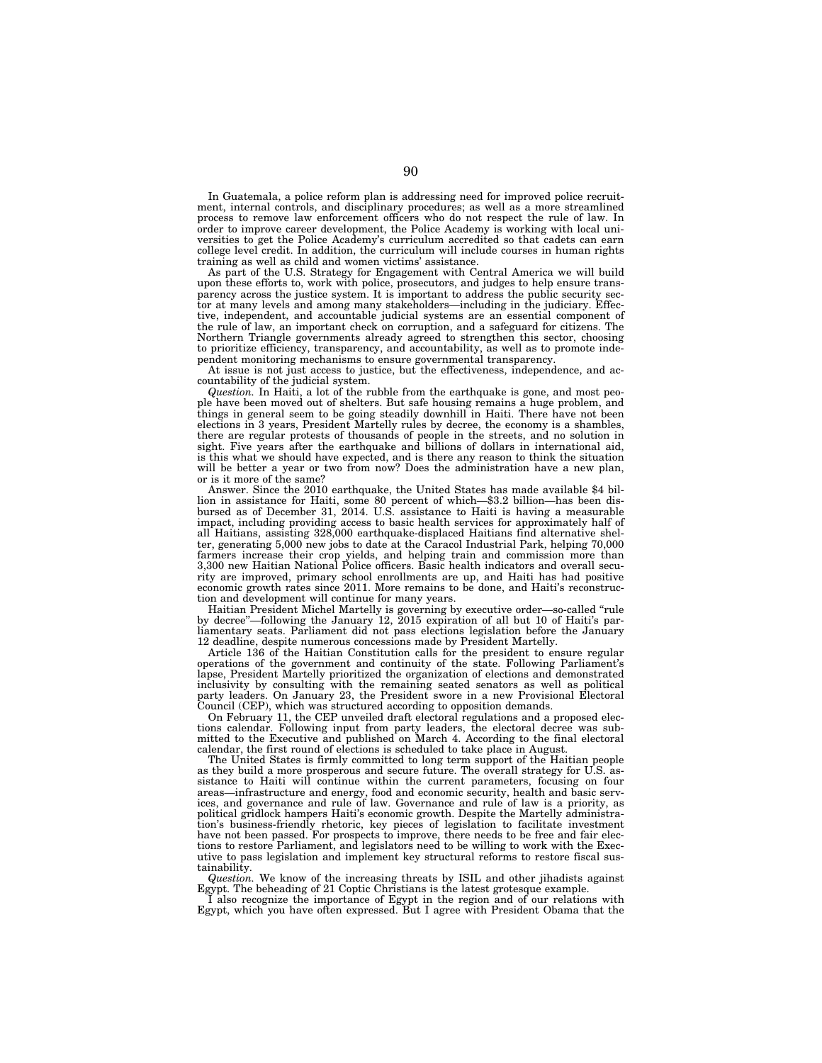In Guatemala, a police reform plan is addressing need for improved police recruitment, internal controls, and disciplinary procedures; as well as a more streamlined process to remove law enforcement officers who do not respect the rule of law. In order to improve career development, the Police Academy is working with local universities to get the Police Academy's curriculum accredited so that cadets can earn college level credit. In addition, the curriculum will include courses in human rights training as well as child and women victims' assistance.

As part of the U.S. Strategy for Engagement with Central America we will build upon these efforts to, work with police, prosecutors, and judges to help ensure transparency across the justice system. It is important to address the public security sector at many levels and among many stakeholders—including in the judiciary. Effective, independent, and accountable judicial systems are an essential component of the rule of law, an important check on corruption, and a safeguard for citizens. The Northern Triangle governments already agreed to strengthen this sector, choosing to prioritize efficiency, transparency, and accountability, as well as to promote independent monitoring mechanisms to ensure governmental transparency.

At issue is not just access to justice, but the effectiveness, independence, and accountability of the judicial system.

*Question.* In Haiti, a lot of the rubble from the earthquake is gone, and most people have been moved out of shelters. But safe housing remains a huge problem, and things in general seem to be going steadily downhill in Haiti. There have not been elections in 3 years, President Martelly rules by decree, the economy is a shambles, there are regular protests of thousands of people in the streets, and no solution in sight. Five years after the earthquake and billions of dollars in international aid, is this what we should have expected, and is there any reason to think the situation will be better a year or two from now? Does the administration have a new plan, or is it more of the same?

Answer. Since the 2010 earthquake, the United States has made available $4 billion in assistance for Haiti, some 80 percent of which—$3.2 billion—has been disbursed as of December 31, 2014. U.S. assistance to Haiti is having a measurable impact, including providing access to basic health services for approximately half of all Haitians, assisting 328,000 earthquake-displaced Haitians find alternative shelter, generating 5,000 new jobs to date at the Caracol Industrial Park, helping 70,000 farmers increase their crop yields, and helping train and commission more than 3,300 new Haitian National Police officers. Basic health indicators and overall security are improved, primary school enrollments are up, and Haiti has had positive economic growth rates since 2011. More remains to be done, and Haiti's reconstruction and development will continue for many years.

Haitian President Michel Martelly is governing by executive order—so-called "rule by decree"—following the January 12, 2015 expiration of all but 10 of Haiti's parliamentary seats. Parliament did not pass elections legislation before the January 12 deadline, despite numerous concessions made by President Martelly.

Article 136 of the Haitian Constitution calls for the president to ensure regular operations of the government and continuity of the state. Following Parliament's lapse, President Martelly prioritized the organization of elections and demonstrated inclusivity by consulting with the remaining seated senators as well as political party leaders. On January 23, the President swore in a new Provisional Electoral Council (CEP), which was structured according to opposition demands.

On February 11, the CEP unveiled draft electoral regulations and a proposed elections calendar. Following input from party leaders, the electoral decree was submitted to the Executive and published on March 4. According to the final electoral calendar, the first round of elections is scheduled to take place in August.

The United States is firmly committed to long term support of the Haitian people as they build a more prosperous and secure future. The overall strategy for U.S. assistance to Haiti will continue within the current parameters, focusing on four areas—infrastructure and energy, food and economic security, health and basic services, and governance and rule of law. Governance and rule of law is a priority, as political gridlock hampers Haiti's economic growth. Despite the Martelly administration's business-friendly rhetoric, key pieces of legislation to facilitate investment have not been passed. For prospects to improve, there needs to be free and fair elections to restore Parliament, and legislators need to be willing to work with the Executive to pass legislation and implement key structural reforms to restore fiscal sustainability.

*Question.* We know of the increasing threats by ISIL and other jihadists against Egypt. The beheading of 21 Coptic Christians is the latest grotesque example.

I also recognize the importance of Egypt in the region and of our relations with Egypt, which you have often expressed. But I agree with President Obama that the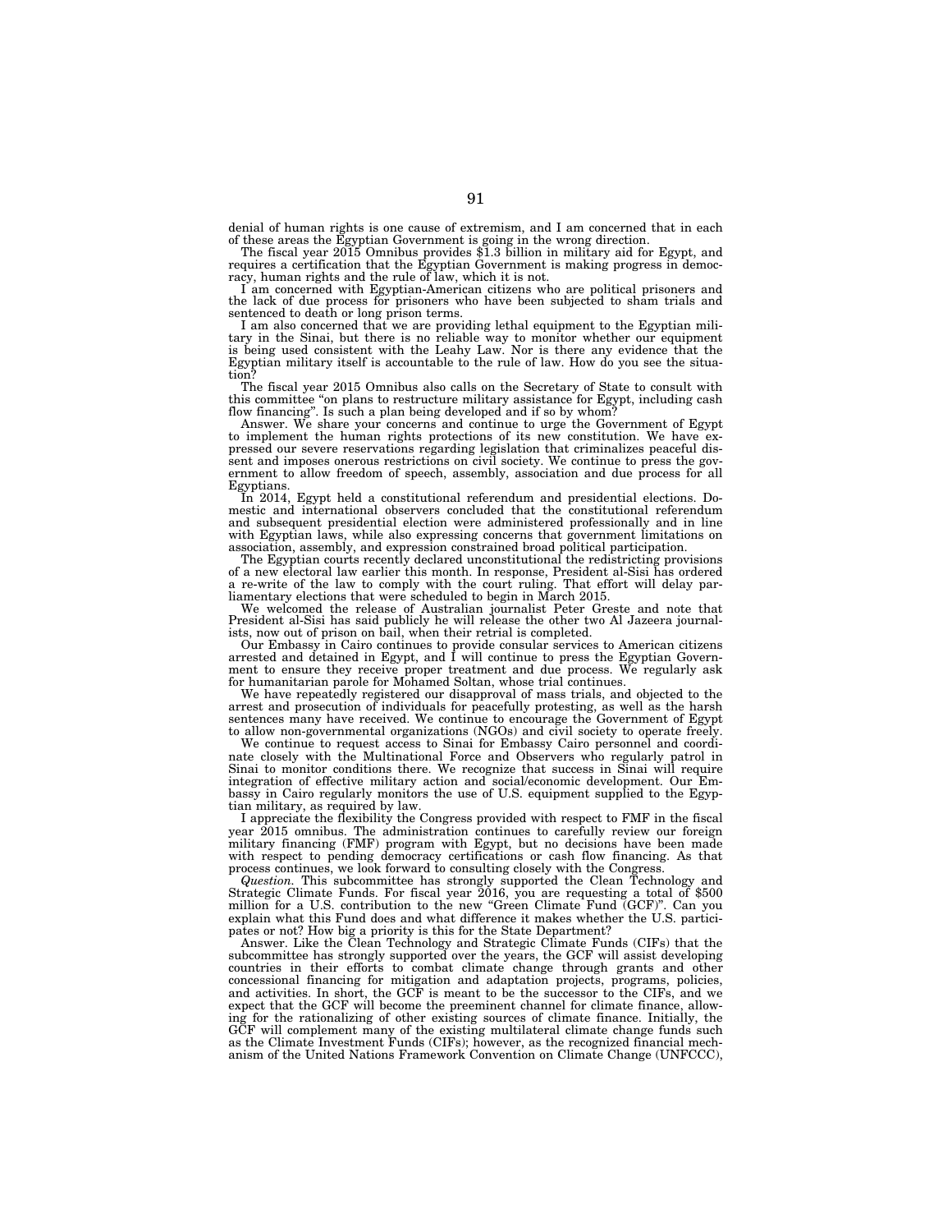denial of human rights is one cause of extremism, and I am concerned that in each of these areas the Egyptian Government is going in the wrong direction.

The fiscal year 2015 Omnibus provides $1.3 billion in military aid for Egypt, and requires a certification that the Egyptian Government is making progress in democracy, human rights and the rule of law, which it is not.

I am concerned with Egyptian-American citizens who are political prisoners and the lack of due process for prisoners who have been subjected to sham trials and sentenced to death or long prison terms.

I am also concerned that we are providing lethal equipment to the Egyptian military in the Sinai, but there is no reliable way to monitor whether our equipment is being used consistent with the Leahy Law. Nor is there any evidence that the Egyptian military itself is accountable to the rule of law. How do you see the situation?

The fiscal year 2015 Omnibus also calls on the Secretary of State to consult with this committee "on plans to restructure military assistance for Egypt, including cash flow financing". Is such a plan being developed and if so by whom?

Answer. We share your concerns and continue to urge the Government of Egypt to implement the human rights protections of its new constitution. We have expressed our severe reservations regarding legislation that criminalizes peaceful dissent and imposes onerous restrictions on civil society. We continue to press the government to allow freedom of speech, assembly, association and due process for all Egyptians.

In 2014, Egypt held a constitutional referendum and presidential elections. Domestic and international observers concluded that the constitutional referendum and subsequent presidential election were administered professionally and in line with Egyptian laws, while also expressing concerns that government limitations on association, assembly, and expression constrained broad political participation.

The Egyptian courts recently declared unconstitutional the redistricting provisions of a new electoral law earlier this month. In response, President al-Sisi has ordered a re-write of the law to comply with the court ruling. That effort will delay parliamentary elections that were scheduled to begin in March 2015.

We welcomed the release of Australian journalist Peter Greste and note that President al-Sisi has said publicly he will release the other two Al Jazeera journalists, now out of prison on bail, when their retrial is completed.

Our Embassy in Cairo continues to provide consular services to American citizens arrested and detained in Egypt, and I will continue to press the Egyptian Government to ensure they receive proper treatment and due process. We regularly ask for humanitarian parole for Mohamed Soltan, whose trial continues.

We have repeatedly registered our disapproval of mass trials, and objected to the arrest and prosecution of individuals for peacefully protesting, as well as the harsh sentences many have received. We continue to encourage the Government of Egypt to allow non-governmental organizations (NGOs) and civil society to operate freely.

We continue to request access to Sinai for Embassy Cairo personnel and coordinate closely with the Multinational Force and Observers who regularly patrol in Sinai to monitor conditions there. We recognize that success in Sinai will require integration of effective military action and social/economic development. Our Embassy in Cairo regularly monitors the use of U.S. equipment supplied to the Egyptian military, as required by law.

I appreciate the flexibility the Congress provided with respect to FMF in the fiscal year 2015 omnibus. The administration continues to carefully review our foreign military financing (FMF) program with Egypt, but no decisions have been made with respect to pending democracy certifications or cash flow financing. As that process continues, we look forward to consulting closely with the Congress.

*Question.* This subcommittee has strongly supported the Clean Technology and Strategic Climate Funds. For fiscal year 2016, you are requesting a total of $500 million for a U.S. contribution to the new "Green Climate Fund (GCF)". Can you explain what this Fund does and what difference it makes whether the U.S. participates or not? How big a priority is this for the State Department?

Answer. Like the Clean Technology and Strategic Climate Funds (CIFs) that the subcommittee has strongly supported over the years, the GCF will assist developing countries in their efforts to combat climate change through grants and other concessional financing for mitigation and adaptation projects, programs, policies, and activities. In short, the GCF is meant to be the successor to the CIFs, and we expect that the GCF will become the preeminent channel for climate finance, allowing for the rationalizing of other existing sources of climate finance. Initially, the GCF will complement many of the existing multilateral climate change funds such as the Climate Investment Funds (CIFs); however, as the recognized financial mechanism of the United Nations Framework Convention on Climate Change (UNFCCC),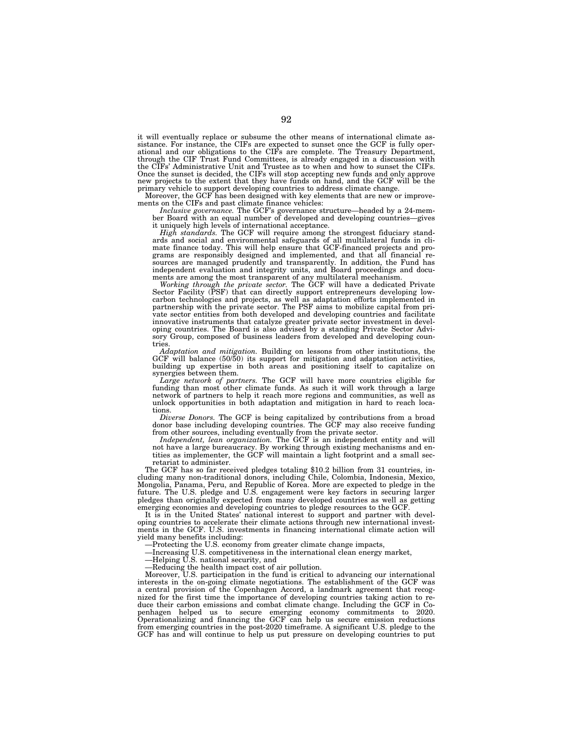it will eventually replace or subsume the other means of international climate assistance. For instance, the CIFs are expected to sunset once the GCF is fully operational and our obligations to the CIFs are complete. The Treasury Department, through the CIF Trust Fund Committees, is already engaged in a discussion with the CIFs' Administrative Unit and Trustee as to when and how to sunset the CIFs. Once the sunset is decided, the CIFs will stop accepting new funds and only approve new projects to the extent that they have funds on hand, and the GCF will be the primary vehicle to support developing countries to address climate change.

Moreover, the GCF has been designed with key elements that are new or improvements on the CIFs and past climate finance vehicles:

*Inclusive governance.* The GCF's governance structure—headed by a 24-member Board with an equal number of developed and developing countries—gives it uniquely high levels of international acceptance.

*High standards.* The GCF will require among the strongest fiduciary standards and social and environmental safeguards of all multilateral funds in climate finance today. This will help ensure that GCF-financed projects and programs are responsibly designed and implemented, and that all financial resources are managed prudently and transparently. In addition, the Fund has independent evaluation and integrity units, and Board proceedings and documents are among the most transparent of any multilateral mechanism.

*Working through the private sector.* The GCF will have a dedicated Private Sector Facility (PSF) that can directly support entrepreneurs developing low-carbon technologies and projects, as well as adaptation efforts implemented in partnership with the private sector. The PSF aims to mobilize capital from private sector entities from both developed and developing countries and facilitate innovative instruments that catalyze greater private sector investment in developing countries. The Board is also advised by a standing Private Sector Advisory Group, composed of business leaders from developed and developing countries.

*Adaptation and mitigation.* Building on lessons from other institutions, the GCF will balance (50/50) its support for mitigation and adaptation activities, building up expertise in both areas and positioning itself to capitalize on synergies between them.

*Large network of partners.* The GCF will have more countries eligible for funding than most other climate funds. As such it will work through a large network of partners to help it reach more regions and communities, as well as unlock opportunities in both adaptation and mitigation in hard to reach locations.

*Diverse Donors.* The GCF is being capitalized by contributions from a broad donor base including developing countries. The GCF may also receive funding from other sources, including eventually from the private sector.

*Independent, lean organization.* The GCF is an independent entity and will not have a large bureaucracy. By working through existing mechanisms and entities as implementer, the GCF will maintain a light footprint and a small secretariat to administer.

The GCF has so far received pledges totaling $10.2 billion from 31 countries, including many non-traditional donors, including Chile, Colombia, Indonesia, Mexico, Mongolia, Panama, Peru, and Republic of Korea. More are expected to pledge in the future. The U.S. pledge and U.S. engagement were key factors in securing larger pledges than originally expected from many developed countries as well as getting emerging economies and developing countries to pledge resources to the GCF.

It is in the United States' national interest to support and partner with developing countries to accelerate their climate actions through new international investments in the GCF. U.S. investments in financing international climate action will yield many benefits including:

—Protecting the U.S. economy from greater climate change impacts,

—Increasing U.S. competitiveness in the international clean energy market,

—Helping U.S. national security, and

—Reducing the health impact cost of air pollution.

Moreover, U.S. participation in the fund is critical to advancing our international interests in the on-going climate negotiations. The establishment of the GCF was a central provision of the Copenhagen Accord, a landmark agreement that recognized for the first time the importance of developing countries taking action to reduce their carbon emissions and combat climate change. Including the GCF in Copenhagen helped us to secure emerging economy commitments to 2020. Operationalizing and financing the GCF can help us secure emission reductions from emerging countries in the post-2020 timeframe. A significant U.S. pledge to the GCF has and will continue to help us put pressure on developing countries to put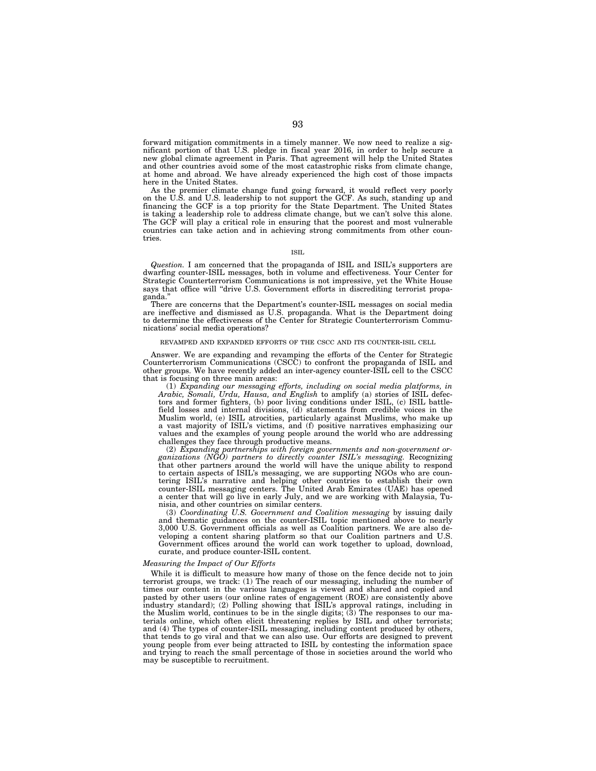forward mitigation commitments in a timely manner. We now need to realize a significant portion of that U.S. pledge in fiscal year 2016, in order to help secure a new global climate agreement in Paris. That agreement will help the United States and other countries avoid some of the most catastrophic risks from climate change, at home and abroad. We have already experienced the high cost of those impacts here in the United States.

As the premier climate change fund going forward, it would reflect very poorly on the U.S. and U.S. leadership to not support the GCF. As such, standing up and financing the GCF is a top priority for the State Department. The United States is taking a leadership role to address climate change, but we can't solve this alone. The GCF will play a critical role in ensuring that the poorest and most vulnerable countries can take action and in achieving strong commitments from other countries.

ISIL

*Question.* I am concerned that the propaganda of ISIL and ISIL's supporters are dwarfing counter-ISIL messages, both in volume and effectiveness. Your Center for Strategic Counterterrorism Communications is not impressive, yet the White House says that office will "drive U.S. Government efforts in discrediting terrorist propaganda."

There are concerns that the Department's counter-ISIL messages on social media are ineffective and dismissed as U.S. propaganda. What is the Department doing to determine the effectiveness of the Center for Strategic Counterterrorism Communications' social media operations?

REVAMPED AND EXPANDED EFFORTS OF THE CSCC AND ITS COUNTER-ISIL CELL

Answer. We are expanding and revamping the efforts of the Center for Strategic Counterterrorism Communications (CSCC) to confront the propaganda of ISIL and other groups. We have recently added an inter-agency counter-ISIL cell to the CSCC that is focusing on three main areas:

(1) *Expanding our messaging efforts, including on social media platforms, in Arabic, Somali, Urdu, Hausa, and English* to amplify (a) stories of ISIL defectors and former fighters, (b) poor living conditions under ISIL, (c) ISIL battlefield losses and internal divisions, (d) statements from credible voices in the Muslim world, (e) ISIL atrocities, particularly against Muslims, who make up a vast majority of ISIL's victims, and (f) positive narratives emphasizing our values and the examples of young people around the world who are addressing challenges they face through productive means.

(2) *Expanding partnerships with foreign governments and non-government organizations (NGO) partners to directly counter ISIL's messaging.* Recognizing that other partners around the world will have the unique ability to respond to certain aspects of ISIL's messaging, we are supporting NGOs who are countering ISIL's narrative and helping other countries to establish their own counter-ISIL messaging centers. The United Arab Emirates (UAE) has opened a center that will go live in early July, and we are working with Malaysia, Tunisia, and other countries on similar centers.

(3) *Coordinating U.S. Government and Coalition messaging* by issuing daily and thematic guidances on the counter-ISIL topic mentioned above to nearly 3,000 U.S. Government officials as well as Coalition partners. We are also developing a content sharing platform so that our Coalition partners and U.S. Government offices around the world can work together to upload, download, curate, and produce counter-ISIL content.

*Measuring the Impact of Our Efforts*

While it is difficult to measure how many of those on the fence decide not to join terrorist groups, we track: (1) The reach of our messaging, including the number of times our content in the various languages is viewed and shared and copied and pasted by other users (our online rates of engagement (ROE) are consistently above industry standard); (2) Polling showing that ISIL's approval ratings, including in the Muslim world, continues to be in the single digits; (3) The responses to our materials online, which often elicit threatening replies by ISIL and other terrorists; and (4) The types of counter-ISIL messaging, including content produced by others, that tends to go viral and that we can also use. Our efforts are designed to prevent young people from ever being attracted to ISIL by contesting the information space and trying to reach the small percentage of those in societies around the world who may be susceptible to recruitment.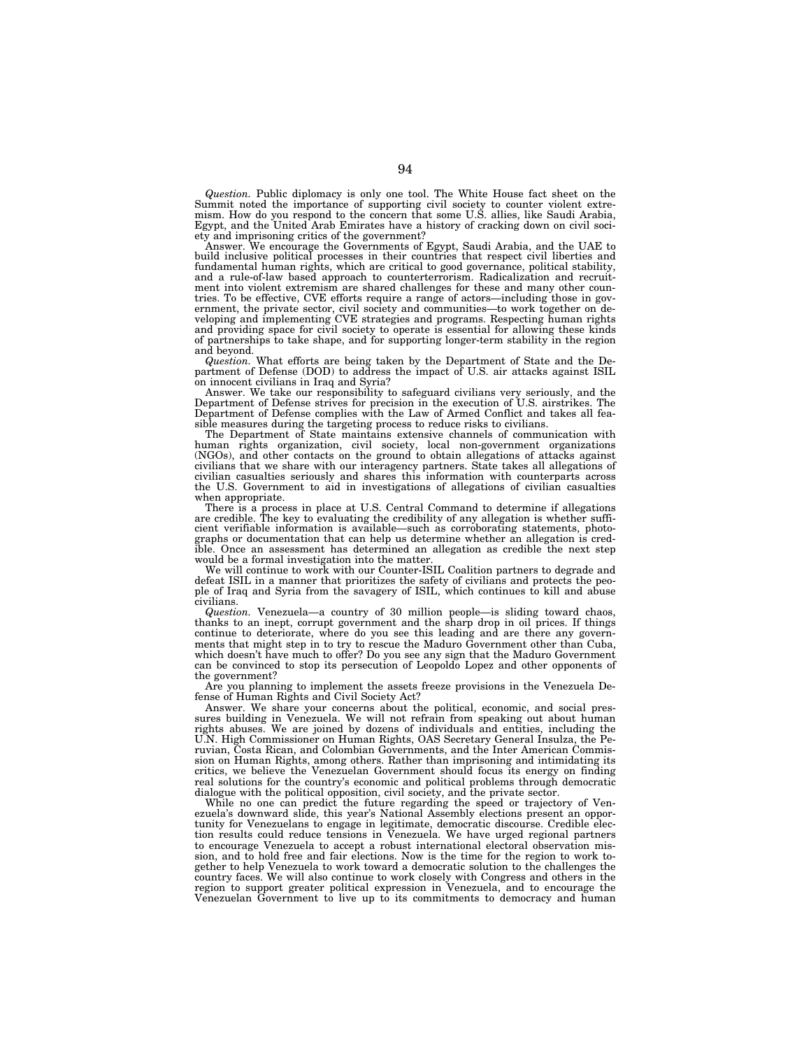*Question.* Public diplomacy is only one tool. The White House fact sheet on the Summit noted the importance of supporting civil society to counter violent extremism. How do you respond to the concern that some U.S. allies, like Saudi Arabia, Egypt, and the United Arab Emirates have a history of cracking down on civil society and imprisoning critics of the government?

Answer. We encourage the Governments of Egypt, Saudi Arabia, and the UAE to build inclusive political processes in their countries that respect civil liberties and fundamental human rights, which are critical to good governance, political stability, and a rule-of-law based approach to counterterrorism. Radicalization and recruitment into violent extremism are shared challenges for these and many other countries. To be effective, CVE efforts require a range of actors—including those in government, the private sector, civil society and communities—to work together on developing and implementing CVE strategies and programs. Respecting human rights and providing space for civil society to operate is essential for allowing these kinds of partnerships to take shape, and for supporting longer-term stability in the region and beyond.

*Question.* What efforts are being taken by the Department of State and the Department of Defense (DOD) to address the impact of U.S. air attacks against ISIL on innocent civilians in Iraq and Syria?

Answer. We take our responsibility to safeguard civilians very seriously, and the Department of Defense strives for precision in the execution of U.S. airstrikes. The Department of Defense complies with the Law of Armed Conflict and takes all feasible measures during the targeting process to reduce risks to civilians.

The Department of State maintains extensive channels of communication with human rights organization, civil society, local non-government organizations (NGOs), and other contacts on the ground to obtain allegations of attacks against civilians that we share with our interagency partners. State takes all allegations of civilian casualties seriously and shares this information with counterparts across the U.S. Government to aid in investigations of allegations of civilian casualties when appropriate.

There is a process in place at U.S. Central Command to determine if allegations are credible. The key to evaluating the credibility of any allegation is whether sufficient verifiable information is available—such as corroborating statements, photographs or documentation that can help us determine whether an allegation is credible. Once an assessment has determined an allegation as credible the next step would be a formal investigation into the matter.

We will continue to work with our Counter-ISIL Coalition partners to degrade and defeat ISIL in a manner that prioritizes the safety of civilians and protects the people of Iraq and Syria from the savagery of ISIL, which continues to kill and abuse civilians.

*Question.* Venezuela—a country of 30 million people—is sliding toward chaos, thanks to an inept, corrupt government and the sharp drop in oil prices. If things continue to deteriorate, where do you see this leading and are there any governments that might step in to try to rescue the Maduro Government other than Cuba, which doesn't have much to offer? Do you see any sign that the Maduro Government can be convinced to stop its persecution of Leopoldo Lopez and other opponents of the government?

Are you planning to implement the assets freeze provisions in the Venezuela Defense of Human Rights and Civil Society Act?

Answer. We share your concerns about the political, economic, and social pressures building in Venezuela. We will not refrain from speaking out about human rights abuses. We are joined by dozens of individuals and entities, including the U.N. High Commissioner on Human Rights, OAS Secretary General Insulza, the Peruvian, Costa Rican, and Colombian Governments, and the Inter American Commission on Human Rights, among others. Rather than imprisoning and intimidating its critics, we believe the Venezuelan Government should focus its energy on finding real solutions for the country's economic and political problems through democratic dialogue with the political opposition, civil society, and the private sector.

While no one can predict the future regarding the speed or trajectory of Venezuela's downward slide, this year's National Assembly elections present an opportunity for Venezuelans to engage in legitimate, democratic discourse. Credible election results could reduce tensions in Venezuela. We have urged regional partners to encourage Venezuela to accept a robust international electoral observation mission, and to hold free and fair elections. Now is the time for the region to work together to help Venezuela to work toward a democratic solution to the challenges the country faces. We will also continue to work closely with Congress and others in the region to support greater political expression in Venezuela, and to encourage the Venezuelan Government to live up to its commitments to democracy and human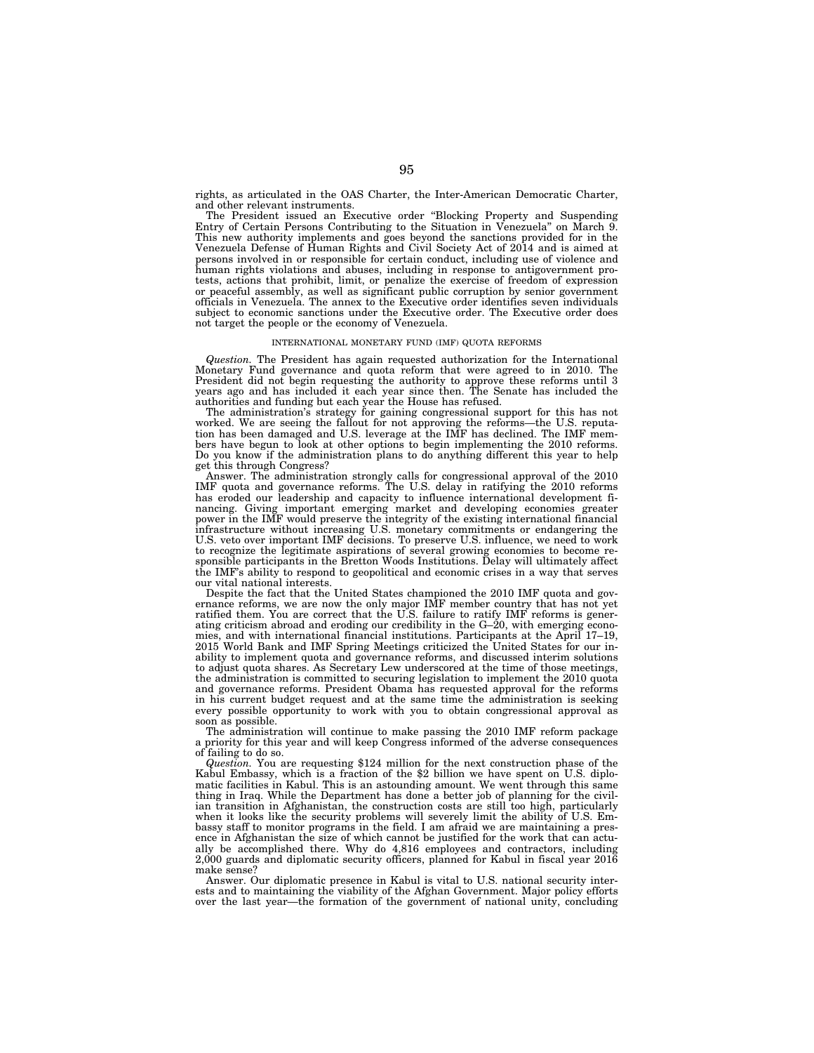rights, as articulated in the OAS Charter, the Inter-American Democratic Charter, and other relevant instruments.

The President issued an Executive order "Blocking Property and Suspending Entry of Certain Persons Contributing to the Situation in Venezuela" on March 9. This new authority implements and goes beyond the sanctions provided for in the Venezuela Defense of Human Rights and Civil Society Act of 2014 and is aimed at persons involved in or responsible for certain conduct, including use of violence and human rights violations and abuses, including in response to antigovernment protests, actions that prohibit, limit, or penalize the exercise of freedom of expression or peaceful assembly, as well as significant public corruption by senior government officials in Venezuela. The annex to the Executive order identifies seven individuals subject to economic sanctions under the Executive order. The Executive order does not target the people or the economy of Venezuela.

INTERNATIONAL MONETARY FUND (IMF) QUOTA REFORMS

*Question.* The President has again requested authorization for the International Monetary Fund governance and quota reform that were agreed to in 2010. The President did not begin requesting the authority to approve these reforms until 3 years ago and has included it each year since then. The Senate has included the authorities and funding but each year the House has refused.

The administration's strategy for gaining congressional support for this has not worked. We are seeing the fallout for not approving the reforms—the U.S. reputation has been damaged and U.S. leverage at the IMF has declined. The IMF members have begun to look at other options to begin implementing the 2010 reforms. Do you know if the administration plans to do anything different this year to help get this through Congress?

Answer. The administration strongly calls for congressional approval of the 2010 IMF quota and governance reforms. The U.S. delay in ratifying the 2010 reforms has eroded our leadership and capacity to influence international development financing. Giving important emerging market and developing economies greater power in the IMF would preserve the integrity of the existing international financial infrastructure without increasing U.S. monetary commitments or endangering the U.S. veto over important IMF decisions. To preserve U.S. influence, we need to work to recognize the legitimate aspirations of several growing economies to become responsible participants in the Bretton Woods Institutions. Delay will ultimately affect the IMF's ability to respond to geopolitical and economic crises in a way that serves our vital national interests.

Despite the fact that the United States championed the 2010 IMF quota and governance reforms, we are now the only major IMF member country that has not yet ratified them. You are correct that the U.S. failure to ratify IMF reforms is generating criticism abroad and eroding our credibility in the G–20, with emerging economies, and with international financial institutions. Participants at the April 17–19, 2015 World Bank and IMF Spring Meetings criticized the United States for our inability to implement quota and governance reforms, and discussed interim solutions to adjust quota shares. As Secretary Lew underscored at the time of those meetings, the administration is committed to securing legislation to implement the 2010 quota and governance reforms. President Obama has requested approval for the reforms in his current budget request and at the same time the administration is seeking every possible opportunity to work with you to obtain congressional approval as soon as possible.

The administration will continue to make passing the 2010 IMF reform package a priority for this year and will keep Congress informed of the adverse consequences of failing to do so.

*Question.* You are requesting $124 million for the next construction phase of the Kabul Embassy, which is a fraction of the $2 billion we have spent on U.S. diplomatic facilities in Kabul. This is an astounding amount. We went through this same thing in Iraq. While the Department has done a better job of planning for the civilian transition in Afghanistan, the construction costs are still too high, particularly when it looks like the security problems will severely limit the ability of U.S. Embassy staff to monitor programs in the field. I am afraid we are maintaining a presence in Afghanistan the size of which cannot be justified for the work that can actually be accomplished there. Why do 4,816 employees and contractors, including 2,000 guards and diplomatic security officers, planned for Kabul in fiscal year 2016 make sense?

Answer. Our diplomatic presence in Kabul is vital to U.S. national security interests and to maintaining the viability of the Afghan Government. Major policy efforts over the last year—the formation of the government of national unity, concluding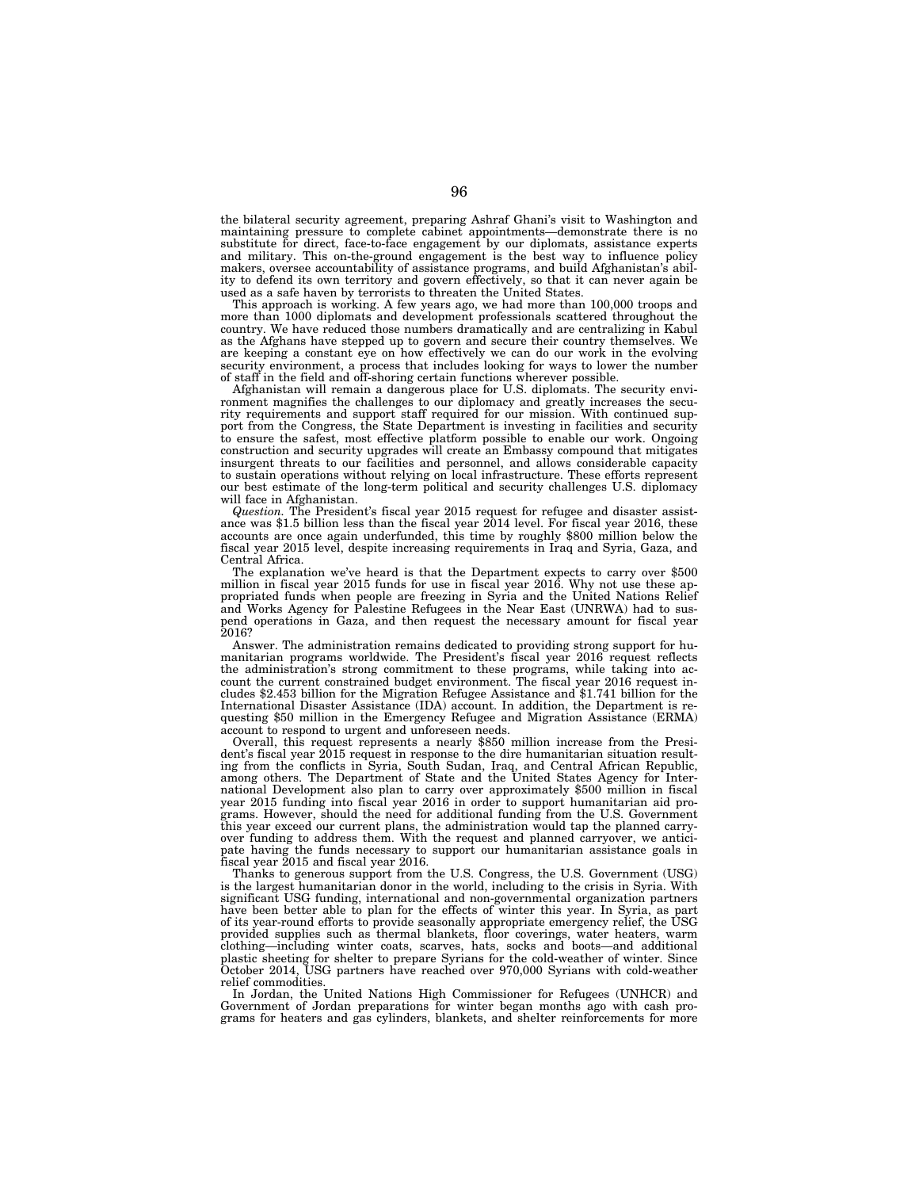the bilateral security agreement, preparing Ashraf Ghani's visit to Washington and maintaining pressure to complete cabinet appointments—demonstrate there is no substitute for direct, face-to-face engagement by our diplomats, assistance experts and military. This on-the-ground engagement is the best way to influence policy makers, oversee accountability of assistance programs, and build Afghanistan's ability to defend its own territory and govern effectively, so that it can never again be used as a safe haven by terrorists to threaten the United States.

This approach is working. A few years ago, we had more than 100,000 troops and more than 1000 diplomats and development professionals scattered throughout the country. We have reduced those numbers dramatically and are centralizing in Kabul as the Afghans have stepped up to govern and secure their country themselves. We are keeping a constant eye on how effectively we can do our work in the evolving security environment, a process that includes looking for ways to lower the number of staff in the field and off-shoring certain functions wherever possible.

Afghanistan will remain a dangerous place for U.S. diplomats. The security environment magnifies the challenges to our diplomacy and greatly increases the security requirements and support staff required for our mission. With continued support from the Congress, the State Department is investing in facilities and security to ensure the safest, most effective platform possible to enable our work. Ongoing construction and security upgrades will create an Embassy compound that mitigates insurgent threats to our facilities and personnel, and allows considerable capacity to sustain operations without relying on local infrastructure. These efforts represent our best estimate of the long-term political and security challenges U.S. diplomacy will face in Afghanistan.

*Question.* The President's fiscal year 2015 request for refugee and disaster assistance was $1.5 billion less than the fiscal year 2014 level. For fiscal year 2016, these accounts are once again underfunded, this time by roughly $800 million below the fiscal year 2015 level, despite increasing requirements in Iraq and Syria, Gaza, and Central Africa.

The explanation we've heard is that the Department expects to carry over $500 million in fiscal year 2015 funds for use in fiscal year 2016. Why not use these appropriated funds when people are freezing in Syria and the United Nations Relief and Works Agency for Palestine Refugees in the Near East (UNRWA) had to suspend operations in Gaza, and then request the necessary amount for fiscal year 2016?

Answer. The administration remains dedicated to providing strong support for humanitarian programs worldwide. The President's fiscal year 2016 request reflects the administration's strong commitment to these programs, while taking into account the current constrained budget environment. The fiscal year 2016 request includes $2.453 billion for the Migration Refugee Assistance and $1.741 billion for the International Disaster Assistance (IDA) account. In addition, the Department is requesting $50 million in the Emergency Refugee and Migration Assistance (ERMA) account to respond to urgent and unforeseen needs.

Overall, this request represents a nearly $850 million increase from the President's fiscal year 2015 request in response to the dire humanitarian situation resulting from the conflicts in Syria, South Sudan, Iraq, and Central African Republic, among others. The Department of State and the United States Agency for International Development also plan to carry over approximately $500 million in fiscal year 2015 funding into fiscal year 2016 in order to support humanitarian aid programs. However, should the need for additional funding from the U.S. Government this year exceed our current plans, the administration would tap the planned carryover funding to address them. With the request and planned carryover, we anticipate having the funds necessary to support our humanitarian assistance goals in fiscal year 2015 and fiscal year 2016.

Thanks to generous support from the U.S. Congress, the U.S. Government (USG) is the largest humanitarian donor in the world, including to the crisis in Syria. With significant USG funding, international and non-governmental organization partners have been better able to plan for the effects of winter this year. In Syria, as part of its year-round efforts to provide seasonally appropriate emergency relief, the USG provided supplies such as thermal blankets, floor coverings, water heaters, warm clothing—including winter coats, scarves, hats, socks and boots—and additional plastic sheeting for shelter to prepare Syrians for the cold-weather of winter. Since October 2014, USG partners have reached over 970,000 Syrians with cold-weather relief commodities.

In Jordan, the United Nations High Commissioner for Refugees (UNHCR) and Government of Jordan preparations for winter began months ago with cash programs for heaters and gas cylinders, blankets, and shelter reinforcements for more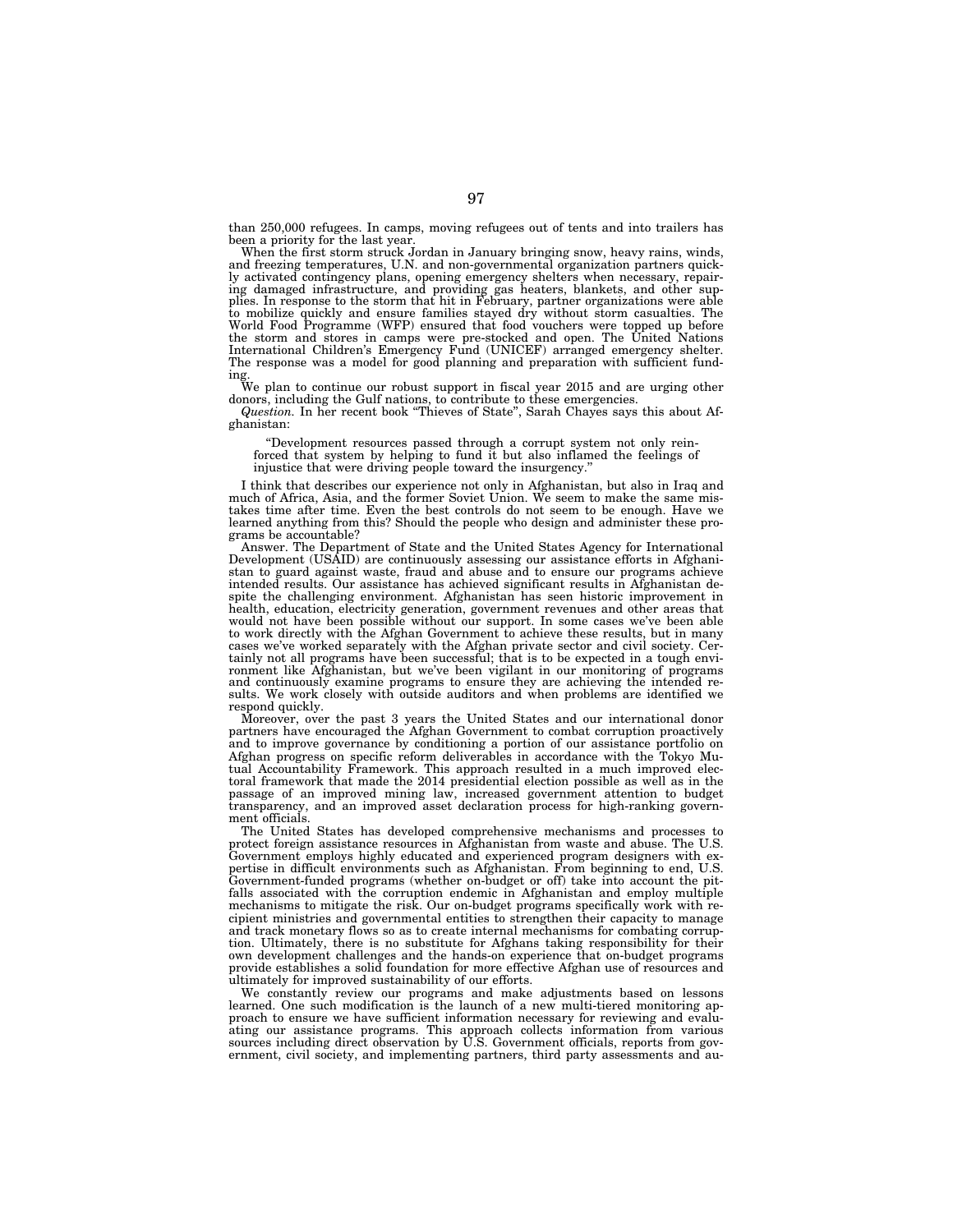than 250,000 refugees. In camps, moving refugees out of tents and into trailers has been a priority for the last year.

When the first storm struck Jordan in January bringing snow, heavy rains, winds, and freezing temperatures, U.N. and non-governmental organization partners quickly activated contingency plans, opening emergency shelters when necessary, repairing damaged infrastructure, and providing gas heaters, blankets, and other supplies. In response to the storm that hit in February, partner organizations were able to mobilize quickly and ensure families stayed dry without storm casualties. The World Food Programme (WFP) ensured that food vouchers were topped up before the storm and stores in camps were pre-stocked and open. The United Nations International Children's Emergency Fund (UNICEF) arranged emergency shelter. The response was a model for good planning and preparation with sufficient funding.

We plan to continue our robust support in fiscal year 2015 and are urging other donors, including the Gulf nations, to contribute to these emergencies.

*Question.* In her recent book "Thieves of State", Sarah Chayes says this about Afghanistan:

> "Development resources passed through a corrupt system not only reinforced that system by helping to fund it but also inflamed the feelings of injustice that were driving people toward the insurgency."

I think that describes our experience not only in Afghanistan, but also in Iraq and much of Africa, Asia, and the former Soviet Union. We seem to make the same mistakes time after time. Even the best controls do not seem to be enough. Have we learned anything from this? Should the people who design and administer these programs be accountable?

Answer. The Department of State and the United States Agency for International Development (USAID) are continuously assessing our assistance efforts in Afghanistan to guard against waste, fraud and abuse and to ensure our programs achieve intended results. Our assistance has achieved significant results in Afghanistan despite the challenging environment. Afghanistan has seen historic improvement in health, education, electricity generation, government revenues and other areas that would not have been possible without our support. In some cases we've been able to work directly with the Afghan Government to achieve these results, but in many cases we've worked separately with the Afghan private sector and civil society. Certainly not all programs have been successful; that is to be expected in a tough environment like Afghanistan, but we've been vigilant in our monitoring of programs and continuously examine programs to ensure they are achieving the intended results. We work closely with outside auditors and when problems are identified we respond quickly.

Moreover, over the past 3 years the United States and our international donor partners have encouraged the Afghan Government to combat corruption proactively and to improve governance by conditioning a portion of our assistance portfolio on Afghan progress on specific reform deliverables in accordance with the Tokyo Mutual Accountability Framework. This approach resulted in a much improved electoral framework that made the 2014 presidential election possible as well as in the passage of an improved mining law, increased government attention to budget transparency, and an improved asset declaration process for high-ranking government officials.

The United States has developed comprehensive mechanisms and processes to protect foreign assistance resources in Afghanistan from waste and abuse. The U.S. Government employs highly educated and experienced program designers with expertise in difficult environments such as Afghanistan. From beginning to end, U.S. Government-funded programs (whether on-budget or off) take into account the pitfalls associated with the corruption endemic in Afghanistan and employ multiple mechanisms to mitigate the risk. Our on-budget programs specifically work with recipient ministries and governmental entities to strengthen their capacity to manage and track monetary flows so as to create internal mechanisms for combating corruption. Ultimately, there is no substitute for Afghans taking responsibility for their own development challenges and the hands-on experience that on-budget programs provide establishes a solid foundation for more effective Afghan use of resources and ultimately for improved sustainability of our efforts.

We constantly review our programs and make adjustments based on lessons learned. One such modification is the launch of a new multi-tiered monitoring approach to ensure we have sufficient information necessary for reviewing and evaluating our assistance programs. This approach collects information from various sources including direct observation by U.S. Government officials, reports from government, civil society, and implementing partners, third party assessments and au-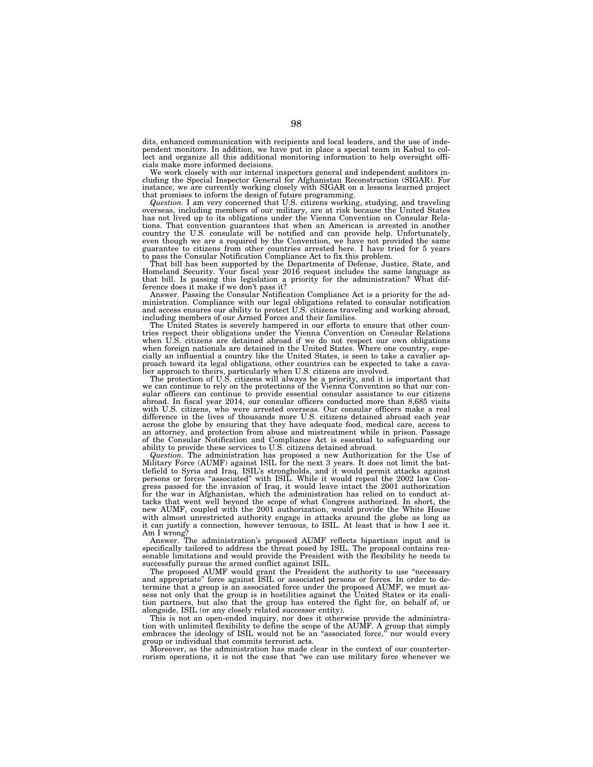dits, enhanced communication with recipients and local leaders, and the use of independent monitors. In addition, we have put in place a special team in Kabul to collect and organize all this additional monitoring information to help oversight officials make more informed decisions.

We work closely with our internal inspectors general and independent auditors including the Special Inspector General for Afghanistan Reconstruction (SIGAR). For instance, we are currently working closely with SIGAR on a lessons learned project that promises to inform the design of future programming.

*Question.* I am very concerned that U.S. citizens working, studying, and traveling overseas, including members of our military, are at risk because the United States has not lived up to its obligations under the Vienna Convention on Consular Relations. That convention guarantees that when an American is arrested in another country the U.S. consulate will be notified and can provide help. Unfortunately, even though we are a required by the Convention, we have not provided the same guarantee to citizens from other countries arrested here. I have tried for 5 years to pass the Consular Notification Compliance Act to fix this problem.

That bill has been supported by the Departments of Defense, Justice, State, and Homeland Security. Your fiscal year 2016 request includes the same language as that bill. Is passing this legislation a priority for the administration? What difference does it make if we don't pass it?

Answer. Passing the Consular Notification Compliance Act is a priority for the administration. Compliance with our legal obligations related to consular notification and access ensures our ability to protect U.S. citizens traveling and working abroad, including members of our Armed Forces and their families.

The United States is severely hampered in our efforts to ensure that other countries respect their obligations under the Vienna Convention on Consular Relations when U.S. citizens are detained abroad if we do not respect our own obligations when foreign nationals are detained in the United States. Where one country, especially an influential a country like the United States, is seen to take a cavalier approach toward its legal obligations, other countries can be expected to take a cavalier approach to theirs, particularly when U.S. citizens are involved.

The protection of U.S. citizens will always be a priority, and it is important that we can continue to rely on the protections of the Vienna Convention so that our consular officers can continue to provide essential consular assistance to our citizens abroad. In fiscal year 2014, our consular officers conducted more than 8,685 visits with U.S. citizens, who were arrested overseas. Our consular officers make a real difference in the lives of thousands more U.S. citizens detained abroad each year across the globe by ensuring that they have adequate food, medical care, access to an attorney, and protection from abuse and mistreatment while in prison. Passage of the Consular Notification and Compliance Act is essential to safeguarding our ability to provide these services to U.S. citizens detained abroad.

*Question.* The administration has proposed a new Authorization for the Use of Military Force (AUMF) against ISIL for the next 3 years. It does not limit the battlefield to Syria and Iraq, ISIL's strongholds, and it would permit attacks against persons or forces "associated" with ISIL. While it would repeal the 2002 law Congress passed for the invasion of Iraq, it would leave intact the 2001 authorization for the war in Afghanistan, which the administration has relied on to conduct attacks that went well beyond the scope of what Congress authorized. In short, the new AUMF, coupled with the 2001 authorization, would provide the White House with almost unrestricted authority engage in attacks around the globe as long as it can justify a connection, however tenuous, to ISIL. At least that is how I see it. Am I wrong?

Answer. The administration's proposed AUMF reflects bipartisan input and is specifically tailored to address the threat posed by ISIL. The proposal contains reasonable limitations and would provide the President with the flexibility he needs to successfully pursue the armed conflict against ISIL.

The proposed AUMF would grant the President the authority to use "necessary and appropriate" force against ISIL or associated persons or forces. In order to determine that a group is an associated force under the proposed AUMF, we must assess not only that the group is in hostilities against the United States or its coalition partners, but also that the group has entered the fight for, on behalf of, or alongside, ISIL (or any closely related successor entity).

This is not an open-ended inquiry, nor does it otherwise provide the administration with unlimited flexibility to define the scope of the AUMF. A group that simply embraces the ideology of ISIL would not be an "associated force," nor would every group or individual that commits terrorist acts.

Moreover, as the administration has made clear in the context of our counterterrorism operations, it is not the case that "we can use military force whenever we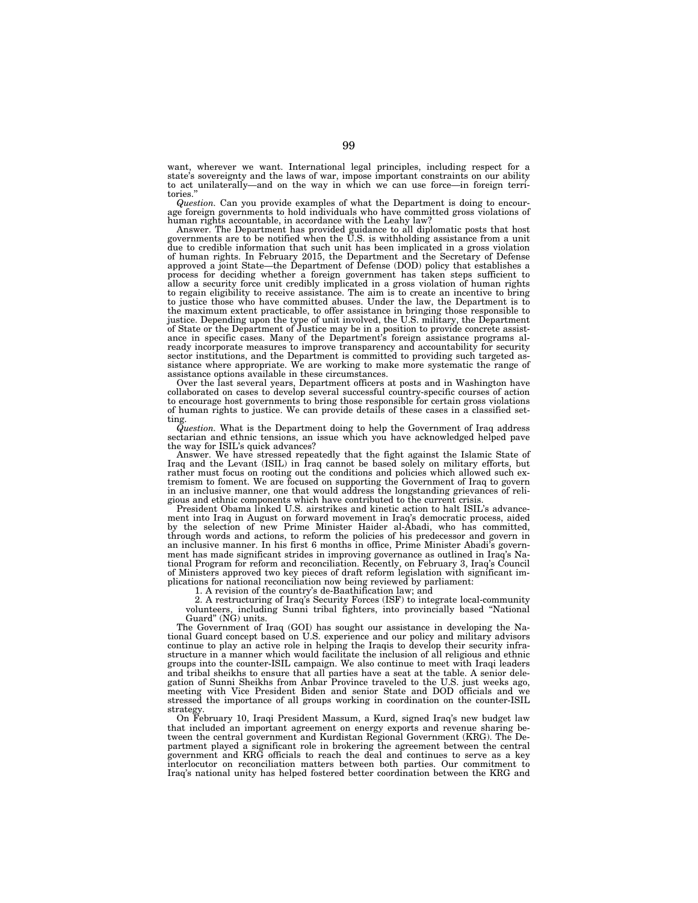want, wherever we want. International legal principles, including respect for a state's sovereignty and the laws of war, impose important constraints on our ability to act unilaterally—and on the way in which we can use force—in foreign territories."

*Question.* Can you provide examples of what the Department is doing to encourage foreign governments to hold individuals who have committed gross violations of human rights accountable, in accordance with the Leahy law?

Answer. The Department has provided guidance to all diplomatic posts that host governments are to be notified when the U.S. is withholding assistance from a unit due to credible information that such unit has been implicated in a gross violation of human rights. In February 2015, the Department and the Secretary of Defense approved a joint State—the Department of Defense (DOD) policy that establishes a process for deciding whether a foreign government has taken steps sufficient to allow a security force unit credibly implicated in a gross violation of human rights to regain eligibility to receive assistance. The aim is to create an incentive to bring to justice those who have committed abuses. Under the law, the Department is to the maximum extent practicable, to offer assistance in bringing those responsible to justice. Depending upon the type of unit involved, the U.S. military, the Department of State or the Department of Justice may be in a position to provide concrete assistance in specific cases. Many of the Department's foreign assistance programs already incorporate measures to improve transparency and accountability for security sector institutions, and the Department is committed to providing such targeted assistance where appropriate. We are working to make more systematic the range of assistance options available in these circumstances.

Over the last several years, Department officers at posts and in Washington have collaborated on cases to develop several successful country-specific courses of action to encourage host governments to bring those responsible for certain gross violations of human rights to justice. We can provide details of these cases in a classified setting.

*Question.* What is the Department doing to help the Government of Iraq address sectarian and ethnic tensions, an issue which you have acknowledged helped pave the way for ISIL's quick advances?

Answer. We have stressed repeatedly that the fight against the Islamic State of Iraq and the Levant (ISIL) in Iraq cannot be based solely on military efforts, but rather must focus on rooting out the conditions and policies which allowed such extremism to foment. We are focused on supporting the Government of Iraq to govern in an inclusive manner, one that would address the longstanding grievances of religious and ethnic components which have contributed to the current crisis.

President Obama linked U.S. airstrikes and kinetic action to halt ISIL's advancement into Iraq in August on forward movement in Iraq's democratic process, aided by the selection of new Prime Minister Haider al-Abadi, who has committed, through words and actions, to reform the policies of his predecessor and govern in an inclusive manner. In his first 6 months in office, Prime Minister Abadi's government has made significant strides in improving governance as outlined in Iraq's National Program for reform and reconciliation. Recently, on February 3, Iraq's Council of Ministers approved two key pieces of draft reform legislation with significant implications for national reconciliation now being reviewed by parliament:

1. A revision of the country's de-Baathification law; and
2. A restructuring of Iraq's Security Forces (ISF) to integrate local-community volunteers, including Sunni tribal fighters, into provincially based "National Guard" (NG) units.

The Government of Iraq (GOI) has sought our assistance in developing the National Guard concept based on U.S. experience and our policy and military advisors continue to play an active role in helping the Iraqis to develop their security infrastructure in a manner which would facilitate the inclusion of all religious and ethnic groups into the counter-ISIL campaign. We also continue to meet with Iraqi leaders and tribal sheikhs to ensure that all parties have a seat at the table. A senior delegation of Sunni Sheikhs from Anbar Province traveled to the U.S. just weeks ago, meeting with Vice President Biden and senior State and DOD officials and we stressed the importance of all groups working in coordination on the counter-ISIL strategy.

On February 10, Iraqi President Massum, a Kurd, signed Iraq's new budget law that included an important agreement on energy exports and revenue sharing between the central government and Kurdistan Regional Government (KRG). The Department played a significant role in brokering the agreement between the central government and KRG officials to reach the deal and continues to serve as a key interlocutor on reconciliation matters between both parties. Our commitment to Iraq's national unity has helped fostered better coordination between the KRG and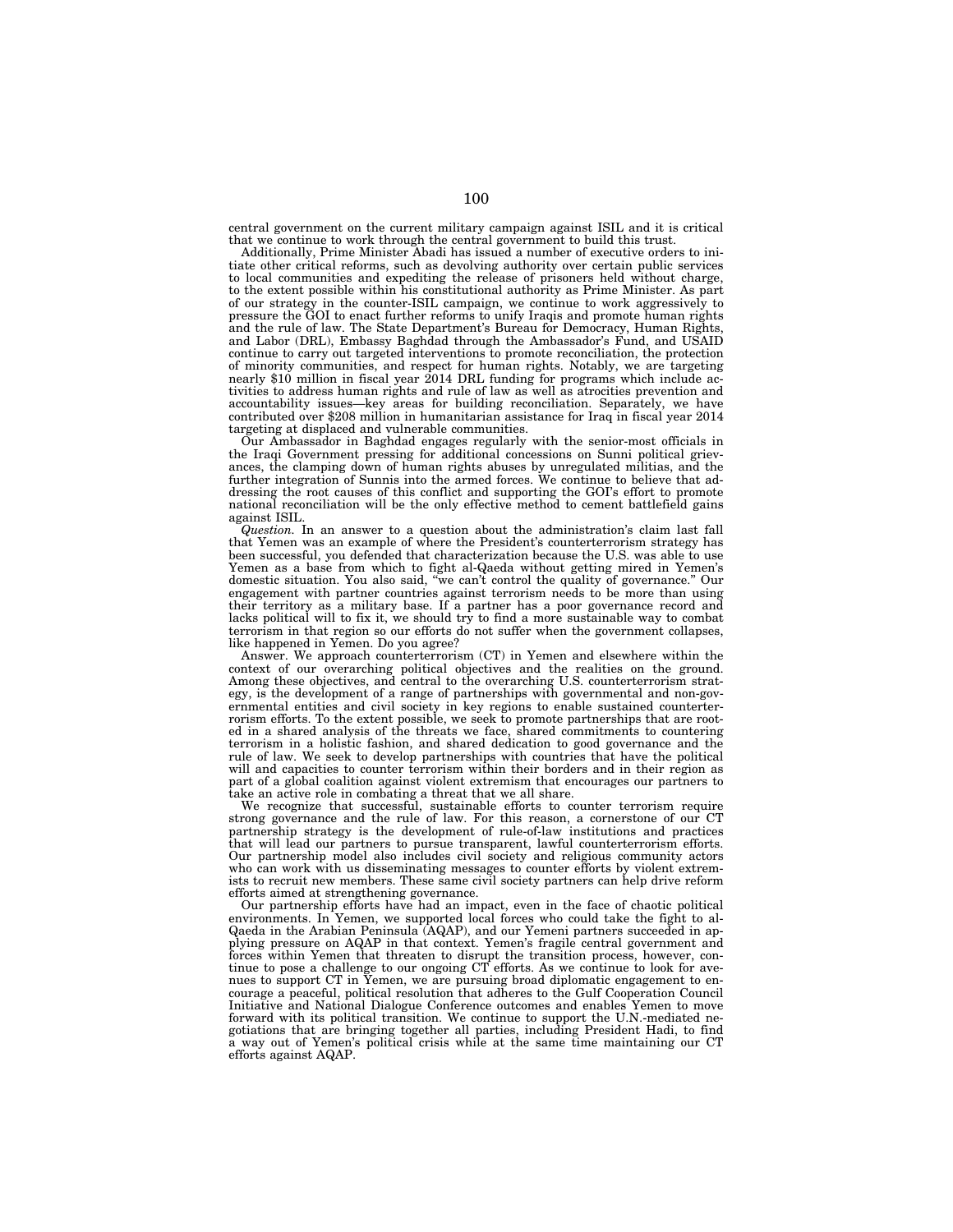central government on the current military campaign against ISIL and it is critical that we continue to work through the central government to build this trust.

Additionally, Prime Minister Abadi has issued a number of executive orders to initiate other critical reforms, such as devolving authority over certain public services to local communities and expediting the release of prisoners held without charge, to the extent possible within his constitutional authority as Prime Minister. As part of our strategy in the counter-ISIL campaign, we continue to work aggressively to pressure the GOI to enact further reforms to unify Iraqis and promote human rights and the rule of law. The State Department's Bureau for Democracy, Human Rights, and Labor (DRL), Embassy Baghdad through the Ambassador's Fund, and USAID continue to carry out targeted interventions to promote reconciliation, the protection of minority communities, and respect for human rights. Notably, we are targeting nearly $10 million in fiscal year 2014 DRL funding for programs which include activities to address human rights and rule of law as well as atrocities prevention and accountability issues—key areas for building reconciliation. Separately, we have contributed over $208 million in humanitarian assistance for Iraq in fiscal year 2014 targeting at displaced and vulnerable communities.

Our Ambassador in Baghdad engages regularly with the senior-most officials in the Iraqi Government pressing for additional concessions on Sunni political grievances, the clamping down of human rights abuses by unregulated militias, and the further integration of Sunnis into the armed forces. We continue to believe that addressing the root causes of this conflict and supporting the GOI's effort to promote national reconciliation will be the only effective method to cement battlefield gains against ISIL.

*Question.* In an answer to a question about the administration's claim last fall that Yemen was an example of where the President's counterterrorism strategy has been successful, you defended that characterization because the U.S. was able to use Yemen as a base from which to fight al-Qaeda without getting mired in Yemen's domestic situation. You also said, "we can't control the quality of governance." Our engagement with partner countries against terrorism needs to be more than using their territory as a military base. If a partner has a poor governance record and lacks political will to fix it, we should try to find a more sustainable way to combat terrorism in that region so our efforts do not suffer when the government collapses, like happened in Yemen. Do you agree?

Answer. We approach counterterrorism (CT) in Yemen and elsewhere within the context of our overarching political objectives and the realities on the ground. Among these objectives, and central to the overarching U.S. counterterrorism strategy, is the development of a range of partnerships with governmental and non-governmental entities and civil society in key regions to enable sustained counterterrorism efforts. To the extent possible, we seek to promote partnerships that are rooted in a shared analysis of the threats we face, shared commitments to countering terrorism in a holistic fashion, and shared dedication to good governance and the rule of law. We seek to develop partnerships with countries that have the political will and capacities to counter terrorism within their borders and in their region as part of a global coalition against violent extremism that encourages our partners to take an active role in combating a threat that we all share.

We recognize that successful, sustainable efforts to counter terrorism require strong governance and the rule of law. For this reason, a cornerstone of our CT partnership strategy is the development of rule-of-law institutions and practices that will lead our partners to pursue transparent, lawful counterterrorism efforts. Our partnership model also includes civil society and religious community actors who can work with us disseminating messages to counter efforts by violent extremists to recruit new members. These same civil society partners can help drive reform efforts aimed at strengthening governance.

Our partnership efforts have had an impact, even in the face of chaotic political environments. In Yemen, we supported local forces who could take the fight to al-Qaeda in the Arabian Peninsula (AQAP), and our Yemeni partners succeeded in applying pressure on AQAP in that context. Yemen's fragile central government and forces within Yemen that threaten to disrupt the transition process, however, continue to pose a challenge to our ongoing CT efforts. As we continue to look for avenues to support CT in Yemen, we are pursuing broad diplomatic engagement to encourage a peaceful, political resolution that adheres to the Gulf Cooperation Council Initiative and National Dialogue Conference outcomes and enables Yemen to move forward with its political transition. We continue to support the U.N.-mediated negotiations that are bringing together all parties, including President Hadi, to find a way out of Yemen's political crisis while at the same time maintaining our CT efforts against AQAP.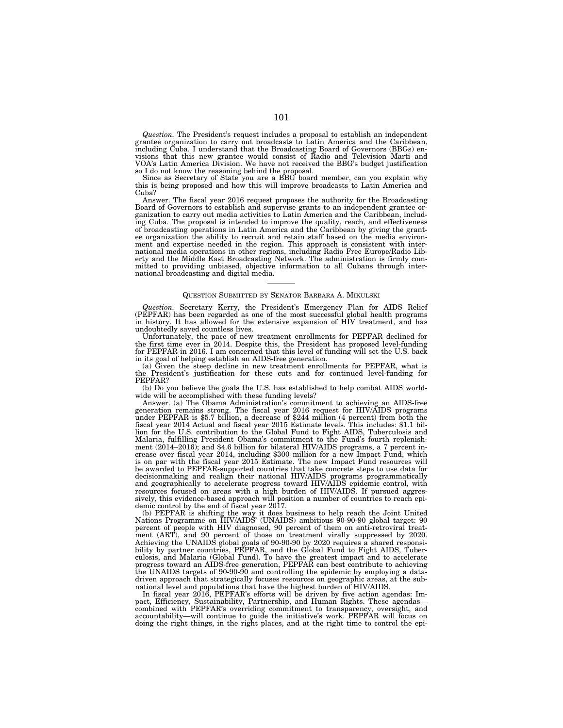*Question.* The President's request includes a proposal to establish an independent grantee organization to carry out broadcasts to Latin America and the Caribbean, including Cuba. I understand that the Broadcasting Board of Governors (BBGs) envisions that this new grantee would consist of Radio and Television Marti and VOA's Latin America Division. We have not received the BBG's budget justification so I do not know the reasoning behind the proposal.

Since as Secretary of State you are a BBG board member, can you explain why this is being proposed and how this will improve broadcasts to Latin America and Cuba?

Answer. The fiscal year 2016 request proposes the authority for the Broadcasting Board of Governors to establish and supervise grants to an independent grantee organization to carry out media activities to Latin America and the Caribbean, including Cuba. The proposal is intended to improve the quality, reach, and effectiveness of broadcasting operations in Latin America and the Caribbean by giving the grantee organization the ability to recruit and retain staff based on the media environment and expertise needed in the region. This approach is consistent with international media operations in other regions, including Radio Free Europe/Radio Liberty and the Middle East Broadcasting Network. The administration is firmly committed to providing unbiased, objective information to all Cubans through international broadcasting and digital media.

---

QUESTION SUBMITTED BY SENATOR BARBARA A. MIKULSKI

*Question.* Secretary Kerry, the President's Emergency Plan for AIDS Relief (PEPFAR) has been regarded as one of the most successful global health programs in history. It has allowed for the extensive expansion of HIV treatment, and has undoubtedly saved countless lives.

Unfortunately, the pace of new treatment enrollments for PEPFAR declined for the first time ever in 2014. Despite this, the President has proposed level-funding for PEPFAR in 2016. I am concerned that this level of funding will set the U.S. back in its goal of helping establish an AIDS-free generation.

(a) Given the steep decline in new treatment enrollments for PEPFAR, what is the President's justification for these cuts and for continued level-funding for PEPFAR?

(b) Do you believe the goals the U.S. has established to help combat AIDS worldwide will be accomplished with these funding levels?

Answer. (a) The Obama Administration's commitment to achieving an AIDS-free generation remains strong. The fiscal year 2016 request for HIV/AIDS programs under PEPFAR is $5.7 billion, a decrease of $244 million (4 percent) from both the fiscal year 2014 Actual and fiscal year 2015 Estimate levels. This includes: $1.1 billion for the U.S. contribution to the Global Fund to Fight AIDS, Tuberculosis and Malaria, fulfilling President Obama's commitment to the Fund's fourth replenishment (2014–2016); and $4.6 billion for bilateral HIV/AIDS programs, a 7 percent increase over fiscal year 2014, including $300 million for a new Impact Fund, which is on par with the fiscal year 2015 Estimate. The new Impact Fund resources will be awarded to PEPFAR-supported countries that take concrete steps to use data for decisionmaking and realign their national HIV/AIDS programs programmatically and geographically to accelerate progress toward HIV/AIDS epidemic control, with resources focused on areas with a high burden of HIV/AIDS. If pursued aggressively, this evidence-based approach will position a number of countries to reach epidemic control by the end of fiscal year 2017.

(b) PEPFAR is shifting the way it does business to help reach the Joint United Nations Programme on HIV/AIDS' (UNAIDS) ambitious 90-90-90 global target: 90 percent of people with HIV diagnosed, 90 percent of them on anti-retroviral treatment (ART), and 90 percent of those on treatment virally suppressed by 2020. Achieving the UNAIDS global goals of 90-90-90 by 2020 requires a shared responsibility by partner countries, PEPFAR, and the Global Fund to Fight AIDS, Tuberculosis, and Malaria (Global Fund). To have the greatest impact and to accelerate progress toward an AIDS-free generation, PEPFAR can best contribute to achieving the UNAIDS targets of 90-90-90 and controlling the epidemic by employing a data-driven approach that strategically focuses resources on geographic areas, at the sub-national level and populations that have the highest burden of HIV/AIDS.

In fiscal year 2016, PEPFAR's efforts will be driven by five action agendas: Impact, Efficiency, Sustainability, Partnership, and Human Rights. These agendas—combined with PEPFAR's overriding commitment to transparency, oversight, and accountability—will continue to guide the initiative's work. PEPFAR will focus on doing the right things, in the right places, and at the right time to control the epi-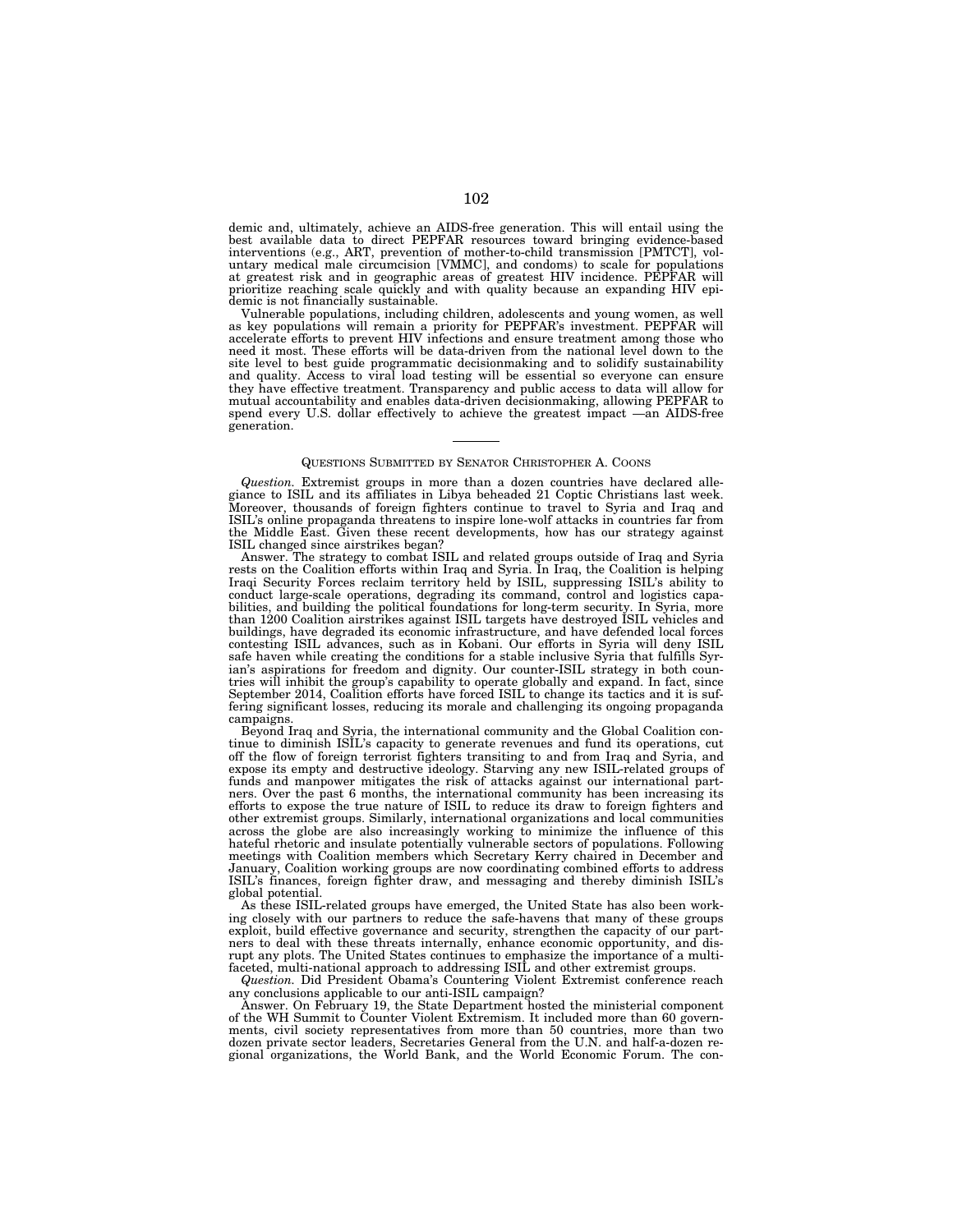demic and, ultimately, achieve an AIDS-free generation. This will entail using the best available data to direct PEPFAR resources toward bringing evidence-based interventions (e.g., ART, prevention of mother-to-child transmission [PMTCT], voluntary medical male circumcision [VMMC], and condoms) to scale for populations at greatest risk and in geographic areas of greatest HIV incidence. PEPFAR will prioritize reaching scale quickly and with quality because an expanding HIV epidemic is not financially sustainable.

Vulnerable populations, including children, adolescents and young women, as well as key populations will remain a priority for PEPFAR's investment. PEPFAR will accelerate efforts to prevent HIV infections and ensure treatment among those who need it most. These efforts will be data-driven from the national level down to the site level to best guide programmatic decisionmaking and to solidify sustainability and quality. Access to viral load testing will be essential so everyone can ensure they have effective treatment. Transparency and public access to data will allow for mutual accountability and enables data-driven decisionmaking, allowing PEPFAR to spend every U.S. dollar effectively to achieve the greatest impact —an AIDS-free generation.

---

QUESTIONS SUBMITTED BY SENATOR CHRISTOPHER A. COONS

*Question.* Extremist groups in more than a dozen countries have declared allegiance to ISIL and its affiliates in Libya beheaded 21 Coptic Christians last week. Moreover, thousands of foreign fighters continue to travel to Syria and Iraq and ISIL's online propaganda threatens to inspire lone-wolf attacks in countries far from the Middle East. Given these recent developments, how has our strategy against ISIL changed since airstrikes began?

Answer. The strategy to combat ISIL and related groups outside of Iraq and Syria rests on the Coalition efforts within Iraq and Syria. In Iraq, the Coalition is helping Iraqi Security Forces reclaim territory held by ISIL, suppressing ISIL's ability to conduct large-scale operations, degrading its command, control and logistics capabilities, and building the political foundations for long-term security. In Syria, more than 1200 Coalition airstrikes against ISIL targets have destroyed ISIL vehicles and buildings, have degraded its economic infrastructure, and have defended local forces contesting ISIL advances, such as in Kobani. Our efforts in Syria will deny ISIL safe haven while creating the conditions for a stable inclusive Syria that fulfills Syrian's aspirations for freedom and dignity. Our counter-ISIL strategy in both countries will inhibit the group's capability to operate globally and expand. In fact, since September 2014, Coalition efforts have forced ISIL to change its tactics and it is suffering significant losses, reducing its morale and challenging its ongoing propaganda campaigns.

Beyond Iraq and Syria, the international community and the Global Coalition continue to diminish ISIL's capacity to generate revenues and fund its operations, cut off the flow of foreign terrorist fighters transiting to and from Iraq and Syria, and expose its empty and destructive ideology. Starving any new ISIL-related groups of funds and manpower mitigates the risk of attacks against our international partners. Over the past 6 months, the international community has been increasing its efforts to expose the true nature of ISIL to reduce its draw to foreign fighters and other extremist groups. Similarly, international organizations and local communities across the globe are also increasingly working to minimize the influence of this hateful rhetoric and insulate potentially vulnerable sectors of populations. Following meetings with Coalition members which Secretary Kerry chaired in December and January, Coalition working groups are now coordinating combined efforts to address ISIL's finances, foreign fighter draw, and messaging and thereby diminish ISIL's global potential.

As these ISIL-related groups have emerged, the United State has also been working closely with our partners to reduce the safe-havens that many of these groups exploit, build effective governance and security, strengthen the capacity of our partners to deal with these threats internally, enhance economic opportunity, and disrupt any plots. The United States continues to emphasize the importance of a multi-faceted, multi-national approach to addressing ISIL and other extremist groups.

*Question.* Did President Obama's Countering Violent Extremist conference reach any conclusions applicable to our anti-ISIL campaign?

Answer. On February 19, the State Department hosted the ministerial component of the WH Summit to Counter Violent Extremism. It included more than 60 governments, civil society representatives from more than 50 countries, more than two dozen private sector leaders, Secretaries General from the U.N. and half-a-dozen regional organizations, the World Bank, and the World Economic Forum. The con-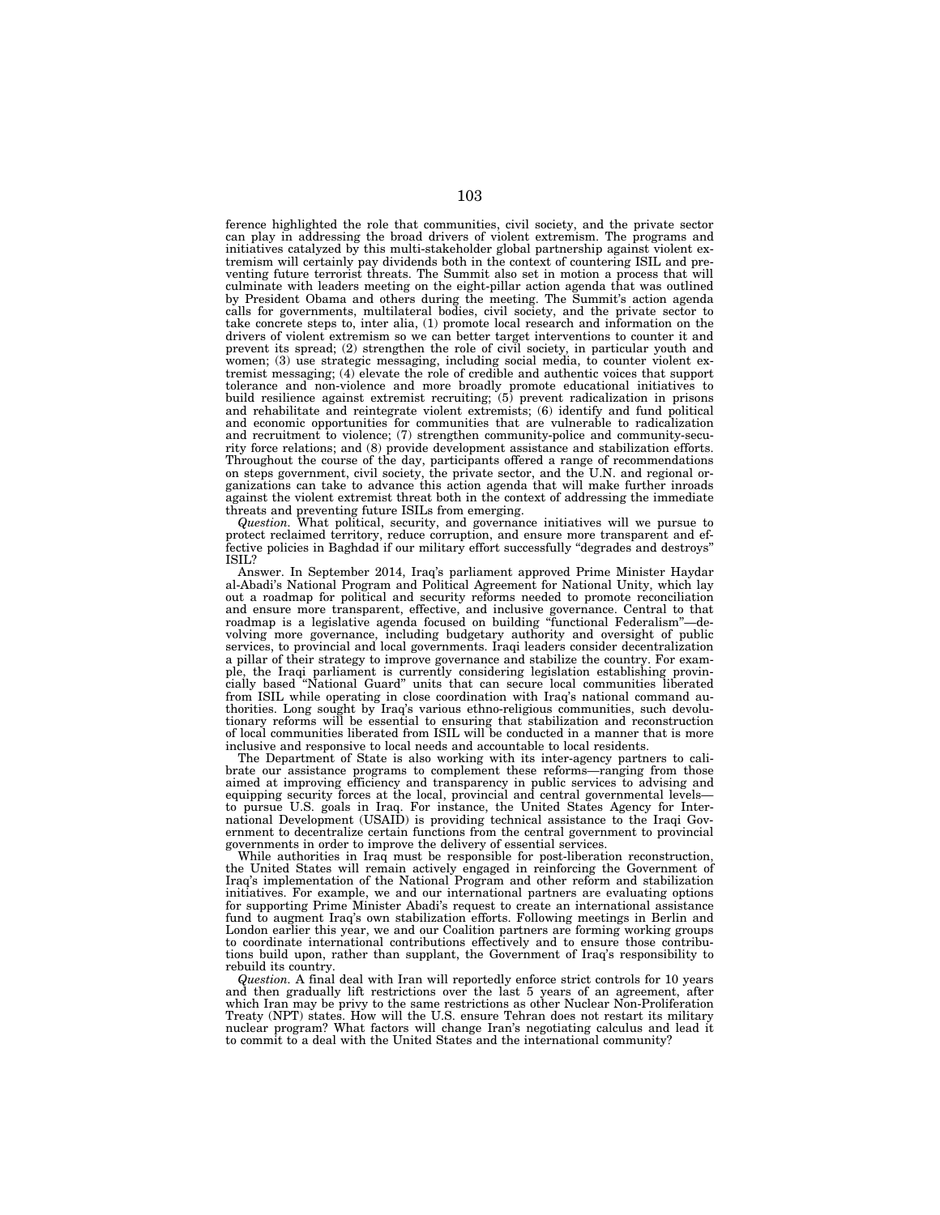ference highlighted the role that communities, civil society, and the private sector can play in addressing the broad drivers of violent extremism. The programs and initiatives catalyzed by this multi-stakeholder global partnership against violent extremism will certainly pay dividends both in the context of countering ISIL and preventing future terrorist threats. The Summit also set in motion a process that will culminate with leaders meeting on the eight-pillar action agenda that was outlined by President Obama and others during the meeting. The Summit's action agenda calls for governments, multilateral bodies, civil society, and the private sector to take concrete steps to, inter alia, (1) promote local research and information on the drivers of violent extremism so we can better target interventions to counter it and prevent its spread; (2) strengthen the role of civil society, in particular youth and women; (3) use strategic messaging, including social media, to counter violent extremist messaging; (4) elevate the role of credible and authentic voices that support tolerance and non-violence and more broadly promote educational initiatives to build resilience against extremist recruiting; (5) prevent radicalization in prisons and rehabilitate and reintegrate violent extremists; (6) identify and fund political and economic opportunities for communities that are vulnerable to radicalization and recruitment to violence; (7) strengthen community-police and community-security force relations; and (8) provide development assistance and stabilization efforts. Throughout the course of the day, participants offered a range of recommendations on steps government, civil society, the private sector, and the U.N. and regional organizations can take to advance this action agenda that will make further inroads against the violent extremist threat both in the context of addressing the immediate threats and preventing future ISILs from emerging.

*Question.* What political, security, and governance initiatives will we pursue to protect reclaimed territory, reduce corruption, and ensure more transparent and effective policies in Baghdad if our military effort successfully "degrades and destroys" ISIL?

Answer. In September 2014, Iraq's parliament approved Prime Minister Haydar al-Abadi's National Program and Political Agreement for National Unity, which lay out a roadmap for political and security reforms needed to promote reconciliation and ensure more transparent, effective, and inclusive governance. Central to that roadmap is a legislative agenda focused on building "functional Federalism"—devolving more governance, including budgetary authority and oversight of public services, to provincial and local governments. Iraqi leaders consider decentralization a pillar of their strategy to improve governance and stabilize the country. For example, the Iraqi parliament is currently considering legislation establishing provincially based "National Guard" units that can secure local communities liberated from ISIL while operating in close coordination with Iraq's national command authorities. Long sought by Iraq's various ethno-religious communities, such devolutionary reforms will be essential to ensuring that stabilization and reconstruction of local communities liberated from ISIL will be conducted in a manner that is more inclusive and responsive to local needs and accountable to local residents.

The Department of State is also working with its inter-agency partners to calibrate our assistance programs to complement these reforms—ranging from those aimed at improving efficiency and transparency in public services to advising and equipping security forces at the local, provincial and central governmental levels—to pursue U.S. goals in Iraq. For instance, the United States Agency for International Development (USAID) is providing technical assistance to the Iraqi Government to decentralize certain functions from the central government to provincial governments in order to improve the delivery of essential services.

While authorities in Iraq must be responsible for post-liberation reconstruction, the United States will remain actively engaged in reinforcing the Government of Iraq's implementation of the National Program and other reform and stabilization initiatives. For example, we and our international partners are evaluating options for supporting Prime Minister Abadi's request to create an international assistance fund to augment Iraq's own stabilization efforts. Following meetings in Berlin and London earlier this year, we and our Coalition partners are forming working groups to coordinate international contributions effectively and to ensure those contributions build upon, rather than supplant, the Government of Iraq's responsibility to rebuild its country.

*Question.* A final deal with Iran will reportedly enforce strict controls for 10 years and then gradually lift restrictions over the last 5 years of an agreement, after which Iran may be privy to the same restrictions as other Nuclear Non-Proliferation Treaty (NPT) states. How will the U.S. ensure Tehran does not restart its military nuclear program? What factors will change Iran's negotiating calculus and lead it to commit to a deal with the United States and the international community?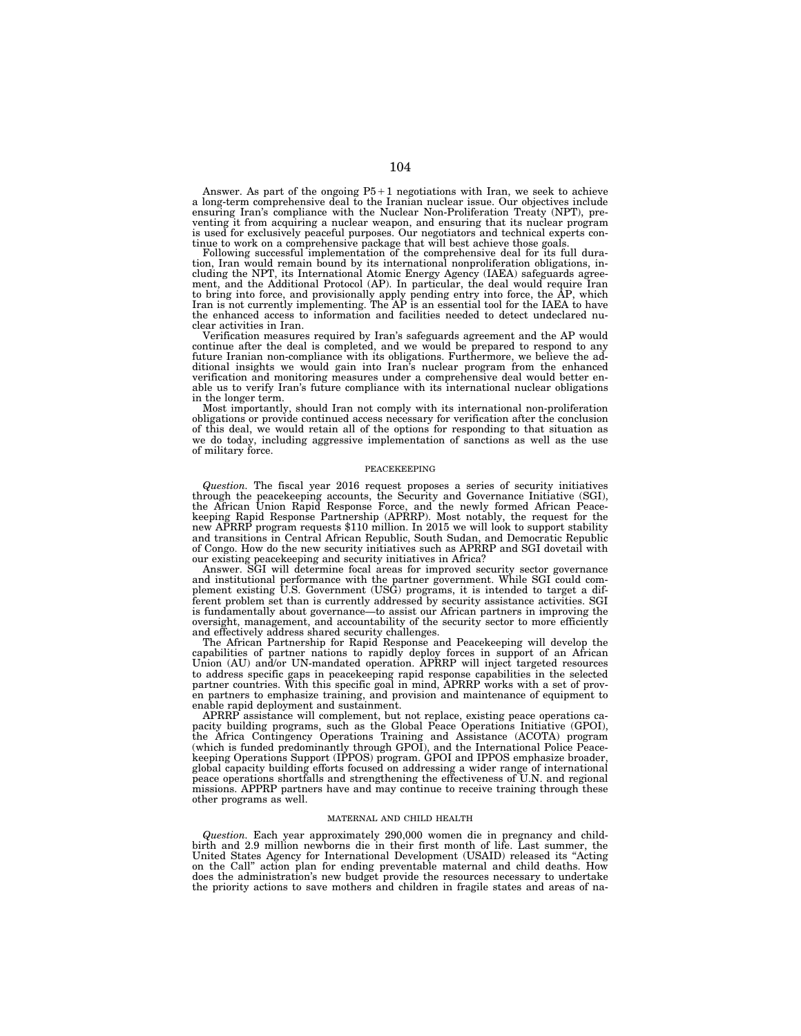Answer. As part of the ongoing P5+1 negotiations with Iran, we seek to achieve a long-term comprehensive deal to the Iranian nuclear issue. Our objectives include ensuring Iran's compliance with the Nuclear Non-Proliferation Treaty (NPT), preventing it from acquiring a nuclear weapon, and ensuring that its nuclear program is used for exclusively peaceful purposes. Our negotiators and technical experts continue to work on a comprehensive package that will best achieve those goals.

Following successful implementation of the comprehensive deal for its full duration, Iran would remain bound by its international nonproliferation obligations, including the NPT, its International Atomic Energy Agency (IAEA) safeguards agreement, and the Additional Protocol (AP). In particular, the deal would require Iran to bring into force, and provisionally apply pending entry into force, the AP, which Iran is not currently implementing. The AP is an essential tool for the IAEA to have the enhanced access to information and facilities needed to detect undeclared nuclear activities in Iran.

Verification measures required by Iran's safeguards agreement and the AP would continue after the deal is completed, and we would be prepared to respond to any future Iranian non-compliance with its obligations. Furthermore, we believe the additional insights we would gain into Iran's nuclear program from the enhanced verification and monitoring measures under a comprehensive deal would better enable us to verify Iran's future compliance with its international nuclear obligations in the longer term.

Most importantly, should Iran not comply with its international non-proliferation obligations or provide continued access necessary for verification after the conclusion of this deal, we would retain all of the options for responding to that situation as we do today, including aggressive implementation of sanctions as well as the use of military force.

## PEACEKEEPING

*Question.* The fiscal year 2016 request proposes a series of security initiatives through the peacekeeping accounts, the Security and Governance Initiative (SGI), the African Union Rapid Response Force, and the newly formed African Peacekeeping Rapid Response Partnership (APRRP). Most notably, the request for the new APRRP program requests $110 million. In 2015 we will look to support stability and transitions in Central African Republic, South Sudan, and Democratic Republic of Congo. How do the new security initiatives such as APRRP and SGI dovetail with our existing peacekeeping and security initiatives in Africa?

Answer. SGI will determine focal areas for improved security sector governance and institutional performance with the partner government. While SGI could complement existing U.S. Government (USG) programs, it is intended to target a different problem set than is currently addressed by security assistance activities. SGI is fundamentally about governance—to assist our African partners in improving the oversight, management, and accountability of the security sector to more efficiently and effectively address shared security challenges.

The African Partnership for Rapid Response and Peacekeeping will develop the capabilities of partner nations to rapidly deploy forces in support of an African Union (AU) and/or UN-mandated operation. APRRP will inject targeted resources to address specific gaps in peacekeeping rapid response capabilities in the selected partner countries. With this specific goal in mind, APRRP works with a set of proven partners to emphasize training, and provision and maintenance of equipment to enable rapid deployment and sustainment.

APRRP assistance will complement, but not replace, existing peace operations capacity building programs, such as the Global Peace Operations Initiative (GPOI), the Africa Contingency Operations Training and Assistance (ACOTA) program (which is funded predominantly through GPOI), and the International Police Peacekeeping Operations Support (IPPOS) program. GPOI and IPPOS emphasize broader, global capacity building efforts focused on addressing a wider range of international peace operations shortfalls and strengthening the effectiveness of U.N. and regional missions. APPRP partners have and may continue to receive training through these other programs as well.

## MATERNAL AND CHILD HEALTH

*Question.* Each year approximately 290,000 women die in pregnancy and childbirth and 2.9 million newborns die in their first month of life. Last summer, the United States Agency for International Development (USAID) released its "Acting on the Call" action plan for ending preventable maternal and child deaths. How does the administration's new budget provide the resources necessary to undertake the priority actions to save mothers and children in fragile states and areas of na-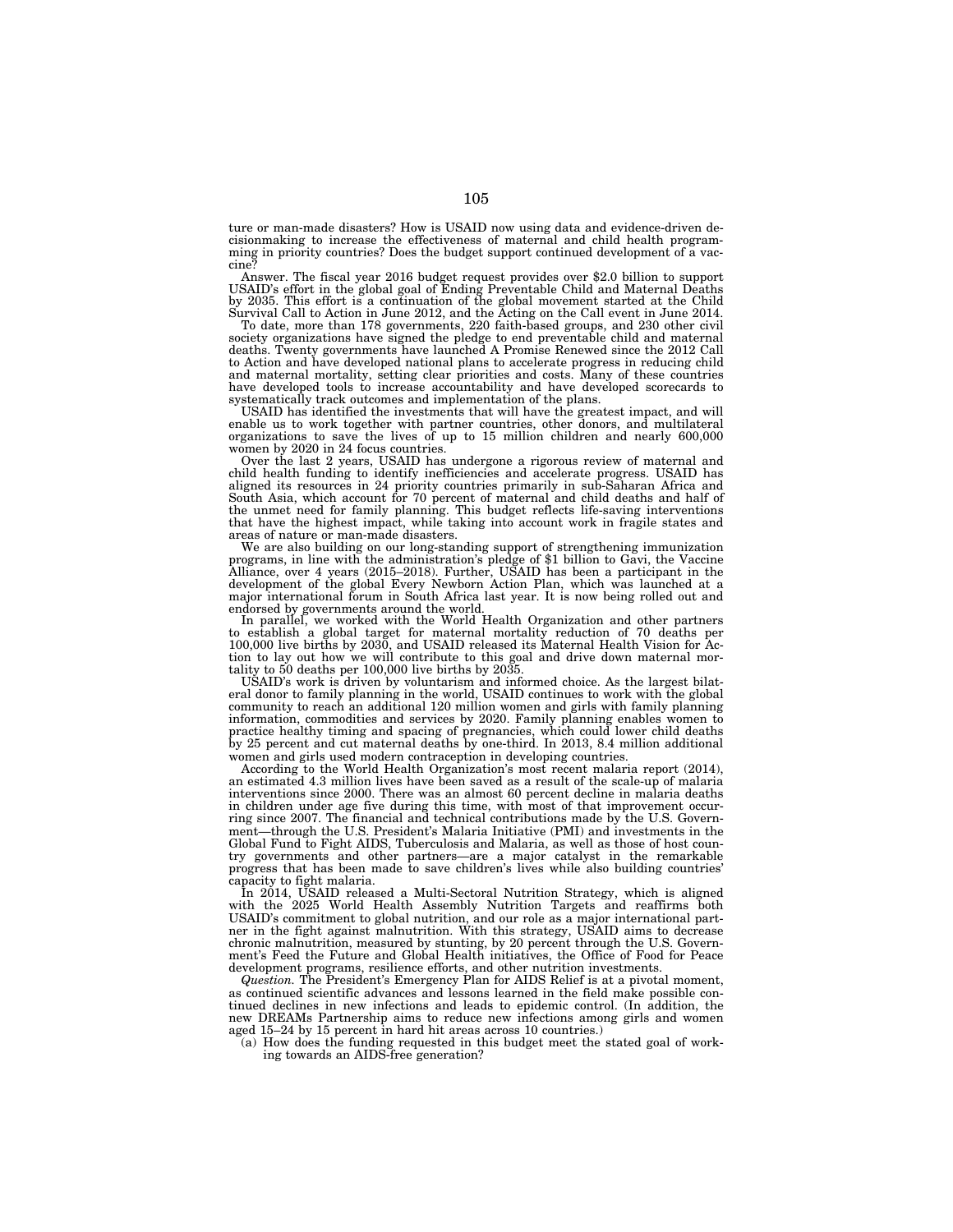ture or man-made disasters? How is USAID now using data and evidence-driven decisionmaking to increase the effectiveness of maternal and child health programming in priority countries? Does the budget support continued development of a vaccine?

Answer. The fiscal year 2016 budget request provides over $2.0 billion to support USAID's effort in the global goal of Ending Preventable Child and Maternal Deaths by 2035. This effort is a continuation of the global movement started at the Child Survival Call to Action in June 2012, and the Acting on the Call event in June 2014.

To date, more than 178 governments, 220 faith-based groups, and 230 other civil society organizations have signed the pledge to end preventable child and maternal deaths. Twenty governments have launched A Promise Renewed since the 2012 Call to Action and have developed national plans to accelerate progress in reducing child and maternal mortality, setting clear priorities and costs. Many of these countries have developed tools to increase accountability and have developed scorecards to systematically track outcomes and implementation of the plans.

USAID has identified the investments that will have the greatest impact, and will enable us to work together with partner countries, other donors, and multilateral organizations to save the lives of up to 15 million children and nearly 600,000 women by 2020 in 24 focus countries.

Over the last 2 years, USAID has undergone a rigorous review of maternal and child health funding to identify inefficiencies and accelerate progress. USAID has aligned its resources in 24 priority countries primarily in sub-Saharan Africa and South Asia, which account for 70 percent of maternal and child deaths and half of the unmet need for family planning. This budget reflects life-saving interventions that have the highest impact, while taking into account work in fragile states and areas of nature or man-made disasters.

We are also building on our long-standing support of strengthening immunization programs, in line with the administration's pledge of $1 billion to Gavi, the Vaccine Alliance, over 4 years (2015–2018). Further, USAID has been a participant in the development of the global Every Newborn Action Plan, which was launched at a major international forum in South Africa last year. It is now being rolled out and endorsed by governments around the world.

In parallel, we worked with the World Health Organization and other partners to establish a global target for maternal mortality reduction of 70 deaths per 100,000 live births by 2030, and USAID released its Maternal Health Vision for Action to lay out how we will contribute to this goal and drive down maternal mortality to 50 deaths per 100,000 live births by 2035.

USAID's work is driven by voluntarism and informed choice. As the largest bilateral donor to family planning in the world, USAID continues to work with the global community to reach an additional 120 million women and girls with family planning information, commodities and services by 2020. Family planning enables women to practice healthy timing and spacing of pregnancies, which could lower child deaths by 25 percent and cut maternal deaths by one-third. In 2013, 8.4 million additional women and girls used modern contraception in developing countries.

According to the World Health Organization's most recent malaria report (2014), an estimated 4.3 million lives have been saved as a result of the scale-up of malaria interventions since 2000. There was an almost 60 percent decline in malaria deaths in children under age five during this time, with most of that improvement occurring since 2007. The financial and technical contributions made by the U.S. Government—through the U.S. President's Malaria Initiative (PMI) and investments in the Global Fund to Fight AIDS, Tuberculosis and Malaria, as well as those of host country governments and other partners—are a major catalyst in the remarkable progress that has been made to save children's lives while also building countries' capacity to fight malaria.

In 2014, USAID released a Multi-Sectoral Nutrition Strategy, which is aligned with the 2025 World Health Assembly Nutrition Targets and reaffirms both USAID's commitment to global nutrition, and our role as a major international partner in the fight against malnutrition. With this strategy, USAID aims to decrease chronic malnutrition, measured by stunting, by 20 percent through the U.S. Government's Feed the Future and Global Health initiatives, the Office of Food for Peace development programs, resilience efforts, and other nutrition investments.

*Question.* The President's Emergency Plan for AIDS Relief is at a pivotal moment, as continued scientific advances and lessons learned in the field make possible continued declines in new infections and leads to epidemic control. (In addition, the new DREAMs Partnership aims to reduce new infections among girls and women aged 15–24 by 15 percent in hard hit areas across 10 countries.)

(a) How does the funding requested in this budget meet the stated goal of working towards an AIDS-free generation?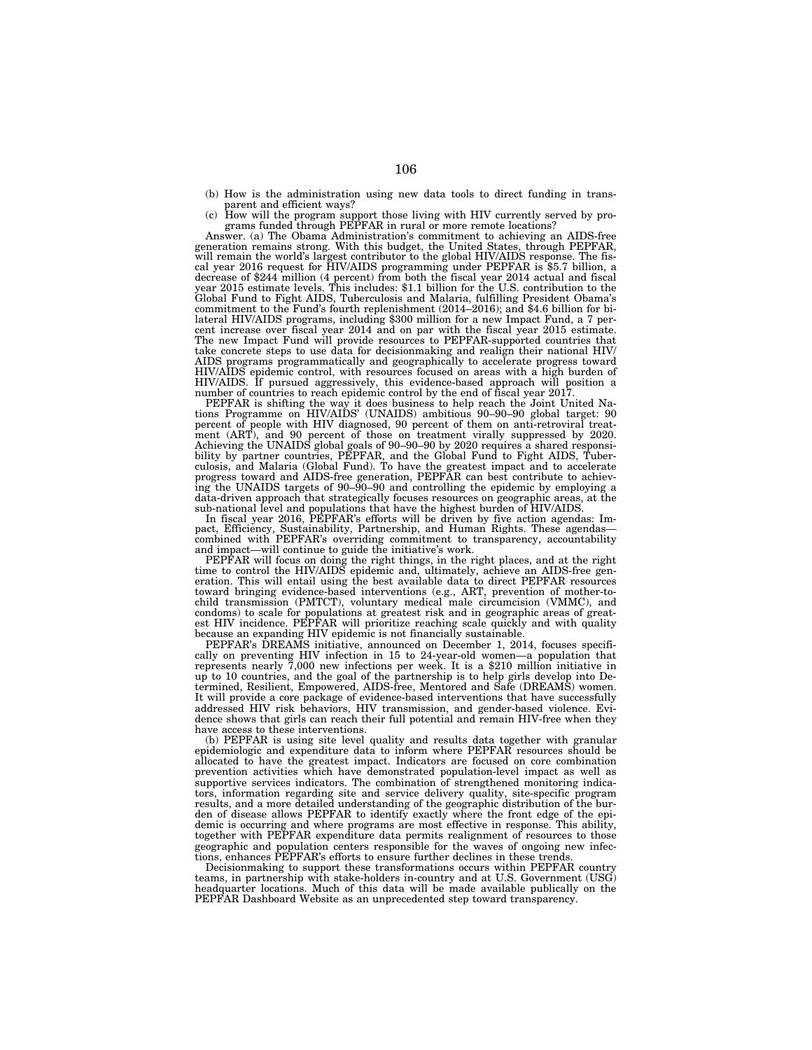(b) How is the administration using new data tools to direct funding in transparent and efficient ways?

(c) How will the program support those living with HIV currently served by programs funded through PEPFAR in rural or more remote locations?

Answer. (a) The Obama Administration's commitment to achieving an AIDS-free generation remains strong. With this budget, the United States, through PEPFAR, will remain the world's largest contributor to the global HIV/AIDS response. The fiscal year 2016 request for HIV/AIDS programming under PEPFAR is $5.7 billion, a decrease of $244 million (4 percent) from both the fiscal year 2014 actual and fiscal year 2015 estimate levels. This includes: $1.1 billion for the U.S. contribution to the Global Fund to Fight AIDS, Tuberculosis and Malaria, fulfilling President Obama's commitment to the Fund's fourth replenishment (2014–2016); and $4.6 billion for bilateral HIV/AIDS programs, including $300 million for a new Impact Fund, a 7 percent increase over fiscal year 2014 and on par with the fiscal year 2015 estimate. The new Impact Fund will provide resources to PEPFAR-supported countries that take concrete steps to use data for decisionmaking and realign their national HIV/AIDS programs programmatically and geographically to accelerate progress toward HIV/AIDS epidemic control, with resources focused on areas with a high burden of HIV/AIDS. If pursued aggressively, this evidence-based approach will position a number of countries to reach epidemic control by the end of fiscal year 2017.

PEPFAR is shifting the way it does business to help reach the Joint United Nations Programme on HIV/AIDS' (UNAIDS) ambitious 90–90–90 global target: 90 percent of people with HIV diagnosed, 90 percent of them on anti-retroviral treatment (ART), and 90 percent of those on treatment virally suppressed by 2020. Achieving the UNAIDS global goals of 90–90–90 by 2020 requires a shared responsibility by partner countries, PEPFAR, and the Global Fund to Fight AIDS, Tuberculosis, and Malaria (Global Fund). To have the greatest impact and to accelerate progress toward and AIDS-free generation, PEPFAR can best contribute to achieving the UNAIDS targets of 90–90–90 and controlling the epidemic by employing a data-driven approach that strategically focuses resources on geographic areas, at the sub-national level and populations that have the highest burden of HIV/AIDS.

In fiscal year 2016, PEPFAR's efforts will be driven by five action agendas: Impact, Efficiency, Sustainability, Partnership, and Human Rights. These agendas—combined with PEPFAR's overriding commitment to transparency, accountability and impact—will continue to guide the initiative's work.

PEPFAR will focus on doing the right things, in the right places, and at the right time to control the HIV/AIDS epidemic and, ultimately, achieve an AIDS-free generation. This will entail using the best available data to direct PEPFAR resources toward bringing evidence-based interventions (e.g., ART, prevention of mother-to-child transmission (PMTCT), voluntary medical male circumcision (VMMC), and condoms) to scale for populations at greatest risk and in geographic areas of greatest HIV incidence. PEPFAR will prioritize reaching scale quickly and with quality because an expanding HIV epidemic is not financially sustainable.

PEPFAR's DREAMS initiative, announced on December 1, 2014, focuses specifically on preventing HIV infection in 15 to 24-year-old women—a population that represents nearly 7,000 new infections per week. It is a $210 million initiative in up to 10 countries, and the goal of the partnership is to help girls develop into Determined, Resilient, Empowered, AIDS-free, Mentored and Safe (DREAMS) women. It will provide a core package of evidence-based interventions that have successfully addressed HIV risk behaviors, HIV transmission, and gender-based violence. Evidence shows that girls can reach their full potential and remain HIV-free when they have access to these interventions.

(b) PEPFAR is using site level quality and results data together with granular epidemiologic and expenditure data to inform where PEPFAR resources should be allocated to have the greatest impact. Indicators are focused on core combination prevention activities which have demonstrated population-level impact as well as supportive services indicators. The combination of strengthened monitoring indicators, information regarding site and service delivery quality, site-specific program results, and a more detailed understanding of the geographic distribution of the burden of disease allows PEPFAR to identify exactly where the front edge of the epidemic is occurring and where programs are most effective in response. This ability, together with PEPFAR expenditure data permits realignment of resources to those geographic and population centers responsible for the waves of ongoing new infections, enhances PEPFAR's efforts to ensure further declines in these trends.

Decisionmaking to support these transformations occurs within PEPFAR country teams, in partnership with stake-holders in-country and at U.S. Government (USG) headquarter locations. Much of this data will be made available publically on the PEPFAR Dashboard Website as an unprecedented step toward transparency.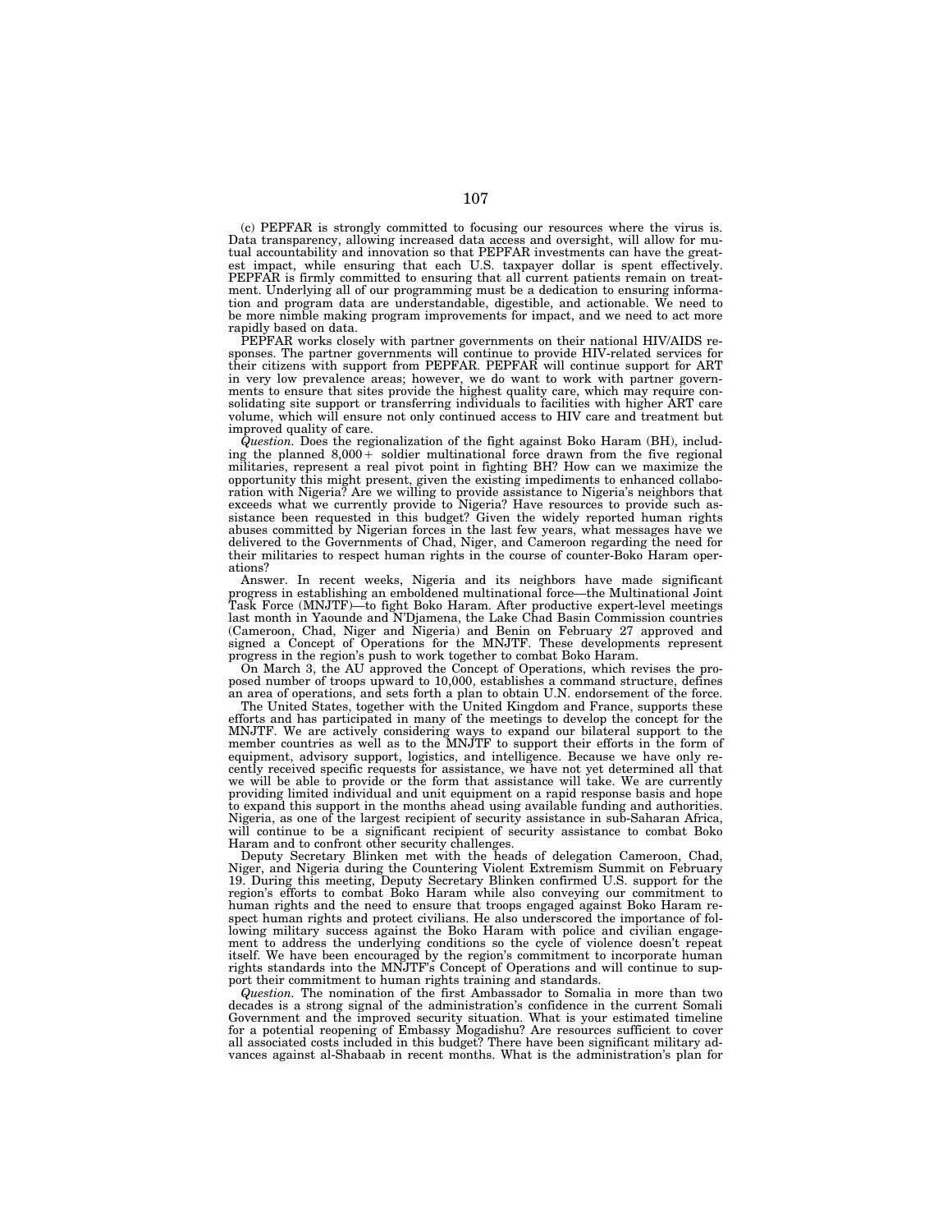(c) PEPFAR is strongly committed to focusing our resources where the virus is. Data transparency, allowing increased data access and oversight, will allow for mutual accountability and innovation so that PEPFAR investments can have the greatest impact, while ensuring that each U.S. taxpayer dollar is spent effectively. PEPFAR is firmly committed to ensuring that all current patients remain on treatment. Underlying all of our programming must be a dedication to ensuring information and program data are understandable, digestible, and actionable. We need to be more nimble making program improvements for impact, and we need to act more rapidly based on data.

PEPFAR works closely with partner governments on their national HIV/AIDS responses. The partner governments will continue to provide HIV-related services for their citizens with support from PEPFAR. PEPFAR will continue support for ART in very low prevalence areas; however, we do want to work with partner governments to ensure that sites provide the highest quality care, which may require consolidating site support or transferring individuals to facilities with higher ART care volume, which will ensure not only continued access to HIV care and treatment but improved quality of care.

*Question.* Does the regionalization of the fight against Boko Haram (BH), including the planned 8,000+ soldier multinational force drawn from the five regional militaries, represent a real pivot point in fighting BH? How can we maximize the opportunity this might present, given the existing impediments to enhanced collaboration with Nigeria? Are we willing to provide assistance to Nigeria's neighbors that exceeds what we currently provide to Nigeria? Have resources to provide such assistance been requested in this budget? Given the widely reported human rights abuses committed by Nigerian forces in the last few years, what messages have we delivered to the Governments of Chad, Niger, and Cameroon regarding the need for their militaries to respect human rights in the course of counter-Boko Haram operations?

Answer. In recent weeks, Nigeria and its neighbors have made significant progress in establishing an emboldened multinational force—the Multinational Joint Task Force (MNJTF)—to fight Boko Haram. After productive expert-level meetings last month in Yaounde and N'Djamena, the Lake Chad Basin Commission countries (Cameroon, Chad, Niger and Nigeria) and Benin on February 27 approved and signed a Concept of Operations for the MNJTF. These developments represent progress in the region's push to work together to combat Boko Haram.

On March 3, the AU approved the Concept of Operations, which revises the proposed number of troops upward to 10,000, establishes a command structure, defines an area of operations, and sets forth a plan to obtain U.N. endorsement of the force.

The United States, together with the United Kingdom and France, supports these efforts and has participated in many of the meetings to develop the concept for the MNJTF. We are actively considering ways to expand our bilateral support to the member countries as well as to the MNJTF to support their efforts in the form of equipment, advisory support, logistics, and intelligence. Because we have only recently received specific requests for assistance, we have not yet determined all that we will be able to provide or the form that assistance will take. We are currently providing limited individual and unit equipment on a rapid response basis and hope to expand this support in the months ahead using available funding and authorities. Nigeria, as one of the largest recipient of security assistance in sub-Saharan Africa, will continue to be a significant recipient of security assistance to combat Boko Haram and to confront other security challenges.

Deputy Secretary Blinken met with the heads of delegation Cameroon, Chad, Niger, and Nigeria during the Countering Violent Extremism Summit on February 19. During this meeting, Deputy Secretary Blinken confirmed U.S. support for the region's efforts to combat Boko Haram while also conveying our commitment to human rights and the need to ensure that troops engaged against Boko Haram respect human rights and protect civilians. He also underscored the importance of following military success against the Boko Haram with police and civilian engagement to address the underlying conditions so the cycle of violence doesn't repeat itself. We have been encouraged by the region's commitment to incorporate human rights standards into the MNJTF's Concept of Operations and will continue to support their commitment to human rights training and standards.

*Question.* The nomination of the first Ambassador to Somalia in more than two decades is a strong signal of the administration's confidence in the current Somali Government and the improved security situation. What is your estimated timeline for a potential reopening of Embassy Mogadishu? Are resources sufficient to cover all associated costs included in this budget? There have been significant military advances against al-Shabaab in recent months. What is the administration's plan for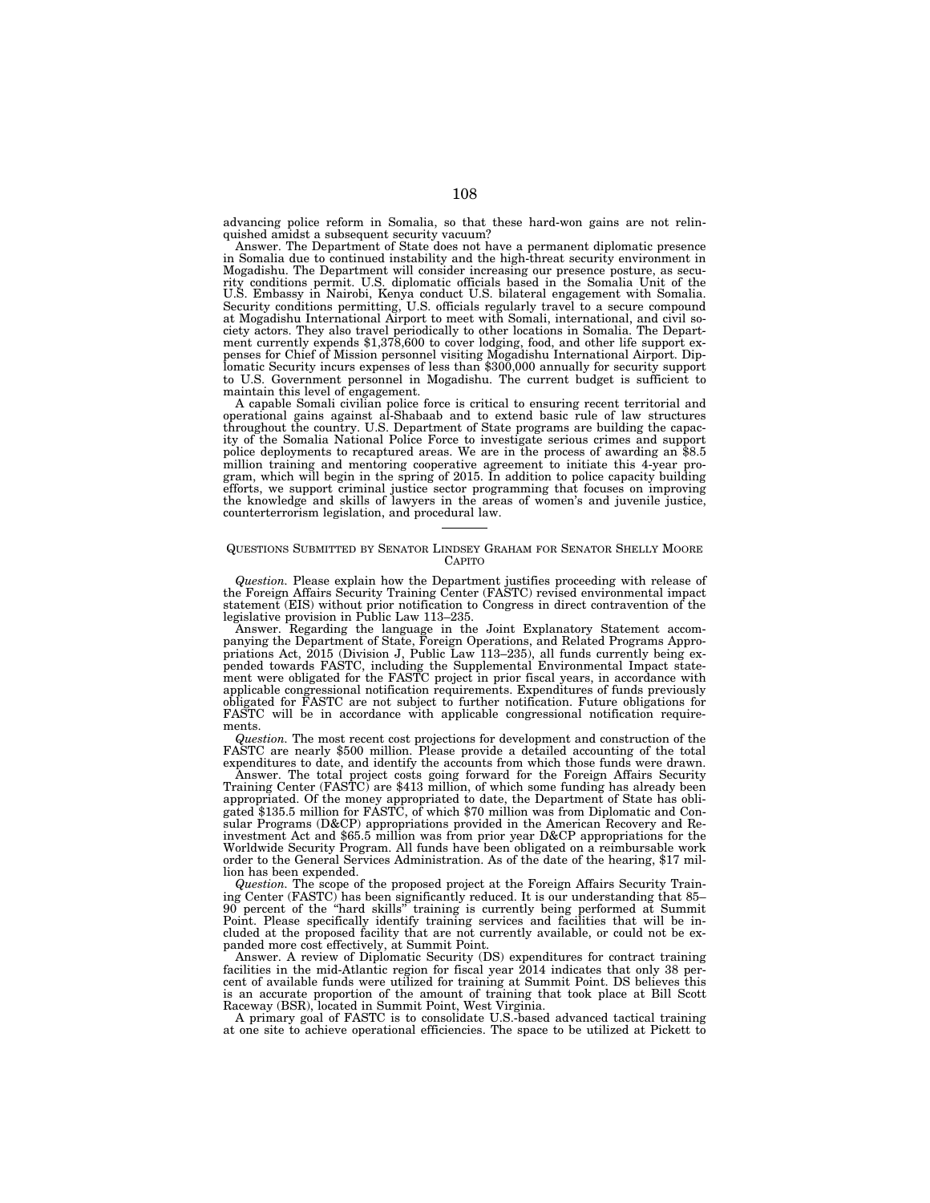advancing police reform in Somalia, so that these hard-won gains are not relinquished amidst a subsequent security vacuum?

Answer. The Department of State does not have a permanent diplomatic presence in Somalia due to continued instability and the high-threat security environment in Mogadishu. The Department will consider increasing our presence posture, as security conditions permit. U.S. diplomatic officials based in the Somalia Unit of the U.S. Embassy in Nairobi, Kenya conduct U.S. bilateral engagement with Somalia. Security conditions permitting, U.S. officials regularly travel to a secure compound at Mogadishu International Airport to meet with Somali, international, and civil society actors. They also travel periodically to other locations in Somalia. The Department currently expends $1,378,600 to cover lodging, food, and other life support expenses for Chief of Mission personnel visiting Mogadishu International Airport. Diplomatic Security incurs expenses of less than $300,000 annually for security support to U.S. Government personnel in Mogadishu. The current budget is sufficient to maintain this level of engagement.

A capable Somali civilian police force is critical to ensuring recent territorial and operational gains against al-Shabaab and to extend basic rule of law structures throughout the country. U.S. Department of State programs are building the capacity of the Somalia National Police Force to investigate serious crimes and support police deployments to recaptured areas. We are in the process of awarding an $8.5 million training and mentoring cooperative agreement to initiate this 4-year program, which will begin in the spring of 2015. In addition to police capacity building efforts, we support criminal justice sector programming that focuses on improving the knowledge and skills of lawyers in the areas of women's and juvenile justice, counterterrorism legislation, and procedural law.

---

## QUESTIONS SUBMITTED BY SENATOR LINDSEY GRAHAM FOR SENATOR SHELLY MOORE CAPITO

*Question.* Please explain how the Department justifies proceeding with release of the Foreign Affairs Security Training Center (FASTC) revised environmental impact statement (EIS) without prior notification to Congress in direct contravention of the legislative provision in Public Law 113–235.

Answer. Regarding the language in the Joint Explanatory Statement accompanying the Department of State, Foreign Operations, and Related Programs Appropriations Act, 2015 (Division J, Public Law 113–235), all funds currently being expended towards FASTC, including the Supplemental Environmental Impact statement were obligated for the FASTC project in prior fiscal years, in accordance with applicable congressional notification requirements. Expenditures of funds previously obligated for FASTC are not subject to further notification. Future obligations for FASTC will be in accordance with applicable congressional notification requirements.

*Question.* The most recent cost projections for development and construction of the FASTC are nearly $500 million. Please provide a detailed accounting of the total expenditures to date, and identify the accounts from which those funds were drawn.

Answer. The total project costs going forward for the Foreign Affairs Security Training Center (FASTC) are $413 million, of which some funding has already been appropriated. Of the money appropriated to date, the Department of State has obligated $135.5 million for FASTC, of which $70 million was from Diplomatic and Consular Programs (D&CP) appropriations provided in the American Recovery and Reinvestment Act and $65.5 million was from prior year D&CP appropriations for the Worldwide Security Program. All funds have been obligated on a reimbursable work order to the General Services Administration. As of the date of the hearing, $17 million has been expended.

*Question.* The scope of the proposed project at the Foreign Affairs Security Training Center (FASTC) has been significantly reduced. It is our understanding that 85–90 percent of the "hard skills" training is currently being performed at Summit Point. Please specifically identify training services and facilities that will be included at the proposed facility that are not currently available, or could not be expanded more cost effectively, at Summit Point.

Answer. A review of Diplomatic Security (DS) expenditures for contract training facilities in the mid-Atlantic region for fiscal year 2014 indicates that only 38 percent of available funds were utilized for training at Summit Point. DS believes this is an accurate proportion of the amount of training that took place at Bill Scott Raceway (BSR), located in Summit Point, West Virginia.

A primary goal of FASTC is to consolidate U.S.-based advanced tactical training at one site to achieve operational efficiencies. The space to be utilized at Pickett to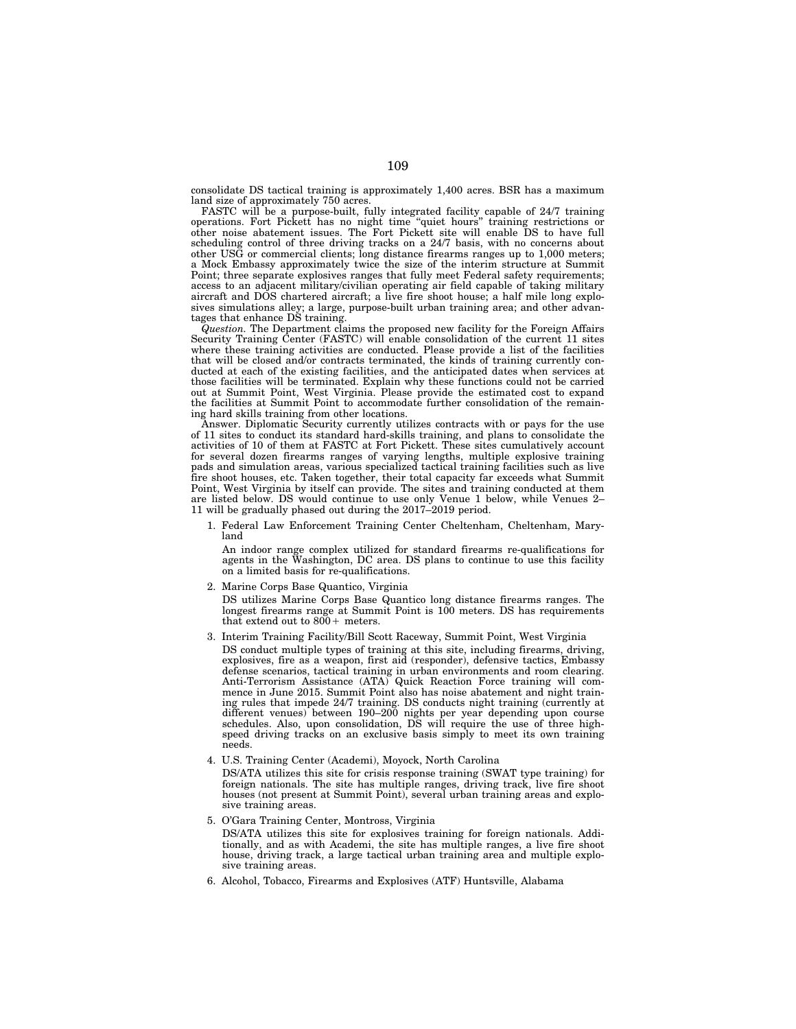consolidate DS tactical training is approximately 1,400 acres. BSR has a maximum land size of approximately 750 acres.

FASTC will be a purpose-built, fully integrated facility capable of 24/7 training operations. Fort Pickett has no night time "quiet hours" training restrictions or other noise abatement issues. The Fort Pickett site will enable DS to have full scheduling control of three driving tracks on a 24/7 basis, with no concerns about other USG or commercial clients; long distance firearms ranges up to 1,000 meters; a Mock Embassy approximately twice the size of the interim structure at Summit Point; three separate explosives ranges that fully meet Federal safety requirements; access to an adjacent military/civilian operating air field capable of taking military aircraft and DOS chartered aircraft; a live fire shoot house; a half mile long explosives simulations alley; a large, purpose-built urban training area; and other advantages that enhance DS training.

*Question.* The Department claims the proposed new facility for the Foreign Affairs Security Training Center (FASTC) will enable consolidation of the current 11 sites where these training activities are conducted. Please provide a list of the facilities that will be closed and/or contracts terminated, the kinds of training currently conducted at each of the existing facilities, and the anticipated dates when services at those facilities will be terminated. Explain why these functions could not be carried out at Summit Point, West Virginia. Please provide the estimated cost to expand the facilities at Summit Point to accommodate further consolidation of the remaining hard skills training from other locations.

Answer. Diplomatic Security currently utilizes contracts with or pays for the use of 11 sites to conduct its standard hard-skills training, and plans to consolidate the activities of 10 of them at FASTC at Fort Pickett. These sites cumulatively account for several dozen firearms ranges of varying lengths, multiple explosive training pads and simulation areas, various specialized tactical training facilities such as live fire shoot houses, etc. Taken together, their total capacity far exceeds what Summit Point, West Virginia by itself can provide. The sites and training conducted at them are listed below. DS would continue to use only Venue 1 below, while Venues 2–11 will be gradually phased out during the 2017–2019 period.

1. Federal Law Enforcement Training Center Cheltenham, Cheltenham, Maryland

   An indoor range complex utilized for standard firearms re-qualifications for agents in the Washington, DC area. DS plans to continue to use this facility on a limited basis for re-qualifications.

2. Marine Corps Base Quantico, Virginia

   DS utilizes Marine Corps Base Quantico long distance firearms ranges. The longest firearms range at Summit Point is 100 meters. DS has requirements that extend out to 800+ meters.

3. Interim Training Facility/Bill Scott Raceway, Summit Point, West Virginia

   DS conduct multiple types of training at this site, including firearms, driving, explosives, fire as a weapon, first aid (responder), defensive tactics, Embassy defense scenarios, tactical training in urban environments and room clearing. Anti-Terrorism Assistance (ATA) Quick Reaction Force training will commence in June 2015. Summit Point also has noise abatement and night training rules that impede 24/7 training. DS conducts night training (currently at different venues) between 190–200 nights per year depending upon course schedules. Also, upon consolidation, DS will require the use of three high-speed driving tracks on an exclusive basis simply to meet its own training needs.

4. U.S. Training Center (Academi), Moyock, North Carolina

   DS/ATA utilizes this site for crisis response training (SWAT type training) for foreign nationals. The site has multiple ranges, driving track, live fire shoot houses (not present at Summit Point), several urban training areas and explosive training areas.

5. O'Gara Training Center, Montross, Virginia

   DS/ATA utilizes this site for explosives training for foreign nationals. Additionally, and as with Academi, the site has multiple ranges, a live fire shoot house, driving track, a large tactical urban training area and multiple explosive training areas.

6. Alcohol, Tobacco, Firearms and Explosives (ATF) Huntsville, Alabama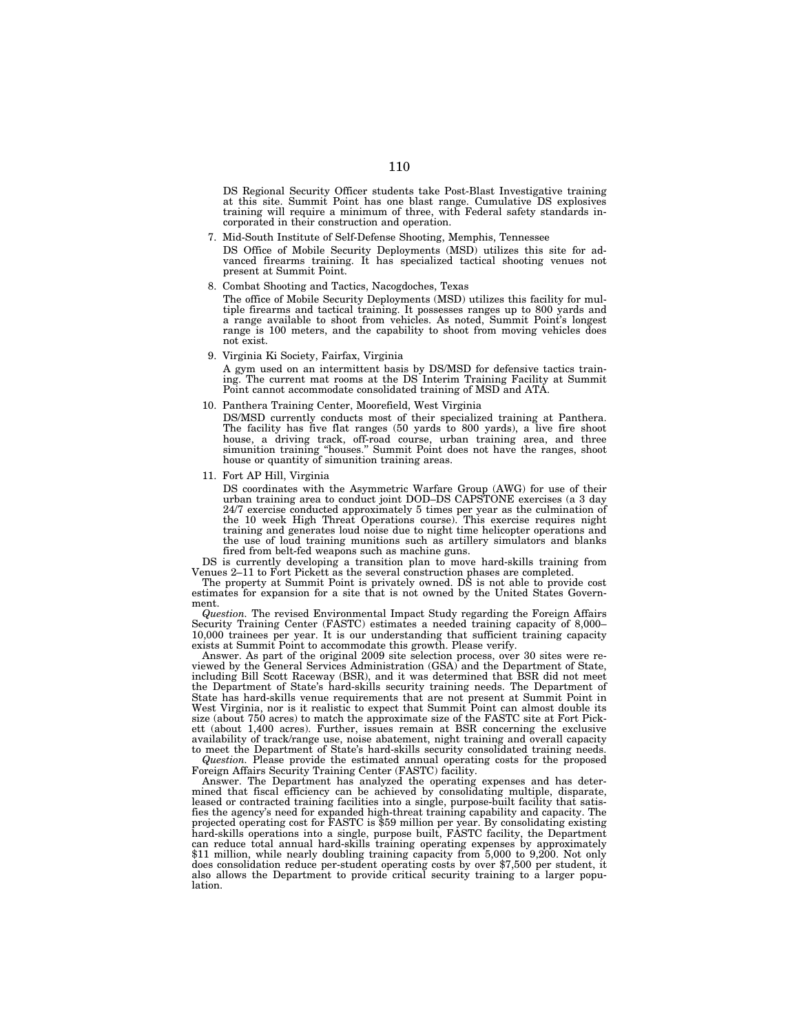DS Regional Security Officer students take Post-Blast Investigative training at this site. Summit Point has one blast range. Cumulative DS explosives training will require a minimum of three, with Federal safety standards incorporated in their construction and operation.

7. Mid-South Institute of Self-Defense Shooting, Memphis, Tennessee

   DS Office of Mobile Security Deployments (MSD) utilizes this site for advanced firearms training. It has specialized tactical shooting venues not present at Summit Point.

8. Combat Shooting and Tactics, Nacogdoches, Texas

   The office of Mobile Security Deployments (MSD) utilizes this facility for multiple firearms and tactical training. It possesses ranges up to 800 yards and a range available to shoot from vehicles. As noted, Summit Point's longest range is 100 meters, and the capability to shoot from moving vehicles does not exist.

9. Virginia Ki Society, Fairfax, Virginia

   A gym used on an intermittent basis by DS/MSD for defensive tactics training. The current mat rooms at the DS Interim Training Facility at Summit Point cannot accommodate consolidated training of MSD and ATA.

10. Panthera Training Center, Moorefield, West Virginia

    DS/MSD currently conducts most of their specialized training at Panthera. The facility has five flat ranges (50 yards to 800 yards), a live fire shoot house, a driving track, off-road course, urban training area, and three simunition training "houses." Summit Point does not have the ranges, shoot house or quantity of simunition training areas.

11. Fort AP Hill, Virginia

    DS coordinates with the Asymmetric Warfare Group (AWG) for use of their urban training area to conduct joint DOD–DS CAPSTONE exercises (a 3 day 24/7 exercise conducted approximately 5 times per year as the culmination of the 10 week High Threat Operations course). This exercise requires night training and generates loud noise due to night time helicopter operations and the use of loud training munitions such as artillery simulators and blanks fired from belt-fed weapons such as machine guns.

DS is currently developing a transition plan to move hard-skills training from Venues 2–11 to Fort Pickett as the several construction phases are completed.

The property at Summit Point is privately owned. DS is not able to provide cost estimates for expansion for a site that is not owned by the United States Government.

*Question.* The revised Environmental Impact Study regarding the Foreign Affairs Security Training Center (FASTC) estimates a needed training capacity of 8,000–10,000 trainees per year. It is our understanding that sufficient training capacity exists at Summit Point to accommodate this growth. Please verify.

Answer. As part of the original 2009 site selection process, over 30 sites were reviewed by the General Services Administration (GSA) and the Department of State, including Bill Scott Raceway (BSR), and it was determined that BSR did not meet the Department of State's hard-skills security training needs. The Department of State has hard-skills venue requirements that are not present at Summit Point in West Virginia, nor is it realistic to expect that Summit Point can almost double its size (about 750 acres) to match the approximate size of the FASTC site at Fort Pickett (about 1,400 acres). Further, issues remain at BSR concerning the exclusive availability of track/range use, noise abatement, night training and overall capacity to meet the Department of State's hard-skills security consolidated training needs.

*Question.* Please provide the estimated annual operating costs for the proposed Foreign Affairs Security Training Center (FASTC) facility.

Answer. The Department has analyzed the operating expenses and has determined that fiscal efficiency can be achieved by consolidating multiple, disparate, leased or contracted training facilities into a single, purpose-built facility that satisfies the agency's need for expanded high-threat training capability and capacity. The projected operating cost for FASTC is $59 million per year. By consolidating existing hard-skills operations into a single, purpose built, FASTC facility, the Department can reduce total annual hard-skills training operating expenses by approximately $11 million, while nearly doubling training capacity from 5,000 to 9,200. Not only does consolidation reduce per-student operating costs by over $7,500 per student, it also allows the Department to provide critical security training to a larger population.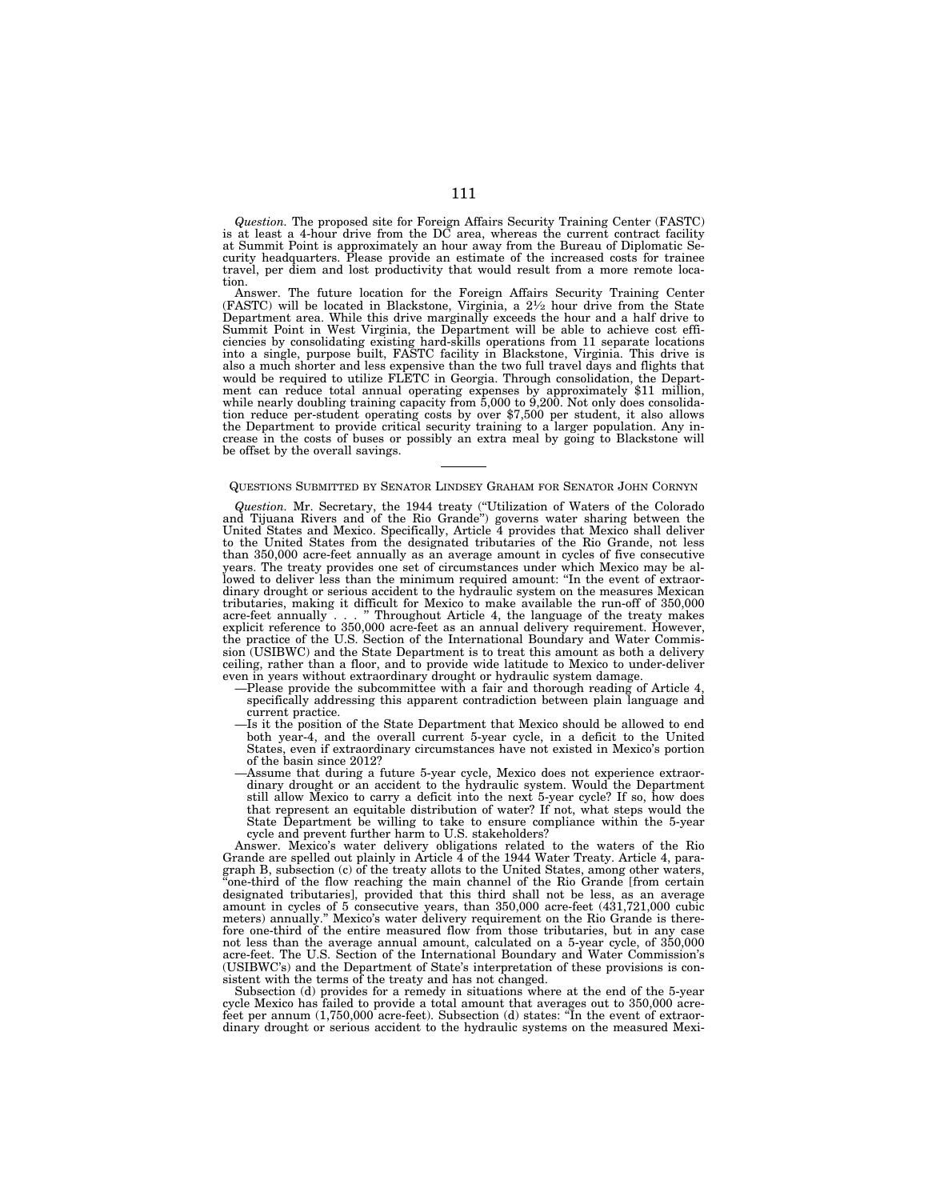*Question.* The proposed site for Foreign Affairs Security Training Center (FASTC) is at least a 4-hour drive from the DC area, whereas the current contract facility at Summit Point is approximately an hour away from the Bureau of Diplomatic Security headquarters. Please provide an estimate of the increased costs for trainee travel, per diem and lost productivity that would result from a more remote location.

Answer. The future location for the Foreign Affairs Security Training Center (FASTC) will be located in Blackstone, Virginia, a 2½ hour drive from the State Department area. While this drive marginally exceeds the hour and a half drive to Summit Point in West Virginia, the Department will be able to achieve cost efficiencies by consolidating existing hard-skills operations from 11 separate locations into a single, purpose built, FASTC facility in Blackstone, Virginia. This drive is also a much shorter and less expensive than the two full travel days and flights that would be required to utilize FLETC in Georgia. Through consolidation, the Department can reduce total annual operating expenses by approximately $11 million, while nearly doubling training capacity from 5,000 to 9,200. Not only does consolidation reduce per-student operating costs by over $7,500 per student, it also allows the Department to provide critical security training to a larger population. Any increase in the costs of buses or possibly an extra meal by going to Blackstone will be offset by the overall savings.

---

QUESTIONS SUBMITTED BY SENATOR LINDSEY GRAHAM FOR SENATOR JOHN CORNYN

*Question.* Mr. Secretary, the 1944 treaty ("Utilization of Waters of the Colorado and Tijuana Rivers and of the Rio Grande") governs water sharing between the United States and Mexico. Specifically, Article 4 provides that Mexico shall deliver to the United States from the designated tributaries of the Rio Grande, not less than 350,000 acre-feet annually as an average amount in cycles of five consecutive years. The treaty provides one set of circumstances under which Mexico may be allowed to deliver less than the minimum required amount: "In the event of extraordinary drought or serious accident to the hydraulic system on the measures Mexican tributaries, making it difficult for Mexico to make available the run-off of 350,000 acre-feet annually . . . " Throughout Article 4, the language of the treaty makes explicit reference to 350,000 acre-feet as an annual delivery requirement. However, the practice of the U.S. Section of the International Boundary and Water Commission (USIBWC) and the State Department is to treat this amount as both a delivery ceiling, rather than a floor, and to provide wide latitude to Mexico to under-deliver even in years without extraordinary drought or hydraulic system damage.

—Please provide the subcommittee with a fair and thorough reading of Article 4, specifically addressing this apparent contradiction between plain language and current practice.

—Is it the position of the State Department that Mexico should be allowed to end both year-4, and the overall current 5-year cycle, in a deficit to the United States, even if extraordinary circumstances have not existed in Mexico's portion of the basin since 2012?

—Assume that during a future 5-year cycle, Mexico does not experience extraordinary drought or an accident to the hydraulic system. Would the Department still allow Mexico to carry a deficit into the next 5-year cycle? If so, how does that represent an equitable distribution of water? If not, what steps would the State Department be willing to take to ensure compliance within the 5-year cycle and prevent further harm to U.S. stakeholders?

Answer. Mexico's water delivery obligations related to the waters of the Rio Grande are spelled out plainly in Article 4 of the 1944 Water Treaty. Article 4, paragraph B, subsection (c) of the treaty allots to the United States, among other waters, "one-third of the flow reaching the main channel of the Rio Grande [from certain designated tributaries], provided that this third shall not be less, as an average amount in cycles of 5 consecutive years, than 350,000 acre-feet (431,721,000 cubic meters) annually." Mexico's water delivery requirement on the Rio Grande is therefore one-third of the entire measured flow from those tributaries, but in any case not less than the average annual amount, calculated on a 5-year cycle, of 350,000 acre-feet. The U.S. Section of the International Boundary and Water Commission's (USIBWC's) and the Department of State's interpretation of these provisions is consistent with the terms of the treaty and has not changed.

Subsection (d) provides for a remedy in situations where at the end of the 5-year cycle Mexico has failed to provide a total amount that averages out to 350,000 acre-feet per annum (1,750,000 acre-feet). Subsection (d) states: "In the event of extraordinary drought or serious accident to the hydraulic systems on the measured Mexi-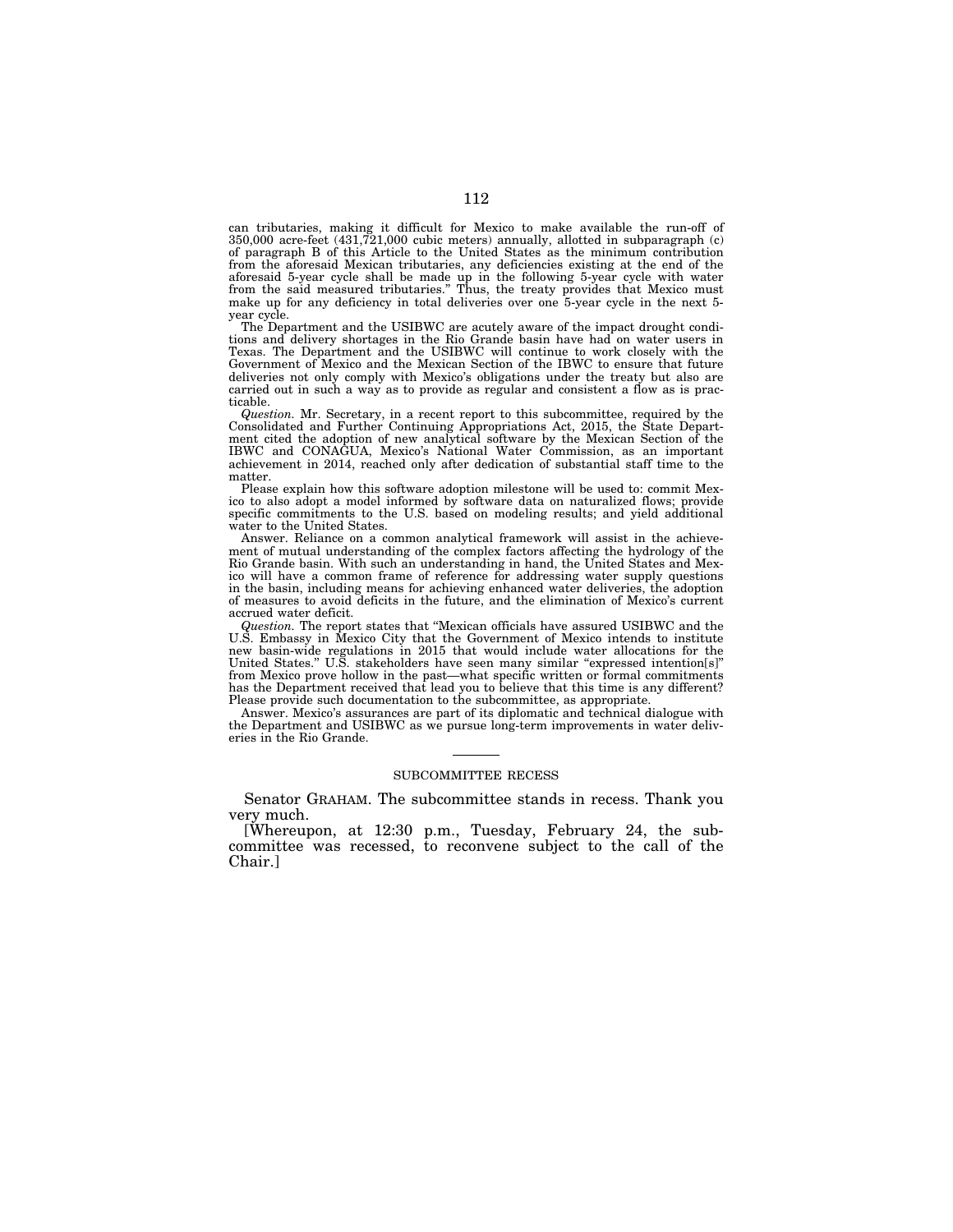can tributaries, making it difficult for Mexico to make available the run-off of 350,000 acre-feet (431,721,000 cubic meters) annually, allotted in subparagraph (c) of paragraph B of this Article to the United States as the minimum contribution from the aforesaid Mexican tributaries, any deficiencies existing at the end of the aforesaid 5-year cycle shall be made up in the following 5-year cycle with water from the said measured tributaries." Thus, the treaty provides that Mexico must make up for any deficiency in total deliveries over one 5-year cycle in the next 5-year cycle.

The Department and the USIBWC are acutely aware of the impact drought conditions and delivery shortages in the Rio Grande basin have had on water users in Texas. The Department and the USIBWC will continue to work closely with the Government of Mexico and the Mexican Section of the IBWC to ensure that future deliveries not only comply with Mexico's obligations under the treaty but also are carried out in such a way as to provide as regular and consistent a flow as is practicable.

*Question.* Mr. Secretary, in a recent report to this subcommittee, required by the Consolidated and Further Continuing Appropriations Act, 2015, the State Department cited the adoption of new analytical software by the Mexican Section of the IBWC and CONAGUA, Mexico's National Water Commission, as an important achievement in 2014, reached only after dedication of substantial staff time to the matter.

Please explain how this software adoption milestone will be used to: commit Mexico to also adopt a model informed by software data on naturalized flows; provide specific commitments to the U.S. based on modeling results; and yield additional water to the United States.

Answer. Reliance on a common analytical framework will assist in the achievement of mutual understanding of the complex factors affecting the hydrology of the Rio Grande basin. With such an understanding in hand, the United States and Mexico will have a common frame of reference for addressing water supply questions in the basin, including means for achieving enhanced water deliveries, the adoption of measures to avoid deficits in the future, and the elimination of Mexico's current accrued water deficit.

*Question.* The report states that "Mexican officials have assured USIBWC and the U.S. Embassy in Mexico City that the Government of Mexico intends to institute new basin-wide regulations in 2015 that would include water allocations for the United States." U.S. stakeholders have seen many similar "expressed intention[s]" from Mexico prove hollow in the past—what specific written or formal commitments has the Department received that lead you to believe that this time is any different? Please provide such documentation to the subcommittee, as appropriate.

Answer. Mexico's assurances are part of its diplomatic and technical dialogue with the Department and USIBWC as we pursue long-term improvements in water deliveries in the Rio Grande.

---

## SUBCOMMITTEE RECESS

Senator GRAHAM. The subcommittee stands in recess. Thank you very much.

[Whereupon, at 12:30 p.m., Tuesday, February 24, the subcommittee was recessed, to reconvene subject to the call of the Chair.]